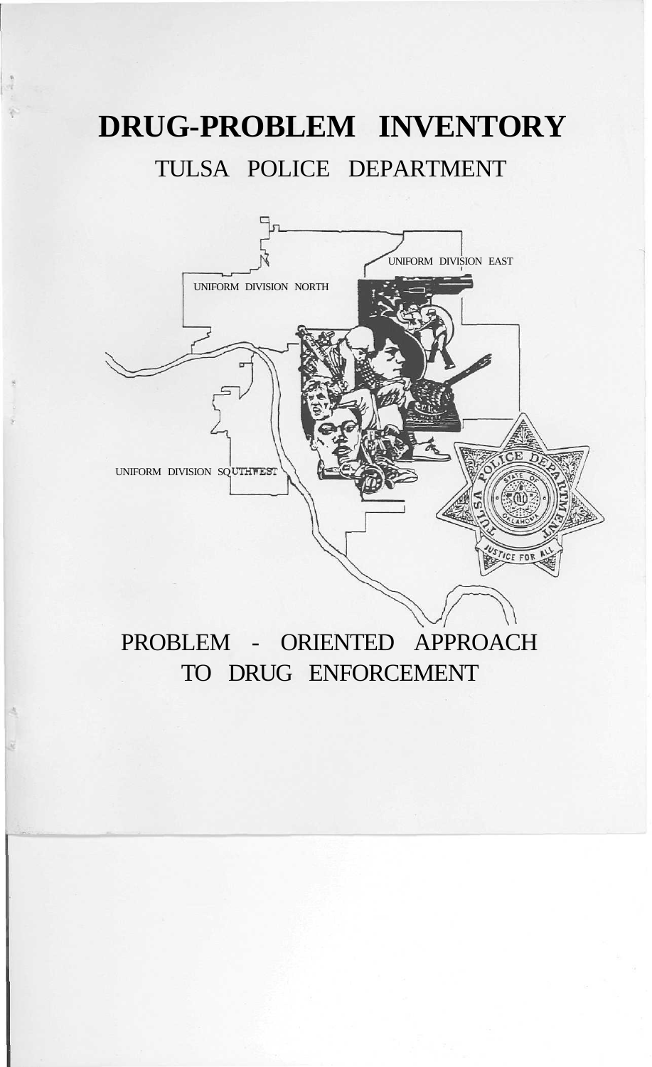# DRUG-PROBLEM INVENTORY

## TULSA POLICE DEPARTMENT

UNIFORM DIVISION EAST

UNIFORM DIVISION NORTH

UNIFORM DIVISION SOUTHWEST

## PROBLEM - ORIENTED APPROACH TO DRUG ENFORCEMENT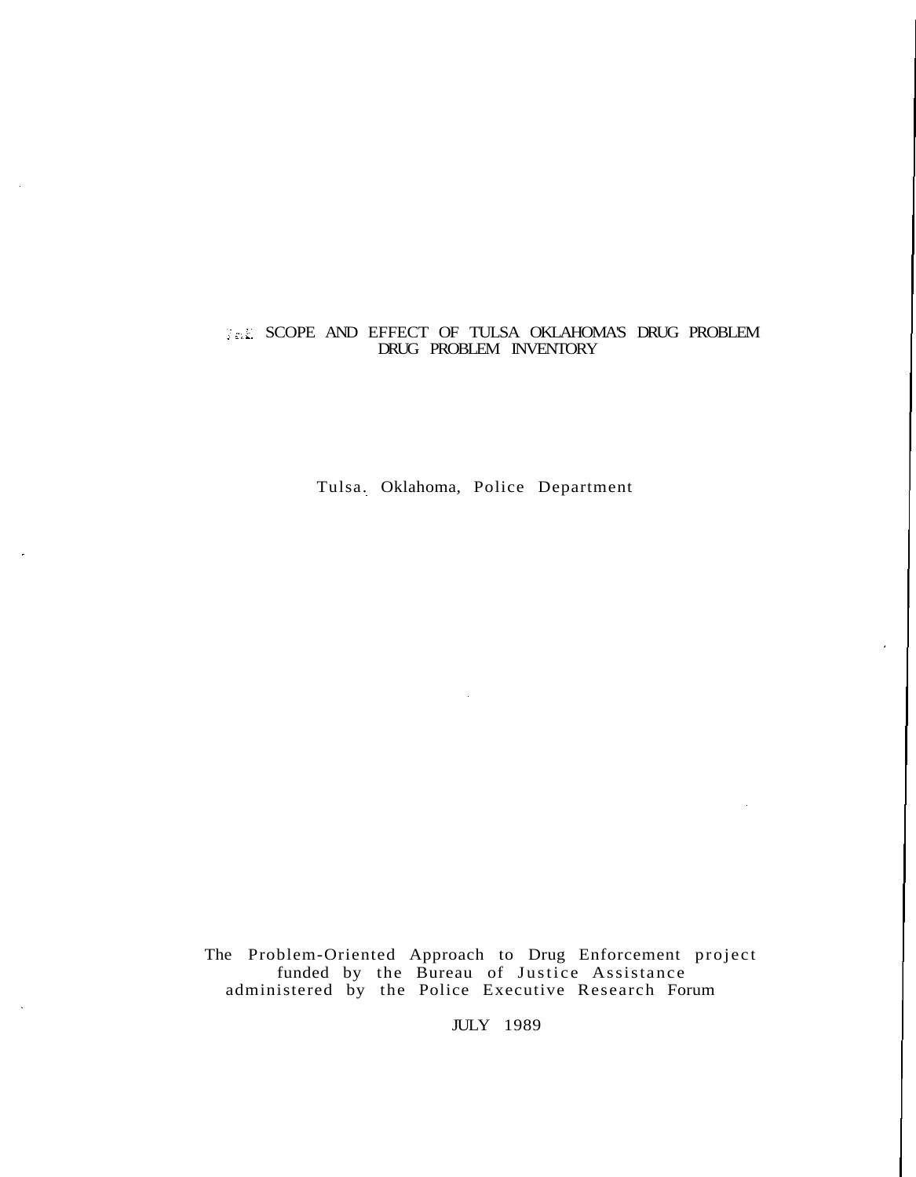# THE SCOPE AND EFFECT OF TULSA OKLAHOMA'S DRUG PROBLEM
## DRUG PROBLEM INVENTORY

Tulsa, Oklahoma, Police Department

The Problem-Oriented Approach to Drug Enforcement project
funded by the Bureau of Justice Assistance
administered by the Police Executive Research Forum

JULY 1989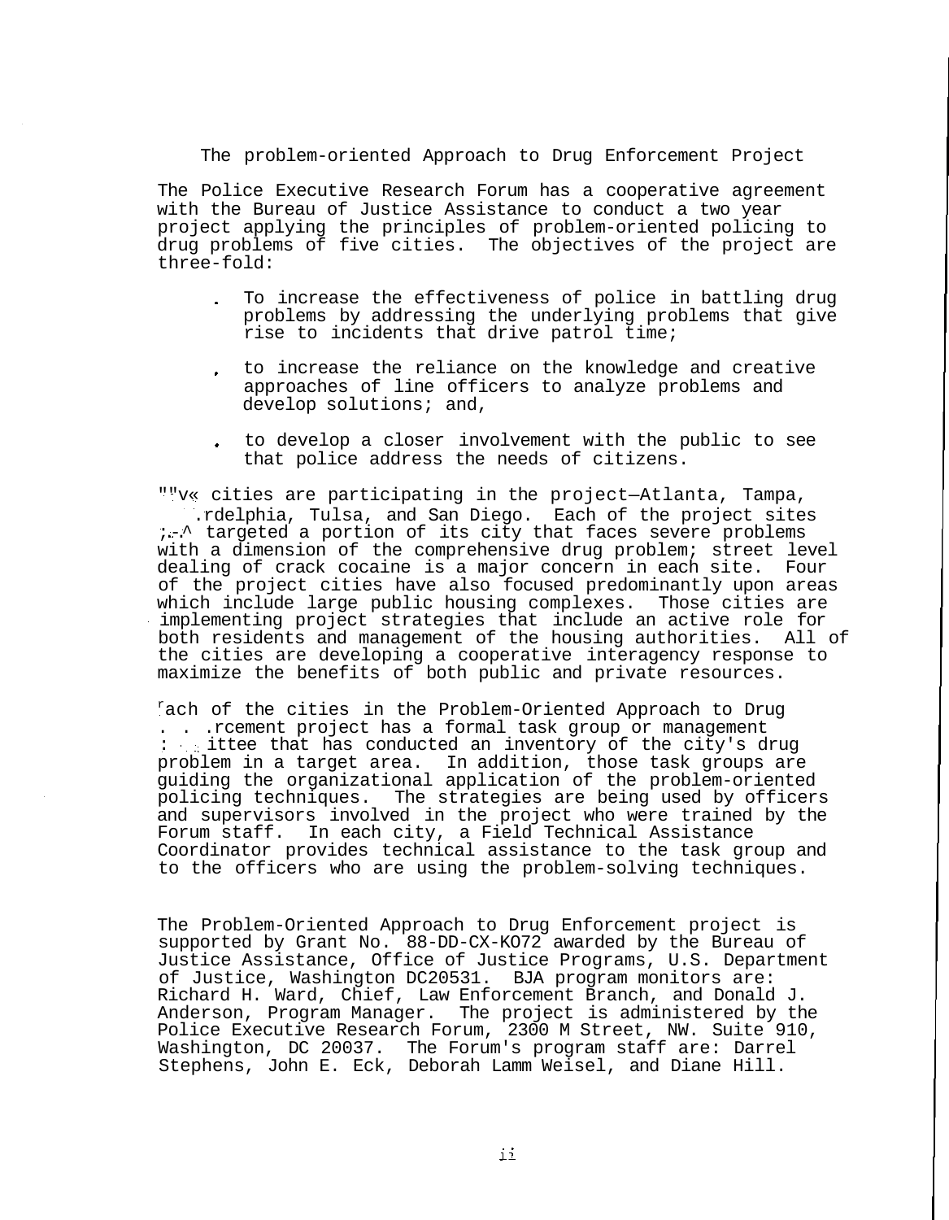# The problem-oriented Approach to Drug Enforcement Project

The Police Executive Research Forum has a cooperative agreement with the Bureau of Justice Assistance to conduct a two year project applying the principles of problem-oriented policing to drug problems of five cities. The objectives of the project are three-fold:

- To increase the effectiveness of police in battling drug problems by addressing the underlying problems that give rise to incidents that drive patrol time;
- to increase the reliance on the knowledge and creative approaches of line officers to analyze problems and develop solutions; and,
- to develop a closer involvement with the public to see that police address the needs of citizens.

""v« cities are participating in the project—Atlanta, Tampa, .rdelphia, Tulsa, and San Diego. Each of the project sites ;.-.^ targeted a portion of its city that faces severe problems with a dimension of the comprehensive drug problem; street level dealing of crack cocaine is a major concern in each site. Four of the project cities have also focused predominantly upon areas which include large public housing complexes. Those cities are implementing project strategies that include an active role for both residents and management of the housing authorities. All of the cities are developing a cooperative interagency response to maximize the benefits of both public and private resources.

'ach of the cities in the Problem-Oriented Approach to Drug . . .rcement project has a formal task group or management : . . ittee that has conducted an inventory of the city's drug problem in a target area. In addition, those task groups are guiding the organizational application of the problem-oriented policing techniques. The strategies are being used by officers and supervisors involved in the project who were trained by the Forum staff. In each city, a Field Technical Assistance Coordinator provides technical assistance to the task group and to the officers who are using the problem-solving techniques.

The Problem-Oriented Approach to Drug Enforcement project is supported by Grant No. 88-DD-CX-KO72 awarded by the Bureau of Justice Assistance, Office of Justice Programs, U.S. Department of Justice, Washington DC20531. BJA program monitors are: Richard H. Ward, Chief, Law Enforcement Branch, and Donald J. Anderson, Program Manager. The project is administered by the Police Executive Research Forum, 2300 M Street, NW. Suite 910, Washington, DC 20037. The Forum's program staff are: Darrel Stephens, John E. Eck, Deborah Lamm Weisel, and Diane Hill.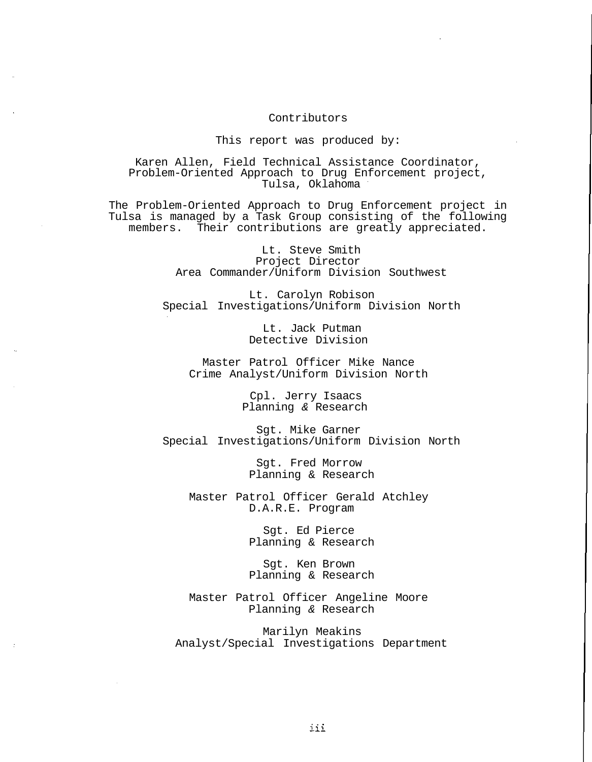# Contributors

This report was produced by:

Karen Allen, Field Technical Assistance Coordinator,
Problem-Oriented Approach to Drug Enforcement project,
Tulsa, Oklahoma

The Problem-Oriented Approach to Drug Enforcement project in Tulsa is managed by a Task Group consisting of the following members. Their contributions are greatly appreciated.

Lt. Steve Smith
Project Director
Area Commander/Uniform Division Southwest

Lt. Carolyn Robison
Special Investigations/Uniform Division North

Lt. Jack Putman
Detective Division

Master Patrol Officer Mike Nance
Crime Analyst/Uniform Division North

Cpl. Jerry Isaacs
Planning & Research

Sgt. Mike Garner
Special Investigations/Uniform Division North

Sgt. Fred Morrow
Planning & Research

Master Patrol Officer Gerald Atchley
D.A.R.E. Program

Sgt. Ed Pierce
Planning & Research

Sgt. Ken Brown
Planning & Research

Master Patrol Officer Angeline Moore
Planning & Research

Marilyn Meakins
Analyst/Special Investigations Department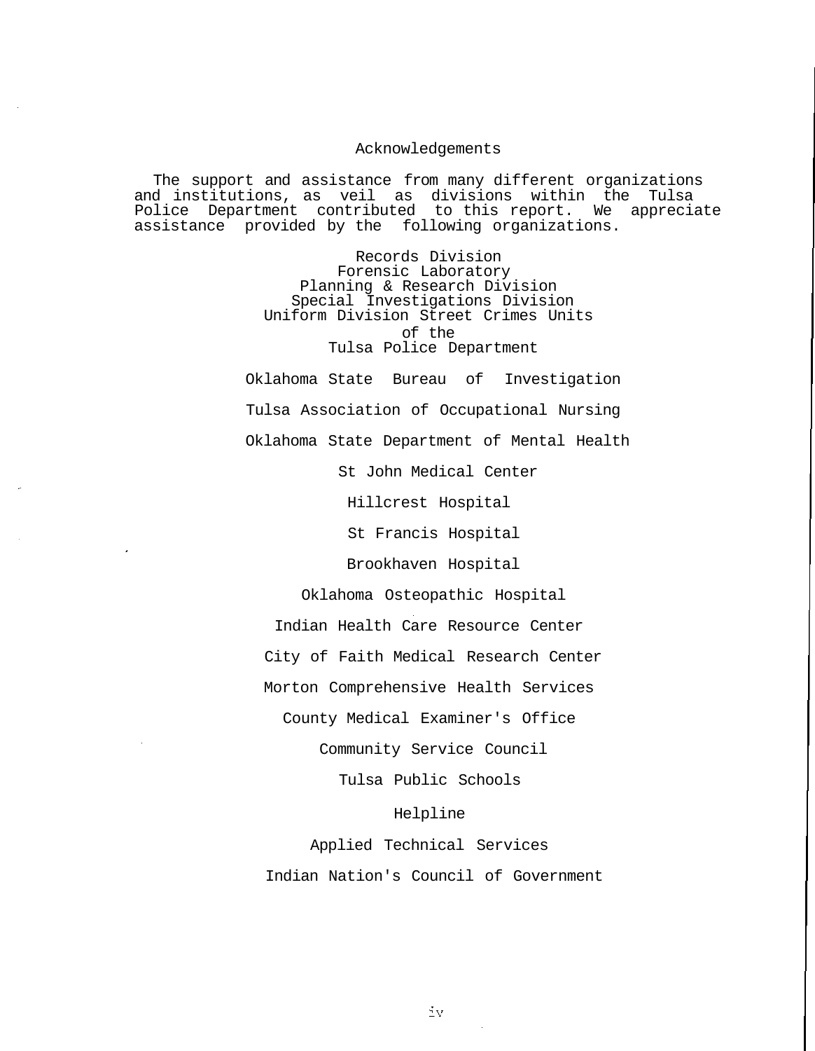# Acknowledgements

The support and assistance from many different organizations and institutions, as veil as divisions within the Tulsa Police Department contributed to this report. We appreciate assistance provided by the following organizations.

Records Division
Forensic Laboratory
Planning & Research Division
Special Investigations Division
Uniform Division Street Crimes Units
of the
Tulsa Police Department

Oklahoma State Bureau of Investigation

Tulsa Association of Occupational Nursing

Oklahoma State Department of Mental Health

St John Medical Center

Hillcrest Hospital

St Francis Hospital

Brookhaven Hospital

Oklahoma Osteopathic Hospital

Indian Health Care Resource Center

City of Faith Medical Research Center

Morton Comprehensive Health Services

County Medical Examiner's Office

Community Service Council

Tulsa Public Schools

Helpline

Applied Technical Services

Indian Nation's Council of Government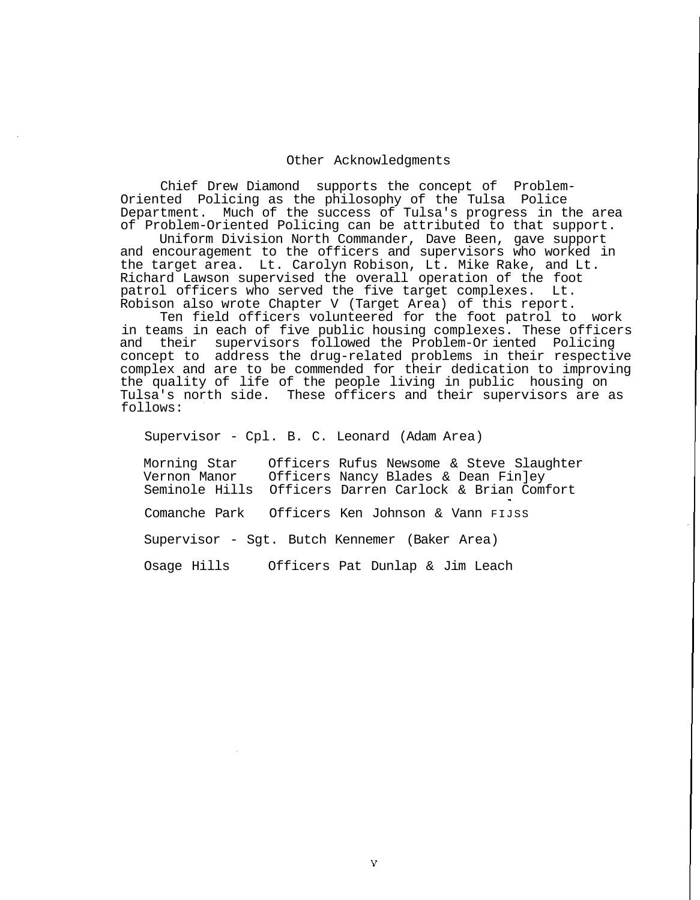## Other Acknowledgments

Chief Drew Diamond supports the concept of Problem-Oriented Policing as the philosophy of the Tulsa Police Department. Much of the success of Tulsa's progress in the area of Problem-Oriented Policing can be attributed to that support.

Uniform Division North Commander, Dave Been, gave support and encouragement to the officers and supervisors who worked in the target area. Lt. Carolyn Robison, Lt. Mike Rake, and Lt. Richard Lawson supervised the overall operation of the foot patrol officers who served the five target complexes. Lt. Robison also wrote Chapter V (Target Area) of this report.

Ten field officers volunteered for the foot patrol to work in teams in each of five public housing complexes. These officers and their supervisors followed the Problem-Oriented Policing concept to address the drug-related problems in their respective complex and are to be commended for their dedication to improving the quality of life of the people living in public housing on Tulsa's north side. These officers and their supervisors are as follows:

Supervisor - Cpl. B. C. Leonard (Adam Area)

| | |
|---|---|
| Morning Star | Officers Rufus Newsome & Steve Slaughter |
| Vernon Manor | Officers Nancy Blades & Dean Fin]ey |
| Seminole Hills | Officers Darren Carlock & Brian Comfort |
| Comanche Park | Officers Ken Johnson & Vann FIJSS |

Supervisor - Sgt. Butch Kennemer (Baker Area)

| | |
|---|---|
| Osage Hills | Officers Pat Dunlap & Jim Leach |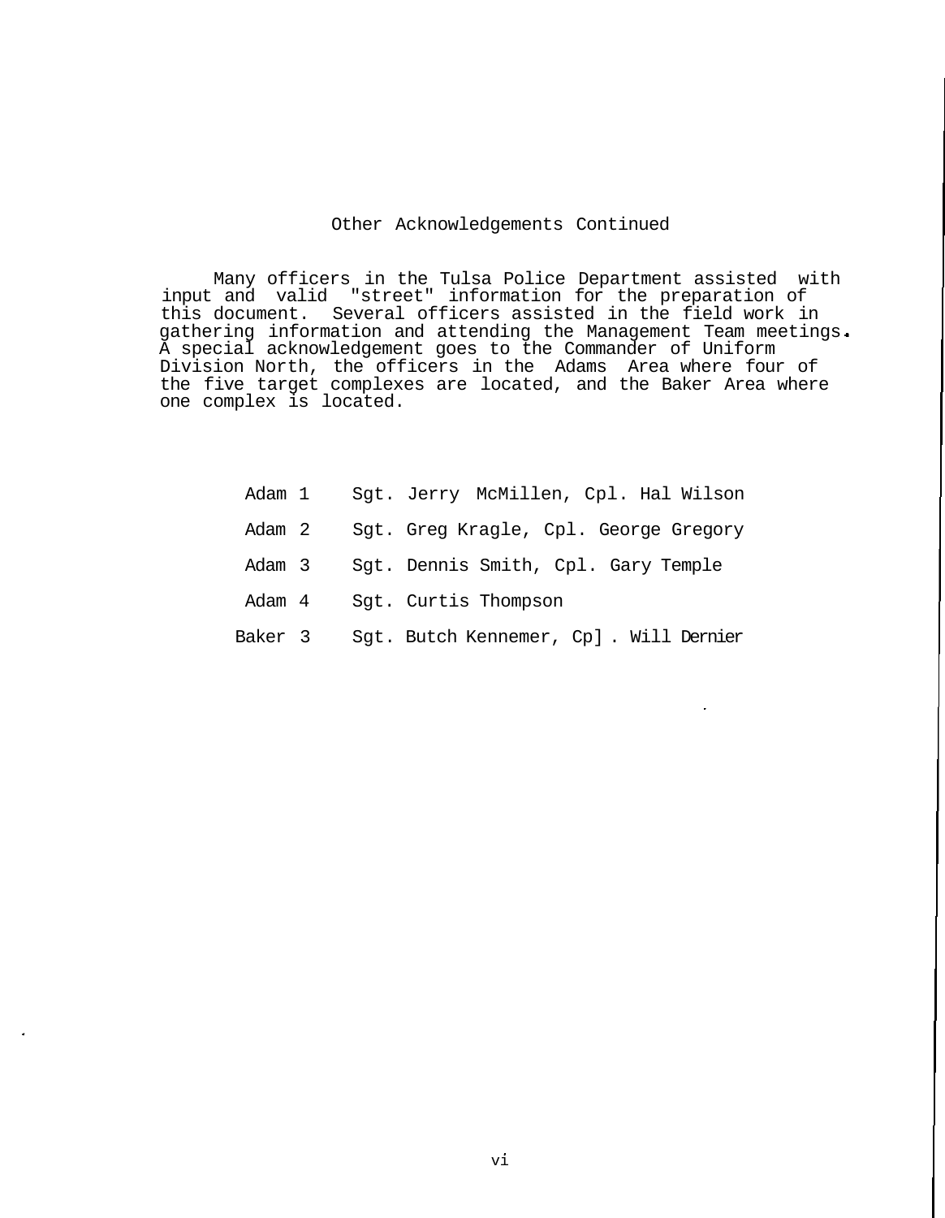## Other Acknowledgements Continued

Many officers in the Tulsa Police Department assisted with input and valid "street" information for the preparation of this document. Several officers assisted in the field work in gathering information and attending the Management Team meetings. A special acknowledgement goes to the Commander of Uniform Division North, the officers in the Adams Area where four of the five target complexes are located, and the Baker Area where one complex is located.

| | |
|---|---|
| Adam 1 | Sgt. Jerry McMillen, Cpl. Hal Wilson |
| Adam 2 | Sgt. Greg Kragle, Cpl. George Gregory |
| Adam 3 | Sgt. Dennis Smith, Cpl. Gary Temple |
| Adam 4 | Sgt. Curtis Thompson |
| Baker 3 | Sgt. Butch Kennemer, Cp] . Will Dernier |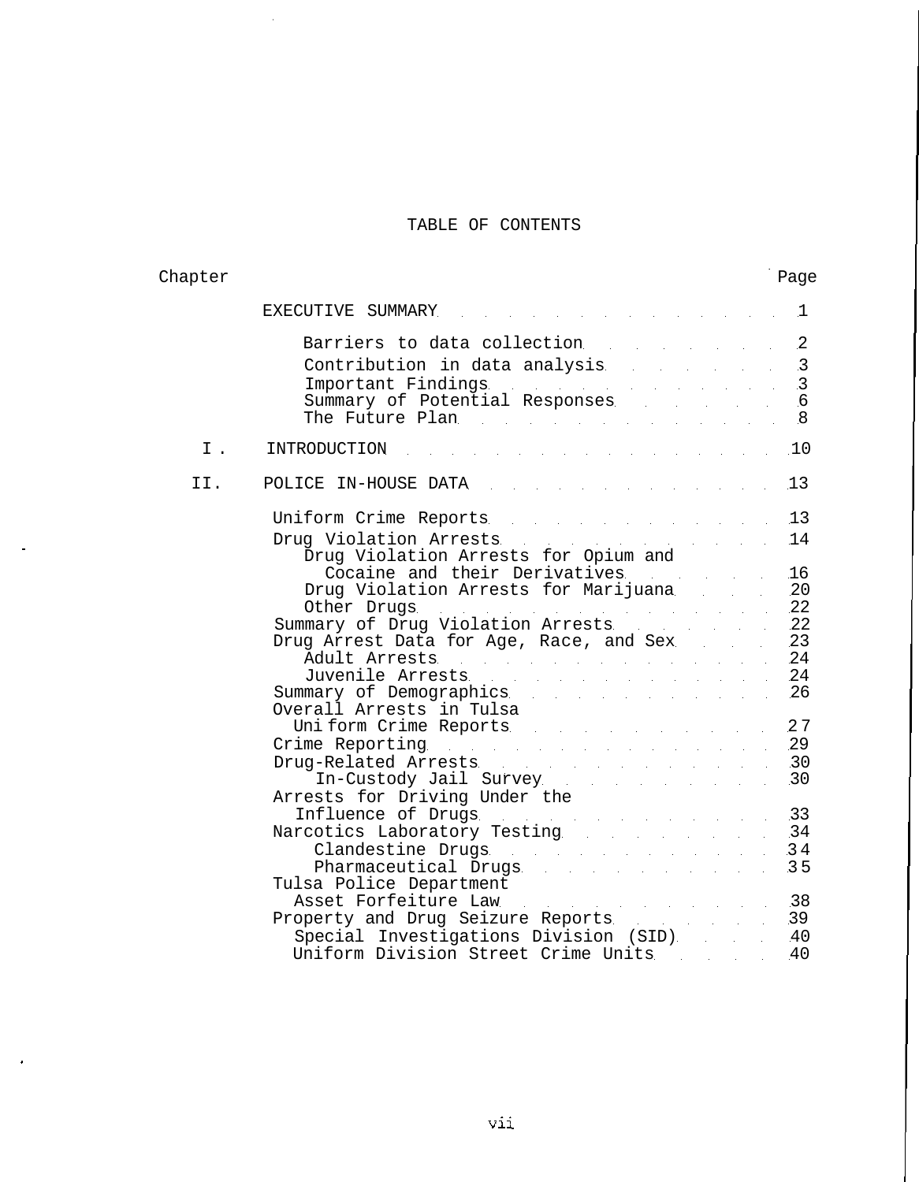# TABLE OF CONTENTS

| Chapter | | Page |
|---|---|---|
| | EXECUTIVE SUMMARY | 1 |
| | Barriers to data collection | 2 |
| | Contribution in data analysis | 3 |
| | Important Findings | 3 |
| | Summary of Potential Responses | 6 |
| | The Future Plan | 8 |
| I. | INTRODUCTION | 10 |
| II. | POLICE IN-HOUSE DATA | 13 |
| | Uniform Crime Reports | 13 |
| | Drug Violation Arrests | 14 |
| | Drug Violation Arrests for Opium and Cocaine and their Derivatives | 16 |
| | Drug Violation Arrests for Marijuana | 20 |
| | Other Drugs | 22 |
| | Summary of Drug Violation Arrests | 22 |
| | Drug Arrest Data for Age, Race, and Sex | 23 |
| | Adult Arrests | 24 |
| | Juvenile Arrests | 24 |
| | Summary of Demographics | 26 |
| | Overall Arrests in Tulsa Uniform Crime Reports | 27 |
| | Crime Reporting | 29 |
| | Drug-Related Arrests | 30 |
| | In-Custody Jail Survey | 30 |
| | Arrests for Driving Under the Influence of Drugs | 33 |
| | Narcotics Laboratory Testing | 34 |
| | Clandestine Drugs | 34 |
| | Pharmaceutical Drugs | 35 |
| | Tulsa Police Department Asset Forfeiture Law | 38 |
| | Property and Drug Seizure Reports | 39 |
| | Special Investigations Division (SID) | 40 |
| | Uniform Division Street Crime Units | 40 |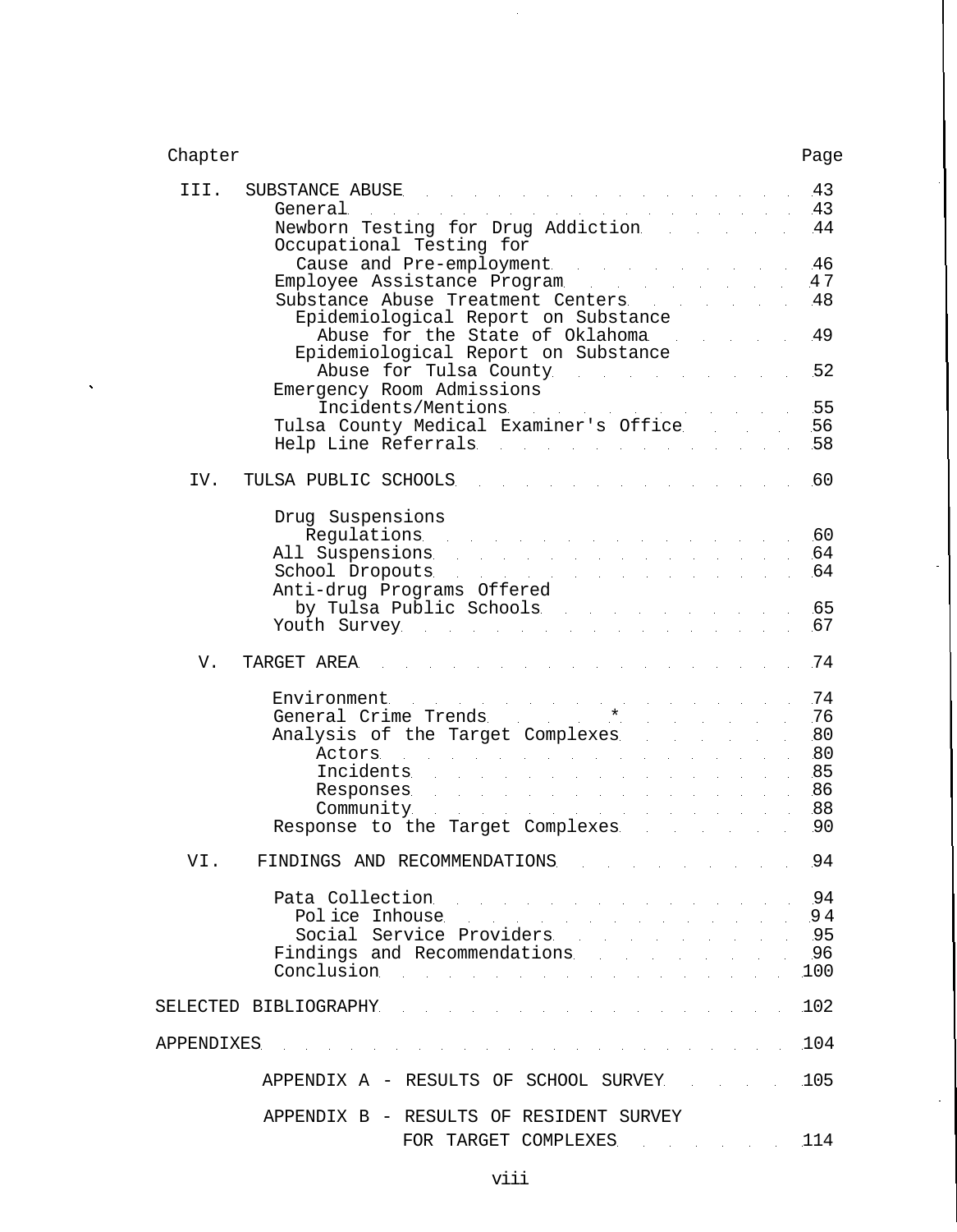| Chapter | | Page |
|---|---|---|
| III. | SUBSTANCE ABUSE | 43 |
| | General | 43 |
| | Newborn Testing for Drug Addiction | 44 |
| | Occupational Testing for Cause and Pre-employment | 46 |
| | Employee Assistance Program | 47 |
| | Substance Abuse Treatment Centers | 48 |
| | Epidemiological Report on Substance Abuse for the State of Oklahoma | 49 |
| | Epidemiological Report on Substance Abuse for Tulsa County | 52 |
| | Emergency Room Admissions Incidents/Mentions | 55 |
| | Tulsa County Medical Examiner's Office | 56 |
| | Help Line Referrals | 58 |
| IV. | TULSA PUBLIC SCHOOLS | 60 |
| | Drug Suspensions Regulations | 60 |
| | All Suspensions | 64 |
| | School Dropouts | 64 |
| | Anti-drug Programs Offered by Tulsa Public Schools | 65 |
| | Youth Survey | 67 |
| V. | TARGET AREA | 74 |
| | Environment | 74 |
| | General Crime Trends | 76 |
| | Analysis of the Target Complexes | 80 |
| | Actors | 80 |
| | Incidents | 85 |
| | Responses | 86 |
| | Community | 88 |
| | Response to the Target Complexes | 90 |
| VI. | FINDINGS AND RECOMMENDATIONS | 94 |
| | Pata Collection | 94 |
| | Police Inhouse | 94 |
| | Social Service Providers | 95 |
| | Findings and Recommendations | 96 |
| | Conclusion | 100 |
| SELECTED BIBLIOGRAPHY | | 102 |
| APPENDIXES | | 104 |
| | APPENDIX A - RESULTS OF SCHOOL SURVEY | 105 |
| | APPENDIX B - RESULTS OF RESIDENT SURVEY FOR TARGET COMPLEXES | 114 |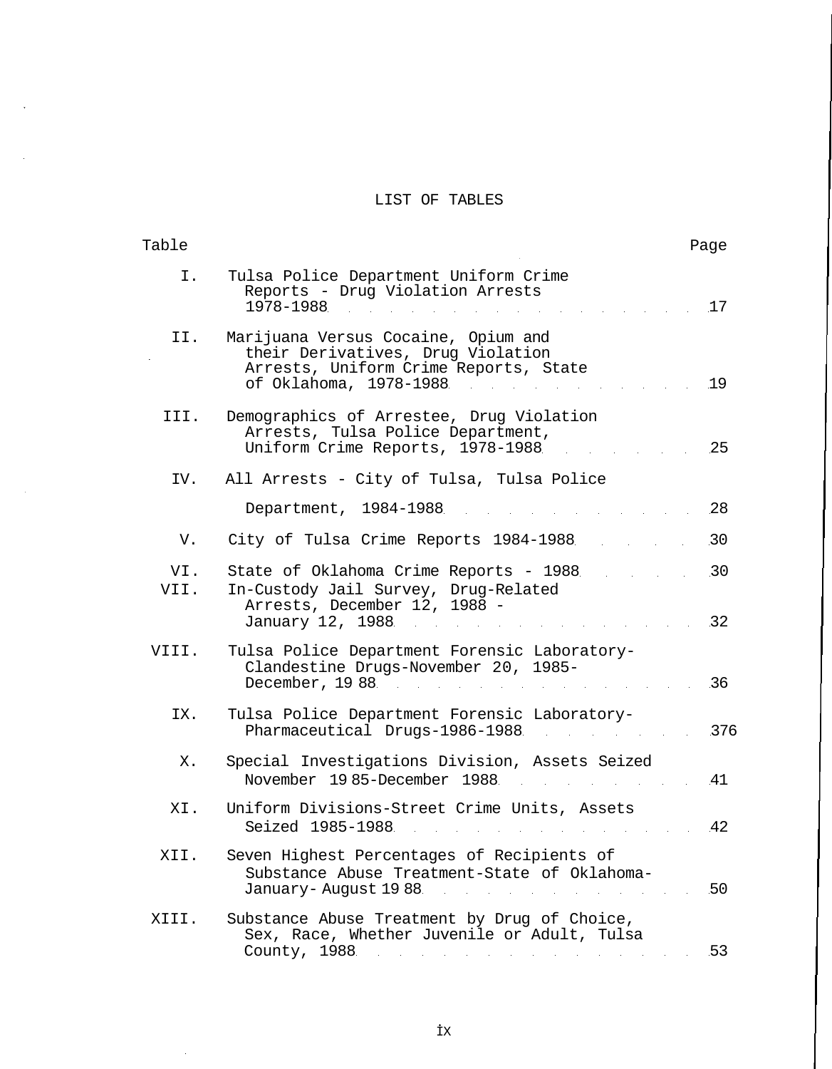# LIST OF TABLES

| Table | | Page |
|---|---|---|
| I. | Tulsa Police Department Uniform Crime Reports - Drug Violation Arrests 1978-1988 | 17 |
| II. | Marijuana Versus Cocaine, Opium and their Derivatives, Drug Violation Arrests, Uniform Crime Reports, State of Oklahoma, 1978-1988 | 19 |
| III. | Demographics of Arrestee, Drug Violation Arrests, Tulsa Police Department, Uniform Crime Reports, 1978-1988 | 25 |
| IV. | All Arrests - City of Tulsa, Tulsa Police Department, 1984-1988 | 28 |
| V. | City of Tulsa Crime Reports 1984-1988 | 30 |
| VI. | State of Oklahoma Crime Reports - 1988 | 30 |
| VII. | In-Custody Jail Survey, Drug-Related Arrests, December 12, 1988 - January 12, 1988 | 32 |
| VIII. | Tulsa Police Department Forensic Laboratory-Clandestine Drugs-November 20, 1985-December, 19 88 | 36 |
| IX. | Tulsa Police Department Forensic Laboratory-Pharmaceutical Drugs-1986-1988 | 376 |
| X. | Special Investigations Division, Assets Seized November 19 85-December 1988 | 41 |
| XI. | Uniform Divisions-Street Crime Units, Assets Seized 1985-1988 | 42 |
| XII. | Seven Highest Percentages of Recipients of Substance Abuse Treatment-State of Oklahoma-January- August 19 88 | 50 |
| XIII. | Substance Abuse Treatment by Drug of Choice, Sex, Race, Whether Juvenile or Adult, Tulsa County, 1988 | 53 |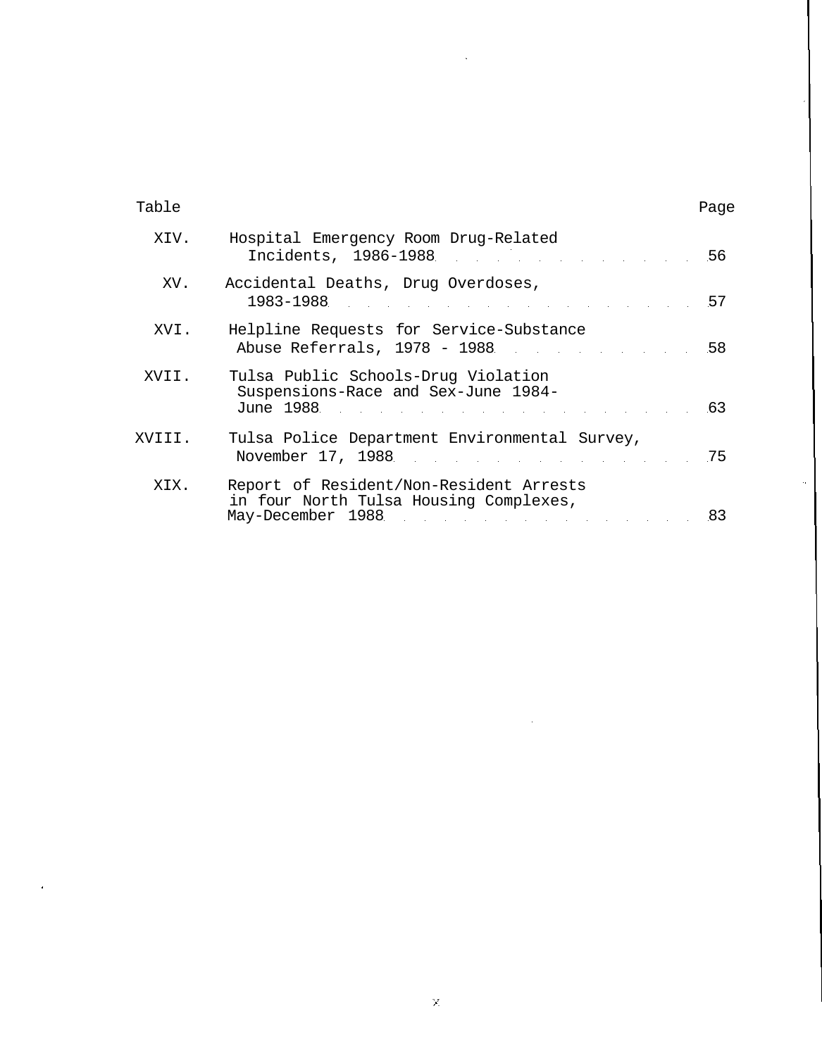| Table | | Page |
|---|---|---|
| XIV. | Hospital Emergency Room Drug-Related Incidents, 1986-1988 | 56 |
| XV. | Accidental Deaths, Drug Overdoses, 1983-1988 | 57 |
| XVI. | Helpline Requests for Service-Substance Abuse Referrals, 1978 - 1988 | 58 |
| XVII. | Tulsa Public Schools-Drug Violation Suspensions-Race and Sex-June 1984-June 1988 | 63 |
| XVIII. | Tulsa Police Department Environmental Survey, November 17, 1988 | 75 |
| XIX. | Report of Resident/Non-Resident Arrests in four North Tulsa Housing Complexes, May-December 1988 | 83 |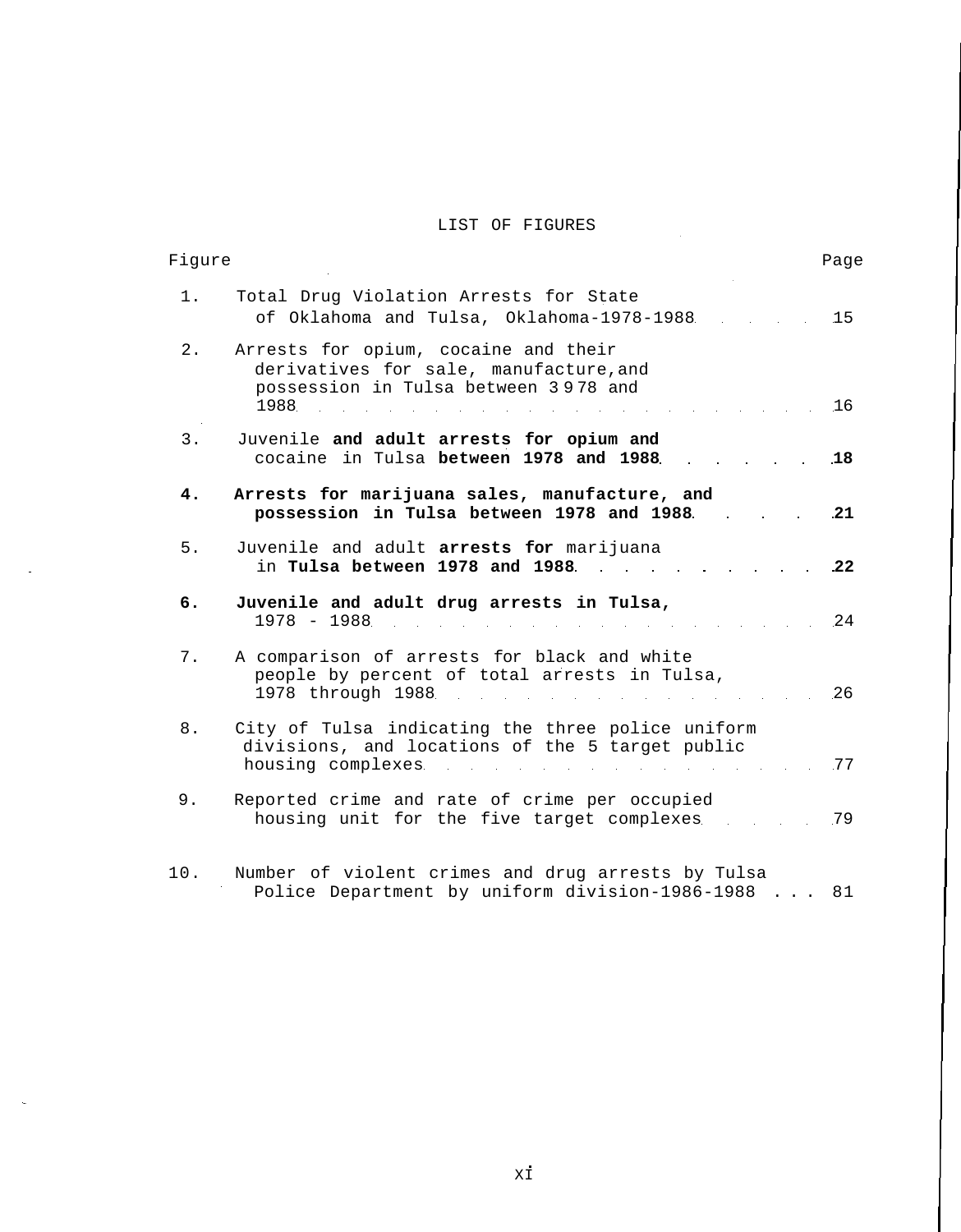# LIST OF FIGURES

| Figure | | Page |
|---|---|---|
| 1. | Total Drug Violation Arrests for State of Oklahoma and Tulsa, Oklahoma-1978-1988 | 15 |
| 2. | Arrests for opium, cocaine and their derivatives for sale, manufacture, and possession in Tulsa between 3978 and 1988 | 16 |
| 3. | Juvenile and adult arrests for opium and cocaine in Tulsa between 1978 and 1988 | 18 |
| 4. | Arrests for marijuana sales, manufacture, and possession in Tulsa between 1978 and 1988 | 21 |
| 5. | Juvenile and adult arrests for marijuana in Tulsa between 1978 and 1988 | 22 |
| 6. | Juvenile and adult drug arrests in Tulsa, 1978 - 1988 | 24 |
| 7. | A comparison of arrests for black and white people by percent of total arrests in Tulsa, 1978 through 1988 | 26 |
| 8. | City of Tulsa indicating the three police uniform divisions, and locations of the 5 target public housing complexes | 77 |
| 9. | Reported crime and rate of crime per occupied housing unit for the five target complexes | 79 |
| 10. | Number of violent crimes and drug arrests by Tulsa Police Department by uniform division-1986-1988 | 81 |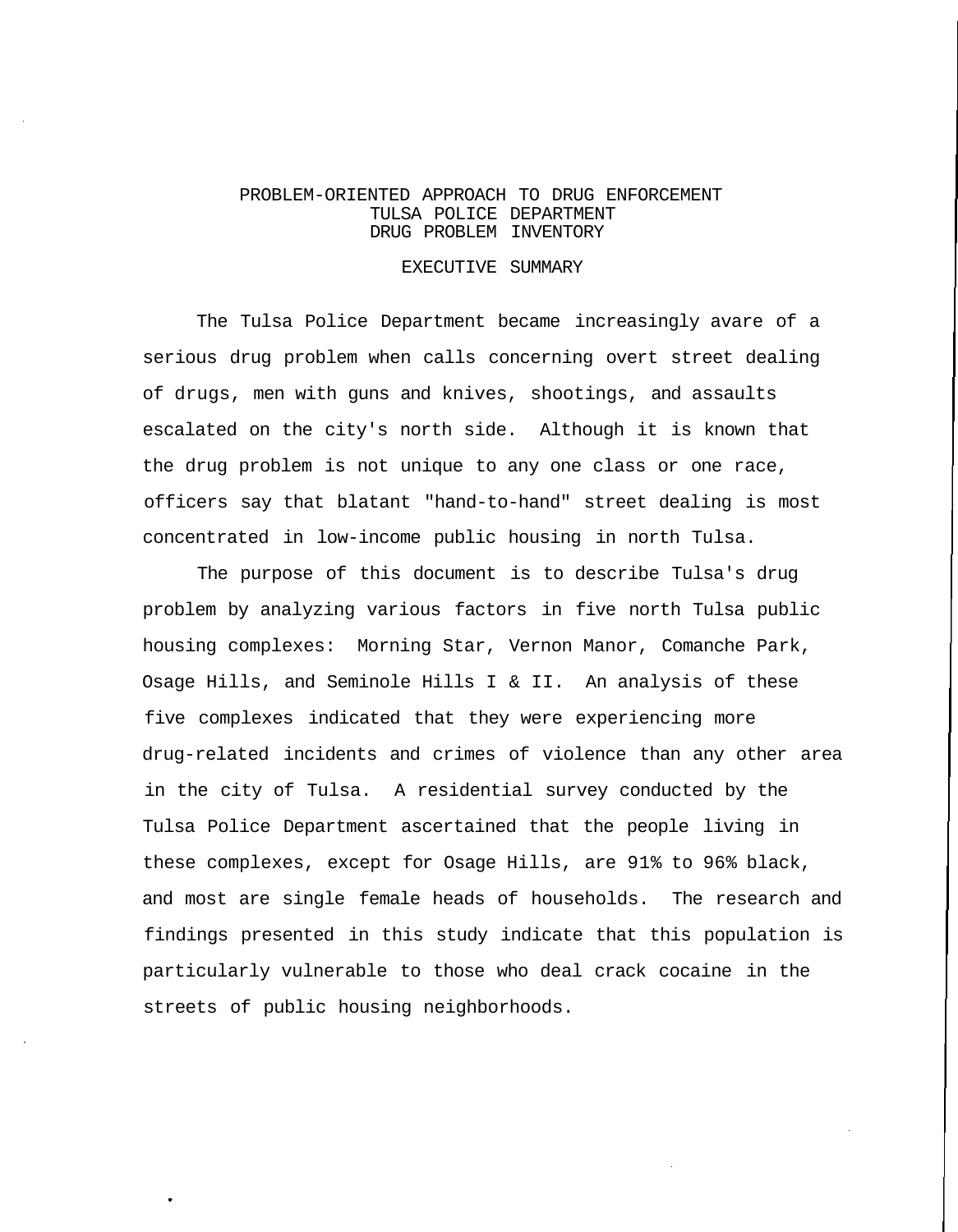# PROBLEM-ORIENTED APPROACH TO DRUG ENFORCEMENT
## TULSA POLICE DEPARTMENT
## DRUG PROBLEM INVENTORY

### EXECUTIVE SUMMARY

The Tulsa Police Department became increasingly avare of a serious drug problem when calls concerning overt street dealing of drugs, men with guns and knives, shootings, and assaults escalated on the city's north side. Although it is known that the drug problem is not unique to any one class or one race, officers say that blatant "hand-to-hand" street dealing is most concentrated in low-income public housing in north Tulsa.

The purpose of this document is to describe Tulsa's drug problem by analyzing various factors in five north Tulsa public housing complexes: Morning Star, Vernon Manor, Comanche Park, Osage Hills, and Seminole Hills I & II. An analysis of these five complexes indicated that they were experiencing more drug-related incidents and crimes of violence than any other area in the city of Tulsa. A residential survey conducted by the Tulsa Police Department ascertained that the people living in these complexes, except for Osage Hills, are 91% to 96% black, and most are single female heads of households. The research and findings presented in this study indicate that this population is particularly vulnerable to those who deal crack cocaine in the streets of public housing neighborhoods.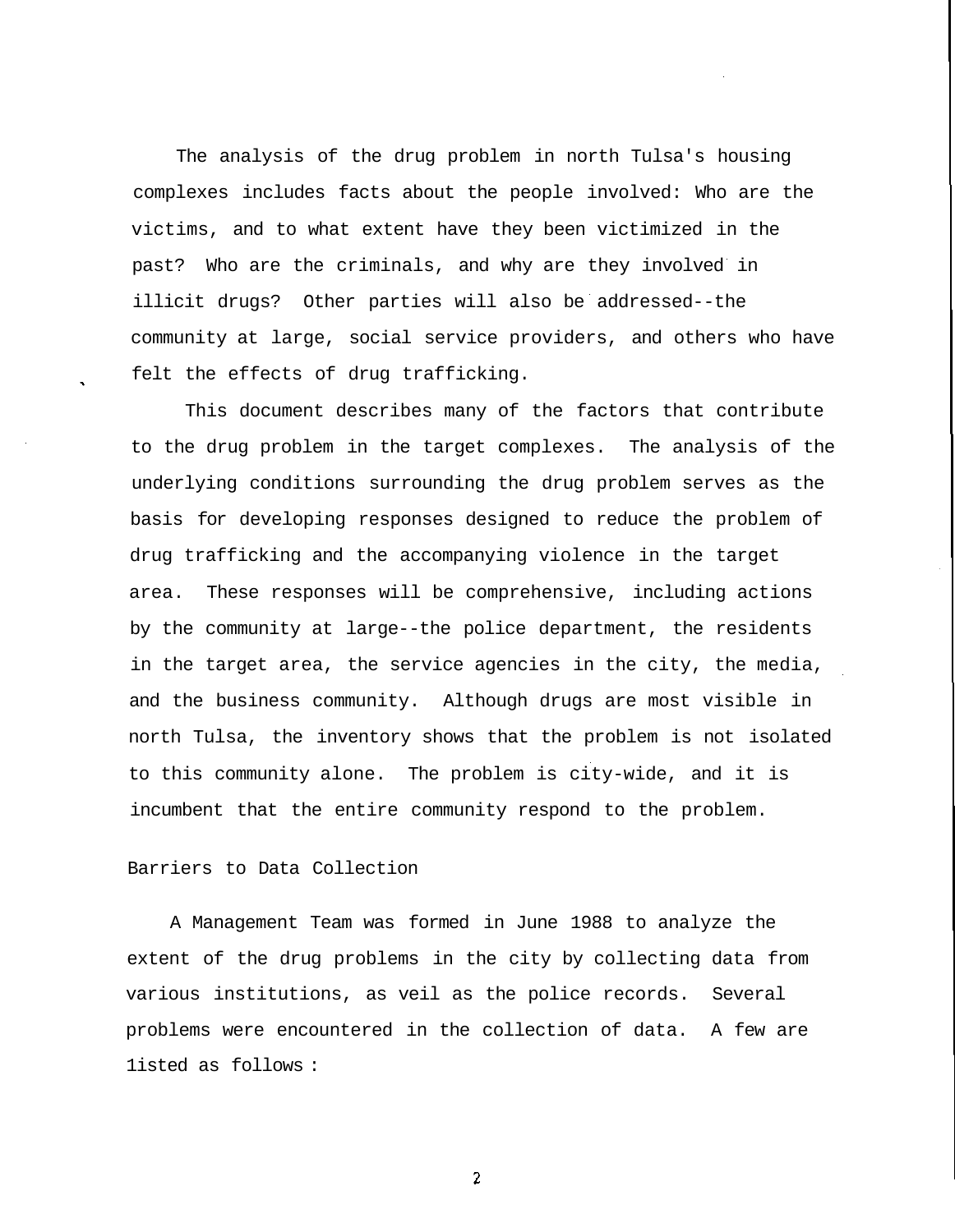The analysis of the drug problem in north Tulsa's housing complexes includes facts about the people involved: Who are the victims, and to what extent have they been victimized in the past? Who are the criminals, and why are they involved in illicit drugs? Other parties will also be addressed--the community at large, social service providers, and others who have felt the effects of drug trafficking.

This document describes many of the factors that contribute to the drug problem in the target complexes. The analysis of the underlying conditions surrounding the drug problem serves as the basis for developing responses designed to reduce the problem of drug trafficking and the accompanying violence in the target area. These responses will be comprehensive, including actions by the community at large--the police department, the residents in the target area, the service agencies in the city, the media, and the business community. Although drugs are most visible in north Tulsa, the inventory shows that the problem is not isolated to this community alone. The problem is city-wide, and it is incumbent that the entire community respond to the problem.

## Barriers to Data Collection

A Management Team was formed in June 1988 to analyze the extent of the drug problems in the city by collecting data from various institutions, as veil as the police records. Several problems were encountered in the collection of data. A few are 1isted as follows :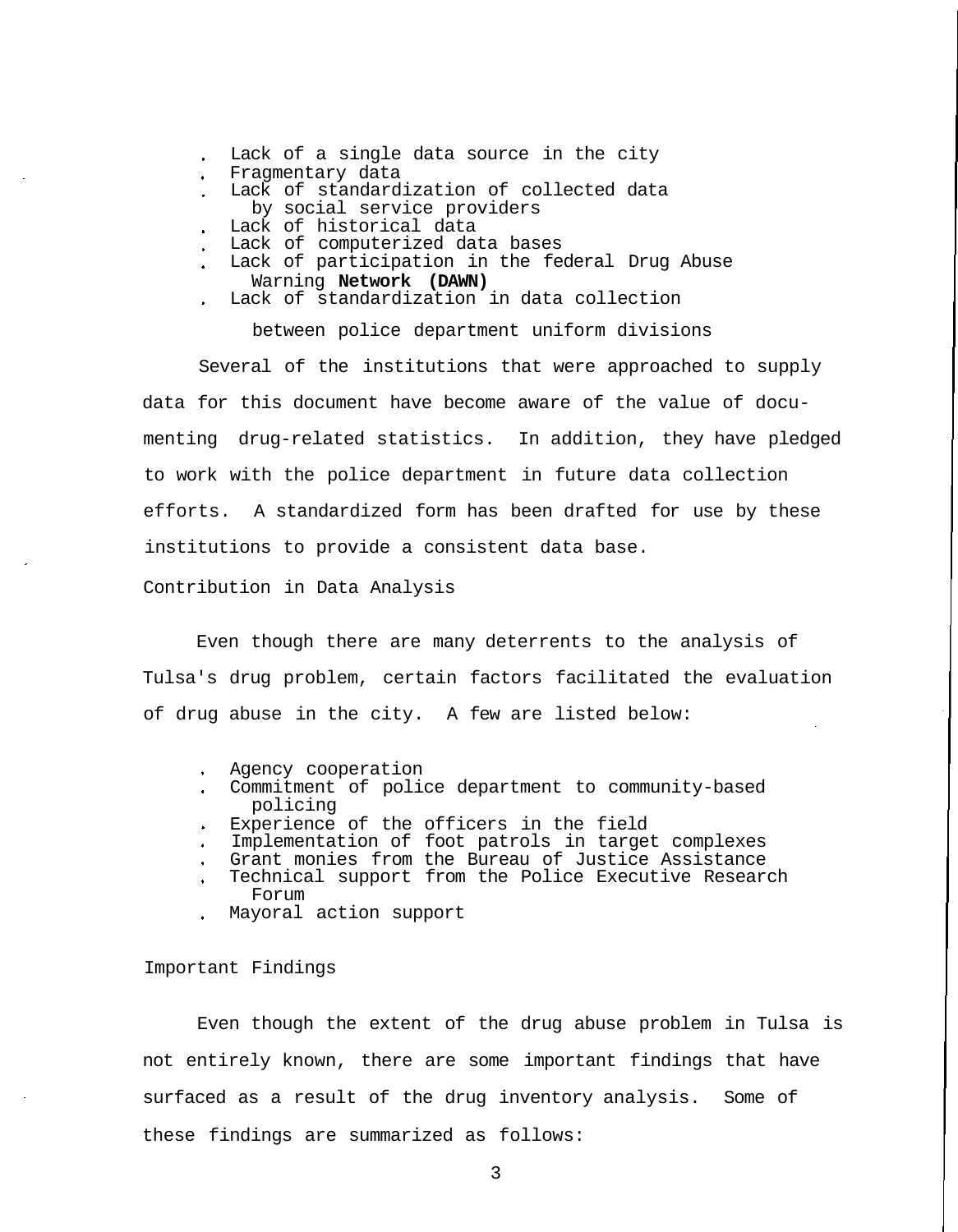- Lack of a single data source in the city
- Fragmentary data
- Lack of standardization of collected data by social service providers
- Lack of historical data
- Lack of computerized data bases
- Lack of participation in the federal Drug Abuse Warning **Network (DAWN)**
- Lack of standardization in data collection between police department uniform divisions

Several of the institutions that were approached to supply data for this document have become aware of the value of documenting drug-related statistics. In addition, they have pledged to work with the police department in future data collection efforts. A standardized form has been drafted for use by these institutions to provide a consistent data base.

## Contribution in Data Analysis

Even though there are many deterrents to the analysis of Tulsa's drug problem, certain factors facilitated the evaluation of drug abuse in the city. A few are listed below:

- Agency cooperation
- Commitment of police department to community-based policing
- Experience of the officers in the field
- Implementation of foot patrols in target complexes
- Grant monies from the Bureau of Justice Assistance
- Technical support from the Police Executive Research Forum
- Mayoral action support

## Important Findings

Even though the extent of the drug abuse problem in Tulsa is not entirely known, there are some important findings that have surfaced as a result of the drug inventory analysis. Some of these findings are summarized as follows: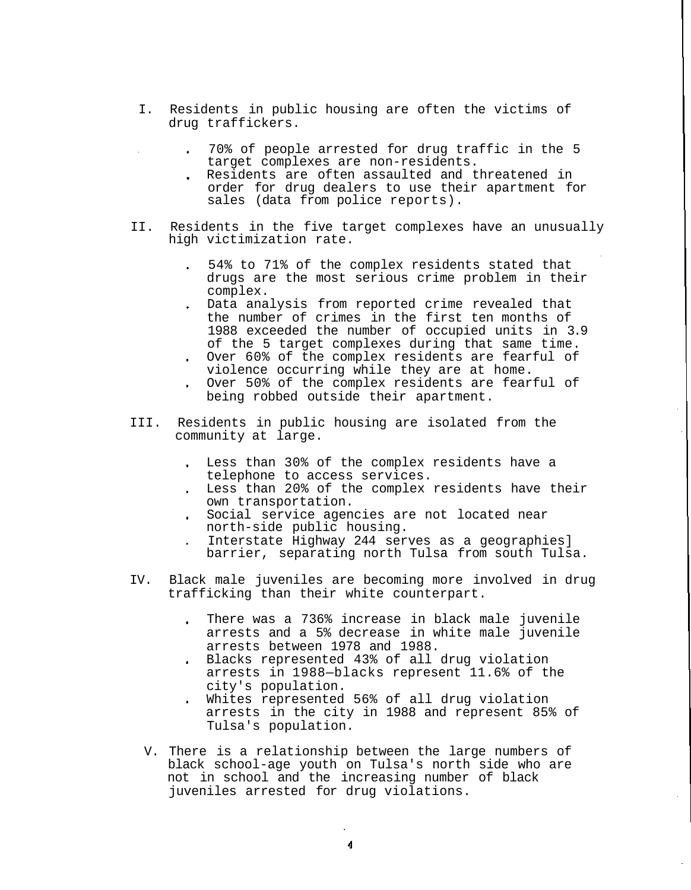I. Residents in public housing are often the victims of drug traffickers.

- 70% of people arrested for drug traffic in the 5 target complexes are non-residents.
- Residents are often assaulted and threatened in order for drug dealers to use their apartment for sales (data from police reports).

II. Residents in the five target complexes have an unusually high victimization rate.

- 54% to 71% of the complex residents stated that drugs are the most serious crime problem in their complex.
- Data analysis from reported crime revealed that the number of crimes in the first ten months of 1988 exceeded the number of occupied units in 3.9 of the 5 target complexes during that same time.
- Over 60% of the complex residents are fearful of violence occurring while they are at home.
- Over 50% of the complex residents are fearful of being robbed outside their apartment.

III. Residents in public housing are isolated from the community at large.

- Less than 30% of the complex residents have a telephone to access services.
- Less than 20% of the complex residents have their own transportation.
- Social service agencies are not located near north-side public housing.
- Interstate Highway 244 serves as a geographies] barrier, separating north Tulsa from south Tulsa.

IV. Black male juveniles are becoming more involved in drug trafficking than their white counterpart.

- There was a 736% increase in black male juvenile arrests and a 5% decrease in white male juvenile arrests between 1978 and 1988.
- Blacks represented 43% of all drug violation arrests in 1988—blacks represent 11.6% of the city's population.
- Whites represented 56% of all drug violation arrests in the city in 1988 and represent 85% of Tulsa's population.

V. There is a relationship between the large numbers of black school-age youth on Tulsa's north side who are not in school and the increasing number of black juveniles arrested for drug violations.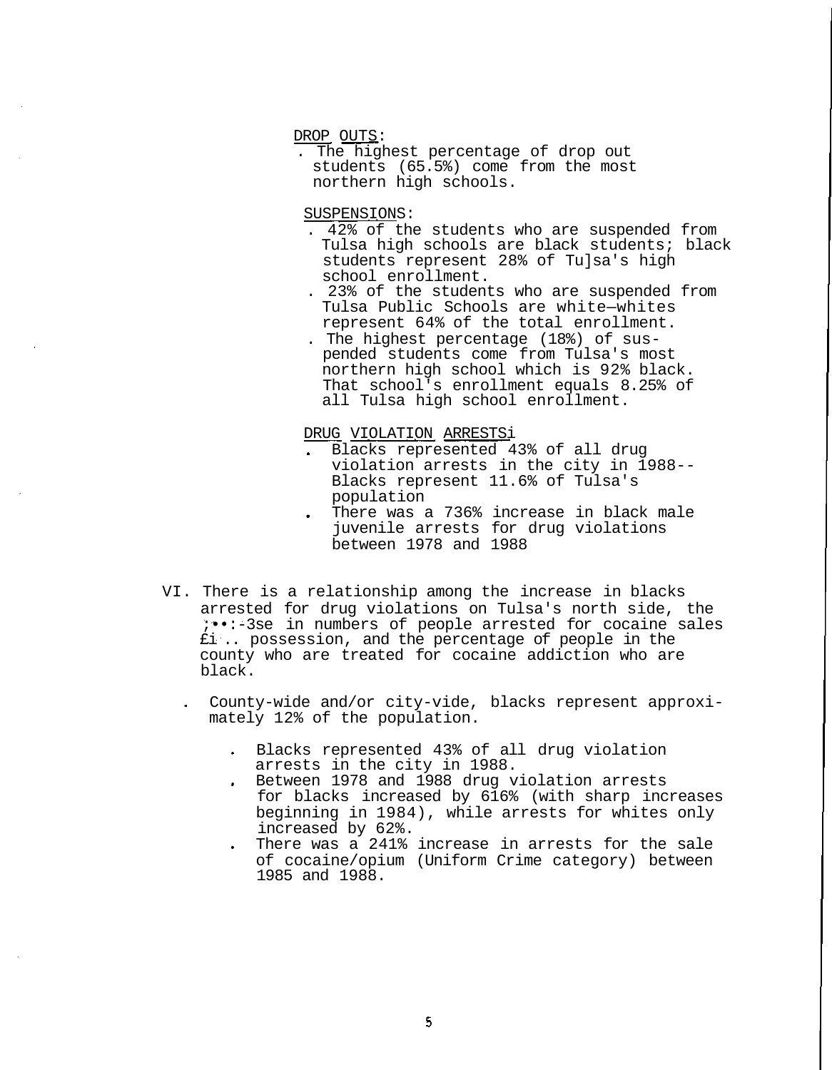DROP OUTS:

- The highest percentage of drop out students (65.5%) come from the most northern high schools.

SUSPENSIONS:

- 42% of the students who are suspended from Tulsa high schools are black students; black students represent 28% of Tu]sa's high school enrollment.
- 23% of the students who are suspended from Tulsa Public Schools are white—whites represent 64% of the total enrollment.
- The highest percentage (18%) of suspended students come from Tulsa's most northern high school which is 92% black. That school's enrollment equals 8.25% of all Tulsa high school enrollment.

DRUG VIOLATION ARRESTSi

- Blacks represented 43% of all drug violation arrests in the city in 1988-- Blacks represent 11.6% of Tulsa's population
- There was a 736% increase in black male juvenile arrests for drug violations between 1978 and 1988

VI. There is a relationship among the increase in blacks arrested for drug violations on Tulsa's north side, the ;••:-3se in numbers of people arrested for cocaine sales £i.. possession, and the percentage of people in the county who are treated for cocaine addiction who are black.

- County-wide and/or city-vide, blacks represent approximately 12% of the population.
  - Blacks represented 43% of all drug violation arrests in the city in 1988.
  - Between 1978 and 1988 drug violation arrests for blacks increased by 616% (with sharp increases beginning in 1984), while arrests for whites only increased by 62%.
  - There was a 241% increase in arrests for the sale of cocaine/opium (Uniform Crime category) between 1985 and 1988.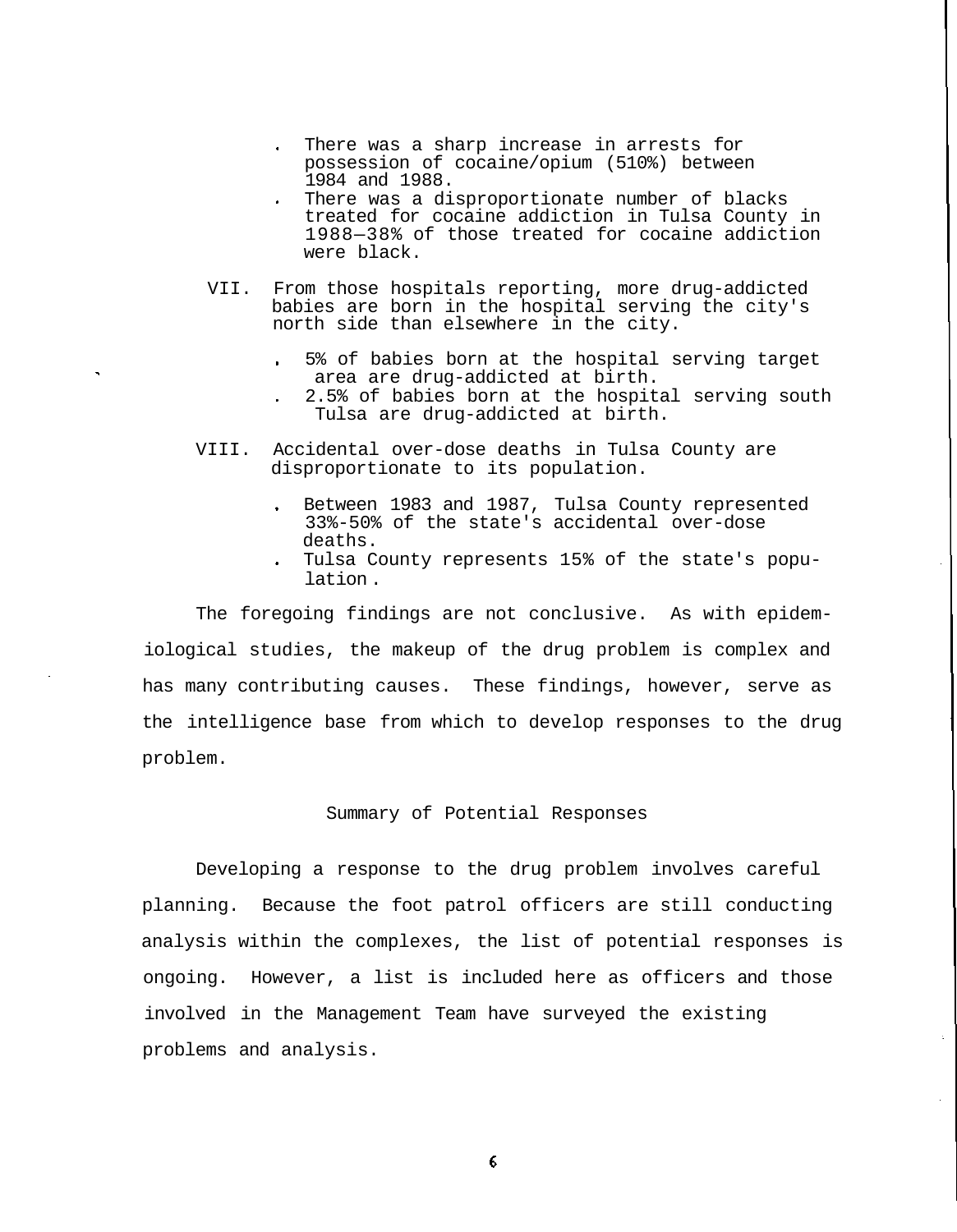- There was a sharp increase in arrests for possession of cocaine/opium (510%) between 1984 and 1988.
- There was a disproportionate number of blacks treated for cocaine addiction in Tulsa County in 1988—38% of those treated for cocaine addiction were black.

VII. From those hospitals reporting, more drug-addicted babies are born in the hospital serving the city's north side than elsewhere in the city.

- 5% of babies born at the hospital serving target area are drug-addicted at birth.
- 2.5% of babies born at the hospital serving south Tulsa are drug-addicted at birth.

VIII. Accidental over-dose deaths in Tulsa County are disproportionate to its population.

- Between 1983 and 1987, Tulsa County represented 33%-50% of the state's accidental over-dose deaths.
- Tulsa County represents 15% of the state's population.

The foregoing findings are not conclusive. As with epidemiological studies, the makeup of the drug problem is complex and has many contributing causes. These findings, however, serve as the intelligence base from which to develop responses to the drug problem.

## Summary of Potential Responses

Developing a response to the drug problem involves careful planning. Because the foot patrol officers are still conducting analysis within the complexes, the list of potential responses is ongoing. However, a list is included here as officers and those involved in the Management Team have surveyed the existing problems and analysis.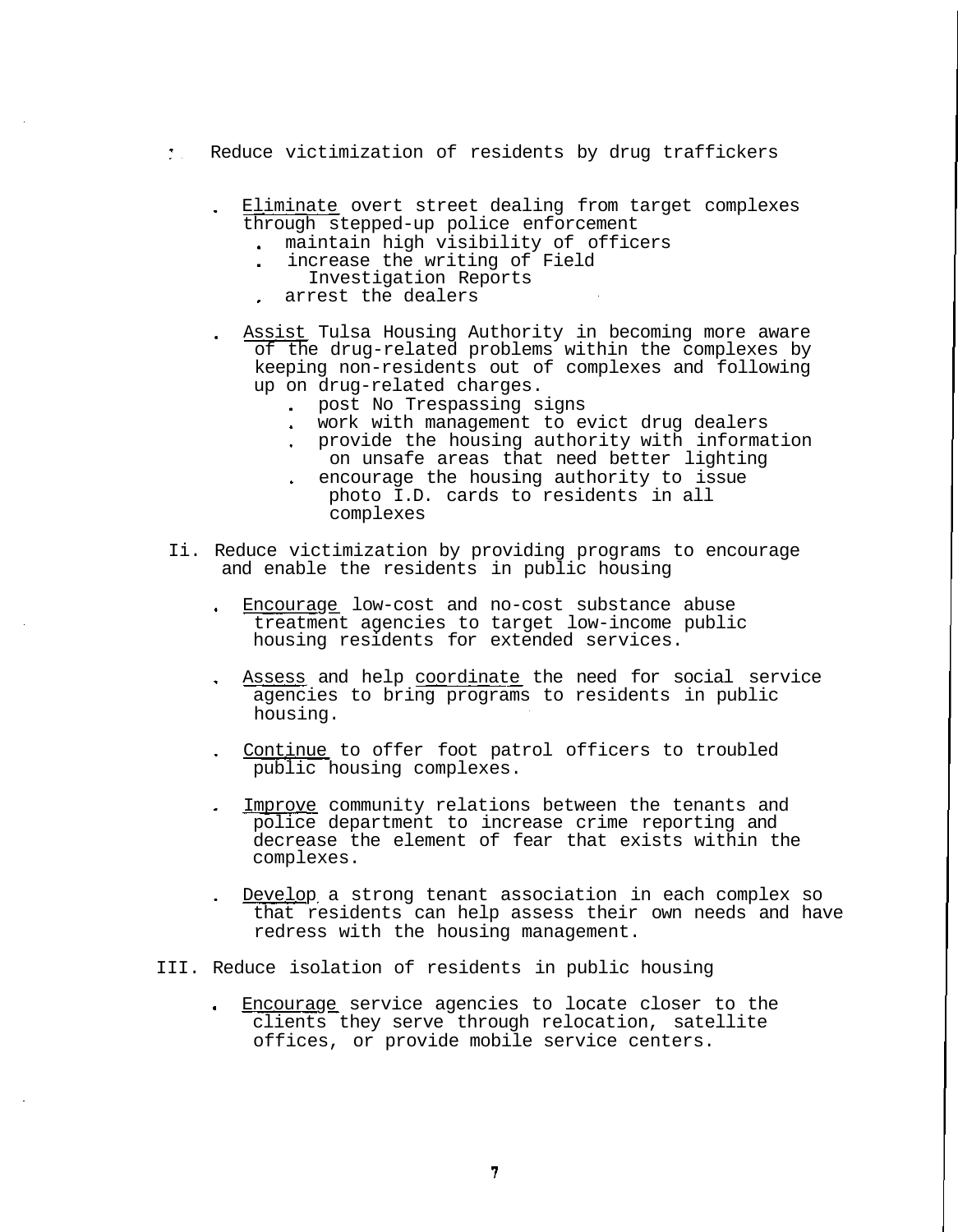I. Reduce victimization of residents by drug traffickers

- Eliminate overt street dealing from target complexes through stepped-up police enforcement
  - maintain high visibility of officers
  - increase the writing of Field Investigation Reports
  - arrest the dealers
- Assist Tulsa Housing Authority in becoming more aware of the drug-related problems within the complexes by keeping non-residents out of complexes and following up on drug-related charges.
  - post No Trespassing signs
  - work with management to evict drug dealers
  - provide the housing authority with information on unsafe areas that need better lighting
  - encourage the housing authority to issue photo I.D. cards to residents in all complexes

Ii. Reduce victimization by providing programs to encourage and enable the residents in public housing

- Encourage low-cost and no-cost substance abuse treatment agencies to target low-income public housing residents for extended services.
- Assess and help coordinate the need for social service agencies to bring programs to residents in public housing.
- Continue to offer foot patrol officers to troubled public housing complexes.
- Improve community relations between the tenants and police department to increase crime reporting and decrease the element of fear that exists within the complexes.
- Develop a strong tenant association in each complex so that residents can help assess their own needs and have redress with the housing management.

III. Reduce isolation of residents in public housing

- Encourage service agencies to locate closer to the clients they serve through relocation, satellite offices, or provide mobile service centers.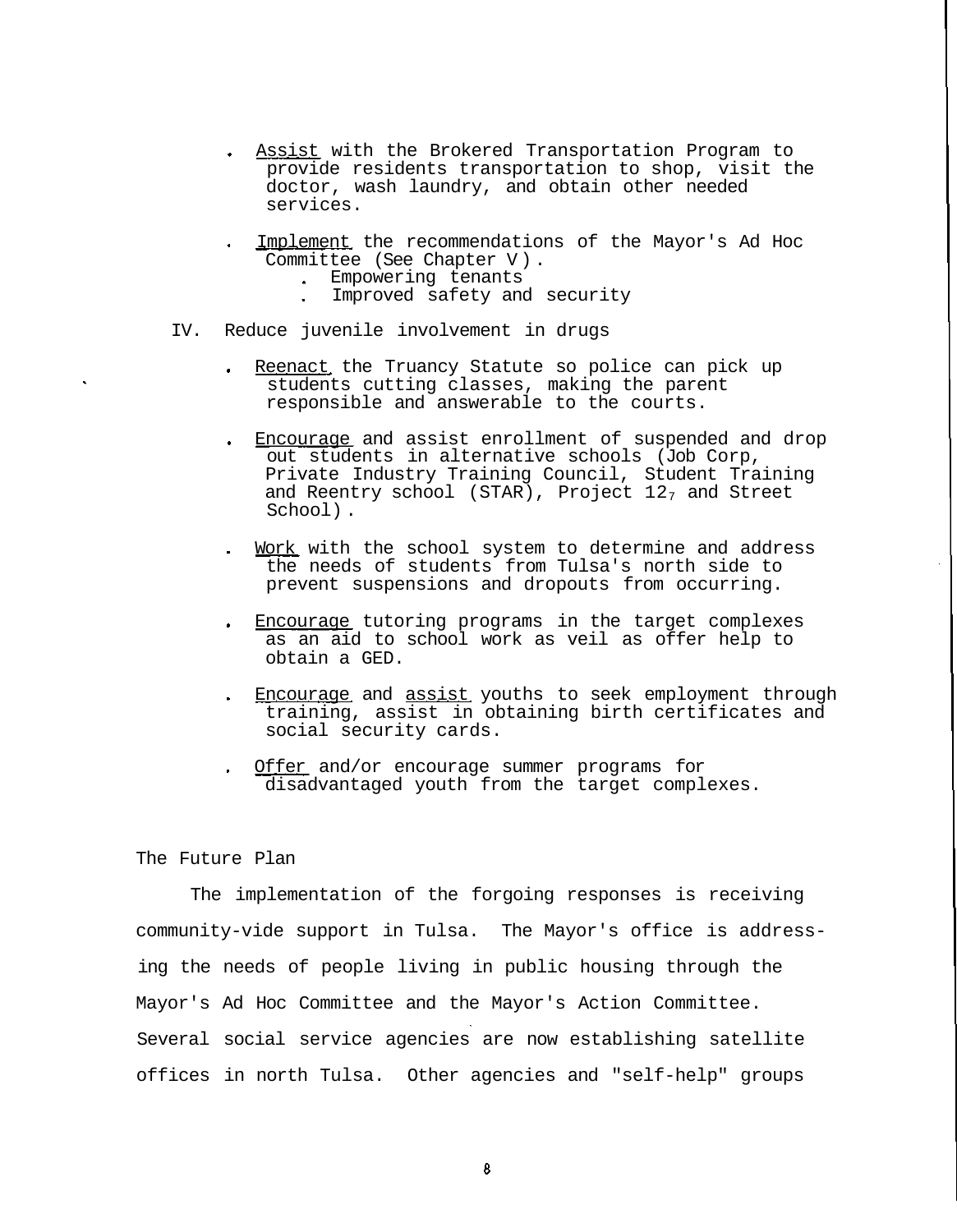- Assist with the Brokered Transportation Program to provide residents transportation to shop, visit the doctor, wash laundry, and obtain other needed services.

- Implement the recommendations of the Mayor's Ad Hoc Committee (See Chapter V).
  - Empowering tenants
  - Improved safety and security

IV. Reduce juvenile involvement in drugs

- Reenact the Truancy Statute so police can pick up students cutting classes, making the parent responsible and answerable to the courts.

- Encourage and assist enrollment of suspended and drop out students in alternative schools (Job Corp, Private Industry Training Council, Student Training and Reentry school (STAR), Project $12_7$ and Street School).

- Work with the school system to determine and address the needs of students from Tulsa's north side to prevent suspensions and dropouts from occurring.

- Encourage tutoring programs in the target complexes as an aid to school work as veil as offer help to obtain a GED.

- Encourage and assist youths to seek employment through training, assist in obtaining birth certificates and social security cards.

- Offer and/or encourage summer programs for disadvantaged youth from the target complexes.

The Future Plan

The implementation of the forgoing responses is receiving community-vide support in Tulsa. The Mayor's office is addressing the needs of people living in public housing through the Mayor's Ad Hoc Committee and the Mayor's Action Committee. Several social service agencies are now establishing satellite offices in north Tulsa. Other agencies and "self-help" groups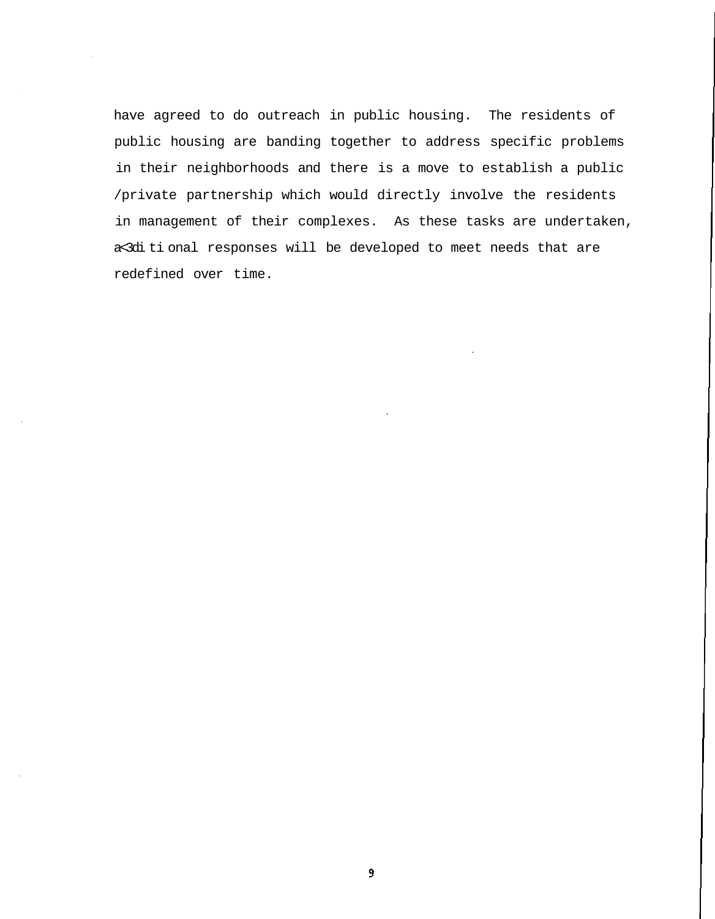have agreed to do outreach in public housing. The residents of public housing are banding together to address specific problems in their neighborhoods and there is a move to establish a public /private partnership which would directly involve the residents in management of their complexes. As these tasks are undertaken, additional responses will be developed to meet needs that are redefined over time.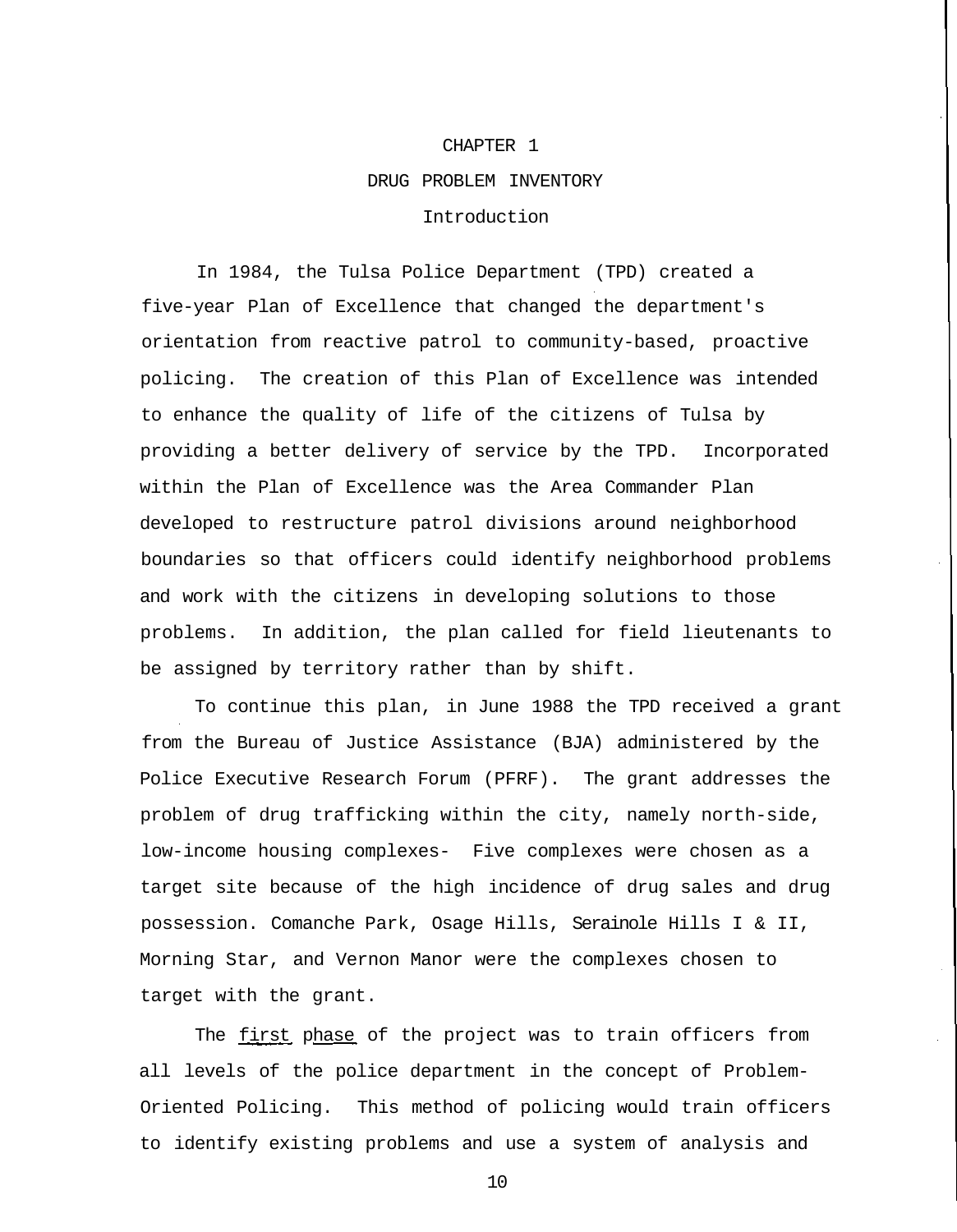# CHAPTER 1

## DRUG PROBLEM INVENTORY

### Introduction

In 1984, the Tulsa Police Department (TPD) created a five-year Plan of Excellence that changed the department's orientation from reactive patrol to community-based, proactive policing. The creation of this Plan of Excellence was intended to enhance the quality of life of the citizens of Tulsa by providing a better delivery of service by the TPD. Incorporated within the Plan of Excellence was the Area Commander Plan developed to restructure patrol divisions around neighborhood boundaries so that officers could identify neighborhood problems and work with the citizens in developing solutions to those problems. In addition, the plan called for field lieutenants to be assigned by territory rather than by shift.

To continue this plan, in June 1988 the TPD received a grant from the Bureau of Justice Assistance (BJA) administered by the Police Executive Research Forum (PFRF). The grant addresses the problem of drug trafficking within the city, namely north-side, low-income housing complexes- Five complexes were chosen as a target site because of the high incidence of drug sales and drug possession. Comanche Park, Osage Hills, Serainole Hills I & II, Morning Star, and Vernon Manor were the complexes chosen to target with the grant.

The first phase of the project was to train officers from all levels of the police department in the concept of Problem-Oriented Policing. This method of policing would train officers to identify existing problems and use a system of analysis and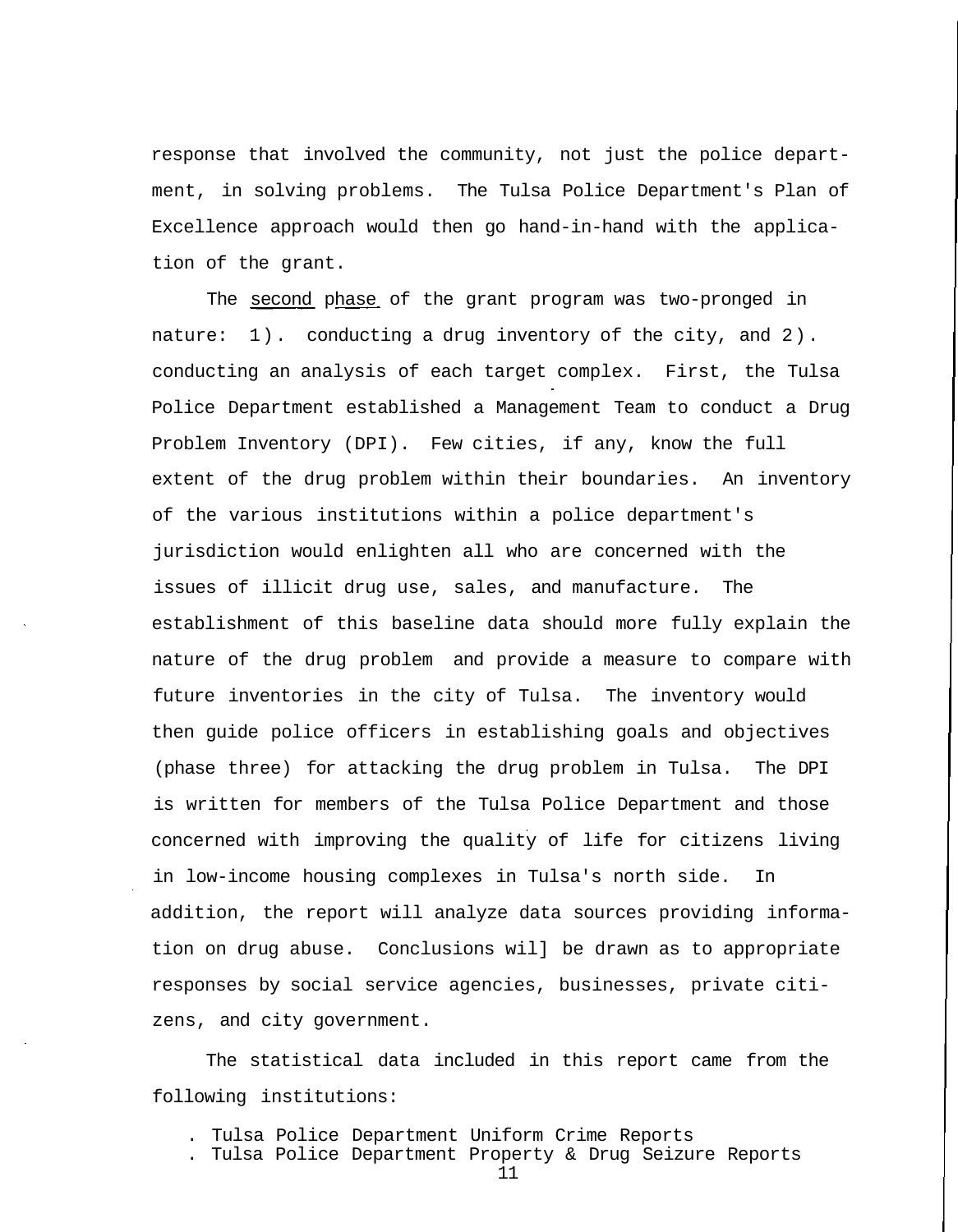response that involved the community, not just the police department, in solving problems. The Tulsa Police Department's Plan of Excellence approach would then go hand-in-hand with the application of the grant.

The <u>second phase</u> of the grant program was two-pronged in nature: 1). conducting a drug inventory of the city, and 2). conducting an analysis of each target complex. First, the Tulsa Police Department established a Management Team to conduct a Drug Problem Inventory (DPI). Few cities, if any, know the full extent of the drug problem within their boundaries. An inventory of the various institutions within a police department's jurisdiction would enlighten all who are concerned with the issues of illicit drug use, sales, and manufacture. The establishment of this baseline data should more fully explain the nature of the drug problem and provide a measure to compare with future inventories in the city of Tulsa. The inventory would then guide police officers in establishing goals and objectives (phase three) for attacking the drug problem in Tulsa. The DPI is written for members of the Tulsa Police Department and those concerned with improving the quality of life for citizens living in low-income housing complexes in Tulsa's north side. In addition, the report will analyze data sources providing information on drug abuse. Conclusions wil] be drawn as to appropriate responses by social service agencies, businesses, private citizens, and city government.

The statistical data included in this report came from the following institutions:

- Tulsa Police Department Uniform Crime Reports
- Tulsa Police Department Property & Drug Seizure Reports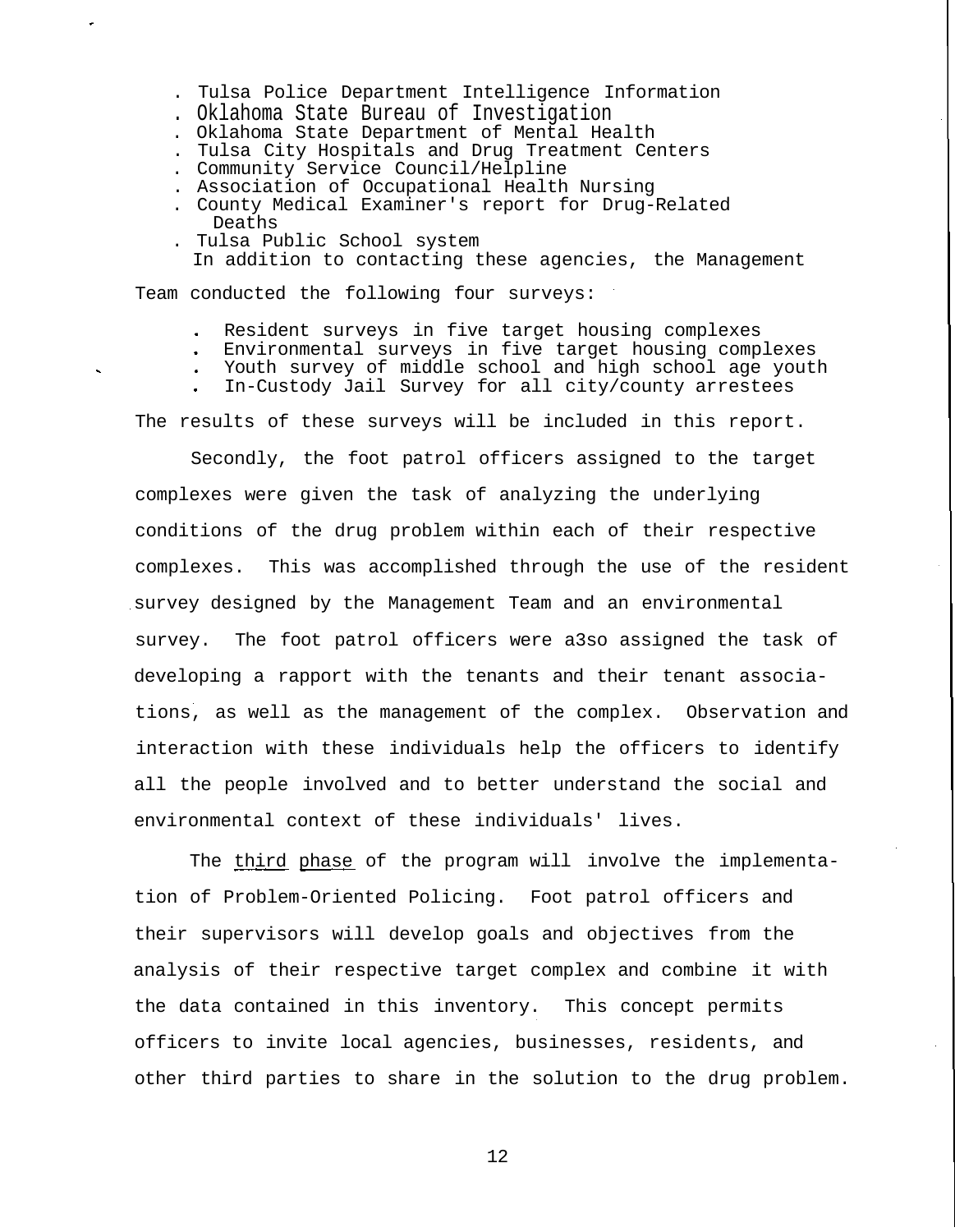- Tulsa Police Department Intelligence Information
- Oklahoma State Bureau of Investigation
- Oklahoma State Department of Mental Health
- Tulsa City Hospitals and Drug Treatment Centers
- Community Service Council/Helpline
- Association of Occupational Health Nursing
- County Medical Examiner's report for Drug-Related Deaths
- Tulsa Public School system

In addition to contacting these agencies, the Management Team conducted the following four surveys:

- Resident surveys in five target housing complexes
- Environmental surveys in five target housing complexes
- Youth survey of middle school and high school age youth
- In-Custody Jail Survey for all city/county arrestees

The results of these surveys will be included in this report.

Secondly, the foot patrol officers assigned to the target complexes were given the task of analyzing the underlying conditions of the drug problem within each of their respective complexes. This was accomplished through the use of the resident survey designed by the Management Team and an environmental survey. The foot patrol officers were a3so assigned the task of developing a rapport with the tenants and their tenant associations, as well as the management of the complex. Observation and interaction with these individuals help the officers to identify all the people involved and to better understand the social and environmental context of these individuals' lives.

The third phase of the program will involve the implementation of Problem-Oriented Policing. Foot patrol officers and their supervisors will develop goals and objectives from the analysis of their respective target complex and combine it with the data contained in this inventory. This concept permits officers to invite local agencies, businesses, residents, and other third parties to share in the solution to the drug problem.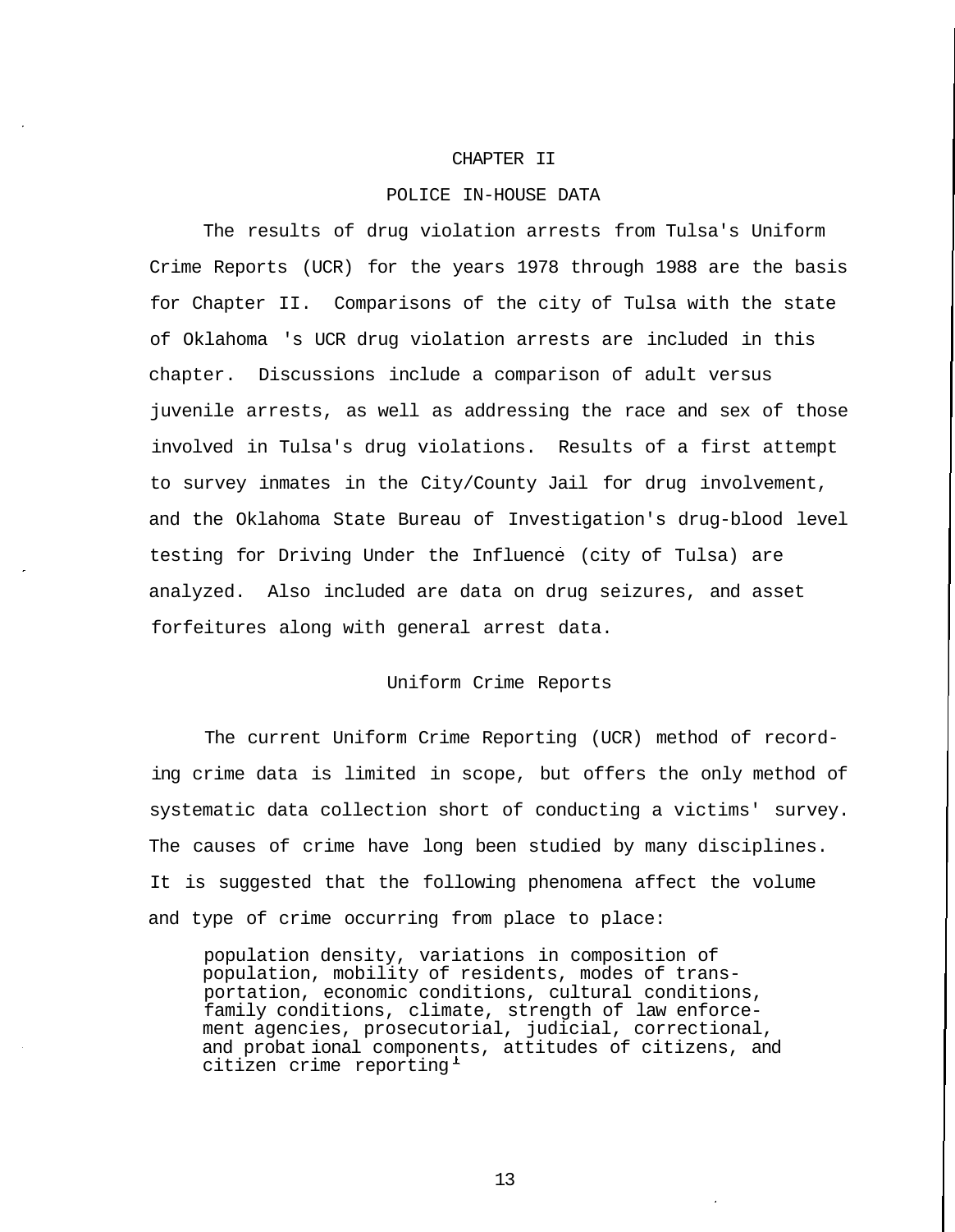# CHAPTER II

# POLICE IN-HOUSE DATA

The results of drug violation arrests from Tulsa's Uniform Crime Reports (UCR) for the years 1978 through 1988 are the basis for Chapter II. Comparisons of the city of Tulsa with the state of Oklahoma 's UCR drug violation arrests are included in this chapter. Discussions include a comparison of adult versus juvenile arrests, as well as addressing the race and sex of those involved in Tulsa's drug violations. Results of a first attempt to survey inmates in the City/County Jail for drug involvement, and the Oklahoma State Bureau of Investigation's drug-blood level testing for Driving Under the Influence (city of Tulsa) are analyzed. Also included are data on drug seizures, and asset forfeitures along with general arrest data.

## Uniform Crime Reports

The current Uniform Crime Reporting (UCR) method of recording crime data is limited in scope, but offers the only method of systematic data collection short of conducting a victims' survey. The causes of crime have long been studied by many disciplines. It is suggested that the following phenomena affect the volume and type of crime occurring from place to place:

> population density, variations in composition of population, mobility of residents, modes of transportation, economic conditions, cultural conditions, family conditions, climate, strength of law enforcement agencies, prosecutorial, judicial, correctional, and probational components, attitudes of citizens, and citizen crime reporting[1]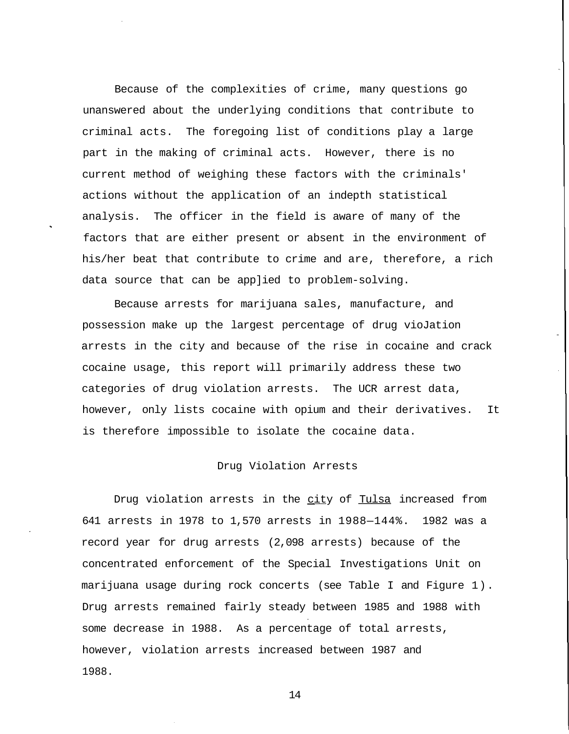Because of the complexities of crime, many questions go unanswered about the underlying conditions that contribute to criminal acts. The foregoing list of conditions play a large part in the making of criminal acts. However, there is no current method of weighing these factors with the criminals' actions without the application of an indepth statistical analysis. The officer in the field is aware of many of the factors that are either present or absent in the environment of his/her beat that contribute to crime and are, therefore, a rich data source that can be app]ied to problem-solving.

Because arrests for marijuana sales, manufacture, and possession make up the largest percentage of drug vioJation arrests in the city and because of the rise in cocaine and crack cocaine usage, this report will primarily address these two categories of drug violation arrests. The UCR arrest data, however, only lists cocaine with opium and their derivatives. It is therefore impossible to isolate the cocaine data.

## Drug Violation Arrests

Drug violation arrests in the city of Tulsa increased from 641 arrests in 1978 to 1,570 arrests in 1988—144%. 1982 was a record year for drug arrests (2,098 arrests) because of the concentrated enforcement of the Special Investigations Unit on marijuana usage during rock concerts (see Table I and Figure 1). Drug arrests remained fairly steady between 1985 and 1988 with some decrease in 1988. As a percentage of total arrests, however, violation arrests increased between 1987 and 1988.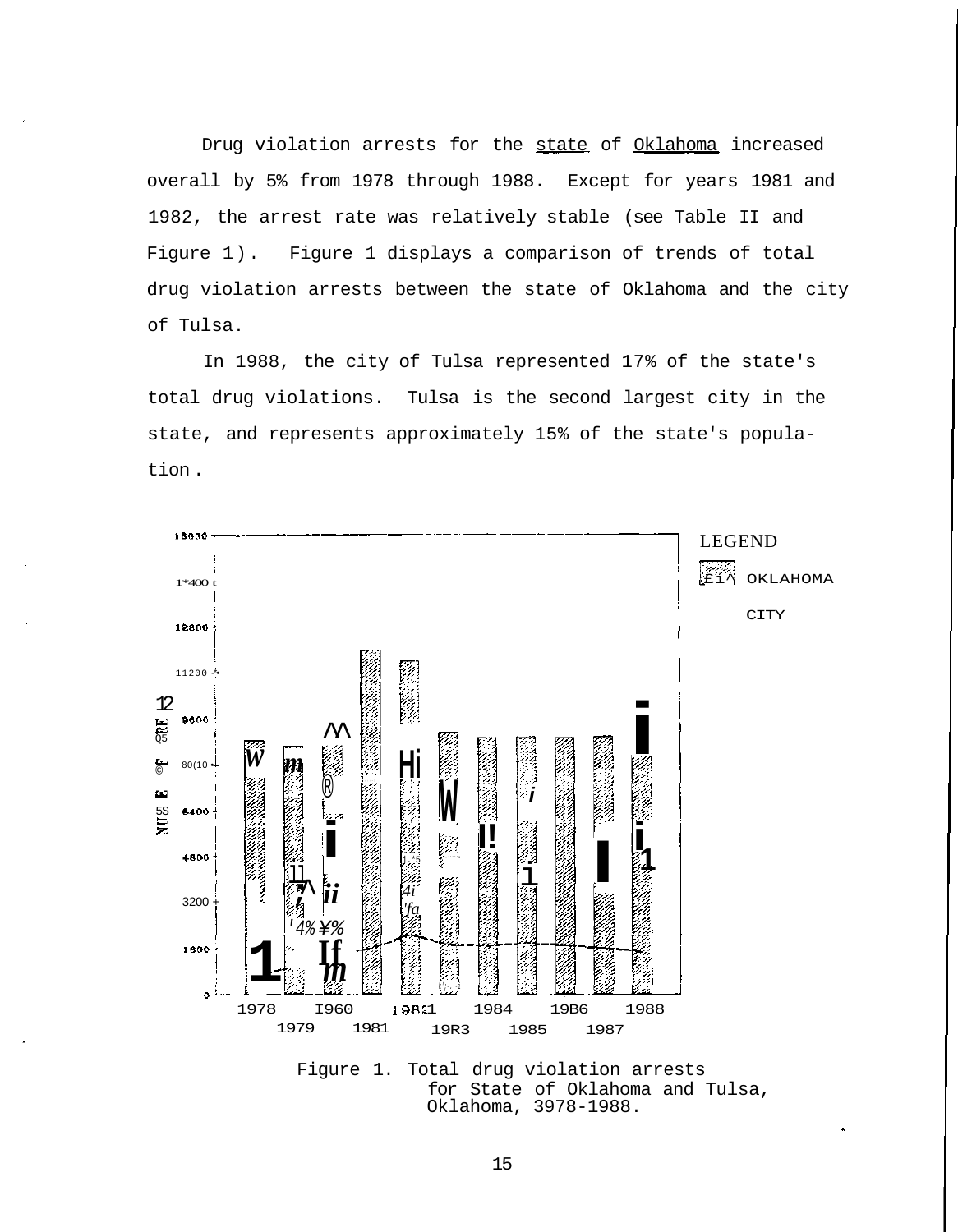Drug violation arrests for the state of Oklahoma increased overall by 5% from 1978 through 1988. Except for years 1981 and 1982, the arrest rate was relatively stable (see Table II and Figure 1). Figure 1 displays a comparison of trends of total drug violation arrests between the state of Oklahoma and the city of Tulsa.

In 1988, the city of Tulsa represented 17% of the state's total drug violations. Tulsa is the second largest city in the state, and represents approximately 15% of the state's population.

16000
14400
12800
11200
9600
8000
6400
4800
3200
1600
0

NUMBER OF ARRESTS

1978 1979 1980 1981 1982 1983 1984 1985 1986 1987 1988

LEGEND
OKLAHOMA
CITY

Figure 1. Total drug violation arrests for State of Oklahoma and Tulsa, Oklahoma, 1978-1988.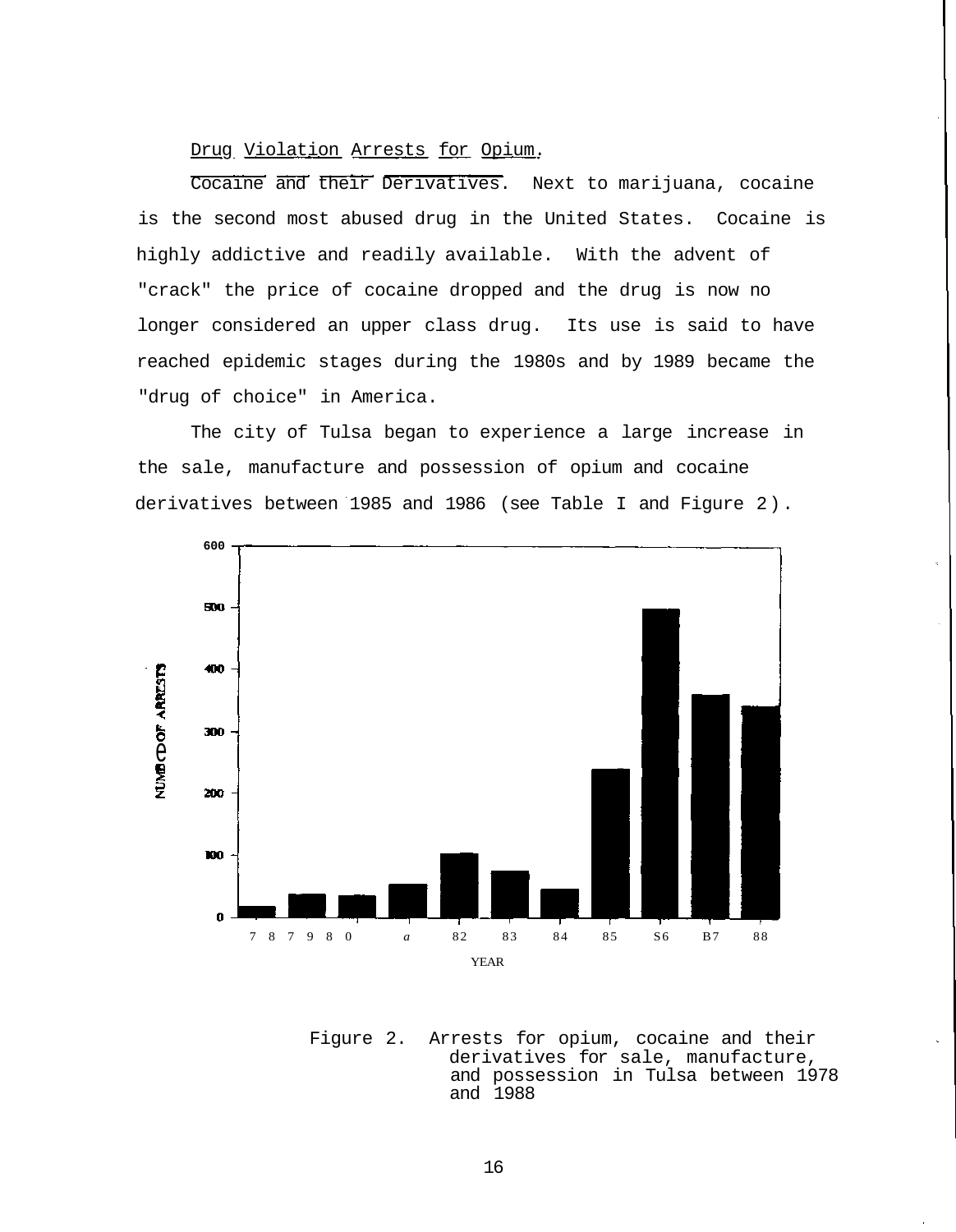Drug Violation Arrests for Opium, Cocaine and their Derivatives. Next to marijuana, cocaine is the second most abused drug in the United States. Cocaine is highly addictive and readily available. With the advent of "crack" the price of cocaine dropped and the drug is now no longer considered an upper class drug. Its use is said to have reached epidemic stages during the 1980s and by 1989 became the "drug of choice" in America.

The city of Tulsa began to experience a large increase in the sale, manufacture and possession of opium and cocaine derivatives between 1985 and 1986 (see Table I and Figure 2).

NUMBER OF ARRESTS

600
500
400
300
200
100
0

78 79 80 81 82 83 84 85 86 87 88

YEAR

Figure 2. Arrests for opium, cocaine and their derivatives for sale, manufacture, and possession in Tulsa between 1978 and 1988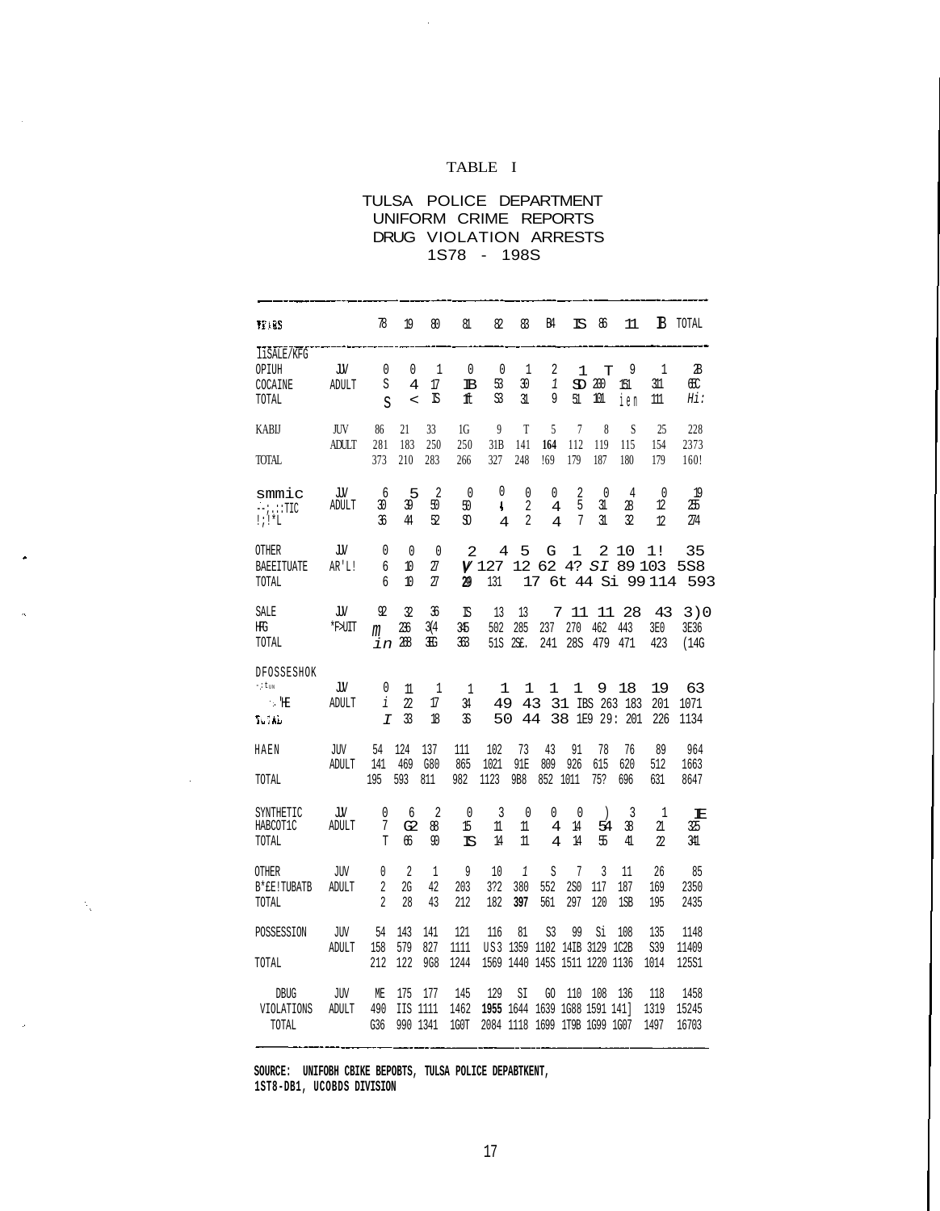TABLE I

TULSA POLICE DEPARTMENT
UNIFORM CRIME REPORTS
DRUG VIOLATION ARRESTS
1S78 - 198S

| YEARS | | 78 | 19 | 80 | 81 | 82 | 83 | B4 | 1S | 86 | 11 | 1B | TOTAL |
|---|---|---|---|---|---|---|---|---|---|---|---|---|---|
| I1SALE/KFG OPIUH | JUV | 0 | 0 | 1 | 0 | 0 | 1 | 2 | 1 | T | 9 | 1 | 2B |
| COCAINE | ADULT | S | 4 | 17 | 1B | 53 | 30 | 1 | SD | 200 | 151 | 311 | 6C |
| TOTAL | | S | < | 1S | 1t | S3 | 31 | 9 | 51 | 101 | ien | 111 | Hi: |
| KABIJ | JUV | 86 | 21 | 33 | 1G | 9 | T | 5 | 7 | 8 | S | 25 | 228 |
| | ADULT | 281 | 183 | 250 | 250 | 31B | 141 | 164 | 112 | 119 | 115 | 154 | 2373 |
| TOTAL | | 373 | 210 | 283 | 266 | 327 | 248 | !69 | 179 | 187 | 180 | 179 | 160! |
| smmic | JUV | 6 | 5 | 2 | 0 | 0 | 0 | 0 | 2 | 0 | 4 | 0 | 19 |
| --:.::TIC | ADULT | 30 | 39 | 50 | 50 | 4 | 2 | 4 | 5 | 31 | 28 | 12 | 25 |
| !;!*L | | 36 | 44 | 52 | 50 | 4 | 2 | 4 | 7 | 31 | 32 | 12 | 274 |
| OTHER | JUV | 0 | 0 | 0 | 2 | 4 | 5 | G | 1 | 2 | 10 | 1! | 35 |
| BAEEITUATE | AR'L! | 6 | 10 | 27 | V | 127 | 12 | 62 | 4? | SI | 89 | 103 | 5S8 |
| TOTAL | | 6 | 10 | 27 | 29 | 131 | 17 | 6t | 44 | Si | 99 | 114 | 593 |
| SALE | JUV | 92 | 32 | 36 | 1S | 13 | 13 | 7 | 11 | 11 | 28 | 43 | 3)0 |
| HFG | *FOUIT | m | 236 | 3(4 | 345 | 502 | 285 | 237 | 270 | 462 | 443 | 3E0 | 3E36 |
| TOTAL | | in | 288 | 366 | 363 | 51S | 2SE. | 241 | 28S | 479 | 471 | 423 | (14G |
| DFOSSESHOK -:tun | JUV | 0 | 11 | 1 | 1 | 1 | 1 | 1 | 1 | 9 | 18 | 19 | 63 |
| .. 'HE | ADULT | i | 22 | 17 | 34 | 49 | 43 | 31 | IBS | 263 | 183 | 201 | 1071 |
| TOTAL | | I | 33 | 18 | 35 | 50 | 44 | 38 | 1E9 | 29: | 201 | 226 | 1134 |
| HAEN | JUV | 54 | 124 | 137 | 111 | 102 | 73 | 43 | 91 | 78 | 76 | 89 | 964 |
| | ADULT | 141 | 469 | G80 | 865 | 1021 | 91E | 809 | 926 | 615 | 620 | 512 | 1663 |
| TOTAL | | 195 | 593 | 811 | 982 | 1123 | 9B8 | 852 | 1011 | 75? | 696 | 631 | 8647 |
| SYNTHETIC | JUV | 0 | 6 | 2 | 0 | 3 | 0 | 0 | 0 | ) | 3 | 1 | IE |
| HABCOT1C | ADULT | 7 | G2 | 88 | 15 | 11 | 11 | 4 | 14 | 54 | 38 | 21 | 325 |
| TOTAL | | T | 66 | 90 | 1S | 14 | 11 | 4 | 14 | 55 | 41 | 22 | 341 |
| OTHER | JUV | 0 | 2 | 1 | 9 | 10 | 1 | S | 7 | 3 | 11 | 26 | 85 |
| B*£E!TUBATB | ADULT | 2 | 2G | 42 | 203 | 3?2 | 380 | 552 | 2S0 | 117 | 187 | 169 | 2350 |
| TOTAL | | 2 | 28 | 43 | 212 | 182 | 397 | 561 | 297 | 120 | 1SB | 195 | 2435 |
| POSSESSION | JUV | 54 | 143 | 141 | 121 | 116 | 81 | S3 | 99 | Si | 108 | 135 | 1148 |
| | ADULT | 158 | 579 | 827 | 1111 | US3 | 1359 | 1102 | 14IB | 3129 | 1C2B | S39 | 11409 |
| TOTAL | | 212 | 122 | 9G8 | 1244 | 1569 | 1440 | 145S | 1511 | 1220 | 1136 | 1014 | 125S1 |
| DBUG | JUV | ME | 175 | 177 | 145 | 129 | SI | G0 | 110 | 108 | 136 | 118 | 1458 |
| VIOLATIONS | ADULT | 490 | IIS | 1111 | 1462 | 1955 | 1644 | 1639 | 1G88 | 1591 | 141] | 1319 | 15245 |
| TOTAL | | G36 | 990 | 1341 | 1G0T | 2084 | 1118 | 1699 | 1T9B | 1G99 | 1G07 | 1497 | 16703 |

**SOURCE: UNIFOBH CBIKE BEPOBTS, TULSA POLICE DEPABTKENT, 1ST8-DB1, UCOBDS DIVISION**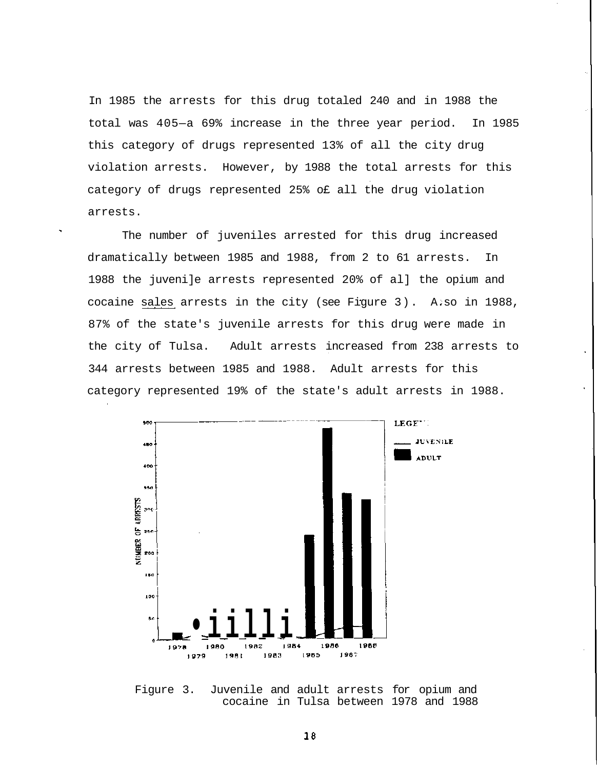In 1985 the arrests for this drug totaled 240 and in 1988 the total was 405—a 69% increase in the three year period. In 1985 this category of drugs represented 13% of all the city drug violation arrests. However, by 1988 the total arrests for this category of drugs represented 25% of all the drug violation arrests.

The number of juveniles arrested for this drug increased dramatically between 1985 and 1988, from 2 to 61 arrests. In 1988 the juvenile arrests represented 20% of all the opium and cocaine sales arrests in the city (see Figure 3). Also in 1988, 87% of the state's juvenile arrests for this drug were made in the city of Tulsa. Adult arrests increased from 238 arrests to 344 arrests between 1985 and 1988. Adult arrests for this category represented 19% of the state's adult arrests in 1988.

NUMBER OF ARRESTS

500
450
400
350
300
250
200
150
100
50
0

1978 1979 1980 1981 1982 1983 1984 1985 1986 1987 1988

LEGEND
JUVENILE
ADULT

Figure 3. Juvenile and adult arrests for opium and cocaine in Tulsa between 1978 and 1988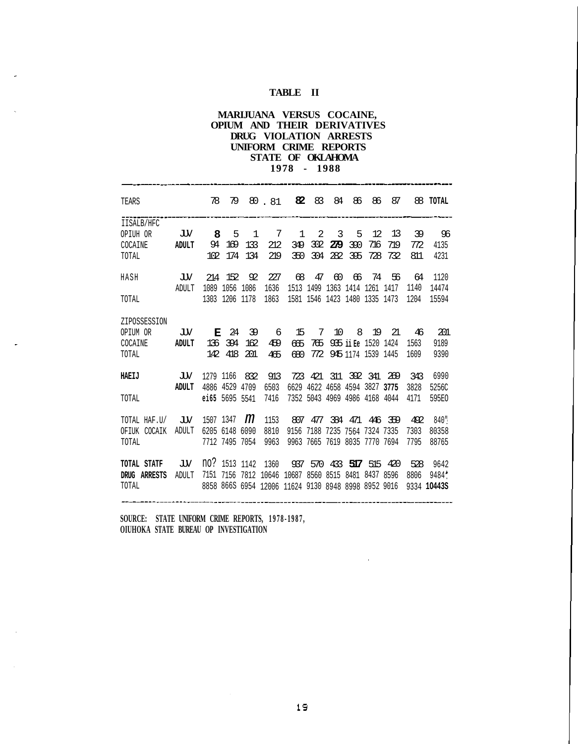**TABLE II**

**MARIJUANA VERSUS COCAINE,
OPIUM AND THEIR DERIVATIVES
DRUG VIOLATION ARRESTS
UNIFORM CRIME REPORTS
STATE OF OKLAHOMA
1978 - 1988**

| TEARS | | 78 | 79 | 80 | . 81 | 82 | 83 | 84 | 86 | 86 | 87 | 88 | TOTAL |
|---|---|---|---|---|---|---|---|---|---|---|---|---|---|
| IISALB/HFC OPIUH OR | JUV | 8 | 5 | 1 | 7 | 1 | 2 | 3 | 5 | 12 | 13 | 39 | 96 |
| COCAINE | ADULT | 94 | 169 | 133 | 212 | 349 | 302 | 279 | 390 | 716 | 719 | 772 | 4135 |
| TOTAL | | 102 | 174 | 134 | 219 | 350 | 304 | 282 | 395 | 728 | 732 | 811 | 4231 |
| HASH | JUV | 214 | 152 | 92 | 227 | 68 | 47 | 60 | 66 | 74 | 56 | 64 | 1120 |
| | ADULT | 1089 | 1056 | 1086 | 1636 | 1513 | 1499 | 1363 | 1414 | 1261 | 1417 | 1140 | 14474 |
| TOTAL | | 1303 | 1206 | 1178 | 1863 | 1581 | 1546 | 1423 | 1480 | 1335 | 1473 | 1204 | 15594 |
| ZIPOSSESSION OPIUM OR | JUV | E | 24 | 39 | 6 | 15 | 7 | 10 | 8 | 19 | 21 | 46 | 201 |
| COCAINE | ADULT | 136 | 394 | 162 | 459 | 665 | 765 | 935 | ii Ee | 1520 | 1424 | 1563 | 9189 |
| TOTAL | | 142 | 418 | 201 | 465 | 680 | 772 | 945 | 1174 | 1539 | 1445 | 1609 | 9390 |
| HAEIJ | JUV | 1279 | 1166 | 832 | 913 | 723 | 421 | 311 | 392 | 341 | 269 | 343 | 6990 |
| | ADULT | 4886 | 4529 | 4709 | 6503 | 6629 | 4622 | 4658 | 4594 | 3827 | 3775 | 3828 | 5256C |
| TOTAL | | ei65 | 5695 | 5541 | 7416 | 7352 | 5043 | 4969 | 4986 | 4168 | 4044 | 4171 | 595E0 |
| TOTAL HAF.U/ | JUV | 1507 | 1347 | m | 1153 | 807 | 477 | 384 | 471 | 446 | 359 | 492 | 840'! |
| OFIUK COCAIK | ADULT | 6205 | 6148 | 6090 | 8810 | 9156 | 7188 | 7235 | 7564 | 7324 | 7335 | 7303 | 80358 |
| TOTAL | | 7712 | 7495 | 7054 | 9963 | 9963 | 7665 | 7619 | 8035 | 7770 | 7694 | 7795 | 88765 |
| TOTAL STATF | JUV | no? | 1513 | 1142 | 1360 | 937 | 570 | 433 | 517 | 515 | 420 | 528 | 9642 |
| DRUG ARRESTS | ADULT | 7151 | 7156 | 7812 | 10646 | 10687 | 8560 | 8515 | 8481 | 8437 | 8596 | 8806 | 9484' |
| TOTAL | | 8858 | 866S | 6954 | 12006 | 11624 | 9130 | 8948 | 8998 | 8952 | 9016 | 9334 | 10443S |

SOURCE: STATE UNIFORM CRIME REPORTS, 1978-1987,
OIUHOKA STATE BUREAU OP INVESTIGATION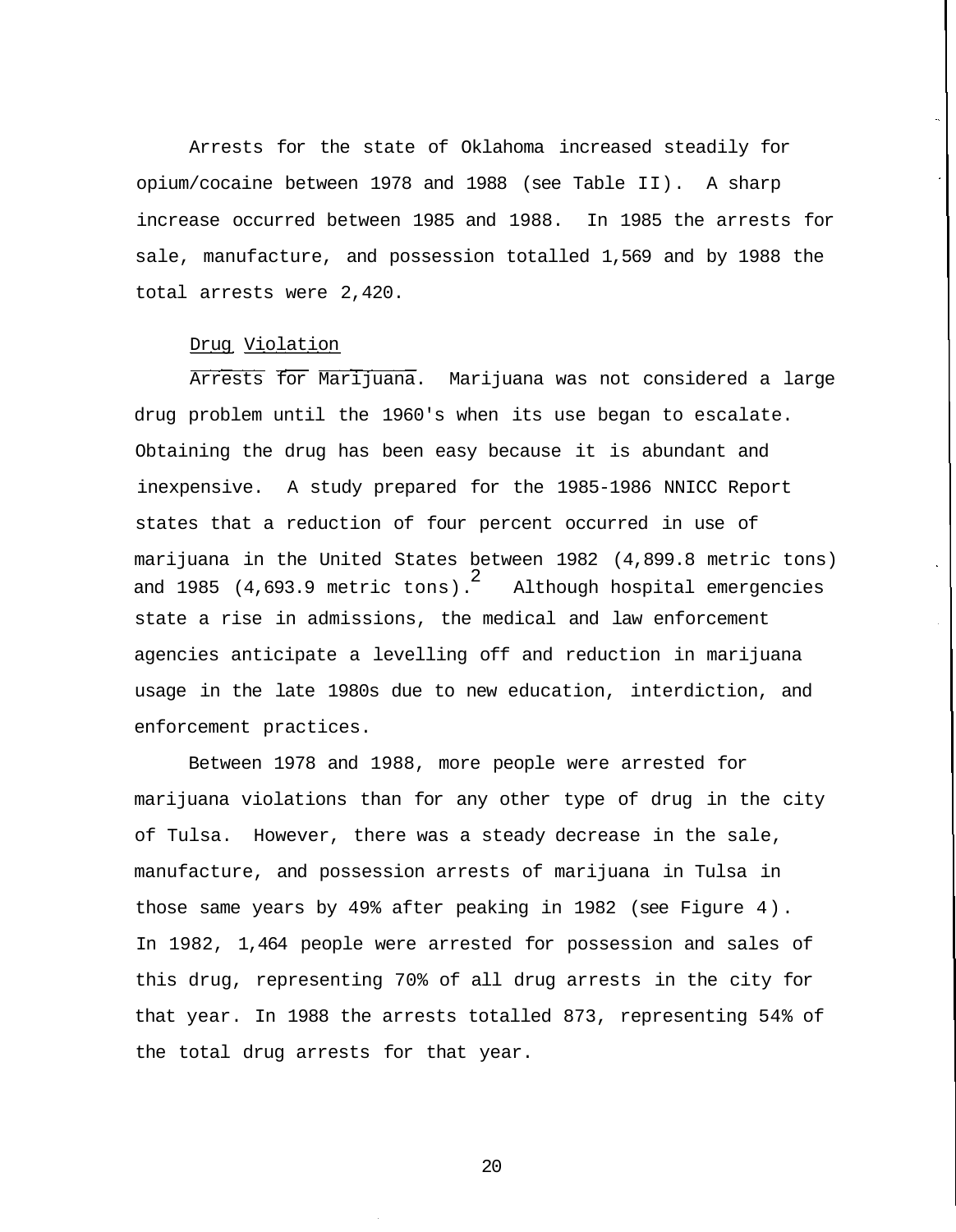Arrests for the state of Oklahoma increased steadily for opium/cocaine between 1978 and 1988 (see Table II). A sharp increase occurred between 1985 and 1988. In 1985 the arrests for sale, manufacture, and possession totalled 1,569 and by 1988 the total arrests were 2,420.

Drug Violation

Arrests for Marijuana. Marijuana was not considered a large drug problem until the 1960's when its use began to escalate. Obtaining the drug has been easy because it is abundant and inexpensive. A study prepared for the 1985-1986 NNICC Report states that a reduction of four percent occurred in use of marijuana in the United States between 1982 (4,899.8 metric tons) and 1985 (4,693.9 metric tons).[2] Although hospital emergencies state a rise in admissions, the medical and law enforcement agencies anticipate a levelling off and reduction in marijuana usage in the late 1980s due to new education, interdiction, and enforcement practices.

Between 1978 and 1988, more people were arrested for marijuana violations than for any other type of drug in the city of Tulsa. However, there was a steady decrease in the sale, manufacture, and possession arrests of marijuana in Tulsa in those same years by 49% after peaking in 1982 (see Figure 4). In 1982, 1,464 people were arrested for possession and sales of this drug, representing 70% of all drug arrests in the city for that year. In 1988 the arrests totalled 873, representing 54% of the total drug arrests for that year.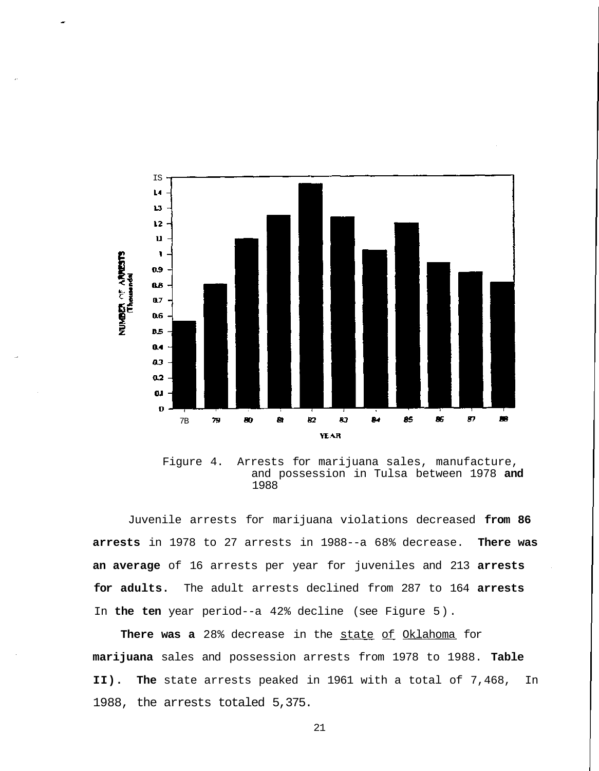IS
1.4
1.3
1.2
1.1
1
0.9
0.8
0.7
0.6
0.5
0.4
0.3
0.2
0.1
0

NUMBER OF ARRESTS (Thousands)

78 79 80 81 82 83 84 85 86 87 88

YEAR

Figure 4. Arrests for marijuana sales, manufacture, and possession in Tulsa between 1978 **and** 1988

Juvenile arrests for marijuana violations decreased **from 86 arrests** in 1978 to 27 arrests in 1988--a 68% decrease. **There was an average** of 16 arrests per year for juveniles and 213 **arrests for adults.** The adult arrests declined from 287 to 164 **arrests** In **the ten** year period--a 42% decline (see Figure 5).

**There was a** 28% decrease in the state of Oklahoma for **marijuana** sales and possession arrests from 1978 to 1988. **Table II). The** state arrests peaked in 1961 with a total of 7,468, In 1988, the arrests totaled 5,375.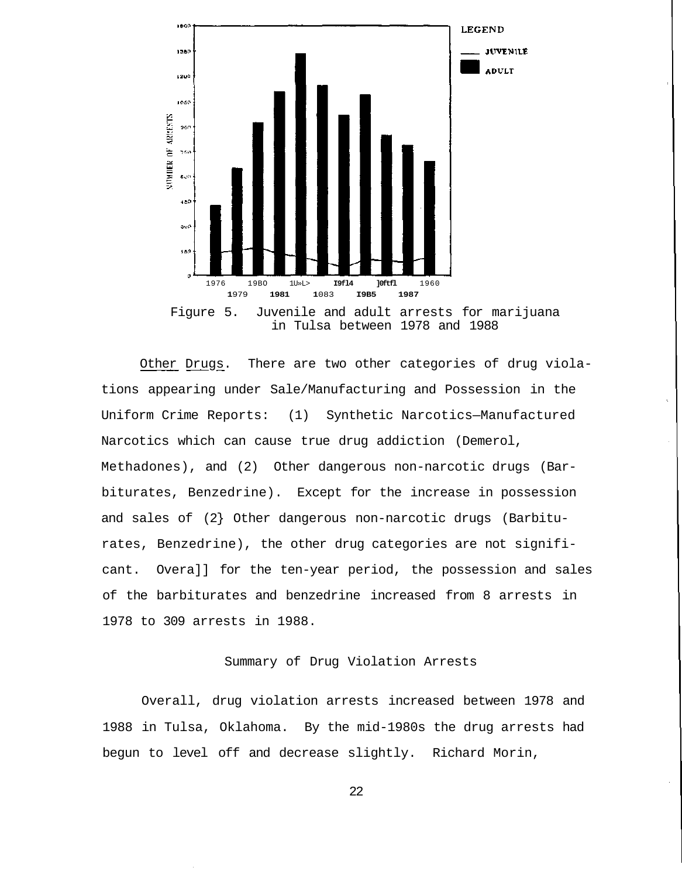1500
1350
1200
1050
900
750
600
450
300
150
0

NUMBER OF ARRESTS

LEGEND
JUVENILE
ADULT

1976 1980 1982 1984 1986 1988
1979 1981 1083 1985 1987

Figure 5. Juvenile and adult arrests for marijuana in Tulsa between 1978 and 1988

Other Drugs. There are two other categories of drug violations appearing under Sale/Manufacturing and Possession in the Uniform Crime Reports: (1) Synthetic Narcotics—Manufactured Narcotics which can cause true drug addiction (Demerol, Methadones), and (2) Other dangerous non-narcotic drugs (Barbiturates, Benzedrine). Except for the increase in possession and sales of (2} Other dangerous non-narcotic drugs (Barbiturates, Benzedrine), the other drug categories are not significant. Overall for the ten-year period, the possession and sales of the barbiturates and benzedrine increased from 8 arrests in 1978 to 309 arrests in 1988.

## Summary of Drug Violation Arrests

Overall, drug violation arrests increased between 1978 and 1988 in Tulsa, Oklahoma. By the mid-1980s the drug arrests had begun to level off and decrease slightly. Richard Morin,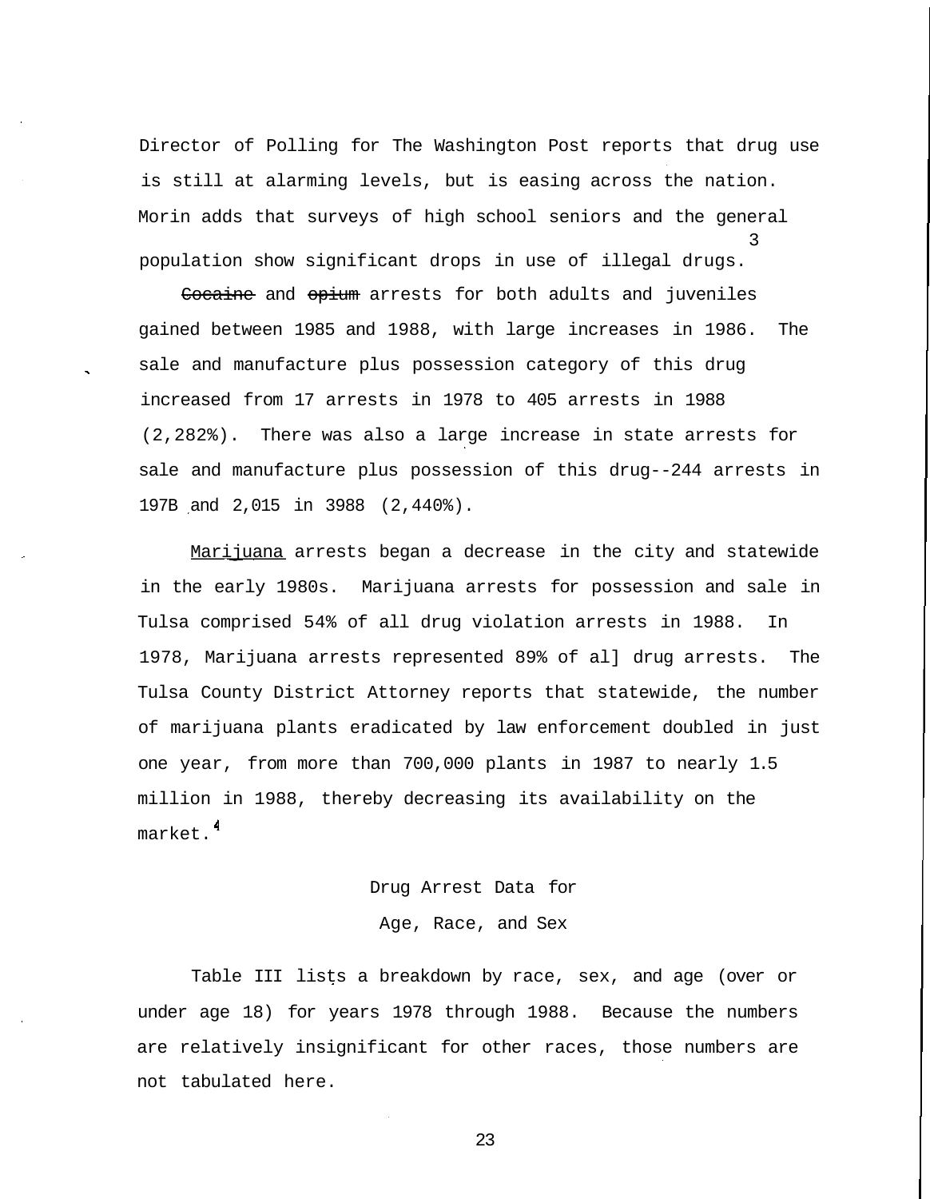Director of Polling for The Washington Post reports that drug use is still at alarming levels, but is easing across the nation. Morin adds that surveys of high school seniors and the general population show significant drops in use of illegal drugs.[3]

~~Cocaine~~ and ~~opium~~ arrests for both adults and juveniles gained between 1985 and 1988, with large increases in 1986. The sale and manufacture plus possession category of this drug increased from 17 arrests in 1978 to 405 arrests in 1988 (2,282%). There was also a large increase in state arrests for sale and manufacture plus possession of this drug--244 arrests in 197B and 2,015 in 3988 (2,440%).

Marijuana arrests began a decrease in the city and statewide in the early 1980s. Marijuana arrests for possession and sale in Tulsa comprised 54% of all drug violation arrests in 1988. In 1978, Marijuana arrests represented 89% of al] drug arrests. The Tulsa County District Attorney reports that statewide, the number of marijuana plants eradicated by law enforcement doubled in just one year, from more than 700,000 plants in 1987 to nearly 1.5 million in 1988, thereby decreasing its availability on the market.[4]

## Drug Arrest Data for Age, Race, and Sex

Table III lists a breakdown by race, sex, and age (over or under age 18) for years 1978 through 1988. Because the numbers are relatively insignificant for other races, those numbers are not tabulated here.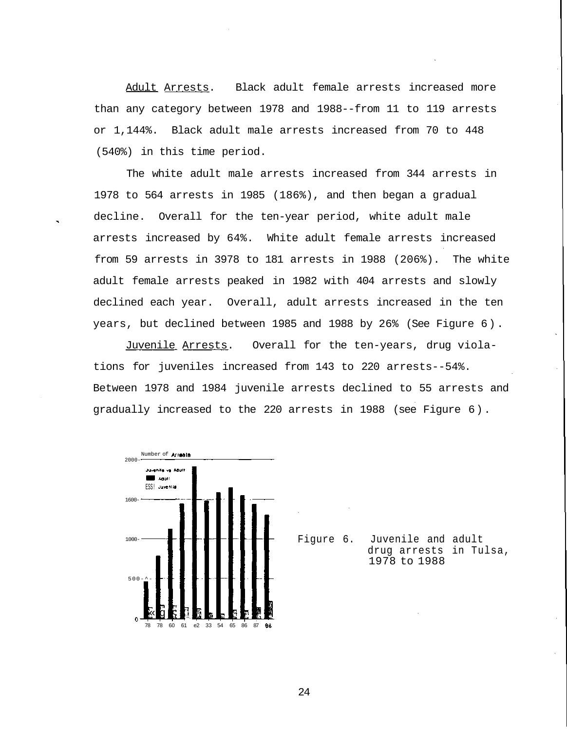Adult Arrests. Black adult female arrests increased more than any category between 1978 and 1988--from 11 to 119 arrests or 1,144%. Black adult male arrests increased from 70 to 448 (540%) in this time period.

The white adult male arrests increased from 344 arrests in 1978 to 564 arrests in 1985 (186%), and then began a gradual decline. Overall for the ten-year period, white adult male arrests increased by 64%. White adult female arrests increased from 59 arrests in 3978 to 181 arrests in 1988 (206%). The white adult female arrests peaked in 1982 with 404 arrests and slowly declined each year. Overall, adult arrests increased in the ten years, but declined between 1985 and 1988 by 26% (See Figure 6).

Juvenile Arrests. Overall for the ten-years, drug violations for juveniles increased from 143 to 220 arrests--54%. Between 1978 and 1984 juvenile arrests declined to 55 arrests and gradually increased to the 220 arrests in 1988 (see Figure 6).

Number of Arrests

2000

Juvenile vs Adult

Adult

Juvenile

1600

1000

500

0

78 78 60 61 e2 33 54 65 86 87 88

Figure 6. Juvenile and adult drug arrests in Tulsa, 1978 to 1988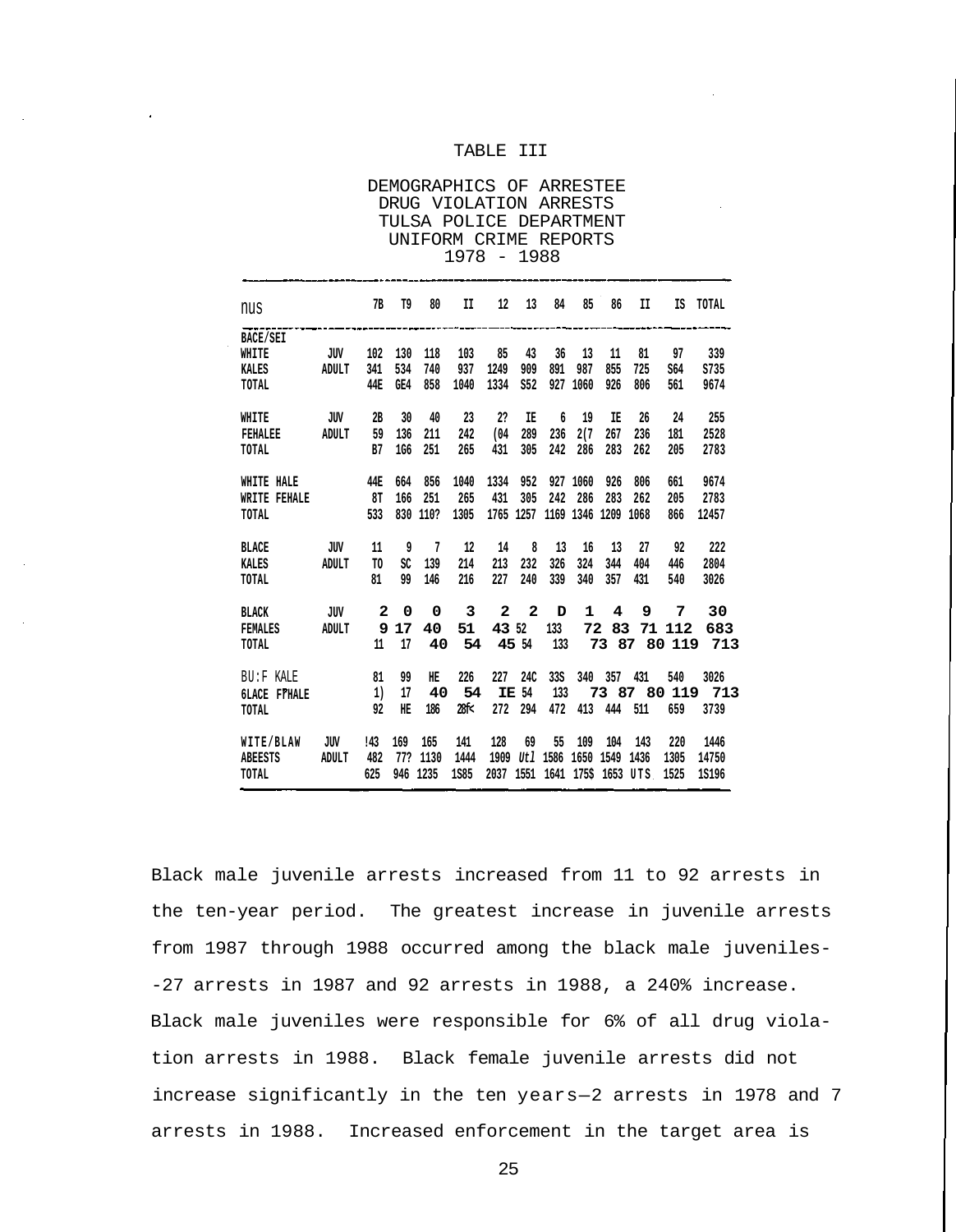TABLE III

DEMOGRAPHICS OF ARRESTEE
DRUG VIOLATION ARRESTS
TULSA POLICE DEPARTMENT
UNIFORM CRIME REPORTS
1978 - 1988

| nus | | 7B | T9 | 80 | II | 12 | 13 | 84 | 85 | 86 | II | IS | TOTAL |
|---|---|---|---|---|---|---|---|---|---|---|---|---|---|
| BACE/SEI | | | | | | | | | | | | | |
| WHITE | JUV | 102 | 130 | 118 | 103 | 85 | 43 | 36 | 13 | 11 | 81 | 97 | 339 |
| KALES | ADULT | 341 | 534 | 740 | 937 | 1249 | 909 | 891 | 987 | 855 | 725 | S64 | S735 |
| TOTAL | | 44E | GE4 | 858 | 1040 | 1334 | S52 | 927 | 1060 | 926 | 806 | 561 | 9674 |
| WHITE | JUV | 2B | 30 | 40 | 23 | 2? | IE | 6 | 19 | IE | 26 | 24 | 255 |
| FEHALEE | ADULT | 59 | 136 | 211 | 242 | (04 | 289 | 236 | 2(7 | 267 | 236 | 181 | 2528 |
| TOTAL | | B7 | 1G6 | 251 | 265 | 431 | 305 | 242 | 286 | 283 | 262 | 205 | 2783 |
| WHITE HALE | | 44E | 664 | 856 | 1040 | 1334 | 952 | 927 | 1060 | 926 | 806 | 661 | 9674 |
| WRITE FEHALE | | 8T | 166 | 251 | 265 | 431 | 305 | 242 | 286 | 283 | 262 | 205 | 2783 |
| TOTAL | | 533 | 830 | 110? | 1305 | 1765 | 1257 | 1169 | 1346 | 1209 | 1068 | 866 | 12457 |
| BLACE | JUV | 11 | 9 | 7 | 12 | 14 | 8 | 13 | 16 | 13 | 27 | 92 | 222 |
| KALES | ADULT | T0 | SC | 139 | 214 | 213 | 232 | 326 | 324 | 344 | 404 | 446 | 2804 |
| TOTAL | | 81 | 99 | 146 | 216 | 227 | 240 | 339 | 340 | 357 | 431 | 540 | 3026 |
| BLACK | JUV | 2 | 0 | 0 | 3 | 2 | 2 | D | 1 | 4 | 9 | 7 | 30 |
| FEMALES | ADULT | 9 | 17 | 40 | 51 | 43 | 52 | 133 | 72 | 83 | 71 | 112 | 683 |
| TOTAL | | 11 | 17 | 40 | 54 | 45 | 54 | 133 | 73 | 87 | 80 | 119 | 713 |
| BU:F KALE | | 81 | 99 | HE | 226 | 227 | 24C | 33S | 340 | 357 | 431 | 540 | 3026 |
| 6LACE FPHALE | | 1) | 17 | 40 | 54 | IE | 54 | 133 | 73 | 87 | 80 | 119 | 713 |
| TOTAL | | 92 | HE | 186 | 28f< | 272 | 294 | 472 | 413 | 444 | 511 | 659 | 3739 |
| WITE/BLAW | JUV | !43 | 169 | 165 | 141 | 128 | 69 | 55 | 109 | 104 | 143 | 220 | 1446 |
| ABEESTS | ADULT | 482 | 77? | 1130 | 1444 | 1909 | Utl | 1586 | 1650 | 1549 | 1436 | 1305 | 14750 |
| TOTAL | | 625 | 946 | 1235 | 1S85 | 2037 | 1551 | 1641 | 175S | 1653 | UTS | 1525 | 1S196 |

Black male juvenile arrests increased from 11 to 92 arrests in the ten-year period. The greatest increase in juvenile arrests from 1987 through 1988 occurred among the black male juveniles--27 arrests in 1987 and 92 arrests in 1988, a 240% increase. Black male juveniles were responsible for 6% of all drug violation arrests in 1988. Black female juvenile arrests did not increase significantly in the ten years—2 arrests in 1978 and 7 arrests in 1988. Increased enforcement in the target area is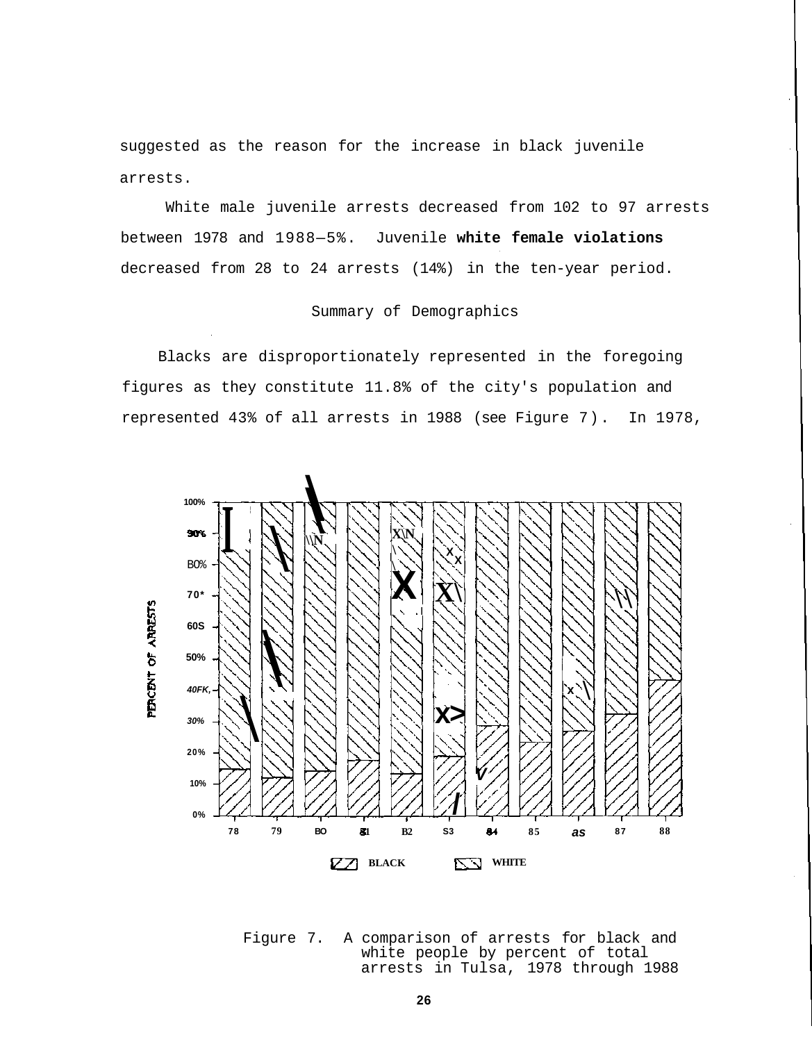suggested as the reason for the increase in black juvenile arrests.

White male juvenile arrests decreased from 102 to 97 arrests between 1978 and 1988—5%. Juvenile **white female violations** decreased from 28 to 24 arrests (14%) in the ten-year period.

## Summary of Demographics

Blacks are disproportionately represented in the foregoing figures as they constitute 11.8% of the city's population and represented 43% of all arrests in 1988 (see Figure 7). In 1978,

PERCENT OF ARRESTS

100%
90%
80%
70%
60%
50%
40%
30%
20%
10%
0%

78 79 80 81 82 83 84 85 86 87 88

BLACK WHITE

Figure 7. A comparison of arrests for black and white people by percent of total arrests in Tulsa, 1978 through 1988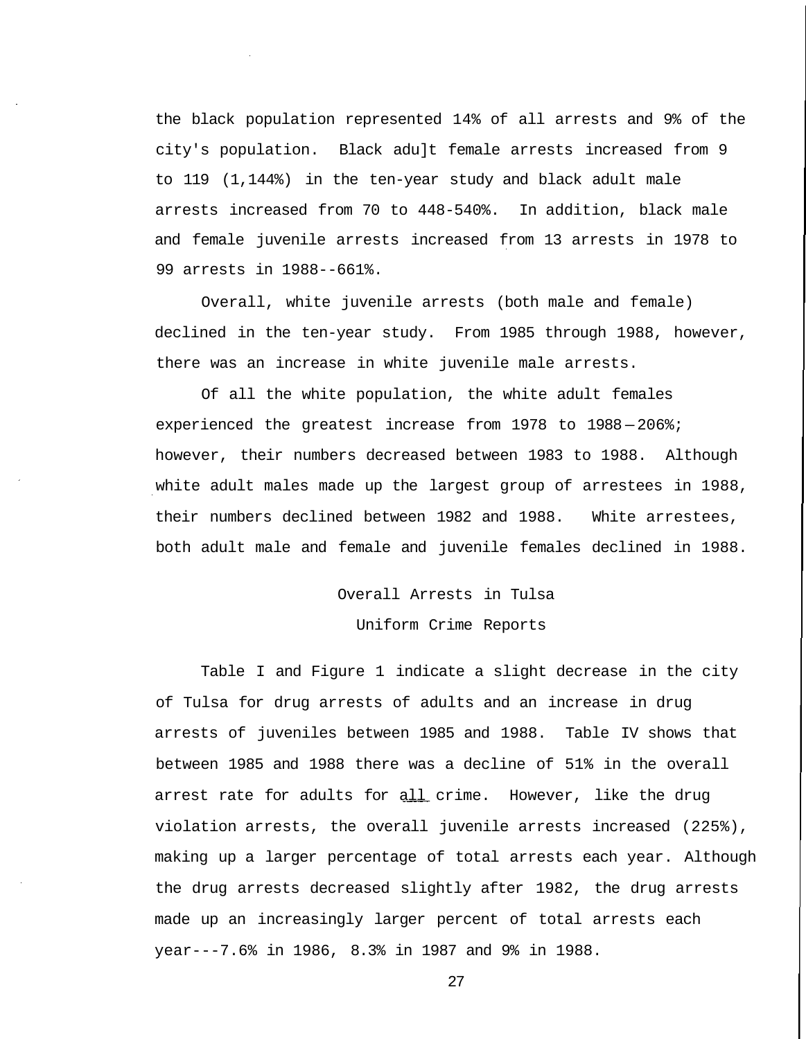the black population represented 14% of all arrests and 9% of the city's population. Black adu]t female arrests increased from 9 to 119 (1,144%) in the ten-year study and black adult male arrests increased from 70 to 448-540%. In addition, black male and female juvenile arrests increased from 13 arrests in 1978 to 99 arrests in 1988--661%.

Overall, white juvenile arrests (both male and female) declined in the ten-year study. From 1985 through 1988, however, there was an increase in white juvenile male arrests.

Of all the white population, the white adult females experienced the greatest increase from 1978 to 1988—206%; however, their numbers decreased between 1983 to 1988. Although white adult males made up the largest group of arrestees in 1988, their numbers declined between 1982 and 1988. White arrestees, both adult male and female and juvenile females declined in 1988.

## Overall Arrests in Tulsa
## Uniform Crime Reports

Table I and Figure 1 indicate a slight decrease in the city of Tulsa for drug arrests of adults and an increase in drug arrests of juveniles between 1985 and 1988. Table IV shows that between 1985 and 1988 there was a decline of 51% in the overall arrest rate for adults for all crime. However, like the drug violation arrests, the overall juvenile arrests increased (225%), making up a larger percentage of total arrests each year. Although the drug arrests decreased slightly after 1982, the drug arrests made up an increasingly larger percent of total arrests each year---7.6% in 1986, 8.3% in 1987 and 9% in 1988.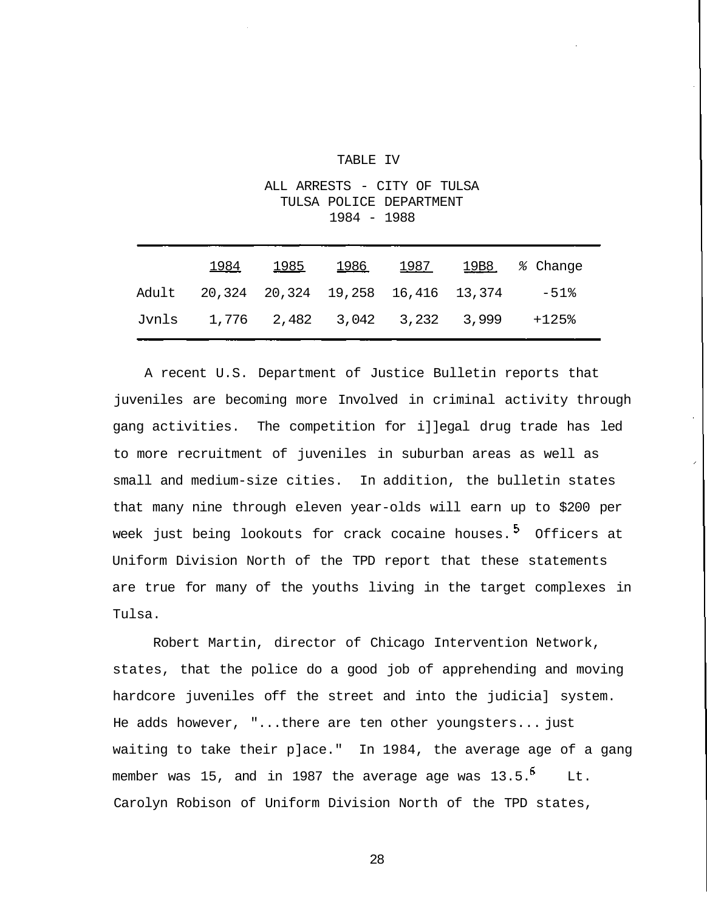TABLE IV

ALL ARRESTS - CITY OF TULSA
TULSA POLICE DEPARTMENT
1984 - 1988

| | 1984 | 1985 | 1986 | 1987 | 19B8 | % Change |
|---|---|---|---|---|---|---|
| Adult | 20,324 | 20,324 | 19,258 | 16,416 | 13,374 | -51% |
| Jvnls | 1,776 | 2,482 | 3,042 | 3,232 | 3,999 | +125% |

A recent U.S. Department of Justice Bulletin reports that juveniles are becoming more Involved in criminal activity through gang activities. The competition for i]]egal drug trade has led to more recruitment of juveniles in suburban areas as well as small and medium-size cities. In addition, the bulletin states that many nine through eleven year-olds will earn up to $200 per week just being lookouts for crack cocaine houses.[5] Officers at Uniform Division North of the TPD report that these statements are true for many of the youths living in the target complexes in Tulsa.

Robert Martin, director of Chicago Intervention Network, states, that the police do a good job of apprehending and moving hardcore juveniles off the street and into the judicia] system. He adds however, "...there are ten other youngsters... just waiting to take their p]ace." In 1984, the average age of a gang member was 15, and in 1987 the average age was 13.5.[6] Lt. Carolyn Robison of Uniform Division North of the TPD states,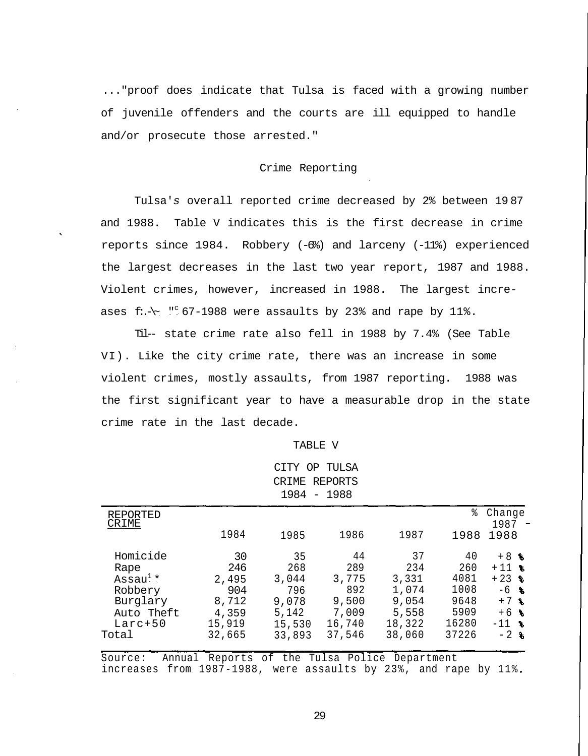..."proof does indicate that Tulsa is faced with a growing number of juvenile offenders and the courts are ill equipped to handle and/or prosecute those arrested."

## Crime Reporting

Tulsa's overall reported crime decreased by 2% between 1987 and 1988. Table V indicates this is the first decrease in crime reports since 1984. Robbery (-6%) and larceny (-11%) experienced the largest decreases in the last two year report, 1987 and 1988. Violent crimes, however, increased in 1988. The largest increases f:.-\- "c 67-1988 were assaults by 23% and rape by 11%.

Til-- state crime rate also fell in 1988 by 7.4% (See Table VI). Like the city crime rate, there was an increase in some violent crimes, mostly assaults, from 1987 reporting. 1988 was the first significant year to have a measurable drop in the state crime rate in the last decade.

TABLE V

CITY OP TULSA
CRIME REPORTS
1984 - 1988

| REPORTED CRIME | 1984 | 1985 | 1986 | 1987 | 1988 | % Change 1987 - 1988 |
|---|---|---|---|---|---|---|
| Homicide | 30 | 35 | 44 | 37 | 40 | +8 % |
| Rape | 246 | 268 | 289 | 234 | 260 | +11 % |
| Assau1* | 2,495 | 3,044 | 3,775 | 3,331 | 4081 | +23 % |
| Robbery | 904 | 796 | 892 | 1,074 | 1008 | -6 % |
| Burglary | 8,712 | 9,078 | 9,500 | 9,054 | 9648 | +7 % |
| Auto Theft | 4,359 | 5,142 | 7,009 | 5,558 | 5909 | +6 % |
| Larc+50 | 15,919 | 15,530 | 16,740 | 18,322 | 16280 | -11 % |
| Total | 32,665 | 33,893 | 37,546 | 38,060 | 37226 | -2 % |

Source: Annual Reports of the Tulsa Police Department
increases from 1987-1988, were assaults by 23%, and rape by 11%.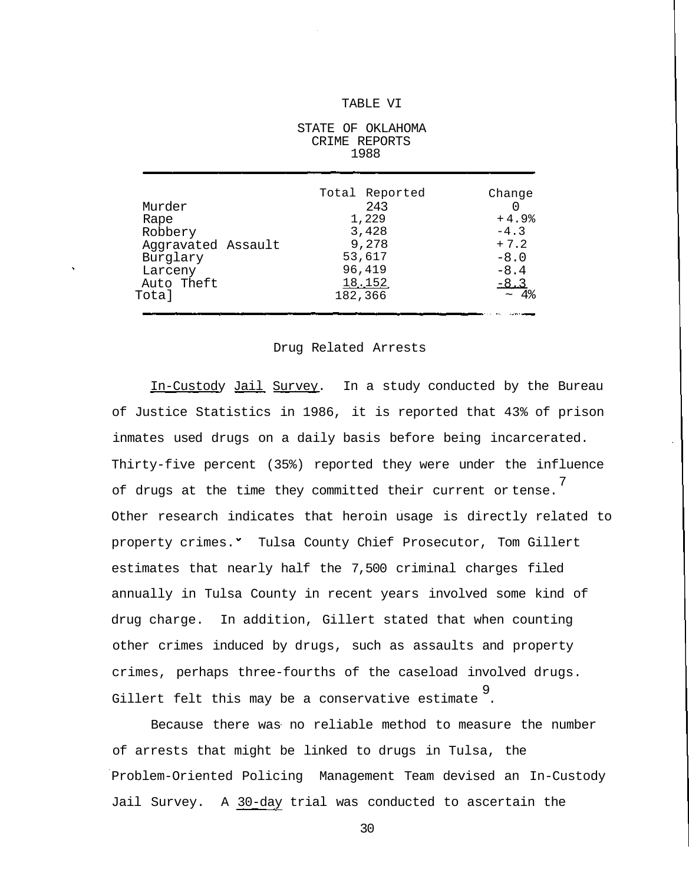TABLE VI

STATE OF OKLAHOMA
CRIME REPORTS
1988

| | Total Reported | Change |
|---|---|---|
| Murder | 243 | 0 |
| Rape | 1,229 | +4.9% |
| Robbery | 3,428 | -4.3 |
| Aggravated Assault | 9,278 | +7.2 |
| Burglary | 53,617 | -8.0 |
| Larceny | 96,419 | -8.4 |
| Auto Theft | 18,152 | -8.3 |
| Total | 182,366 | ~ 4% |

## Drug Related Arrests

In-Custody Jail Survey. In a study conducted by the Bureau of Justice Statistics in 1986, it is reported that 43% of prison inmates used drugs on a daily basis before being incarcerated. Thirty-five percent (35%) reported they were under the influence of drugs at the time they committed their current offense.[7] Other research indicates that heroin usage is directly related to property crimes.[8] Tulsa County Chief Prosecutor, Tom Gillert estimates that nearly half the 7,500 criminal charges filed annually in Tulsa County in recent years involved some kind of drug charge. In addition, Gillert stated that when counting other crimes induced by drugs, such as assaults and property crimes, perhaps three-fourths of the caseload involved drugs. Gillert felt this may be a conservative estimate[9].

Because there was no reliable method to measure the number of arrests that might be linked to drugs in Tulsa, the Problem-Oriented Policing Management Team devised an In-Custody Jail Survey. A 30-day trial was conducted to ascertain the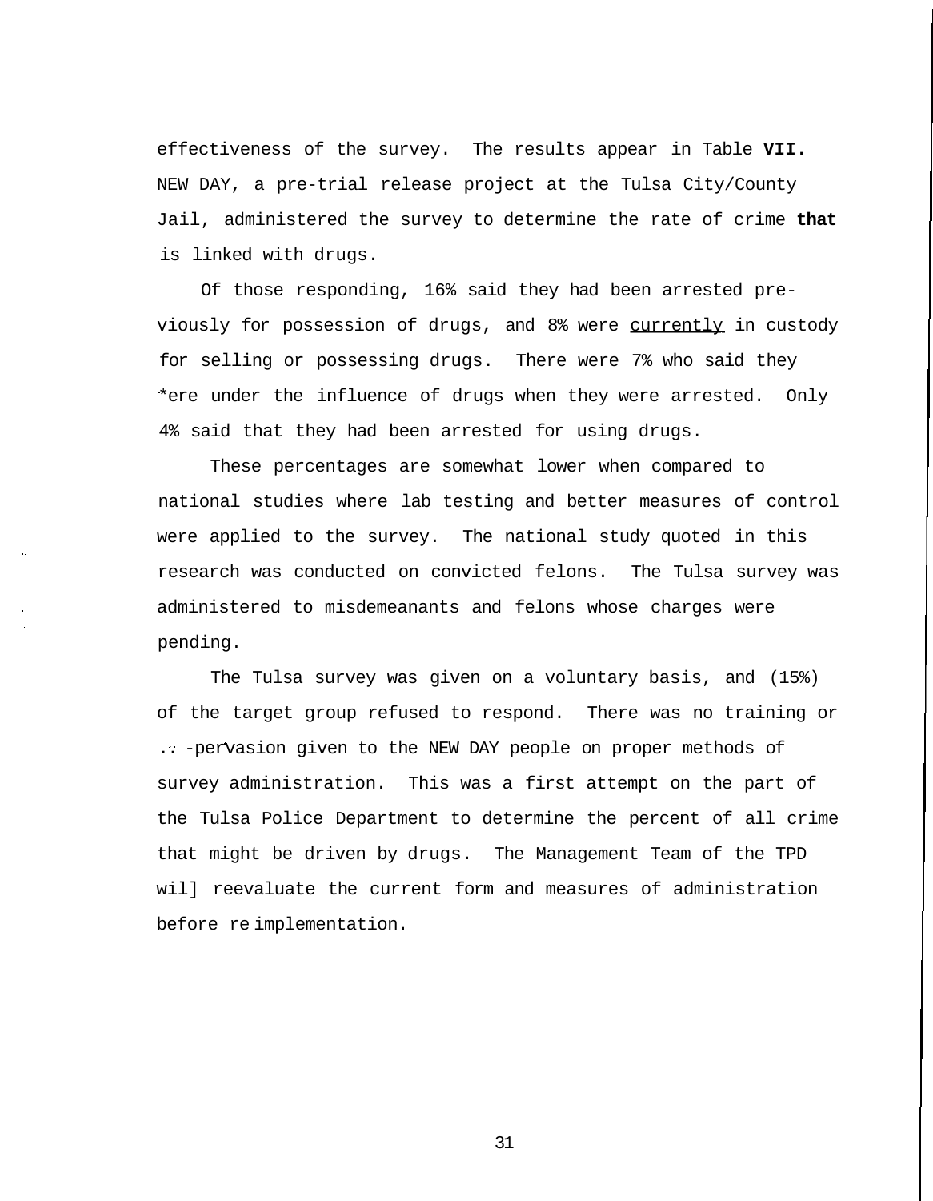effectiveness of the survey. The results appear in Table **VII.** NEW DAY, a pre-trial release project at the Tulsa City/County Jail, administered the survey to determine the rate of crime **that** is linked with drugs.

Of those responding, 16% said they had been arrested previously for possession of drugs, and 8% were currently in custody for selling or possessing drugs. There were 7% who said they *ere under the influence of drugs when they were arrested. Only 4% said that they had been arrested for using drugs.

These percentages are somewhat lower when compared to national studies where lab testing and better measures of control were applied to the survey. The national study quoted in this research was conducted on convicted felons. The Tulsa survey was administered to misdemeanants and felons whose charges were pending.

The Tulsa survey was given on a voluntary basis, and (15%) of the target group refused to respond. There was no training or .·: -pervasion given to the NEW DAY people on proper methods of survey administration. This was a first attempt on the part of the Tulsa Police Department to determine the percent of all crime that might be driven by drugs. The Management Team of the TPD wil] reevaluate the current form and measures of administration before re implementation.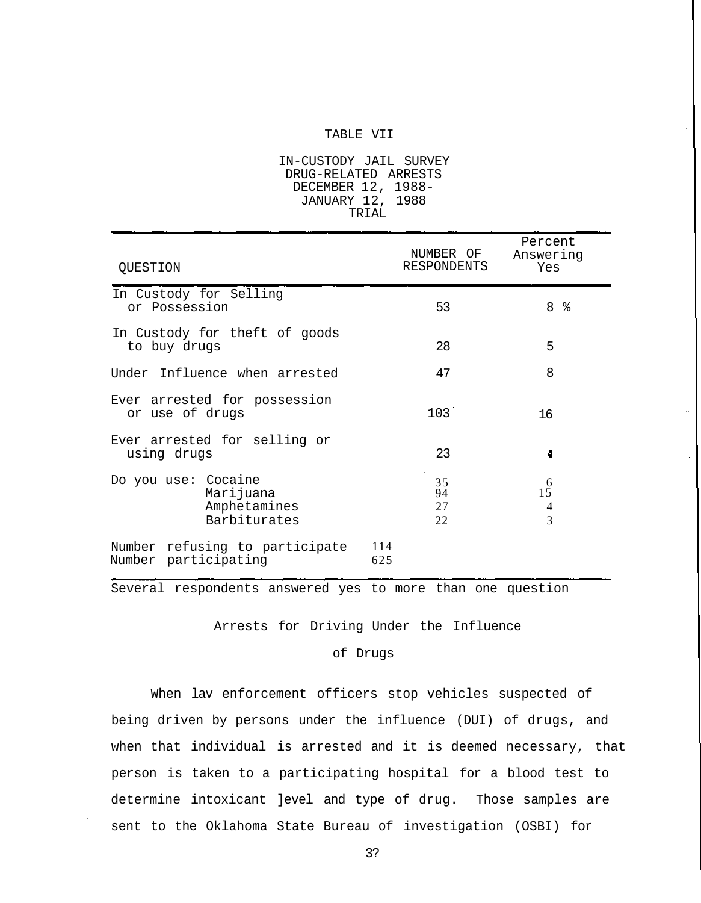TABLE VII

IN-CUSTODY JAIL SURVEY
DRUG-RELATED ARRESTS
DECEMBER 12, 1988-
JANUARY 12, 1988
TRIAL

| QUESTION | NUMBER OF RESPONDENTS | Percent Answering Yes |
|---|---|---|
| In Custody for Selling or Possession | 53 | 8 % |
| In Custody for theft of goods to buy drugs | 28 | 5 |
| Under Influence when arrested | 47 | 8 |
| Ever arrested for possession or use of drugs | 103 | 16 |
| Ever arrested for selling or using drugs | 23 | 4 |
| Do you use: Cocaine | 35 | 6 |
| Marijuana | 94 | 15 |
| Amphetamines | 27 | 4 |
| Barbiturates | 22 | 3 |
| Number refusing to participate | 114 | |
| Number participating | 625 | |

Several respondents answered yes to more than one question

## Arrests for Driving Under the Influence of Drugs

When lav enforcement officers stop vehicles suspected of being driven by persons under the influence (DUI) of drugs, and when that individual is arrested and it is deemed necessary, that person is taken to a participating hospital for a blood test to determine intoxicant ]evel and type of drug. Those samples are sent to the Oklahoma State Bureau of investigation (OSBI) for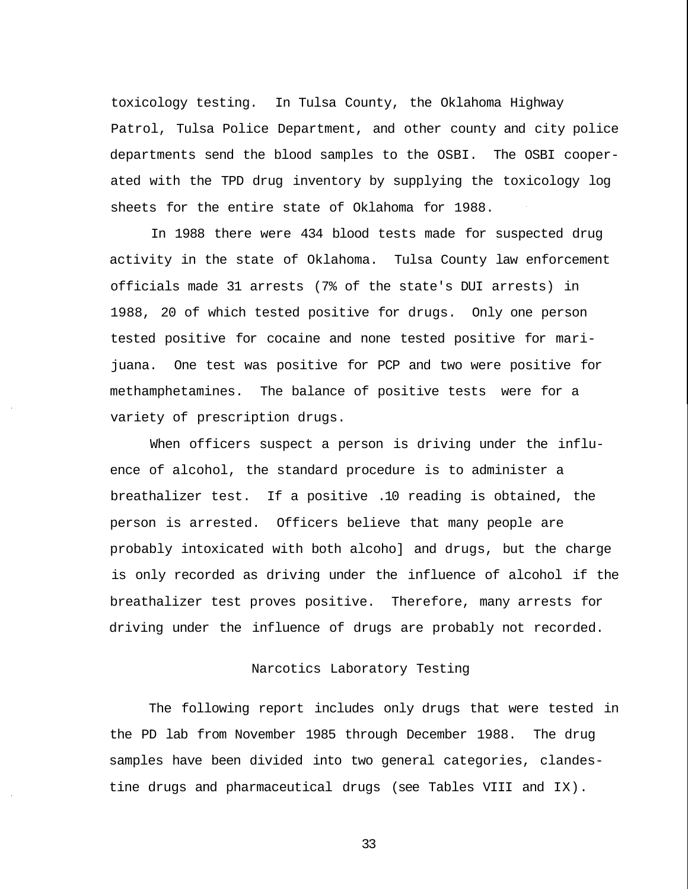toxicology testing. In Tulsa County, the Oklahoma Highway Patrol, Tulsa Police Department, and other county and city police departments send the blood samples to the OSBI. The OSBI cooperated with the TPD drug inventory by supplying the toxicology log sheets for the entire state of Oklahoma for 1988.

In 1988 there were 434 blood tests made for suspected drug activity in the state of Oklahoma. Tulsa County law enforcement officials made 31 arrests (7% of the state's DUI arrests) in 1988, 20 of which tested positive for drugs. Only one person tested positive for cocaine and none tested positive for marijuana. One test was positive for PCP and two were positive for methamphetamines. The balance of positive tests were for a variety of prescription drugs.

When officers suspect a person is driving under the influence of alcohol, the standard procedure is to administer a breathalizer test. If a positive .10 reading is obtained, the person is arrested. Officers believe that many people are probably intoxicated with both alcoho] and drugs, but the charge is only recorded as driving under the influence of alcohol if the breathalizer test proves positive. Therefore, many arrests for driving under the influence of drugs are probably not recorded.

## Narcotics Laboratory Testing

The following report includes only drugs that were tested in the PD lab from November 1985 through December 1988. The drug samples have been divided into two general categories, clandestine drugs and pharmaceutical drugs (see Tables VIII and IX).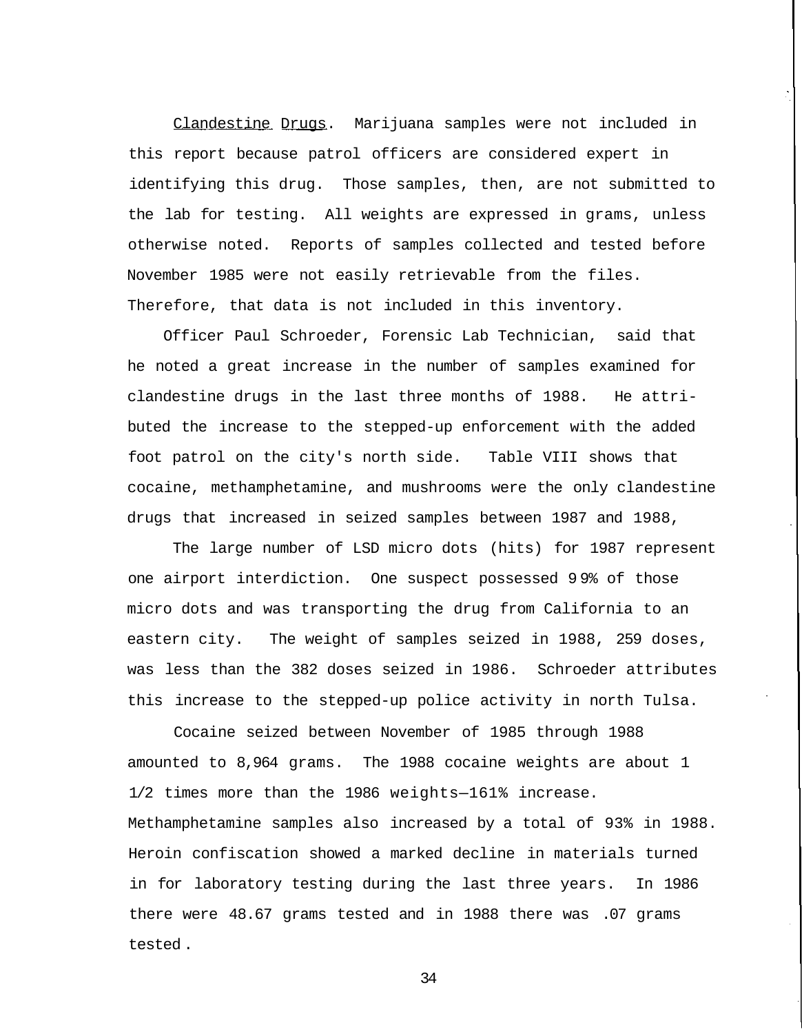Clandestine Drugs. Marijuana samples were not included in this report because patrol officers are considered expert in identifying this drug. Those samples, then, are not submitted to the lab for testing. All weights are expressed in grams, unless otherwise noted. Reports of samples collected and tested before November 1985 were not easily retrievable from the files. Therefore, that data is not included in this inventory.

Officer Paul Schroeder, Forensic Lab Technician, said that he noted a great increase in the number of samples examined for clandestine drugs in the last three months of 1988. He attributed the increase to the stepped-up enforcement with the added foot patrol on the city's north side. Table VIII shows that cocaine, methamphetamine, and mushrooms were the only clandestine drugs that increased in seized samples between 1987 and 1988,

The large number of LSD micro dots (hits) for 1987 represent one airport interdiction. One suspect possessed 99% of those micro dots and was transporting the drug from California to an eastern city. The weight of samples seized in 1988, 259 doses, was less than the 382 doses seized in 1986. Schroeder attributes this increase to the stepped-up police activity in north Tulsa.

Cocaine seized between November of 1985 through 1988 amounted to 8,964 grams. The 1988 cocaine weights are about 1 1/2 times more than the 1986 weights—161% increase. Methamphetamine samples also increased by a total of 93% in 1988. Heroin confiscation showed a marked decline in materials turned in for laboratory testing during the last three years. In 1986 there were 48.67 grams tested and in 1988 there was .07 grams tested.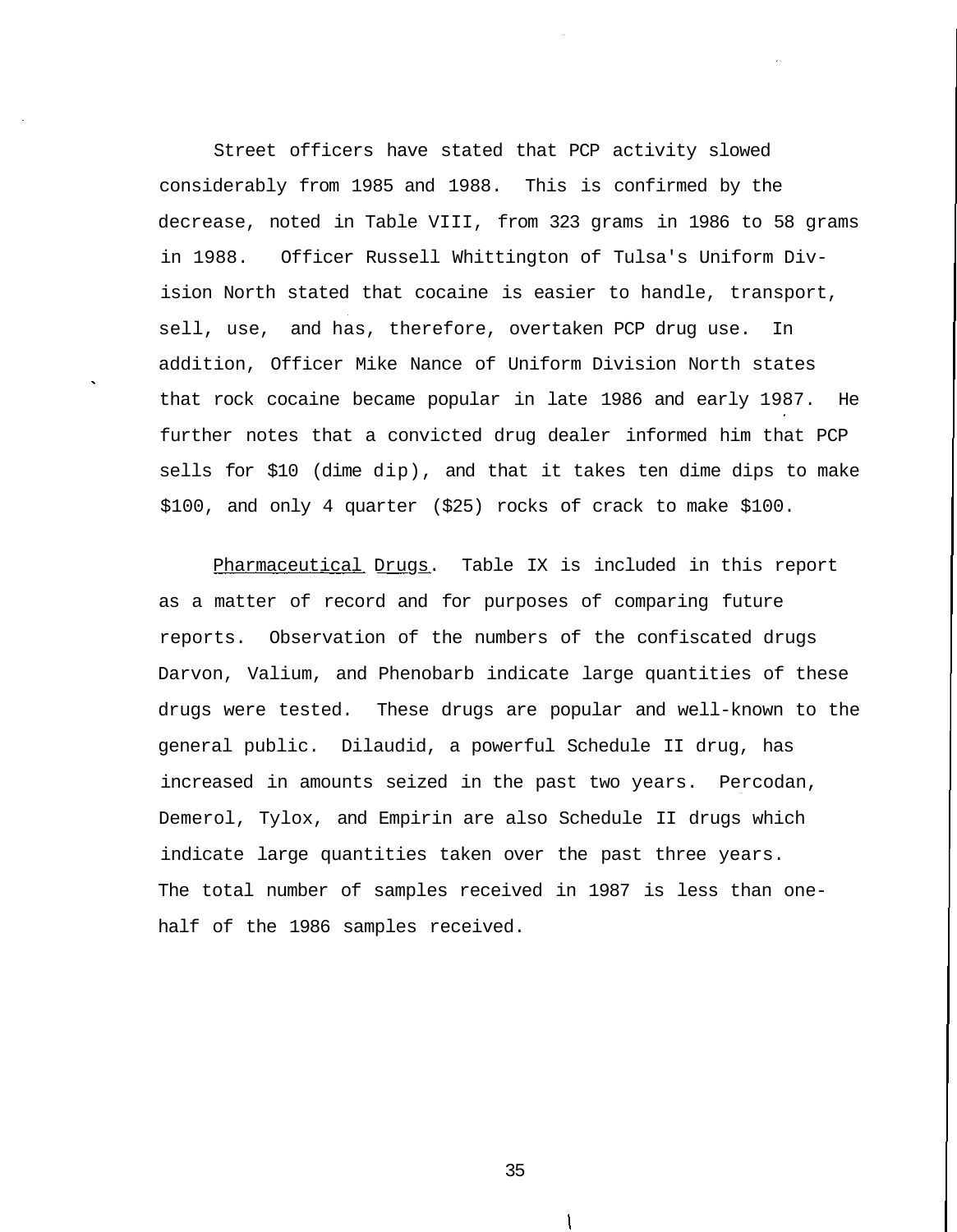Street officers have stated that PCP activity slowed considerably from 1985 and 1988. This is confirmed by the decrease, noted in Table VIII, from 323 grams in 1986 to 58 grams in 1988. Officer Russell Whittington of Tulsa's Uniform Division North stated that cocaine is easier to handle, transport, sell, use, and has, therefore, overtaken PCP drug use. In addition, Officer Mike Nance of Uniform Division North states that rock cocaine became popular in late 1986 and early 1987. He further notes that a convicted drug dealer informed him that PCP sells for $10 (dime dip), and that it takes ten dime dips to make $100, and only 4 quarter ($25) rocks of crack to make $100.

Pharmaceutical Drugs. Table IX is included in this report as a matter of record and for purposes of comparing future reports. Observation of the numbers of the confiscated drugs Darvon, Valium, and Phenobarb indicate large quantities of these drugs were tested. These drugs are popular and well-known to the general public. Dilaudid, a powerful Schedule II drug, has increased in amounts seized in the past two years. Percodan, Demerol, Tylox, and Empirin are also Schedule II drugs which indicate large quantities taken over the past three years. The total number of samples received in 1987 is less than one-half of the 1986 samples received.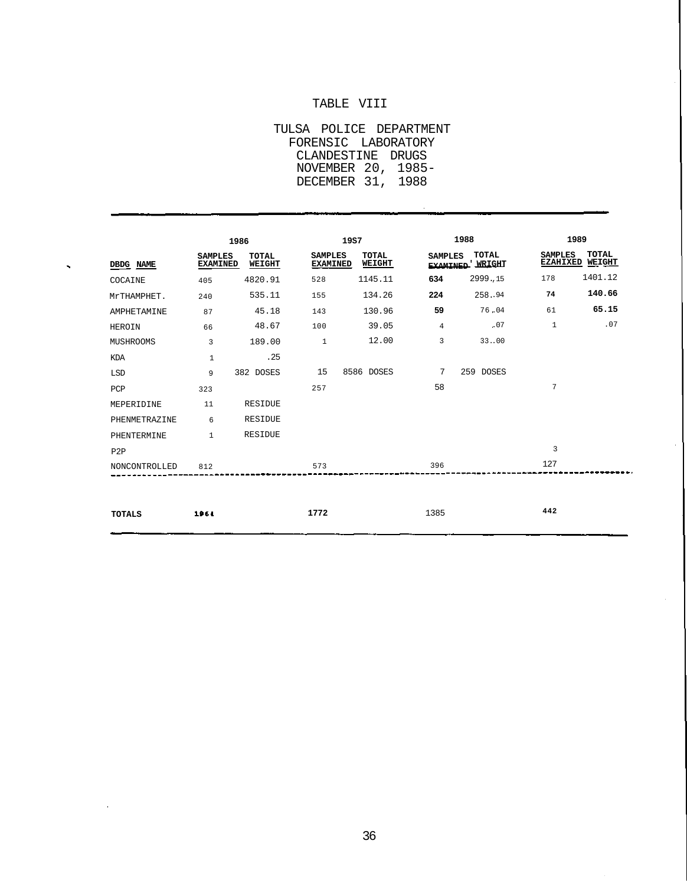TABLE VIII

TULSA POLICE DEPARTMENT
FORENSIC LABORATORY
CLANDESTINE DRUGS
NOVEMBER 20, 1985-
DECEMBER 31, 1988

| | 1986 | | 19S7 | | 1988 | | 1989 | |
|---|---|---|---|---|---|---|---|---|
| DBDG NAME | SAMPLES EXAMINED | TOTAL WEIGHT | SAMPLES EXAMINED | TOTAL WEIGHT | SAMPLES EXAMINED | TOTAL WRIGHT | SAMPLES EZAHIXED | TOTAL WEIGHT |
| COCAINE | 405 | 4820.91 | 528 | 1145.11 | 634 | 2999.,15 | 178 | 1401.12 |
| MrTHAMPHET. | 240 | 535.11 | 155 | 134.26 | 224 | 258..94 | 74 | 140.66 |
| AMPHETAMINE | 87 | 45.18 | 143 | 130.96 | 59 | 76..04 | 61 | 65.15 |
| HEROIN | 66 | 48.67 | 100 | 39.05 | 4 | ..07 | 1 | .07 |
| MUSHROOMS | 3 | 189.00 | 1 | 12.00 | 3 | 33..00 | | |
| KDA | 1 | .25 | | | | | | |
| LSD | 9 | 382 DOSES | 15 | 8586 DOSES | 7 | 259 DOSES | | |
| PCP | 323 | | 257 | | 58 | | 7 | |
| MEPERIDINE | 11 | RESIDUE | | | | | | |
| PHENMETRAZINE | 6 | RESIDUE | | | | | | |
| PHENTERMINE | 1 | RESIDUE | | | | | | |
| P2P | | | | | | | 3 | |
| NONCONTROLLED | 812 | | 573 | | 396 | | 127 | |
| TOTALS | 1961 | | 1772 | | 1385 | | 442 | |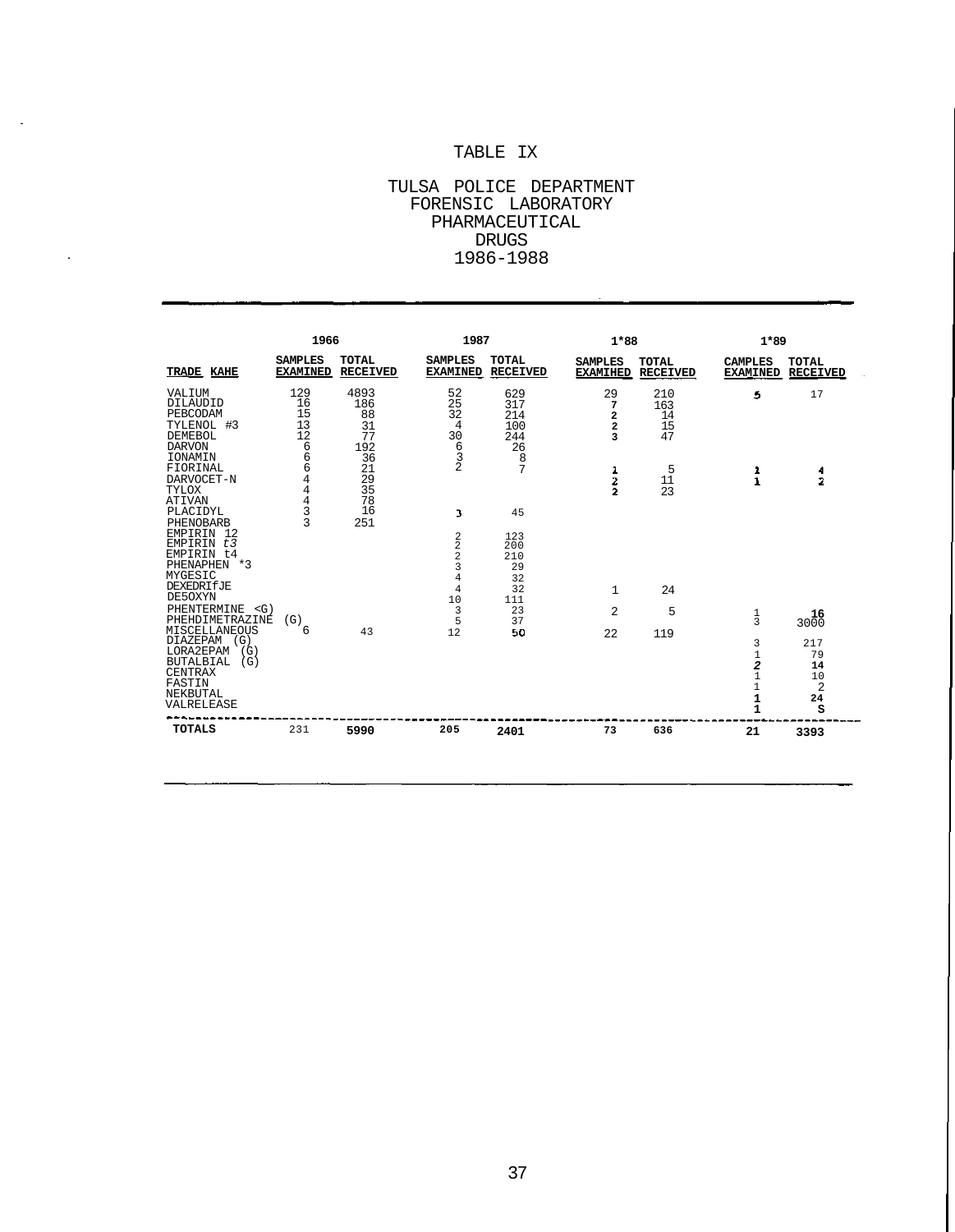TABLE IX

TULSA POLICE DEPARTMENT
FORENSIC LABORATORY
PHARMACEUTICAL
DRUGS
1986-1988

| | 1966 | | 1987 | | 1*88 | | 1*89 | |
|---|---|---|---|---|---|---|---|---|
| TRADE KAHE | SAMPLES EXAMINED | TOTAL RECEIVED | SAMPLES EXAMINED | TOTAL RECEIVED | SAMPLES EXAMIHED | TOTAL RECEIVED | CAMPLES EXAMINED | TOTAL RECEIVED |
| VALIUM | 129 | 4893 | 52 | 629 | 29 | 210 | 5 | 17 |
| DILAUDID | 16 | 186 | 25 | 317 | 7 | 163 | | |
| PEBCODAM | 15 | 88 | 32 | 214 | 2 | 14 | | |
| TYLENOL #3 | 13 | 31 | 4 | 100 | 2 | 15 | | |
| DEMEBOL | 12 | 77 | 30 | 244 | 3 | 47 | | |
| DARVON | 6 | 192 | 6 | 26 | | | | |
| IONAMIN | 6 | 36 | 3 | 8 | | | | |
| FIORINAL | 6 | 21 | 2 | 7 | 1 | 5 | 1 | 4 |
| DARVOCET-N | 4 | 29 | | | 2 | 11 | 1 | 2 |
| TYLOX | 4 | 35 | | | 2 | 23 | | |
| ATIVAN | 4 | 78 | | | | | | |
| PLACIDYL | 3 | 16 | 3 | 45 | | | | |
| PHENOBARB | 3 | 251 | | | | | | |
| EMPIRIN 12 | | | 2 | 123 | | | | |
| EMPIRIN t3 | | | 2 | 200 | | | | |
| EMPIRIN t4 | | | 2 | 210 | | | | |
| PHENAPHEN *3 | | | 3 | 29 | | | | |
| MYGESIC | | | 4 | 32 | | | | |
| DEXEDRIfJE | | | 4 | 32 | 1 | 24 | | |
| DE5OXYN | | | 10 | 111 | | | | |
| PHENTERMINE <G) | | | 3 | 23 | 2 | 5 | 1 | 16 |
| PHEHDIMETRAZINE (G) | | | 5 | 37 | | | 3 | 3000 |
| MISCELLANEOUS | 6 | 43 | 12 | 50 | 22 | 119 | | |
| DIAZEPAM (G) | | | | | | | 3 | 217 |
| LORA2EPAM (G) | | | | | | | 1 | 79 |
| BUTALBIAL (G) | | | | | | | 2 | 14 |
| CENTRAX | | | | | | | 1 | 10 |
| FASTIN | | | | | | | 1 | 2 |
| NEKBUTAL | | | | | | | 1 | 24 |
| VALRELEASE | | | | | | | 1 | S |
| TOTALS | 231 | 5990 | 205 | 2401 | 73 | 636 | 21 | 3393 |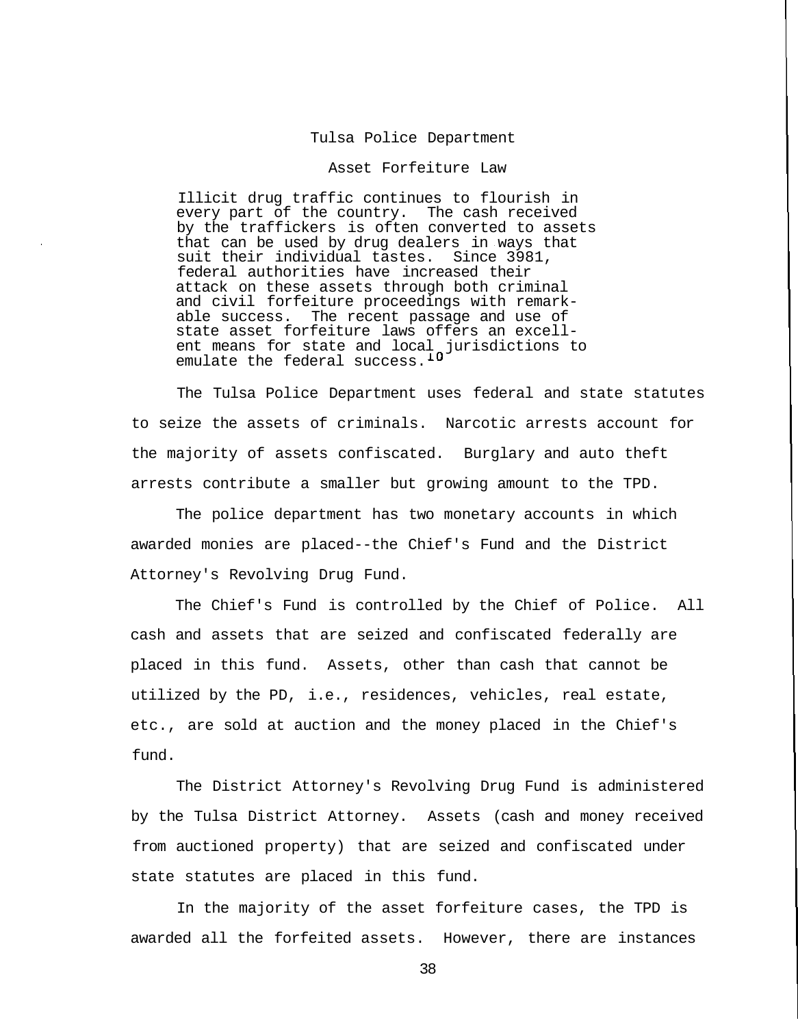## Tulsa Police Department

### Asset Forfeiture Law

> Illicit drug traffic continues to flourish in every part of the country. The cash received by the traffickers is often converted to assets that can be used by drug dealers in ways that suit their individual tastes. Since 3981, federal authorities have increased their attack on these assets through both criminal and civil forfeiture proceedings with remarkable success. The recent passage and use of state asset forfeiture laws offers an excellent means for state and local jurisdictions to emulate the federal success.[10]

The Tulsa Police Department uses federal and state statutes to seize the assets of criminals. Narcotic arrests account for the majority of assets confiscated. Burglary and auto theft arrests contribute a smaller but growing amount to the TPD.

The police department has two monetary accounts in which awarded monies are placed--the Chief's Fund and the District Attorney's Revolving Drug Fund.

The Chief's Fund is controlled by the Chief of Police. All cash and assets that are seized and confiscated federally are placed in this fund. Assets, other than cash that cannot be utilized by the PD, i.e., residences, vehicles, real estate, etc., are sold at auction and the money placed in the Chief's fund.

The District Attorney's Revolving Drug Fund is administered by the Tulsa District Attorney. Assets (cash and money received from auctioned property) that are seized and confiscated under state statutes are placed in this fund.

In the majority of the asset forfeiture cases, the TPD is awarded all the forfeited assets. However, there are instances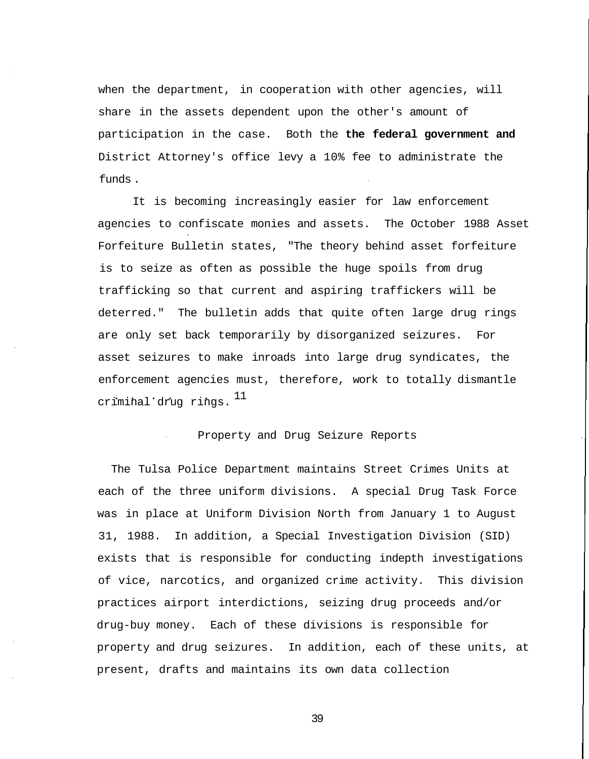when the department, in cooperation with other agencies, will share in the assets dependent upon the other's amount of participation in the case. Both the **the federal government and** District Attorney's office levy a 10% fee to administrate the funds.

It is becoming increasingly easier for law enforcement agencies to confiscate monies and assets. The October 1988 Asset Forfeiture Bulletin states, "The theory behind asset forfeiture is to seize as often as possible the huge spoils from drug trafficking so that current and aspiring traffickers will be deterred." The bulletin adds that quite often large drug rings are only set back temporarily by disorganized seizures. For asset seizures to make inroads into large drug syndicates, the enforcement agencies must, therefore, work to totally dismantle criminal drug rings.[11]

## Property and Drug Seizure Reports

The Tulsa Police Department maintains Street Crimes Units at each of the three uniform divisions. A special Drug Task Force was in place at Uniform Division North from January 1 to August 31, 1988. In addition, a Special Investigation Division (SID) exists that is responsible for conducting indepth investigations of vice, narcotics, and organized crime activity. This division practices airport interdictions, seizing drug proceeds and/or drug-buy money. Each of these divisions is responsible for property and drug seizures. In addition, each of these units, at present, drafts and maintains its own data collection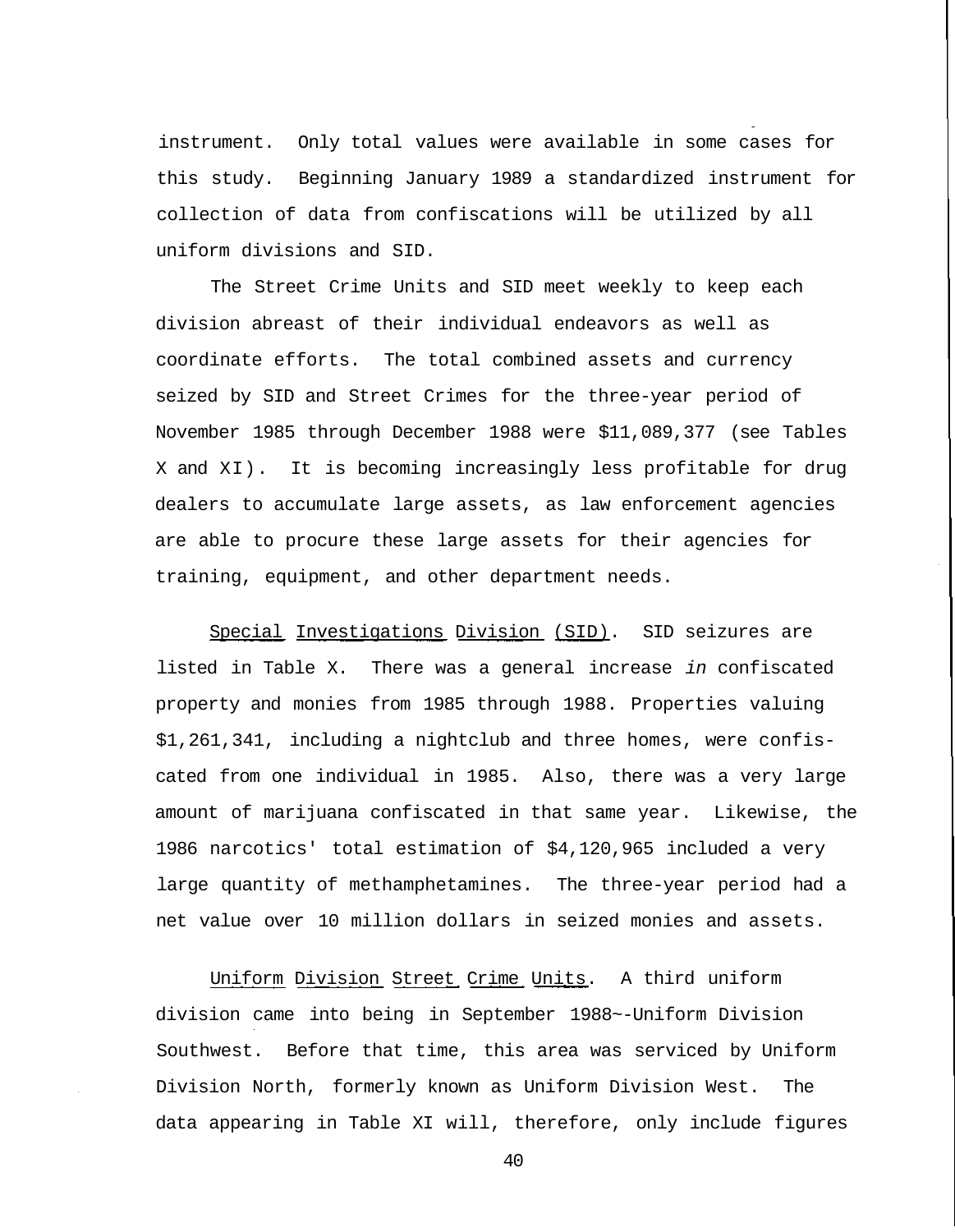instrument. Only total values were available in some cases for this study. Beginning January 1989 a standardized instrument for collection of data from confiscations will be utilized by all uniform divisions and SID.

The Street Crime Units and SID meet weekly to keep each division abreast of their individual endeavors as well as coordinate efforts. The total combined assets and currency seized by SID and Street Crimes for the three-year period of November 1985 through December 1988 were $11,089,377 (see Tables X and XI). It is becoming increasingly less profitable for drug dealers to accumulate large assets, as law enforcement agencies are able to procure these large assets for their agencies for training, equipment, and other department needs.

Special Investigations Division (SID). SID seizures are listed in Table X. There was a general increase *in* confiscated property and monies from 1985 through 1988. Properties valuing $1,261,341, including a nightclub and three homes, were confiscated from one individual in 1985. Also, there was a very large amount of marijuana confiscated in that same year. Likewise, the 1986 narcotics' total estimation of $4,120,965 included a very large quantity of methamphetamines. The three-year period had a net value over 10 million dollars in seized monies and assets.

Uniform Division Street Crime Units. A third uniform division came into being in September 1988~-Uniform Division Southwest. Before that time, this area was serviced by Uniform Division North, formerly known as Uniform Division West. The data appearing in Table XI will, therefore, only include figures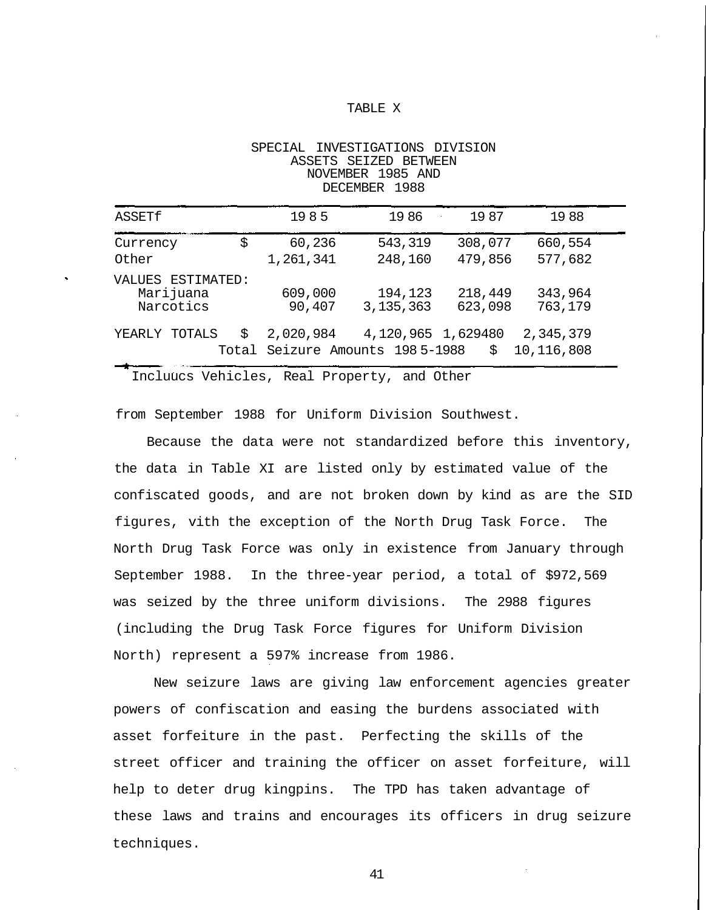TABLE X

SPECIAL INVESTIGATIONS DIVISION
ASSETS SEIZED BETWEEN
NOVEMBER 1985 AND
DECEMBER 1988

| ASSETf | | 1985 | 1986 | 1987 | 1988 |
|---|---|---|---|---|---|
| Currency | $ | 60,236 | 543,319 | 308,077 | 660,554 |
| Other | | 1,261,341 | 248,160 | 479,856 | 577,682 |
| VALUES ESTIMATED: | | | | | |
| Marijuana | | 609,000 | 194,123 | 218,449 | 343,964 |
| Narcotics | | 90,407 | 3,135,363 | 623,098 | 763,179 |
| YEARLY TOTALS | $ | 2,020,984 | 4,120,965 | 1,629480 | 2,345,379 |
| | Total Seizure Amounts 1985-1988 | | | $ | 10,116,808 |

*Incluucs Vehicles, Real Property, and Other

from September 1988 for Uniform Division Southwest.

Because the data were not standardized before this inventory, the data in Table XI are listed only by estimated value of the confiscated goods, and are not broken down by kind as are the SID figures, vith the exception of the North Drug Task Force. The North Drug Task Force was only in existence from January through September 1988. In the three-year period, a total of $972,569 was seized by the three uniform divisions. The 2988 figures (including the Drug Task Force figures for Uniform Division North) represent a 597% increase from 1986.

New seizure laws are giving law enforcement agencies greater powers of confiscation and easing the burdens associated with asset forfeiture in the past. Perfecting the skills of the street officer and training the officer on asset forfeiture, will help to deter drug kingpins. The TPD has taken advantage of these laws and trains and encourages its officers in drug seizure techniques.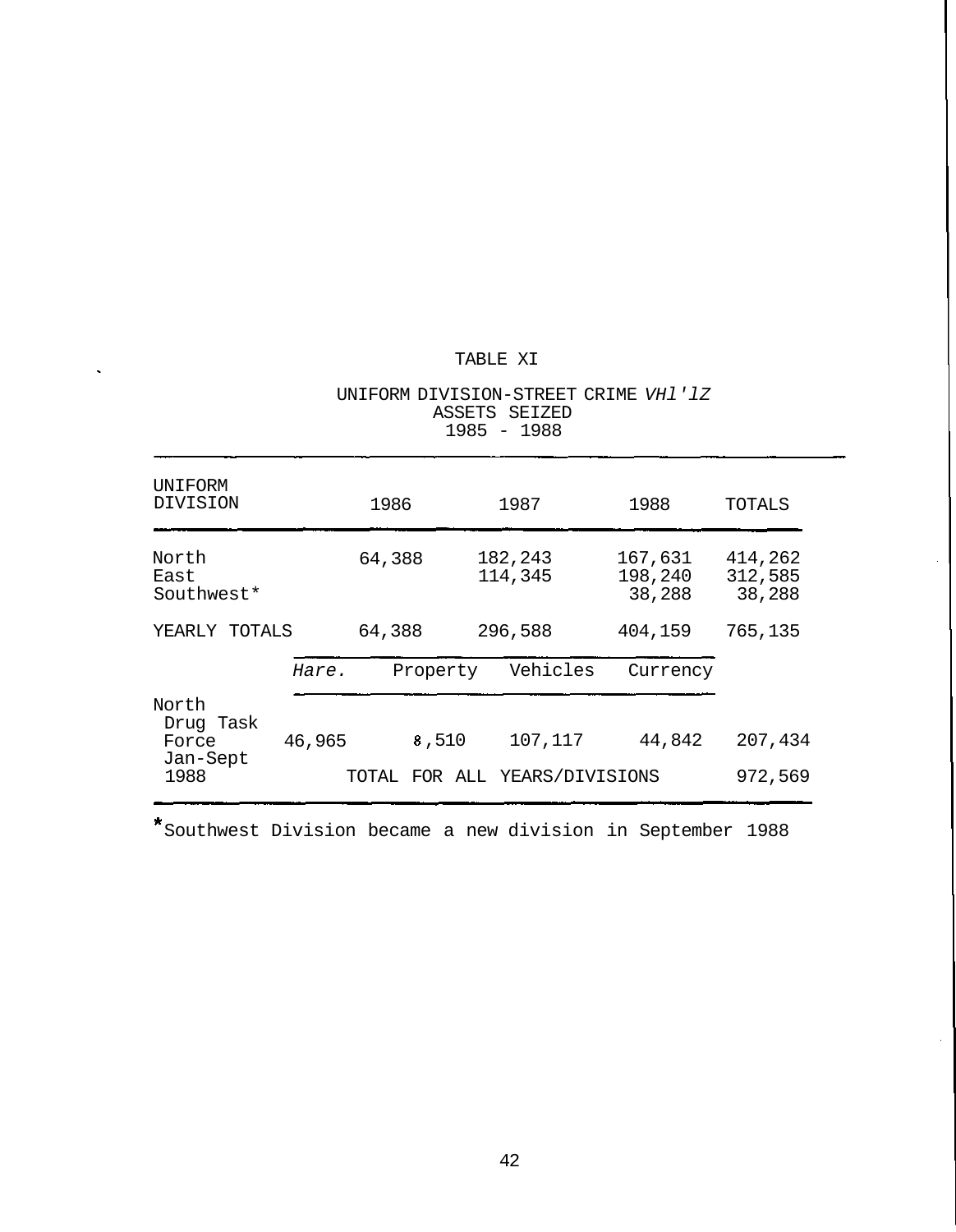TABLE XI

UNIFORM DIVISION-STREET CRIME *VHl'lZ*
ASSETS SEIZED
1985 - 1988

| UNIFORM DIVISION | | 1986 | | 1987 | 1988 | TOTALS |
|---|---|---|---|---|---|---|
| North | | 64,388 | | 182,243 | 167,631 | 414,262 |
| East | | | | 114,345 | 198,240 | 312,585 |
| Southwest* | | | | | 38,288 | 38,288 |
| YEARLY TOTALS | | 64,388 | | 296,588 | 404,159 | 765,135 |
| | *Hare.* | | Property | Vehicles | Currency | |
| North Drug Task Force Jan-Sept 1988 | 46,965 | | 8,510 | 107,117 | 44,842 | 207,434 |
| | | TOTAL FOR ALL YEARS/DIVISIONS | | | | 972,569 |

*Southwest Division became a new division in September 1988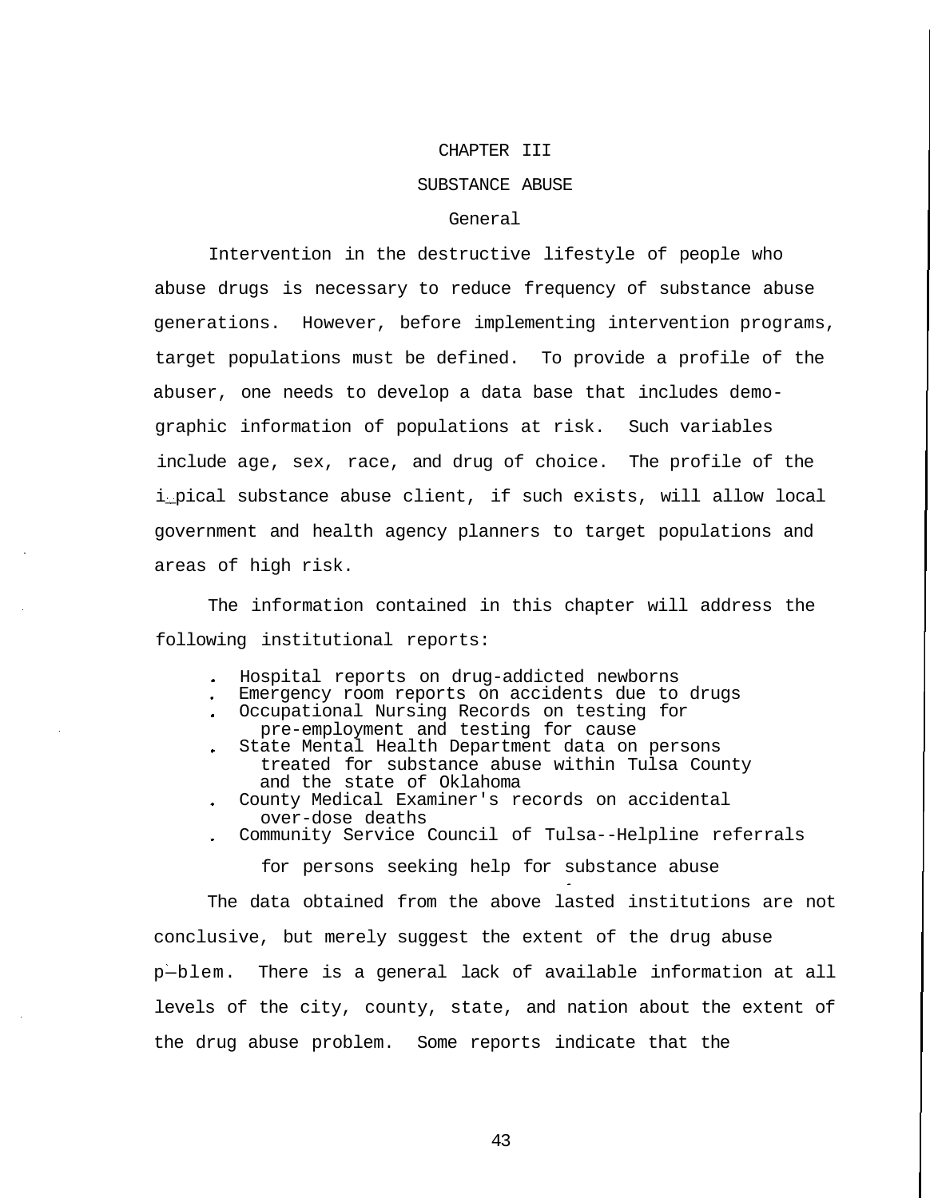# CHAPTER III

# SUBSTANCE ABUSE

## General

Intervention in the destructive lifestyle of people who abuse drugs is necessary to reduce frequency of substance abuse generations. However, before implementing intervention programs, target populations must be defined. To provide a profile of the abuser, one needs to develop a data base that includes demographic information of populations at risk. Such variables include age, sex, race, and drug of choice. The profile of the typical substance abuse client, if such exists, will allow local government and health agency planners to target populations and areas of high risk.

The information contained in this chapter will address the following institutional reports:

- Hospital reports on drug-addicted newborns
- Emergency room reports on accidents due to drugs
- Occupational Nursing Records on testing for pre-employment and testing for cause
- State Mental Health Department data on persons treated for substance abuse within Tulsa County and the state of Oklahoma
- County Medical Examiner's records on accidental over-dose deaths
- Community Service Council of Tulsa--Helpline referrals for persons seeking help for substance abuse

The data obtained from the above lasted institutions are not conclusive, but merely suggest the extent of the drug abuse problem. There is a general lack of available information at all levels of the city, county, state, and nation about the extent of the drug abuse problem. Some reports indicate that the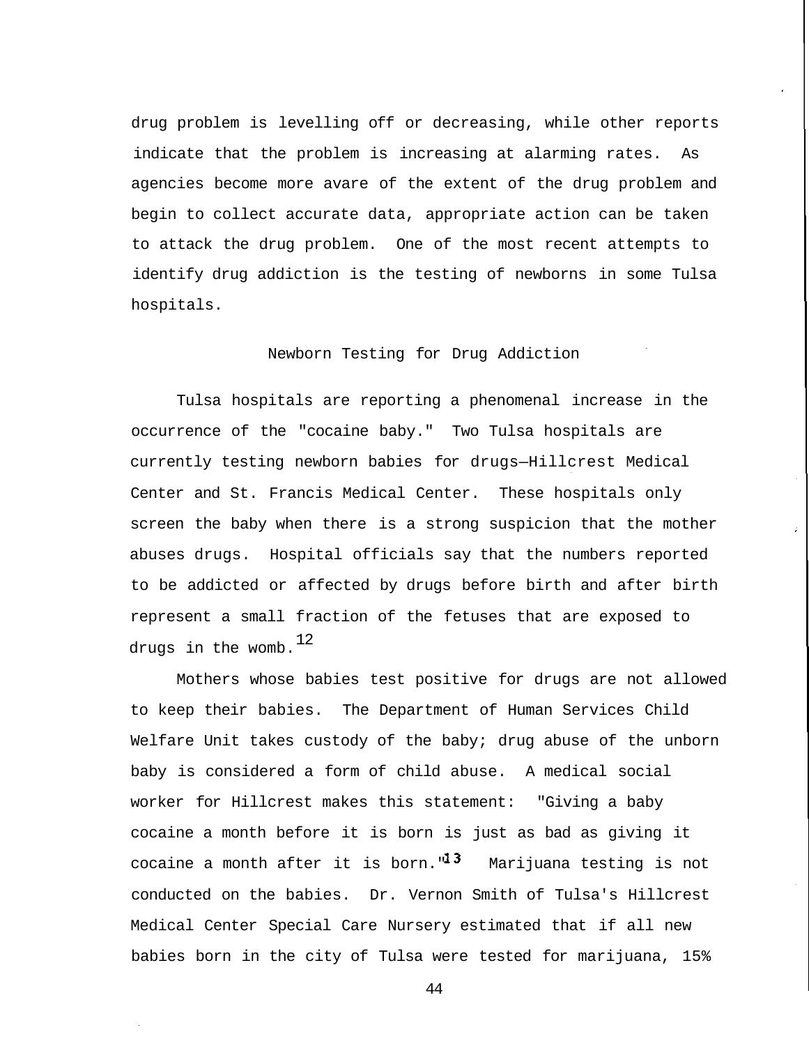drug problem is levelling off or decreasing, while other reports indicate that the problem is increasing at alarming rates. As agencies become more avare of the extent of the drug problem and begin to collect accurate data, appropriate action can be taken to attack the drug problem. One of the most recent attempts to identify drug addiction is the testing of newborns in some Tulsa hospitals.

## Newborn Testing for Drug Addiction

Tulsa hospitals are reporting a phenomenal increase in the occurrence of the "cocaine baby." Two Tulsa hospitals are currently testing newborn babies for drugs—Hillcrest Medical Center and St. Francis Medical Center. These hospitals only screen the baby when there is a strong suspicion that the mother abuses drugs. Hospital officials say that the numbers reported to be addicted or affected by drugs before birth and after birth represent a small fraction of the fetuses that are exposed to drugs in the womb.[12]

Mothers whose babies test positive for drugs are not allowed to keep their babies. The Department of Human Services Child Welfare Unit takes custody of the baby; drug abuse of the unborn baby is considered a form of child abuse. A medical social worker for Hillcrest makes this statement: "Giving a baby cocaine a month before it is born is just as bad as giving it cocaine a month after it is born."[13] Marijuana testing is not conducted on the babies. Dr. Vernon Smith of Tulsa's Hillcrest Medical Center Special Care Nursery estimated that if all new babies born in the city of Tulsa were tested for marijuana, 15%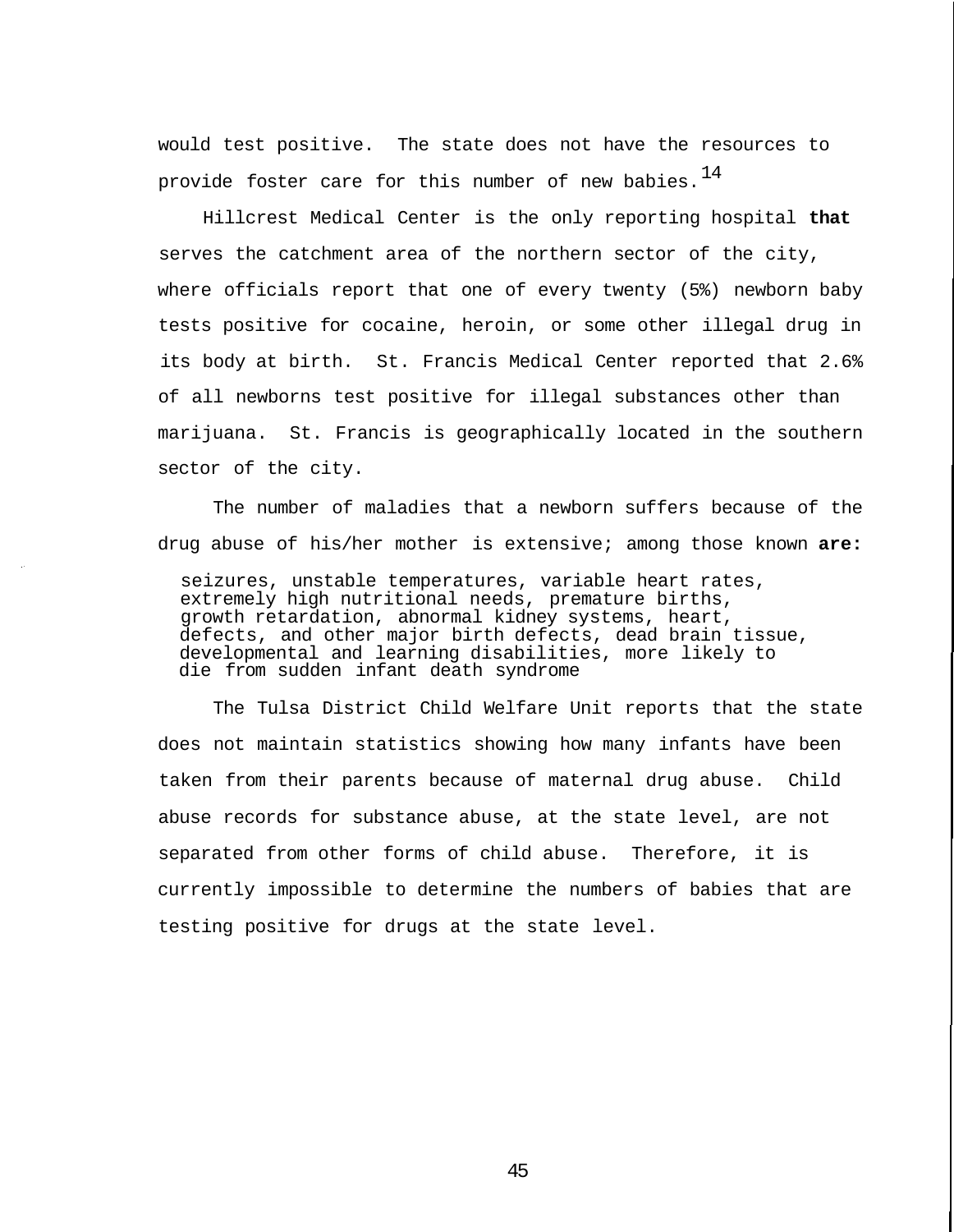would test positive. The state does not have the resources to provide foster care for this number of new babies.[14]

Hillcrest Medical Center is the only reporting hospital **that** serves the catchment area of the northern sector of the city, where officials report that one of every twenty (5%) newborn baby tests positive for cocaine, heroin, or some other illegal drug in its body at birth. St. Francis Medical Center reported that 2.6% of all newborns test positive for illegal substances other than marijuana. St. Francis is geographically located in the southern sector of the city.

The number of maladies that a newborn suffers because of the drug abuse of his/her mother is extensive; among those known **are:**

> seizures, unstable temperatures, variable heart rates, extremely high nutritional needs, premature births, growth retardation, abnormal kidney systems, heart, defects, and other major birth defects, dead brain tissue, developmental and learning disabilities, more likely to die from sudden infant death syndrome

The Tulsa District Child Welfare Unit reports that the state does not maintain statistics showing how many infants have been taken from their parents because of maternal drug abuse. Child abuse records for substance abuse, at the state level, are not separated from other forms of child abuse. Therefore, it is currently impossible to determine the numbers of babies that are testing positive for drugs at the state level.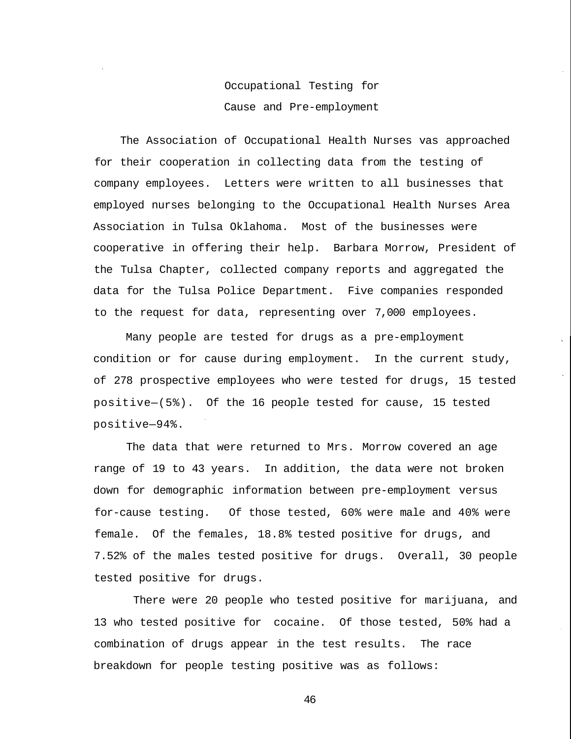## Occupational Testing for Cause and Pre-employment

The Association of Occupational Health Nurses vas approached for their cooperation in collecting data from the testing of company employees. Letters were written to all businesses that employed nurses belonging to the Occupational Health Nurses Area Association in Tulsa Oklahoma. Most of the businesses were cooperative in offering their help. Barbara Morrow, President of the Tulsa Chapter, collected company reports and aggregated the data for the Tulsa Police Department. Five companies responded to the request for data, representing over 7,000 employees.

Many people are tested for drugs as a pre-employment condition or for cause during employment. In the current study, of 278 prospective employees who were tested for drugs, 15 tested positive—(5%). Of the 16 people tested for cause, 15 tested positive—94%.

The data that were returned to Mrs. Morrow covered an age range of 19 to 43 years. In addition, the data were not broken down for demographic information between pre-employment versus for-cause testing. Of those tested, 60% were male and 40% were female. Of the females, 18.8% tested positive for drugs, and 7.52% of the males tested positive for drugs. Overall, 30 people tested positive for drugs.

There were 20 people who tested positive for marijuana, and 13 who tested positive for cocaine. Of those tested, 50% had a combination of drugs appear in the test results. The race breakdown for people testing positive was as follows: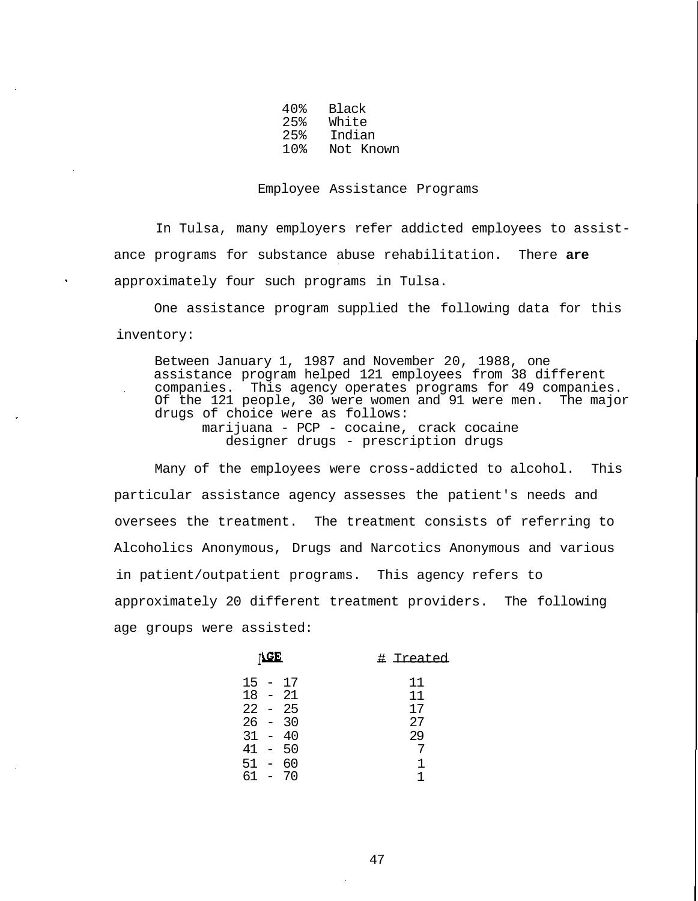| | |
|---|---|
| 40% | Black |
| 25% | White |
| 25% | Indian |
| 10% | Not Known |

## Employee Assistance Programs

In Tulsa, many employers refer addicted employees to assistance programs for substance abuse rehabilitation. There **are** approximately four such programs in Tulsa.

One assistance program supplied the following data for this inventory:

> Between January 1, 1987 and November 20, 1988, one assistance program helped 121 employees from 38 different companies. This agency operates programs for 49 companies. Of the 121 people, 30 were women and 91 were men. The major drugs of choice were as follows:
>
> marijuana - PCP - cocaine, crack cocaine
> designer drugs - prescription drugs

Many of the employees were cross-addicted to alcohol. This particular assistance agency assesses the patient's needs and oversees the treatment. The treatment consists of referring to Alcoholics Anonymous, Drugs and Narcotics Anonymous and various in patient/outpatient programs. This agency refers to approximately 20 different treatment providers. The following age groups were assisted:

| AGE | # Treated |
|---|---|
| 15 - 17 | 11 |
| 18 - 21 | 11 |
| 22 - 25 | 17 |
| 26 - 30 | 27 |
| 31 - 40 | 29 |
| 41 - 50 | 7 |
| 51 - 60 | 1 |
| 61 - 70 | 1 |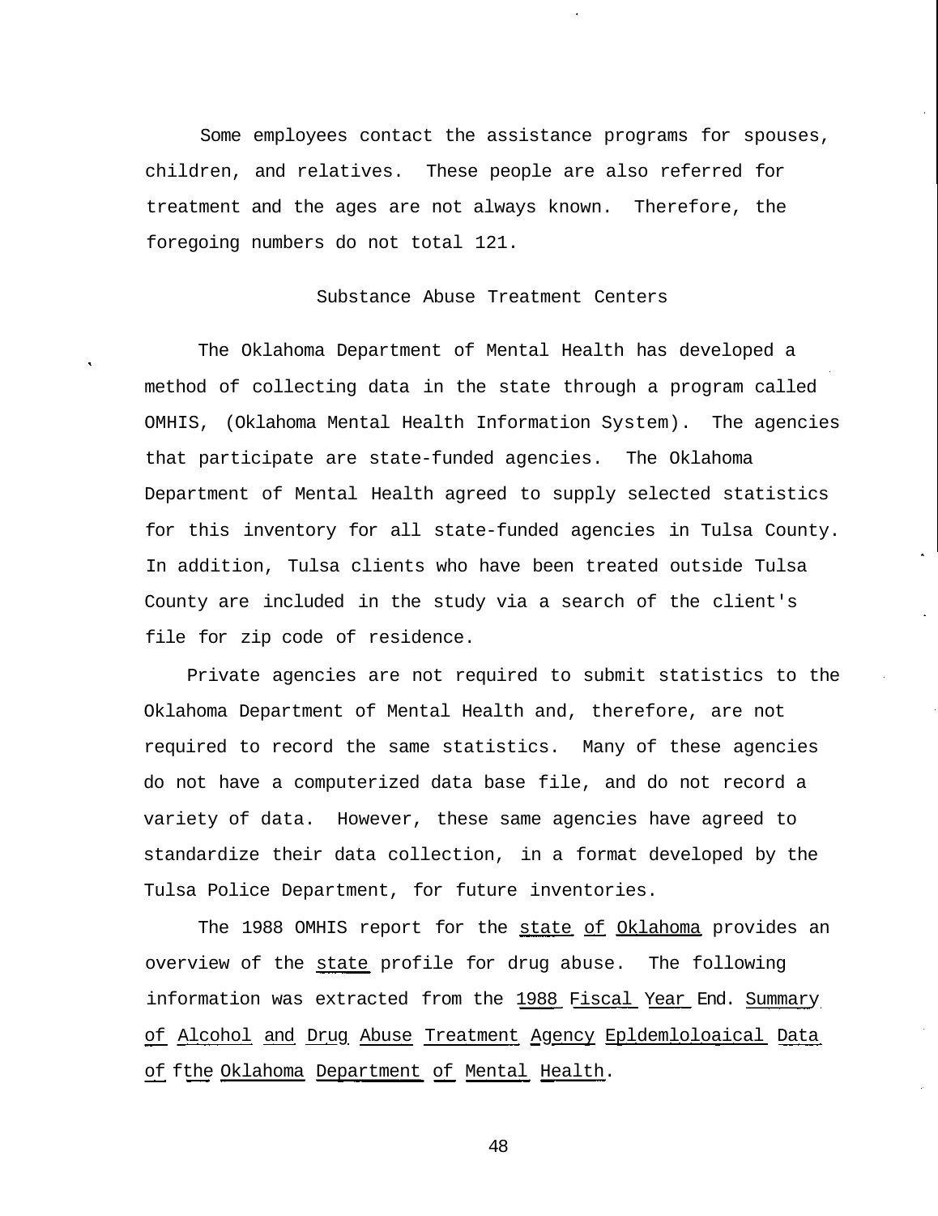Some employees contact the assistance programs for spouses, children, and relatives. These people are also referred for treatment and the ages are not always known. Therefore, the foregoing numbers do not total 121.

## Substance Abuse Treatment Centers

The Oklahoma Department of Mental Health has developed a method of collecting data in the state through a program called OMHIS, (Oklahoma Mental Health Information System). The agencies that participate are state-funded agencies. The Oklahoma Department of Mental Health agreed to supply selected statistics for this inventory for all state-funded agencies in Tulsa County. In addition, Tulsa clients who have been treated outside Tulsa County are included in the study via a search of the client's file for zip code of residence.

Private agencies are not required to submit statistics to the Oklahoma Department of Mental Health and, therefore, are not required to record the same statistics. Many of these agencies do not have a computerized data base file, and do not record a variety of data. However, these same agencies have agreed to standardize their data collection, in a format developed by the Tulsa Police Department, for future inventories.

The 1988 OMHIS report for the state of Oklahoma provides an overview of the state profile for drug abuse. The following information was extracted from the 1988 Fiscal Year End. Summary of Alcohol and Drug Abuse Treatment Agency Epldemloloaical Data of fthe Oklahoma Department of Mental Health.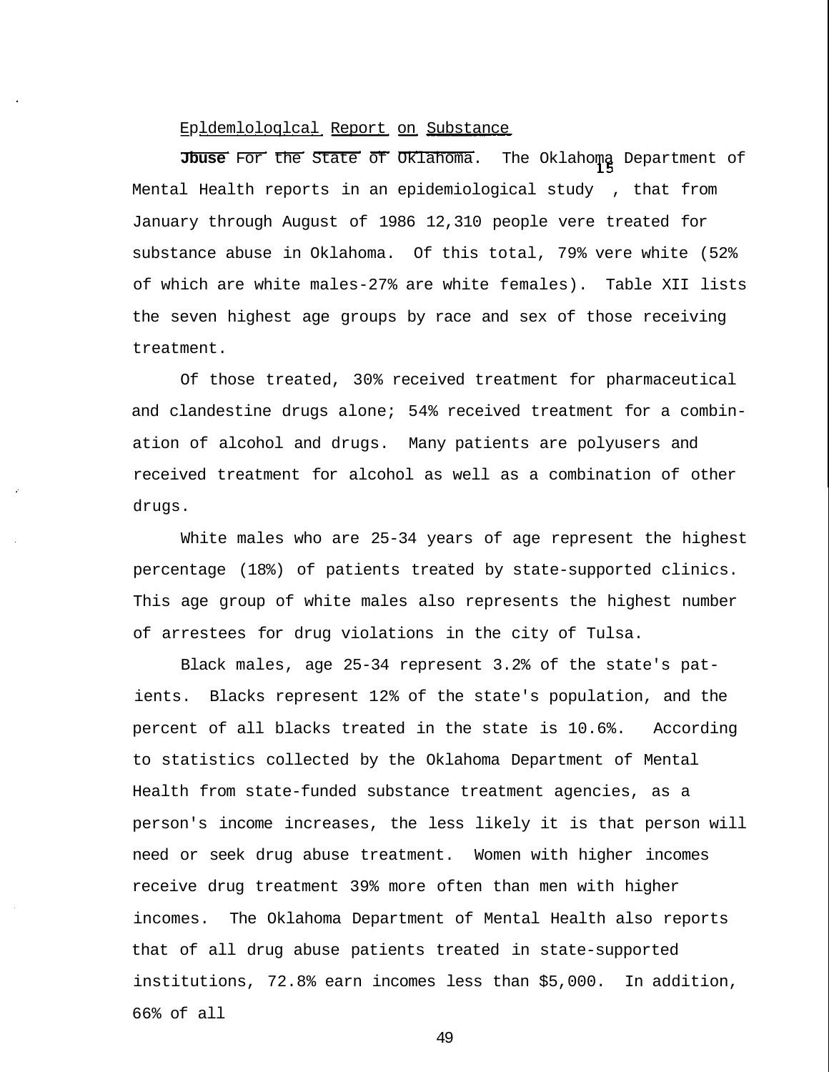Epidemiological Report on Substance Abuse For the State of Oklahoma. The Oklahoma Department of Mental Health reports in an epidemiological study[15], that from January through August of 1986 12,310 people vere treated for substance abuse in Oklahoma. Of this total, 79% vere white (52% of which are white males-27% are white females). Table XII lists the seven highest age groups by race and sex of those receiving treatment.

Of those treated, 30% received treatment for pharmaceutical and clandestine drugs alone; 54% received treatment for a combination of alcohol and drugs. Many patients are polyusers and received treatment for alcohol as well as a combination of other drugs.

White males who are 25-34 years of age represent the highest percentage (18%) of patients treated by state-supported clinics. This age group of white males also represents the highest number of arrestees for drug violations in the city of Tulsa.

Black males, age 25-34 represent 3.2% of the state's patients. Blacks represent 12% of the state's population, and the percent of all blacks treated in the state is 10.6%. According to statistics collected by the Oklahoma Department of Mental Health from state-funded substance treatment agencies, as a person's income increases, the less likely it is that person will need or seek drug abuse treatment. Women with higher incomes receive drug treatment 39% more often than men with higher incomes. The Oklahoma Department of Mental Health also reports that of all drug abuse patients treated in state-supported institutions, 72.8% earn incomes less than $5,000. In addition, 66% of all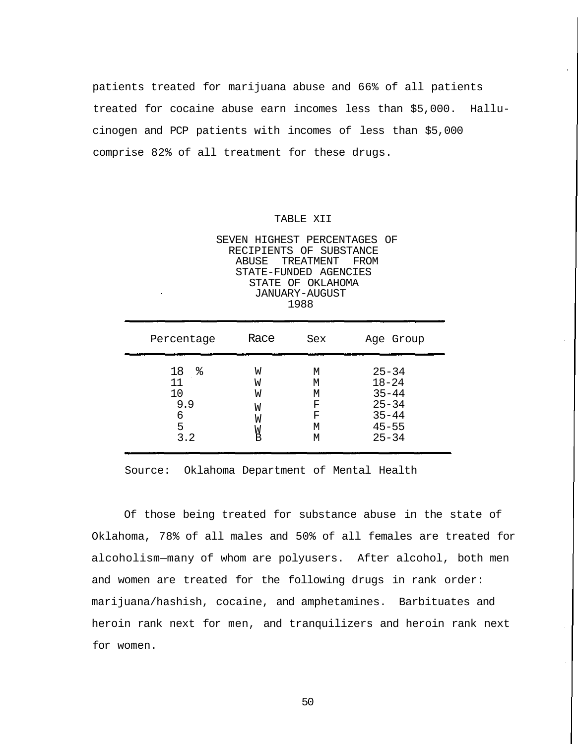patients treated for marijuana abuse and 66% of all patients treated for cocaine abuse earn incomes less than $5,000. Hallucinogen and PCP patients with incomes of less than $5,000 comprise 82% of all treatment for these drugs.

TABLE XII

SEVEN HIGHEST PERCENTAGES OF RECIPIENTS OF SUBSTANCE ABUSE TREATMENT FROM STATE-FUNDED AGENCIES STATE OF OKLAHOMA JANUARY-AUGUST 1988

| Percentage | Race | Sex | Age Group |
|---|---|---|---|
| 18 % | W | M | 25-34 |
| 11 | W | M | 18-24 |
| 10 | W | M | 35-44 |
| 9.9 | W | F | 25-34 |
| 6 | W | F | 35-44 |
| 5 | W | M | 45-55 |
| 3.2 | B | M | 25-34 |

Source: Oklahoma Department of Mental Health

Of those being treated for substance abuse in the state of Oklahoma, 78% of all males and 50% of all females are treated for alcoholism—many of whom are polyusers. After alcohol, both men and women are treated for the following drugs in rank order: marijuana/hashish, cocaine, and amphetamines. Barbituates and heroin rank next for men, and tranquilizers and heroin rank next for women.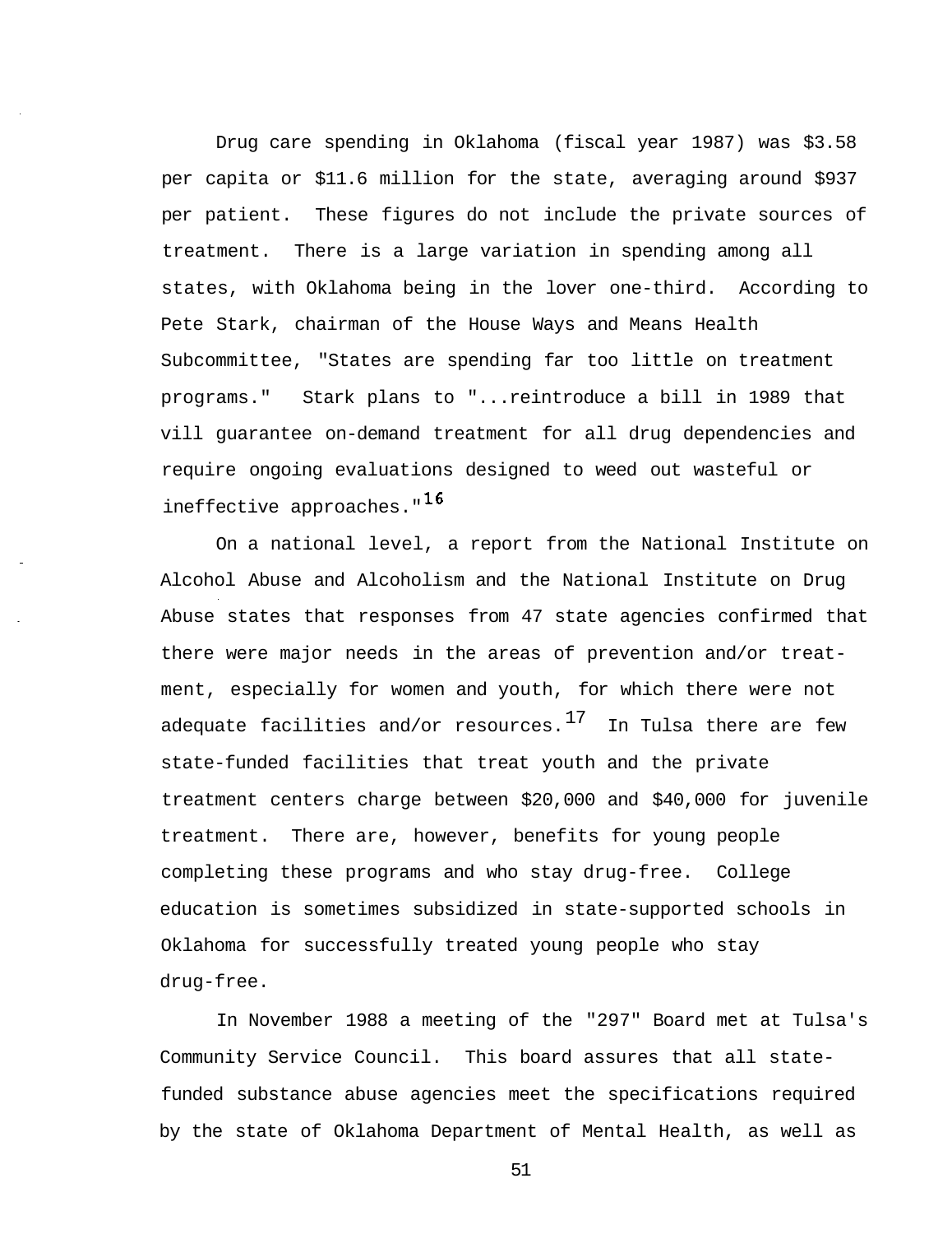Drug care spending in Oklahoma (fiscal year 1987) was $3.58 per capita or $11.6 million for the state, averaging around $937 per patient. These figures do not include the private sources of treatment. There is a large variation in spending among all states, with Oklahoma being in the lover one-third. According to Pete Stark, chairman of the House Ways and Means Health Subcommittee, "States are spending far too little on treatment programs." Stark plans to "...reintroduce a bill in 1989 that vill guarantee on-demand treatment for all drug dependencies and require ongoing evaluations designed to weed out wasteful or ineffective approaches."[16]

On a national level, a report from the National Institute on Alcohol Abuse and Alcoholism and the National Institute on Drug Abuse states that responses from 47 state agencies confirmed that there were major needs in the areas of prevention and/or treatment, especially for women and youth, for which there were not adequate facilities and/or resources.[17] In Tulsa there are few state-funded facilities that treat youth and the private treatment centers charge between $20,000 and $40,000 for juvenile treatment. There are, however, benefits for young people completing these programs and who stay drug-free. College education is sometimes subsidized in state-supported schools in Oklahoma for successfully treated young people who stay drug-free.

In November 1988 a meeting of the "297" Board met at Tulsa's Community Service Council. This board assures that all state-funded substance abuse agencies meet the specifications required by the state of Oklahoma Department of Mental Health, as well as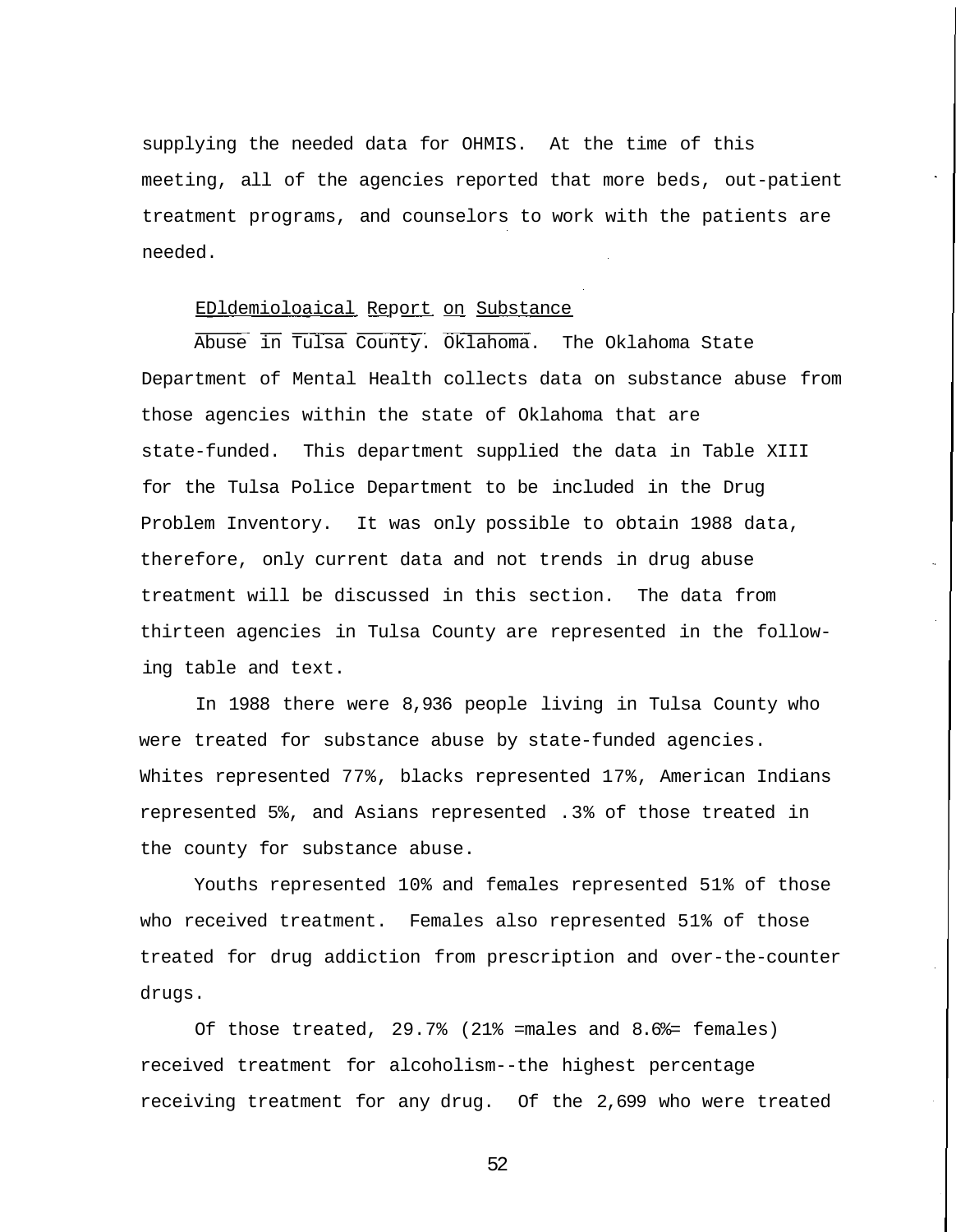supplying the needed data for OHMIS. At the time of this meeting, all of the agencies reported that more beds, out-patient treatment programs, and counselors to work with the patients are needed.

EDldemioloaical Report on Substance Abuse in Tulsa County. Oklahoma. The Oklahoma State Department of Mental Health collects data on substance abuse from those agencies within the state of Oklahoma that are state-funded. This department supplied the data in Table XIII for the Tulsa Police Department to be included in the Drug Problem Inventory. It was only possible to obtain 1988 data, therefore, only current data and not trends in drug abuse treatment will be discussed in this section. The data from thirteen agencies in Tulsa County are represented in the following table and text.

In 1988 there were 8,936 people living in Tulsa County who were treated for substance abuse by state-funded agencies. Whites represented 77%, blacks represented 17%, American Indians represented 5%, and Asians represented .3% of those treated in the county for substance abuse.

Youths represented 10% and females represented 51% of those who received treatment. Females also represented 51% of those treated for drug addiction from prescription and over-the-counter drugs.

Of those treated, 29.7% (21% =males and 8.6%= females) received treatment for alcoholism--the highest percentage receiving treatment for any drug. Of the 2,699 who were treated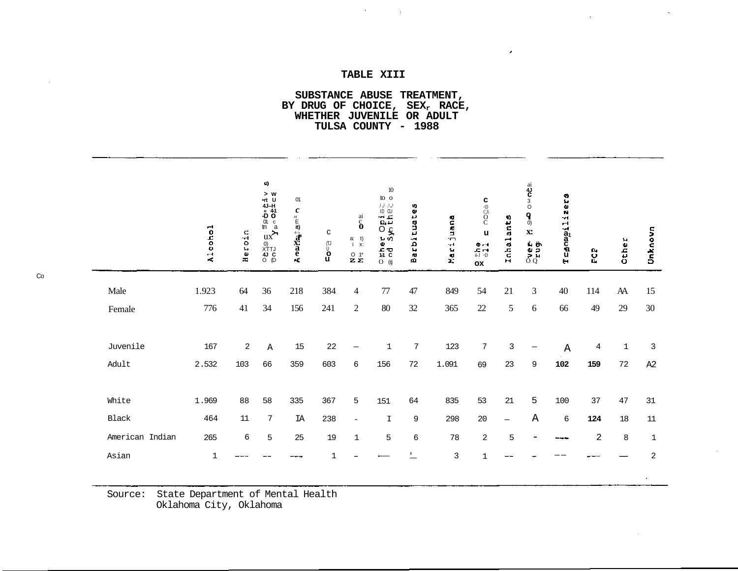# TABLE XIII

## SUBSTANCE ABUSE TREATMENT, BY DRUG OF CHOICE, SEX, RACE, WHETHER JUVENILE OR ADULT TULSA COUNTY - 1988

| | Alcohol | Heroin | Non-Prescription Methadone | Amphetamines | Cocaine | Methamphetamine | Other Opiates and Synthetics | Barbituates | Marijuana | Other Hallucinogens | Inhalants | Over-the-Counter Drugs | Tranquilizers | PCP | Other | Unknown |
|---|---|---|---|---|---|---|---|---|---|---|---|---|---|---|---|---|
| Male | 1.923 | 64 | 36 | 218 | 384 | 4 | 77 | 47 | 849 | 54 | 21 | 3 | 40 | 114 | AA | 15 |
| Female | 776 | 41 | 34 | 156 | 241 | 2 | 80 | 32 | 365 | 22 | 5 | 6 | 66 | 49 | 29 | 30 |
| | | | | | | | | | | | | | | | | |
| Juvenile | 167 | 2 | A | 15 | 22 | — | 1 | 7 | 123 | 7 | 3 | — | A | 4 | 1 | 3 |
| Adult | 2.532 | 103 | 66 | 359 | 603 | 6 | 156 | 72 | 1.091 | 69 | 23 | 9 | 102 | 159 | 72 | A2 |
| | | | | | | | | | | | | | | | | |
| White | 1.969 | 88 | 58 | 335 | 367 | 5 | 151 | 64 | 835 | 53 | 21 | 5 | 100 | 37 | 47 | 31 |
| Black | 464 | 11 | 7 | IA | 238 | - | I | 9 | 298 | 20 | — | A | 6 | 124 | 18 | 11 |
| American Indian | 265 | 6 | 5 | 25 | 19 | 1 | 5 | 6 | 78 | 2 | 5 | - | — | 2 | 8 | 1 |
| Asian | 1 | — | — | — | 1 | – | — | — | 3 | 1 | — | – | — | — | — | 2 |

Source: State Department of Mental Health
Oklahoma City, Oklahoma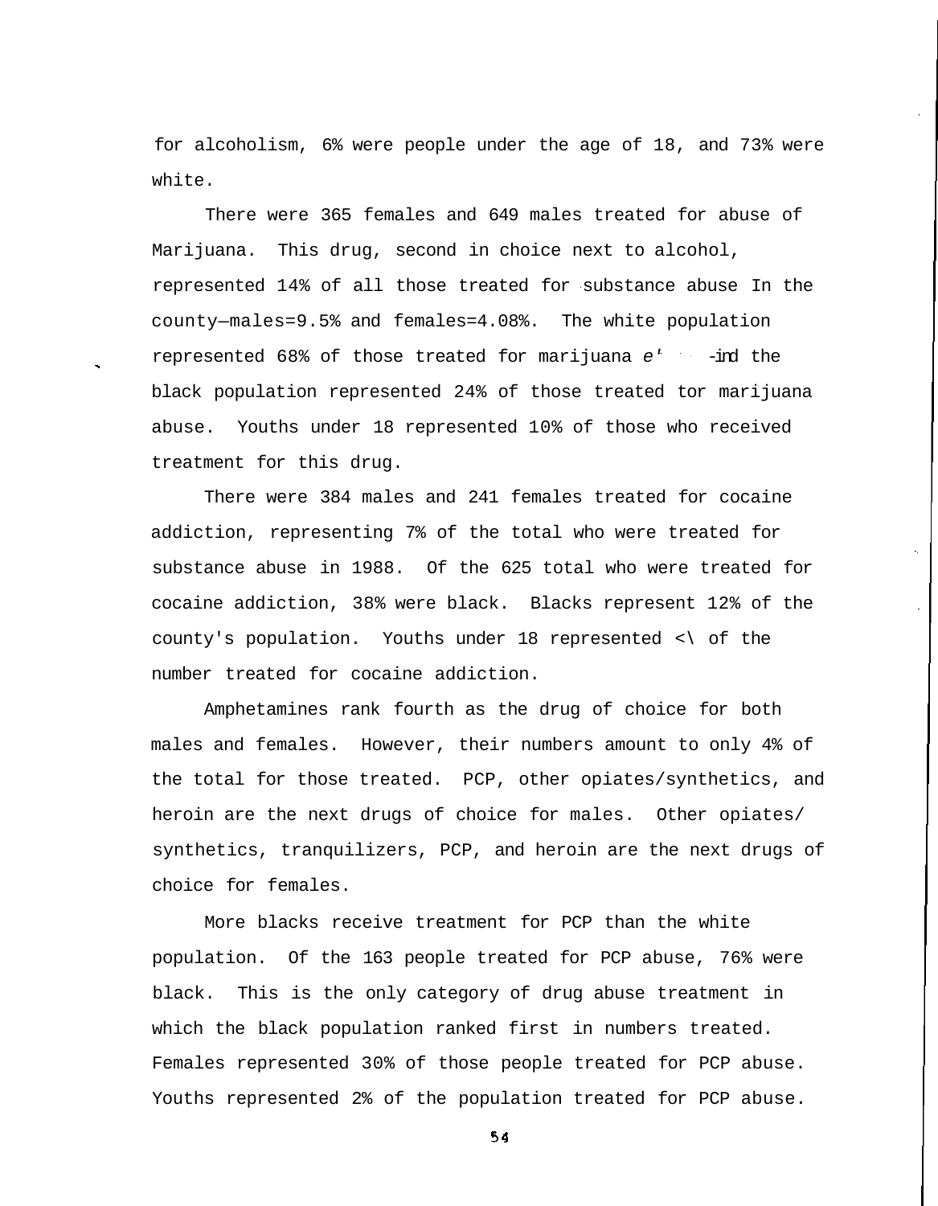for alcoholism, 6% were people under the age of 18, and 73% were white.

There were 365 females and 649 males treated for abuse of Marijuana. This drug, second in choice next to alcohol, represented 14% of all those treated for substance abuse In the county—males=9.5% and females=4.08%. The white population represented 68% of those treated for marijuana e' -ind the black population represented 24% of those treated tor marijuana abuse. Youths under 18 represented 10% of those who received treatment for this drug.

There were 384 males and 241 females treated for cocaine addiction, representing 7% of the total who were treated for substance abuse in 1988. Of the 625 total who were treated for cocaine addiction, 38% were black. Blacks represent 12% of the county's population. Youths under 18 represented <\ of the number treated for cocaine addiction.

Amphetamines rank fourth as the drug of choice for both males and females. However, their numbers amount to only 4% of the total for those treated. PCP, other opiates/synthetics, and heroin are the next drugs of choice for males. Other opiates/ synthetics, tranquilizers, PCP, and heroin are the next drugs of choice for females.

More blacks receive treatment for PCP than the white population. Of the 163 people treated for PCP abuse, 76% were black. This is the only category of drug abuse treatment in which the black population ranked first in numbers treated. Females represented 30% of those people treated for PCP abuse. Youths represented 2% of the population treated for PCP abuse.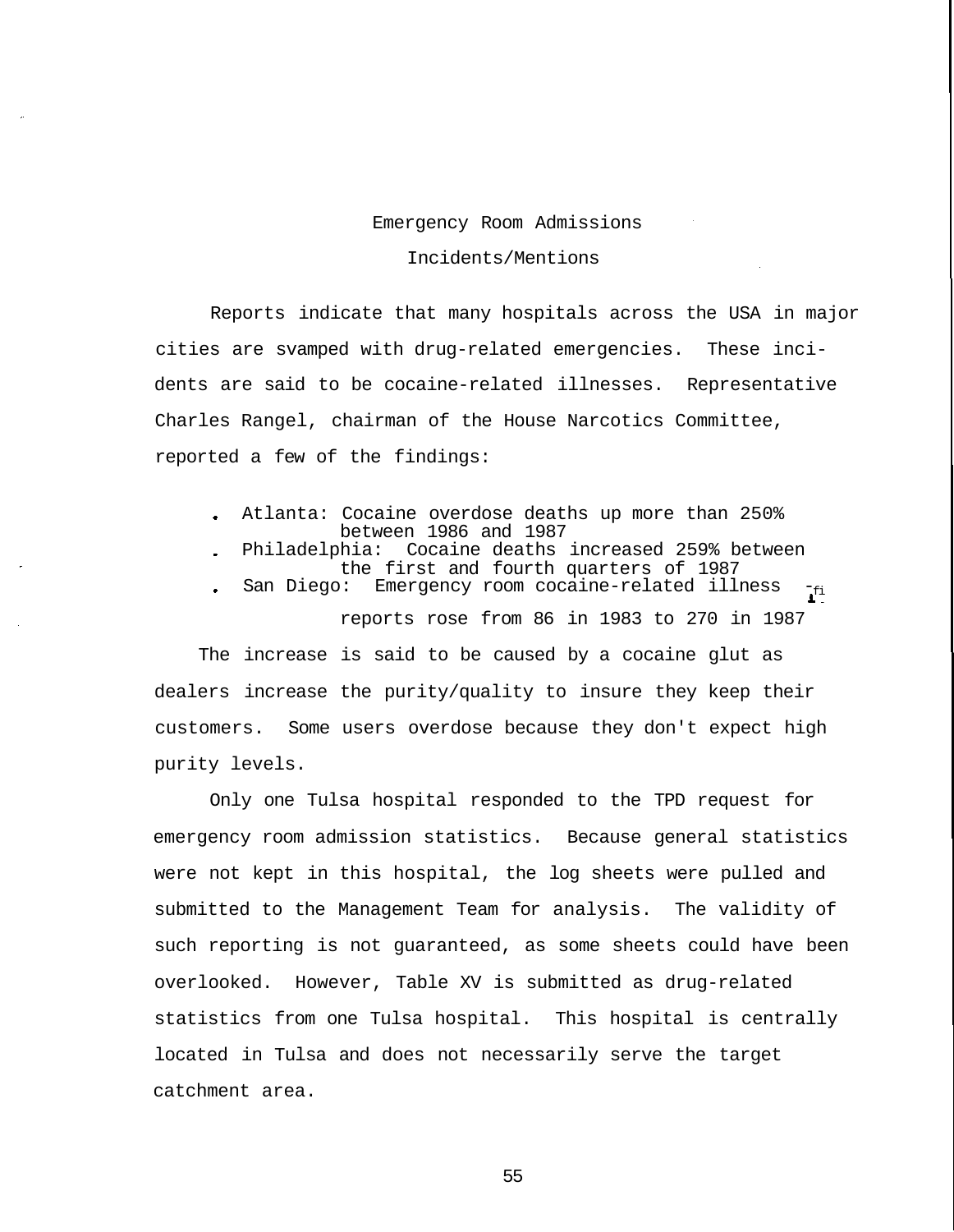## Emergency Room Admissions

### Incidents/Mentions

Reports indicate that many hospitals across the USA in major cities are svamped with drug-related emergencies. These incidents are said to be cocaine-related illnesses. Representative Charles Rangel, chairman of the House Narcotics Committee, reported a few of the findings:

- Atlanta: Cocaine overdose deaths up more than 250% between 1986 and 1987
- Philadelphia: Cocaine deaths increased 259% between the first and fourth quarters of 1987
- San Diego: Emergency room cocaine-related illness reports rose from 86 in 1983 to 270 in 1987

The increase is said to be caused by a cocaine glut as dealers increase the purity/quality to insure they keep their customers. Some users overdose because they don't expect high purity levels.

Only one Tulsa hospital responded to the TPD request for emergency room admission statistics. Because general statistics were not kept in this hospital, the log sheets were pulled and submitted to the Management Team for analysis. The validity of such reporting is not guaranteed, as some sheets could have been overlooked. However, Table XV is submitted as drug-related statistics from one Tulsa hospital. This hospital is centrally located in Tulsa and does not necessarily serve the target catchment area.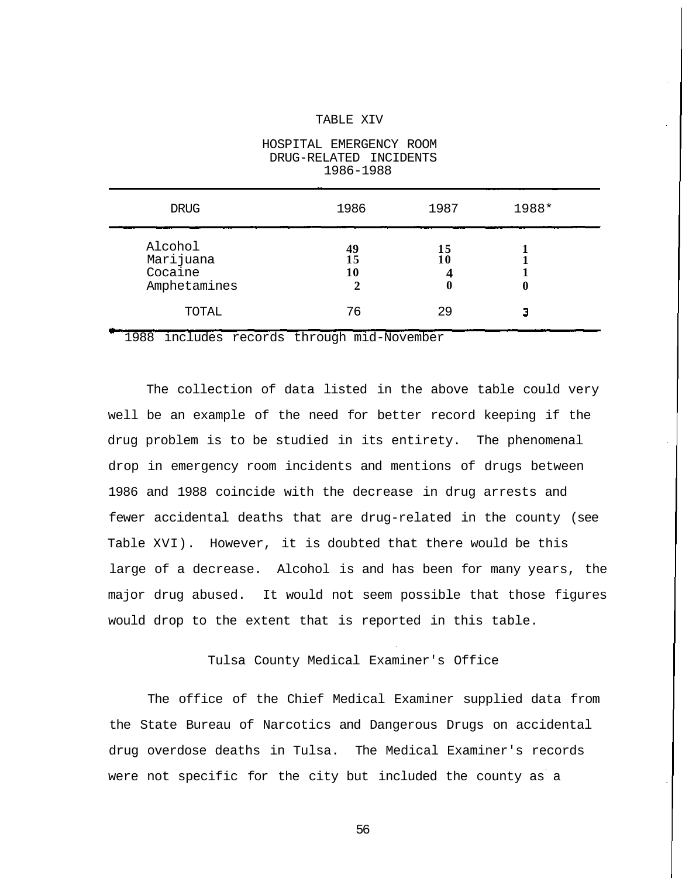TABLE XIV

HOSPITAL EMERGENCY ROOM
DRUG-RELATED INCIDENTS
1986-1988

| DRUG | 1986 | 1987 | 1988* |
|---|---|---|---|
| Alcohol | 49 | 15 | 1 |
| Marijuana | 15 | 10 | 1 |
| Cocaine | 10 | 4 | 1 |
| Amphetamines | 2 | 0 | 0 |
| TOTAL | 76 | 29 | 3 |

\* 1988 includes records through mid-November

The collection of data listed in the above table could very well be an example of the need for better record keeping if the drug problem is to be studied in its entirety. The phenomenal drop in emergency room incidents and mentions of drugs between 1986 and 1988 coincide with the decrease in drug arrests and fewer accidental deaths that are drug-related in the county (see Table XVI). However, it is doubted that there would be this large of a decrease. Alcohol is and has been for many years, the major drug abused. It would not seem possible that those figures would drop to the extent that is reported in this table.

### Tulsa County Medical Examiner's Office

The office of the Chief Medical Examiner supplied data from the State Bureau of Narcotics and Dangerous Drugs on accidental drug overdose deaths in Tulsa. The Medical Examiner's records were not specific for the city but included the county as a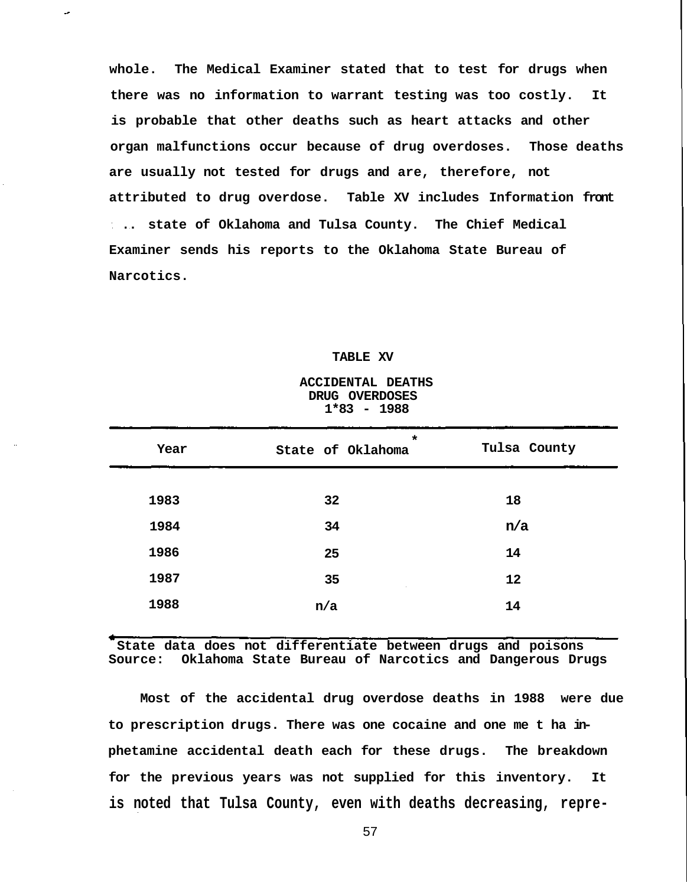whole. The Medical Examiner stated that to test for drugs when there was no information to warrant testing was too costly. It is probable that other deaths such as heart attacks and other organ malfunctions occur because of drug overdoses. Those deaths are usually not tested for drugs and are, therefore, not attributed to drug overdose. Table XV includes Information front .. state of Oklahoma and Tulsa County. The Chief Medical Examiner sends his reports to the Oklahoma State Bureau of Narcotics.

**TABLE XV**

**ACCIDENTAL DEATHS**
**DRUG OVERDOSES**
**1*83 - 1988**

| Year | State of Oklahoma * | Tulsa County |
|---|---|---|
| 1983 | 32 | 18 |
| 1984 | 34 | n/a |
| 1986 | 25 | 14 |
| 1987 | 35 | 12 |
| 1988 | n/a | 14 |

* State data does not differentiate between drugs and poisons
Source: Oklahoma State Bureau of Narcotics and Dangerous Drugs

Most of the accidental drug overdose deaths in 1988 were due to prescription drugs. There was one cocaine and one me t ha in-phetamine accidental death each for these drugs. The breakdown for the previous years was not supplied for this inventory. It is noted that Tulsa County, even with deaths decreasing, repre-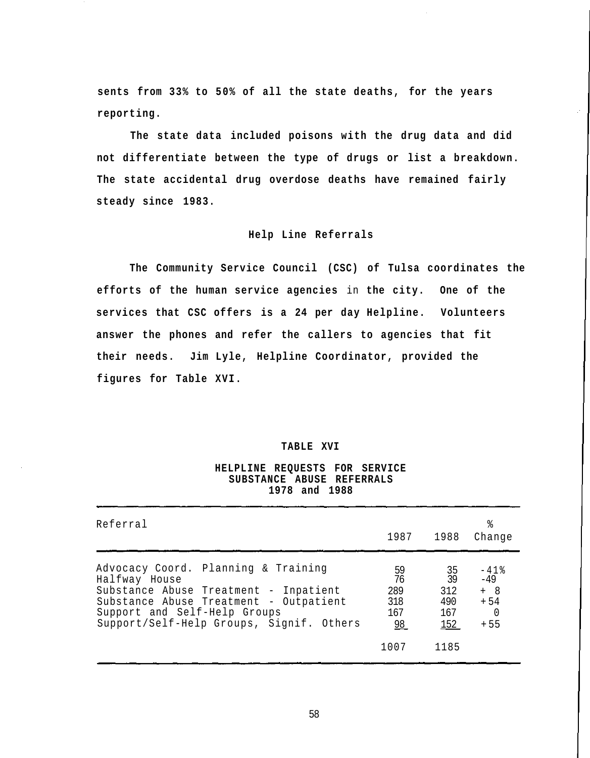sents from 33% to 50% of all the state deaths, for the years reporting.

The state data included poisons with the drug data and did not differentiate between the type of drugs or list a breakdown. The state accidental drug overdose deaths have remained fairly steady since 1983.

### Help Line Referrals

The Community Service Council (CSC) of Tulsa coordinates the efforts of the human service agencies in the city. One of the services that CSC offers is a 24 per day Helpline. Volunteers answer the phones and refer the callers to agencies that fit their needs. Jim Lyle, Helpline Coordinator, provided the figures for Table XVI.

**TABLE XVI**

**HELPLINE REQUESTS FOR SERVICE SUBSTANCE ABUSE REFERRALS 1978 and 1988**

| Referral | 1987 | 1988 | % Change |
|---|---|---|---|
| Advocacy Coord. Planning & Training | 59 | 35 | -41% |
| Halfway House | 76 | 39 | -49 |
| Substance Abuse Treatment - Inpatient | 289 | 312 | + 8 |
| Substance Abuse Treatment - Outpatient | 318 | 490 | +54 |
| Support and Self-Help Groups | 167 | 167 | 0 |
| Support/Self-Help Groups, Signif. Others | 98 | 152 | +55 |
| | 1007 | 1185 | |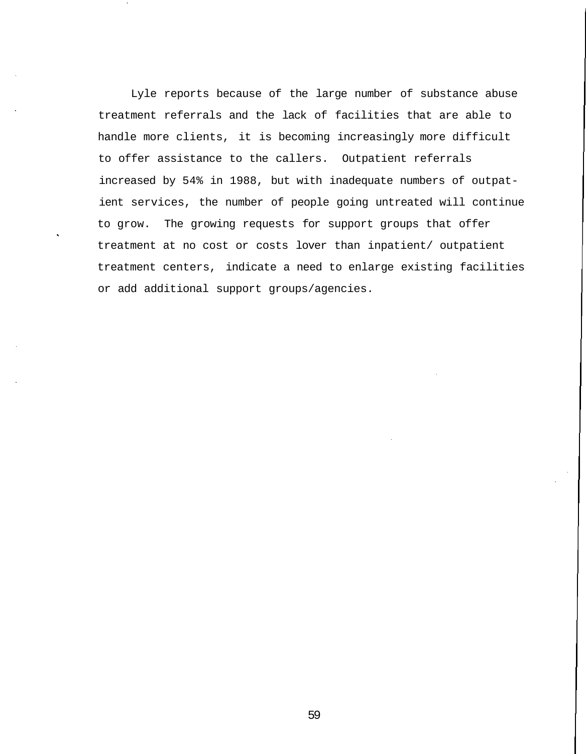Lyle reports because of the large number of substance abuse treatment referrals and the lack of facilities that are able to handle more clients, it is becoming increasingly more difficult to offer assistance to the callers. Outpatient referrals increased by 54% in 1988, but with inadequate numbers of outpatient services, the number of people going untreated will continue to grow. The growing requests for support groups that offer treatment at no cost or costs lover than inpatient/ outpatient treatment centers, indicate a need to enlarge existing facilities or add additional support groups/agencies.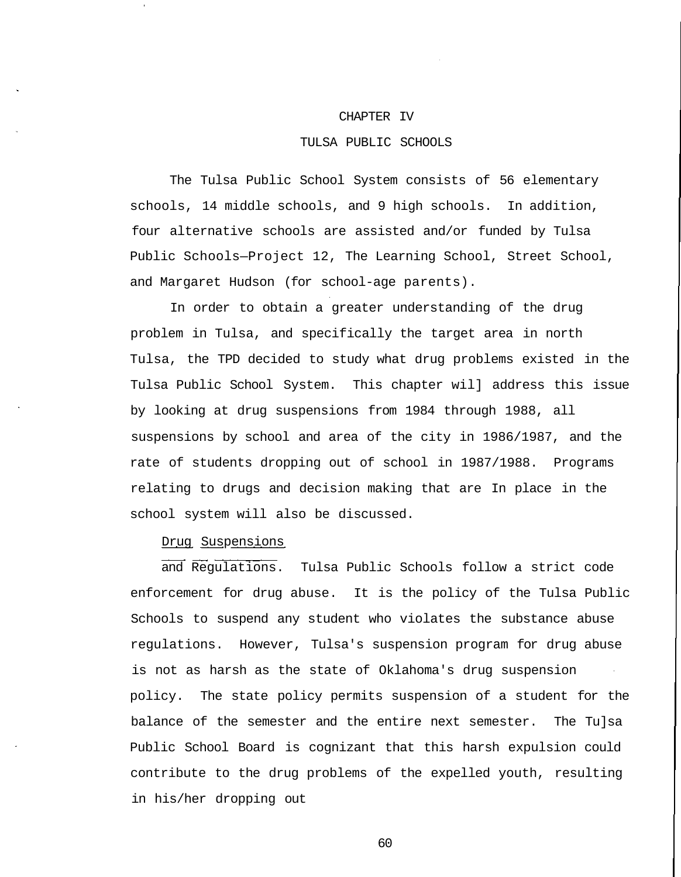# CHAPTER IV

# TULSA PUBLIC SCHOOLS

The Tulsa Public School System consists of 56 elementary schools, 14 middle schools, and 9 high schools. In addition, four alternative schools are assisted and/or funded by Tulsa Public Schools—Project 12, The Learning School, Street School, and Margaret Hudson (for school-age parents).

In order to obtain a greater understanding of the drug problem in Tulsa, and specifically the target area in north Tulsa, the TPD decided to study what drug problems existed in the Tulsa Public School System. This chapter wil] address this issue by looking at drug suspensions from 1984 through 1988, all suspensions by school and area of the city in 1986/1987, and the rate of students dropping out of school in 1987/1988. Programs relating to drugs and decision making that are In place in the school system will also be discussed.

## Drug Suspensions

*and Regulations*. Tulsa Public Schools follow a strict code enforcement for drug abuse. It is the policy of the Tulsa Public Schools to suspend any student who violates the substance abuse regulations. However, Tulsa's suspension program for drug abuse is not as harsh as the state of Oklahoma's drug suspension policy. The state policy permits suspension of a student for the balance of the semester and the entire next semester. The Tu]sa Public School Board is cognizant that this harsh expulsion could contribute to the drug problems of the expelled youth, resulting in his/her dropping out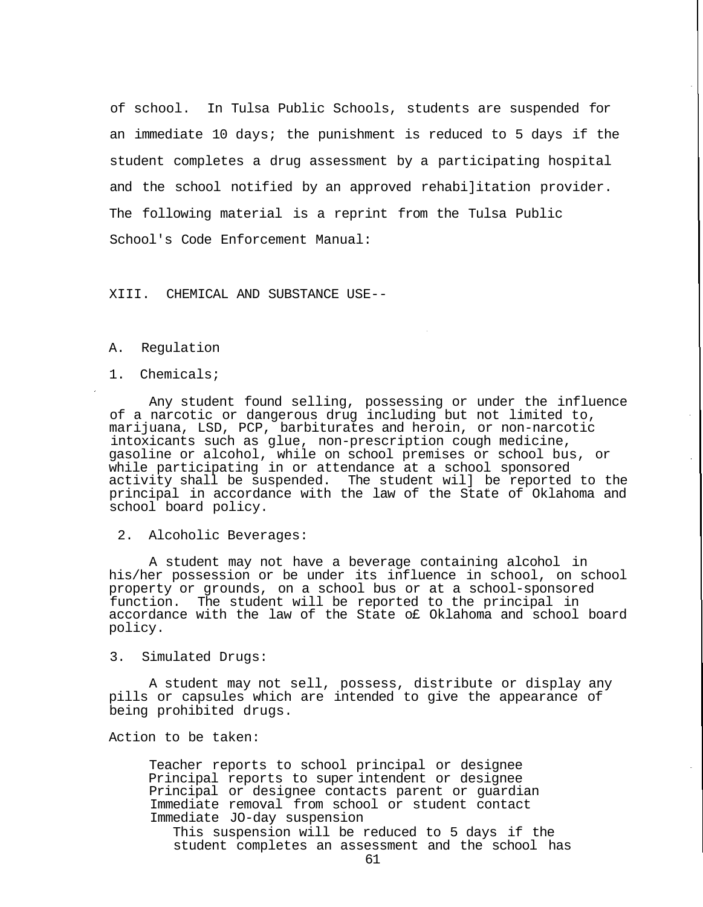of school. In Tulsa Public Schools, students are suspended for an immediate 10 days; the punishment is reduced to 5 days if the student completes a drug assessment by a participating hospital and the school notified by an approved rehabi]itation provider. The following material is a reprint from the Tulsa Public School's Code Enforcement Manual:

XIII. CHEMICAL AND SUBSTANCE USE--

A. Regulation

1. Chemicals;

Any student found selling, possessing or under the influence of a narcotic or dangerous drug including but not limited to, marijuana, LSD, PCP, barbiturates and heroin, or non-narcotic intoxicants such as glue, non-prescription cough medicine, gasoline or alcohol, while on school premises or school bus, or while participating in or attendance at a school sponsored activity shall be suspended. The student wil] be reported to the principal in accordance with the law of the State of Oklahoma and school board policy.

2. Alcoholic Beverages:

A student may not have a beverage containing alcohol in his/her possession or be under its influence in school, on school property or grounds, on a school bus or at a school-sponsored function. The student will be reported to the principal in accordance with the law of the State o£ Oklahoma and school board policy.

3. Simulated Drugs:

A student may not sell, possess, distribute or display any pills or capsules which are intended to give the appearance of being prohibited drugs.

Action to be taken:

Teacher reports to school principal or designee
Principal reports to super intendent or designee
Principal or designee contacts parent or guardian
Immediate removal from school or student contact
Immediate JO-day suspension
This suspension will be reduced to 5 days if the student completes an assessment and the school has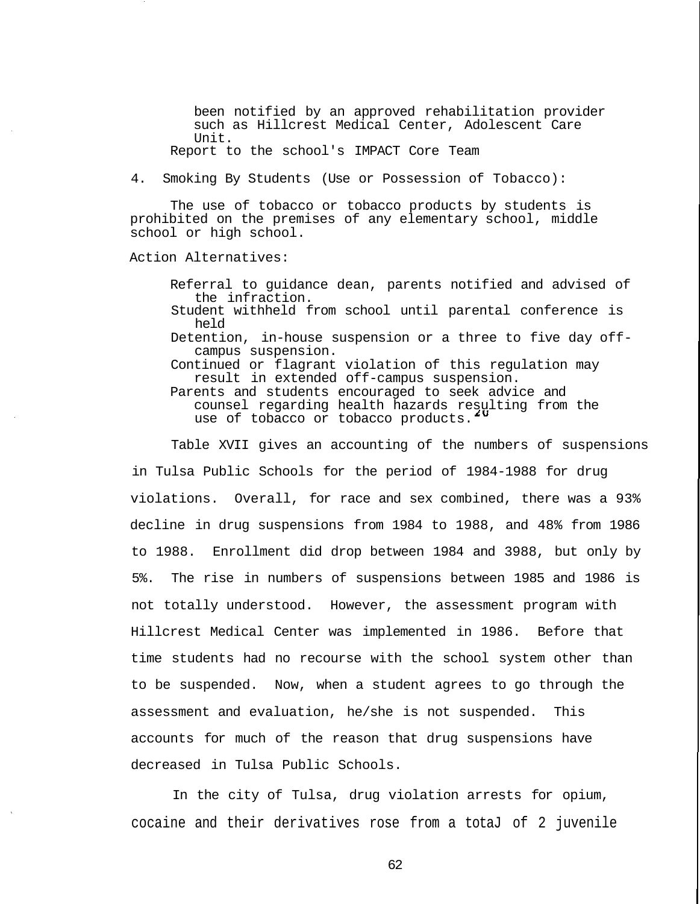been notified by an approved rehabilitation provider such as Hillcrest Medical Center, Adolescent Care Unit.

Report to the school's IMPACT Core Team

4. Smoking By Students (Use or Possession of Tobacco):

The use of tobacco or tobacco products by students is prohibited on the premises of any elementary school, middle school or high school.

Action Alternatives:

Referral to guidance dean, parents notified and advised of the infraction.

Student withheld from school until parental conference is held

Detention, in-house suspension or a three to five day off-campus suspension.

Continued or flagrant violation of this regulation may result in extended off-campus suspension.

Parents and students encouraged to seek advice and counsel regarding health hazards resulting from the use of tobacco or tobacco products.[20]

Table XVII gives an accounting of the numbers of suspensions in Tulsa Public Schools for the period of 1984-1988 for drug violations. Overall, for race and sex combined, there was a 93% decline in drug suspensions from 1984 to 1988, and 48% from 1986 to 1988. Enrollment did drop between 1984 and 3988, but only by 5%. The rise in numbers of suspensions between 1985 and 1986 is not totally understood. However, the assessment program with Hillcrest Medical Center was implemented in 1986. Before that time students had no recourse with the school system other than to be suspended. Now, when a student agrees to go through the assessment and evaluation, he/she is not suspended. This accounts for much of the reason that drug suspensions have decreased in Tulsa Public Schools.

In the city of Tulsa, drug violation arrests for opium, cocaine and their derivatives rose from a totaJ of 2 juvenile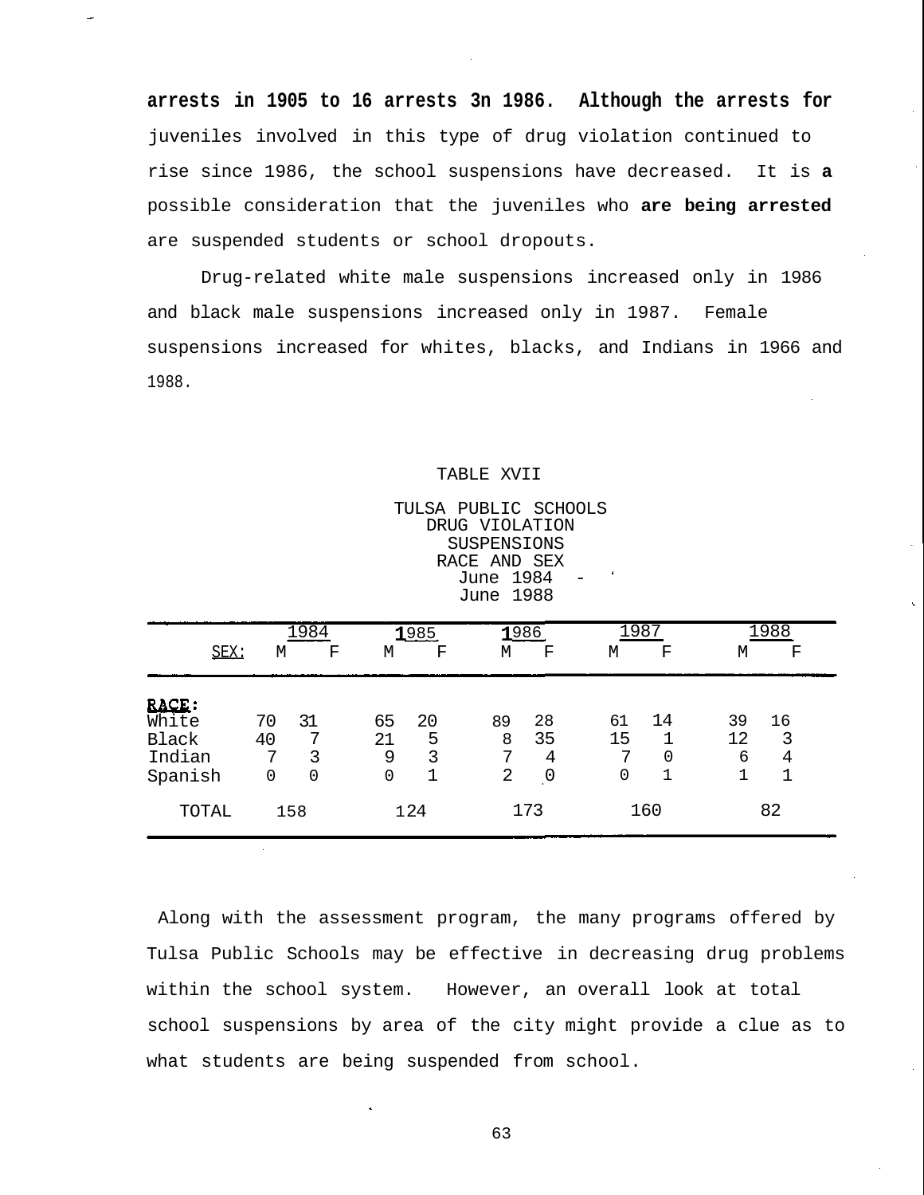**arrests in 1905 to 16 arrests 3n 1986. Although the arrests for** juveniles involved in this type of drug violation continued to rise since 1986, the school suspensions have decreased. It is **a** possible consideration that the juveniles who **are being arrested** are suspended students or school dropouts.

Drug-related white male suspensions increased only in 1986 and black male suspensions increased only in 1987. Female suspensions increased for whites, blacks, and Indians in 1966 and 1988.

TABLE XVII

TULSA PUBLIC SCHOOLS
DRUG VIOLATION
SUSPENSIONS
RACE AND SEX
June 1984 -
June 1988

| | 1984 | | 1985 | | 1986 | | 1987 | | 1988 | |
|---|---|---|---|---|---|---|---|---|---|---|
| SEX: | M | F | M | F | M | F | M | F | M | F |
| **RACE:** | | | | | | | | | | |
| White | 70 | 31 | 65 | 20 | 89 | 28 | 61 | 14 | 39 | 16 |
| Black | 40 | 7 | 21 | 5 | 8 | 35 | 15 | 1 | 12 | 3 |
| Indian | 7 | 3 | 9 | 3 | 7 | 4 | 7 | 0 | 6 | 4 |
| Spanish | 0 | 0 | 0 | 1 | 2 | 0 | 0 | 1 | 1 | 1 |
| TOTAL | 158 | | 124 | | 173 | | 160 | | 82 | |

Along with the assessment program, the many programs offered by Tulsa Public Schools may be effective in decreasing drug problems within the school system. However, an overall look at total school suspensions by area of the city might provide a clue as to what students are being suspended from school.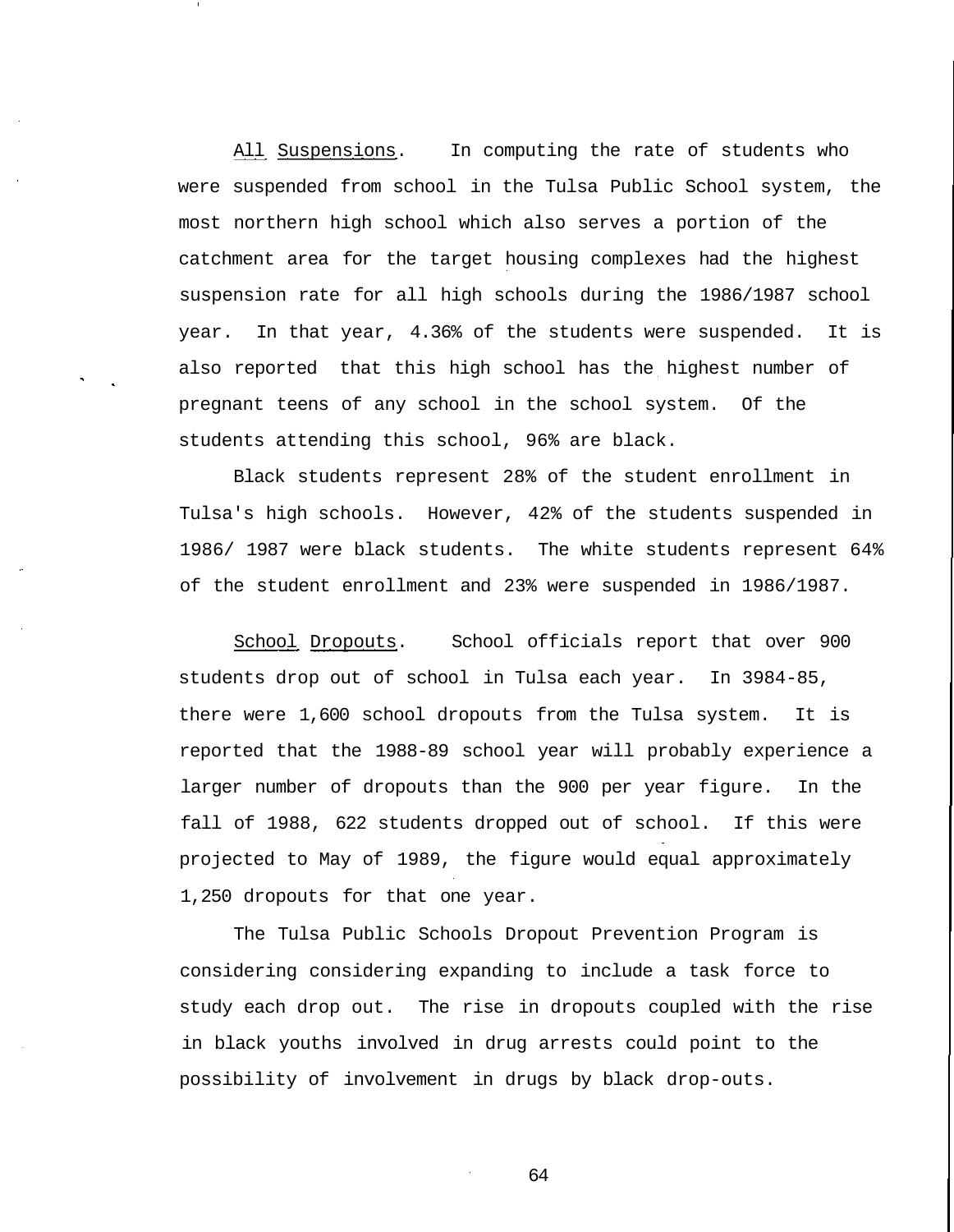<u>All Suspensions</u>. In computing the rate of students who were suspended from school in the Tulsa Public School system, the most northern high school which also serves a portion of the catchment area for the target housing complexes had the highest suspension rate for all high schools during the 1986/1987 school year. In that year, 4.36% of the students were suspended. It is also reported that this high school has the highest number of pregnant teens of any school in the school system. Of the students attending this school, 96% are black.

Black students represent 28% of the student enrollment in Tulsa's high schools. However, 42% of the students suspended in 1986/ 1987 were black students. The white students represent 64% of the student enrollment and 23% were suspended in 1986/1987.

<u>School Dropouts</u>. School officials report that over 900 students drop out of school in Tulsa each year. In 3984-85, there were 1,600 school dropouts from the Tulsa system. It is reported that the 1988-89 school year will probably experience a larger number of dropouts than the 900 per year figure. In the fall of 1988, 622 students dropped out of school. If this were projected to May of 1989, the figure would equal approximately 1,250 dropouts for that one year.

The Tulsa Public Schools Dropout Prevention Program is considering considering expanding to include a task force to study each drop out. The rise in dropouts coupled with the rise in black youths involved in drug arrests could point to the possibility of involvement in drugs by black drop-outs.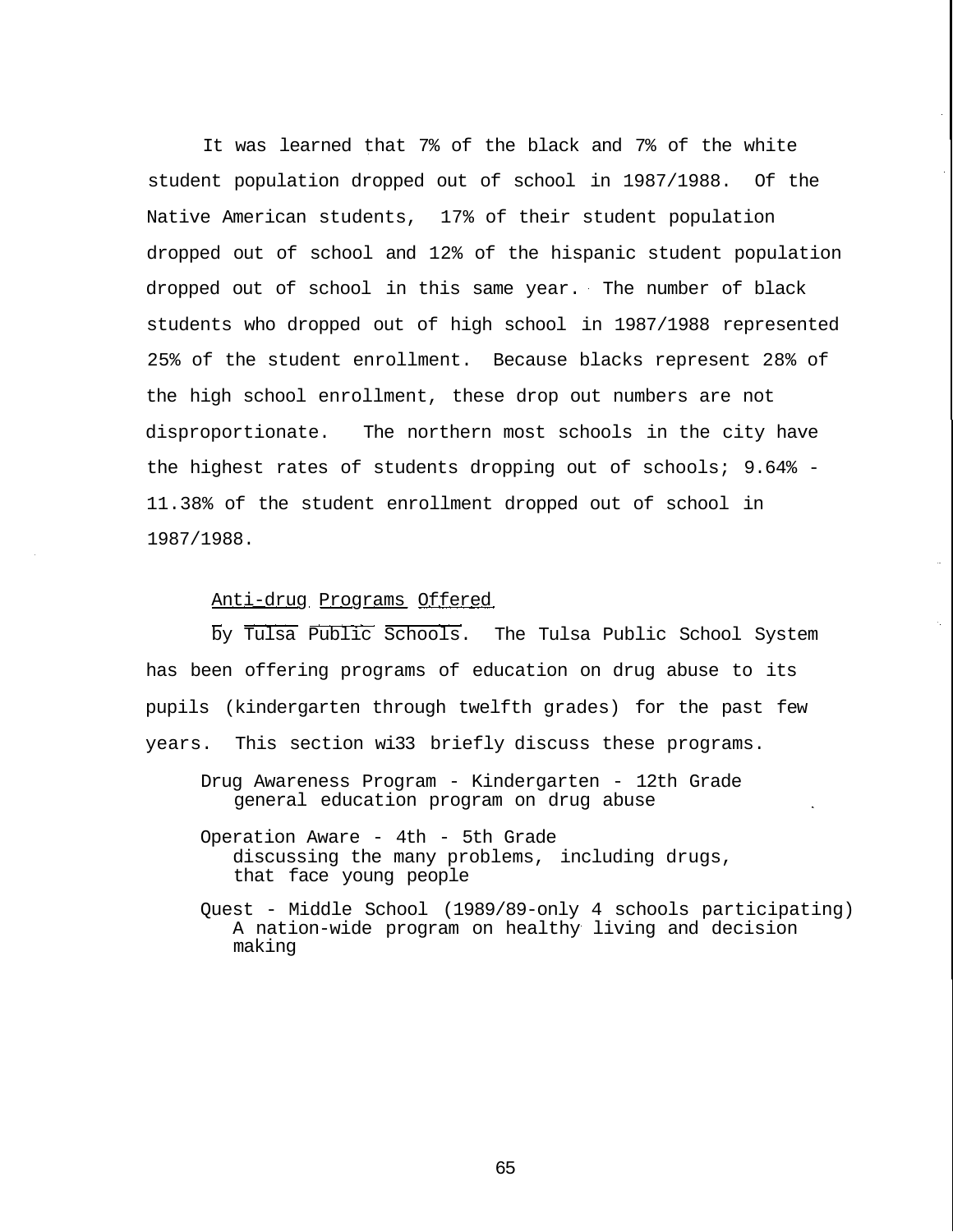It was learned that 7% of the black and 7% of the white student population dropped out of school in 1987/1988. Of the Native American students, 17% of their student population dropped out of school and 12% of the hispanic student population dropped out of school in this same year. The number of black students who dropped out of high school in 1987/1988 represented 25% of the student enrollment. Because blacks represent 28% of the high school enrollment, these drop out numbers are not disproportionate. The northern most schools in the city have the highest rates of students dropping out of schools; 9.64% - 11.38% of the student enrollment dropped out of school in 1987/1988.

Anti-drug Programs Offered by Tulsa Public Schools. The Tulsa Public School System has been offering programs of education on drug abuse to its pupils (kindergarten through twelfth grades) for the past few years. This section wi33 briefly discuss these programs.

Drug Awareness Program - Kindergarten - 12th Grade
general education program on drug abuse

Operation Aware - 4th - 5th Grade
discussing the many problems, including drugs, that face young people

Quest - Middle School (1989/89-only 4 schools participating)
A nation-wide program on healthy living and decision making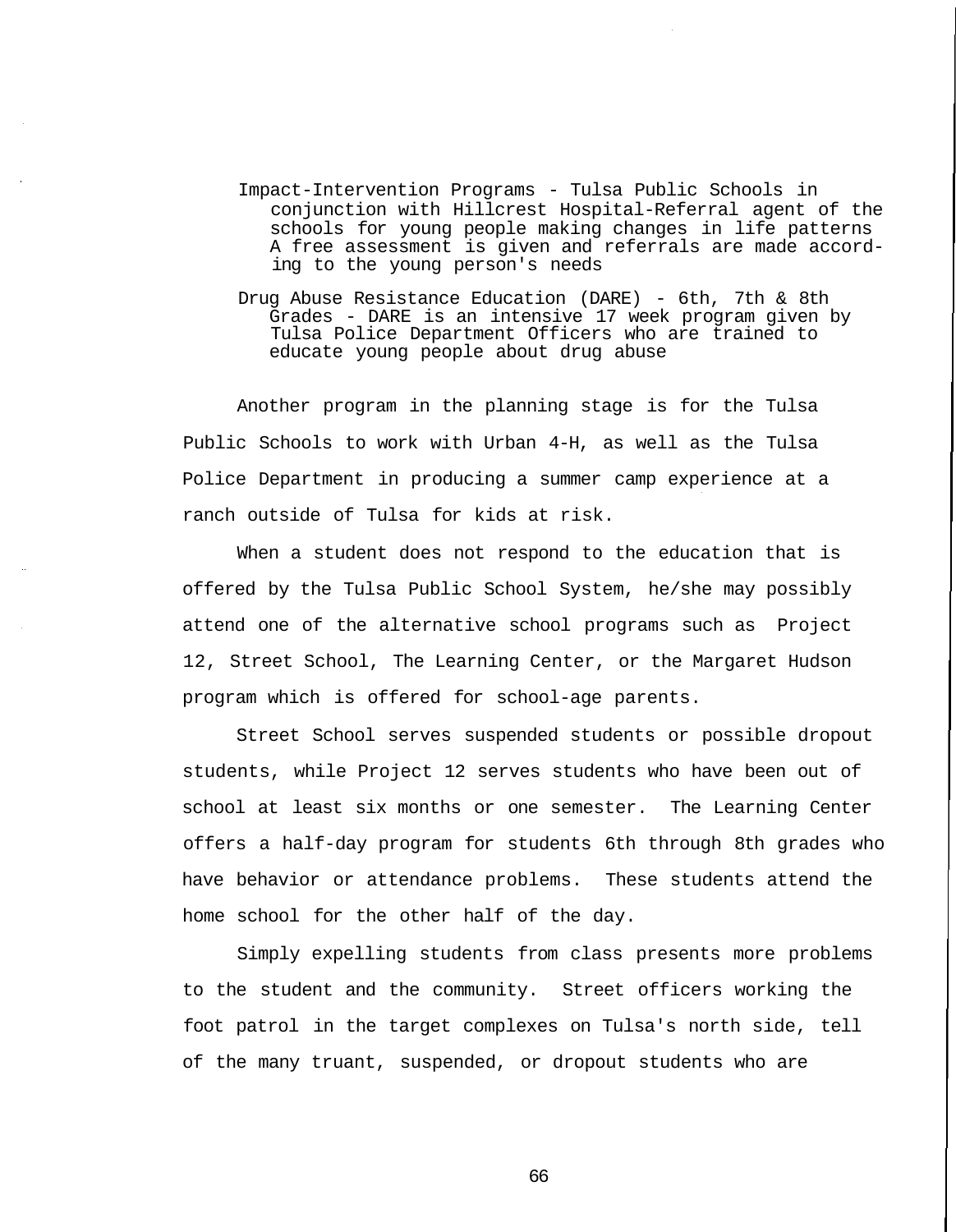Impact-Intervention Programs - Tulsa Public Schools in conjunction with Hillcrest Hospital-Referral agent of the schools for young people making changes in life patterns A free assessment is given and referrals are made according to the young person's needs

Drug Abuse Resistance Education (DARE) - 6th, 7th & 8th Grades - DARE is an intensive 17 week program given by Tulsa Police Department Officers who are trained to educate young people about drug abuse

Another program in the planning stage is for the Tulsa Public Schools to work with Urban 4-H, as well as the Tulsa Police Department in producing a summer camp experience at a ranch outside of Tulsa for kids at risk.

When a student does not respond to the education that is offered by the Tulsa Public School System, he/she may possibly attend one of the alternative school programs such as Project 12, Street School, The Learning Center, or the Margaret Hudson program which is offered for school-age parents.

Street School serves suspended students or possible dropout students, while Project 12 serves students who have been out of school at least six months or one semester. The Learning Center offers a half-day program for students 6th through 8th grades who have behavior or attendance problems. These students attend the home school for the other half of the day.

Simply expelling students from class presents more problems to the student and the community. Street officers working the foot patrol in the target complexes on Tulsa's north side, tell of the many truant, suspended, or dropout students who are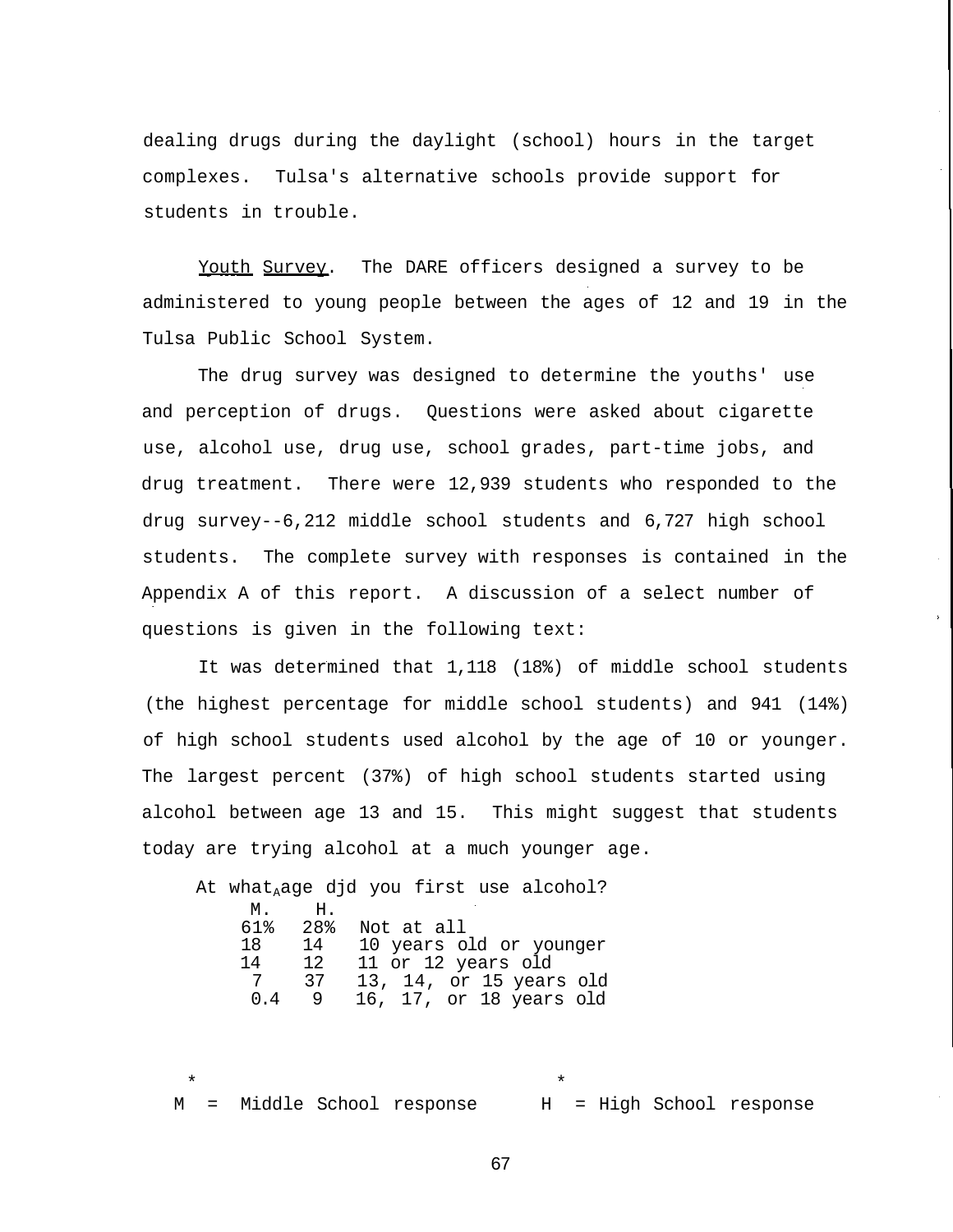dealing drugs during the daylight (school) hours in the target complexes. Tulsa's alternative schools provide support for students in trouble.

Youth Survey. The DARE officers designed a survey to be administered to young people between the ages of 12 and 19 in the Tulsa Public School System.

The drug survey was designed to determine the youths' use and perception of drugs. Questions were asked about cigarette use, alcohol use, drug use, school grades, part-time jobs, and drug treatment. There were 12,939 students who responded to the drug survey--6,212 middle school students and 6,727 high school students. The complete survey with responses is contained in the Appendix A of this report. A discussion of a select number of questions is given in the following text:

It was determined that 1,118 (18%) of middle school students (the highest percentage for middle school students) and 941 (14%) of high school students used alcohol by the age of 10 or younger. The largest percent (37%) of high school students started using alcohol between age 13 and 15. This might suggest that students today are trying alcohol at a much younger age.

At what age did you first use alcohol?

| M. | H. | |
|---|---|---|
| 61% | 28% | Not at all |
| 18 | 14 | 10 years old or younger |
| 14 | 12 | 11 or 12 years old |
| 7 | 37 | 13, 14, or 15 years old |
| 0.4 | 9 | 16, 17, or 18 years old |

\* M = Middle School response \* H = High School response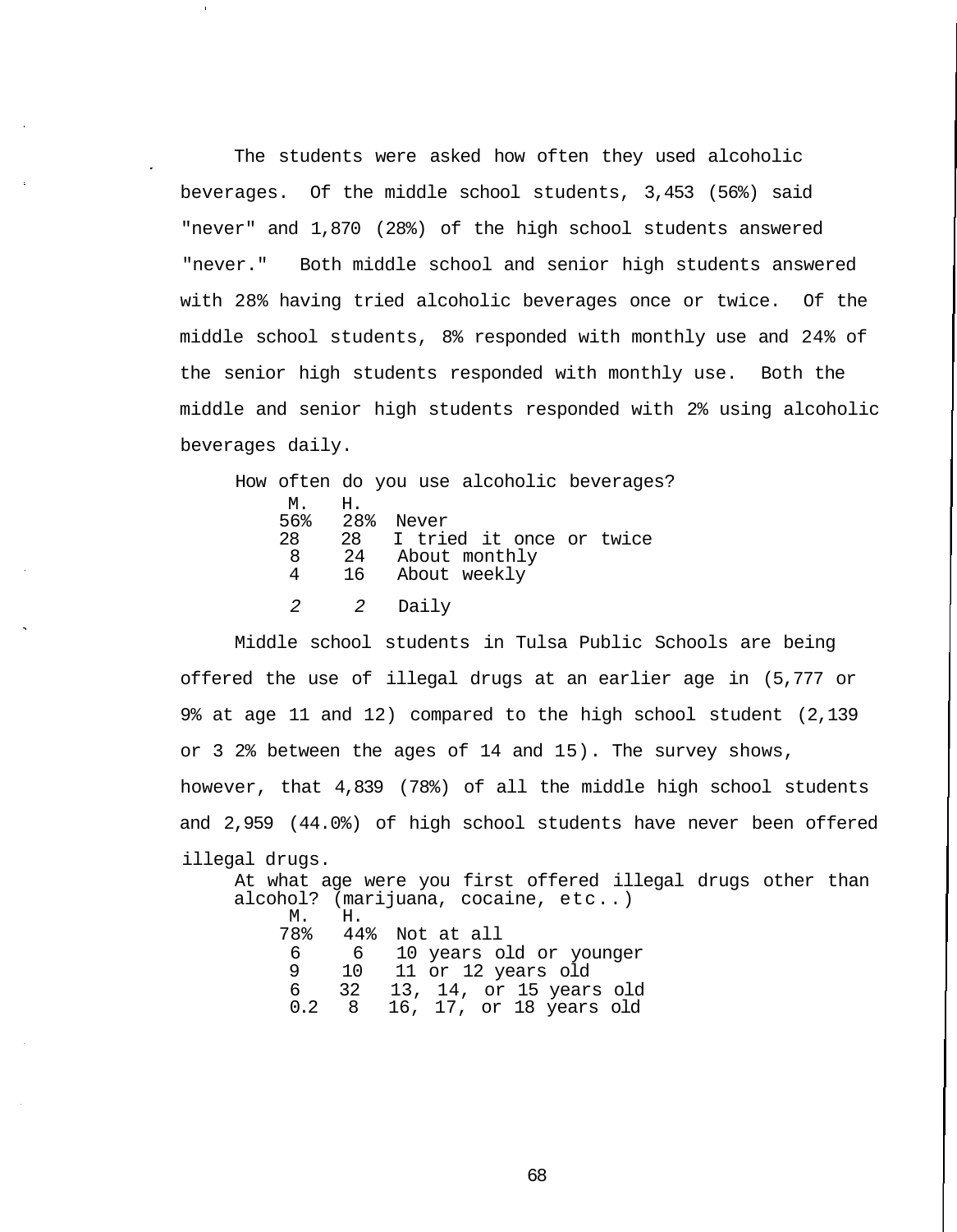The students were asked how often they used alcoholic beverages. Of the middle school students, 3,453 (56%) said "never" and 1,870 (28%) of the high school students answered "never." Both middle school and senior high students answered with 28% having tried alcoholic beverages once or twice. Of the middle school students, 8% responded with monthly use and 24% of the senior high students responded with monthly use. Both the middle and senior high students responded with 2% using alcoholic beverages daily.

How often do you use alcoholic beverages?

| M. | H. | |
|---|---|---|
| 56% | 28% | Never |
| 28 | 28 | I tried it once or twice |
| 8 | 24 | About monthly |
| 4 | 16 | About weekly |
| 2 | 2 | Daily |

Middle school students in Tulsa Public Schools are being offered the use of illegal drugs at an earlier age in (5,777 or 9% at age 11 and 12) compared to the high school student (2,139 or 3 2% between the ages of 14 and 15). The survey shows, however, that 4,839 (78%) of all the middle high school students and 2,959 (44.0%) of high school students have never been offered illegal drugs.

At what age were you first offered illegal drugs other than alcohol? (marijuana, cocaine, etc..)

| M. | H. | |
|---|---|---|
| 78% | 44% | Not at all |
| 6 | 6 | 10 years old or younger |
| 9 | 10 | 11 or 12 years old |
| 6 | 32 | 13, 14, or 15 years old |
| 0.2 | 8 | 16, 17, or 18 years old |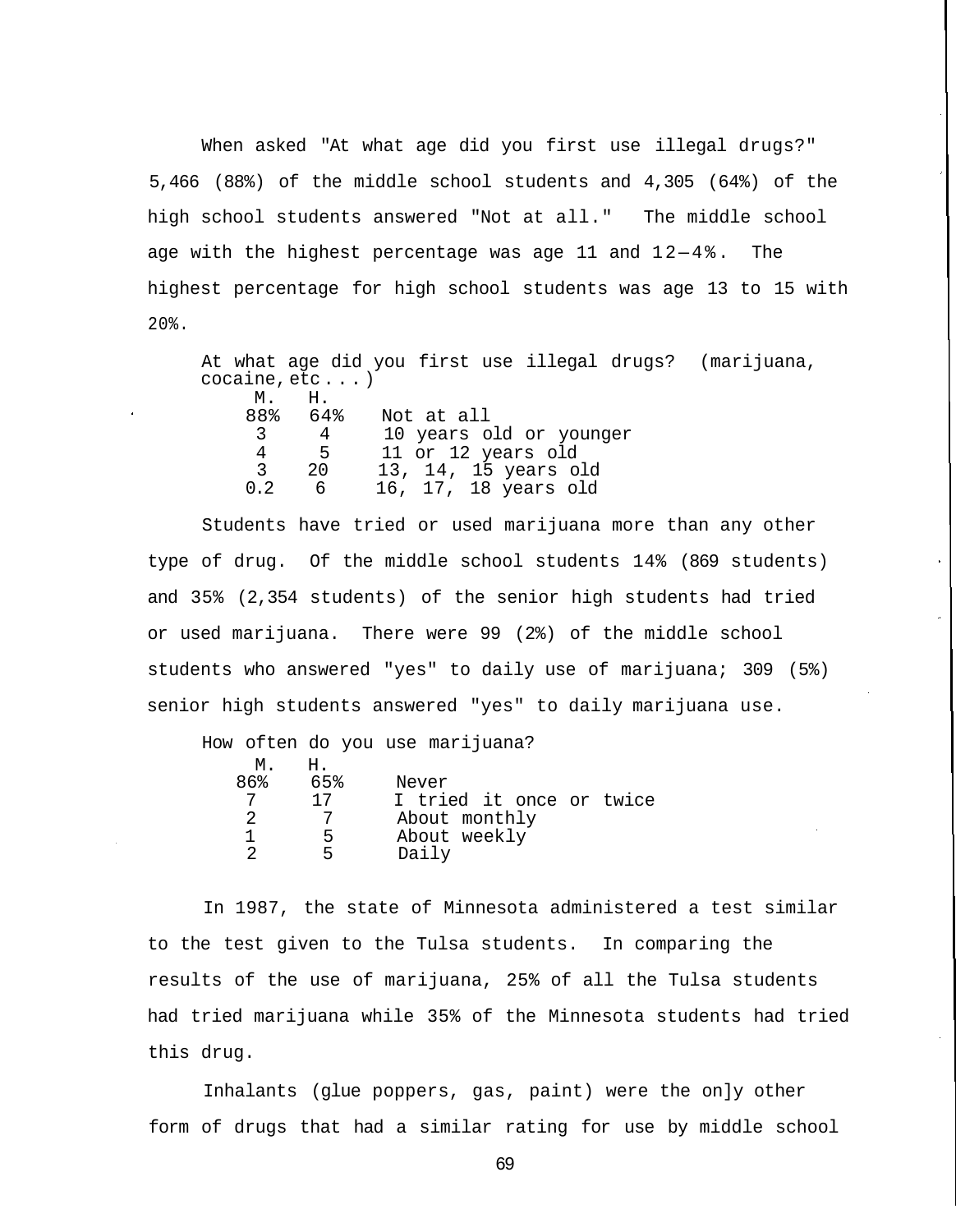When asked "At what age did you first use illegal drugs?" 5,466 (88%) of the middle school students and 4,305 (64%) of the high school students answered "Not at all." The middle school age with the highest percentage was age 11 and 12—4%. The highest percentage for high school students was age 13 to 15 with 20%.

At what age did you first use illegal drugs? (marijuana, cocaine, etc...)

| M. | H. | |
|---|---|---|
| 88% | 64% | Not at all |
| 3 | 4 | 10 years old or younger |
| 4 | 5 | 11 or 12 years old |
| 3 | 20 | 13, 14, 15 years old |
| 0.2 | 6 | 16, 17, 18 years old |

Students have tried or used marijuana more than any other type of drug. Of the middle school students 14% (869 students) and 35% (2,354 students) of the senior high students had tried or used marijuana. There were 99 (2%) of the middle school students who answered "yes" to daily use of marijuana; 309 (5%) senior high students answered "yes" to daily marijuana use.

How often do you use marijuana?

| M. | H. | |
|---|---|---|
| 86% | 65% | Never |
| 7 | 17 | I tried it once or twice |
| 2 | 7 | About monthly |
| 1 | 5 | About weekly |
| 2 | 5 | Daily |

In 1987, the state of Minnesota administered a test similar to the test given to the Tulsa students. In comparing the results of the use of marijuana, 25% of all the Tulsa students had tried marijuana while 35% of the Minnesota students had tried this drug.

Inhalants (glue poppers, gas, paint) were the on]y other form of drugs that had a similar rating for use by middle school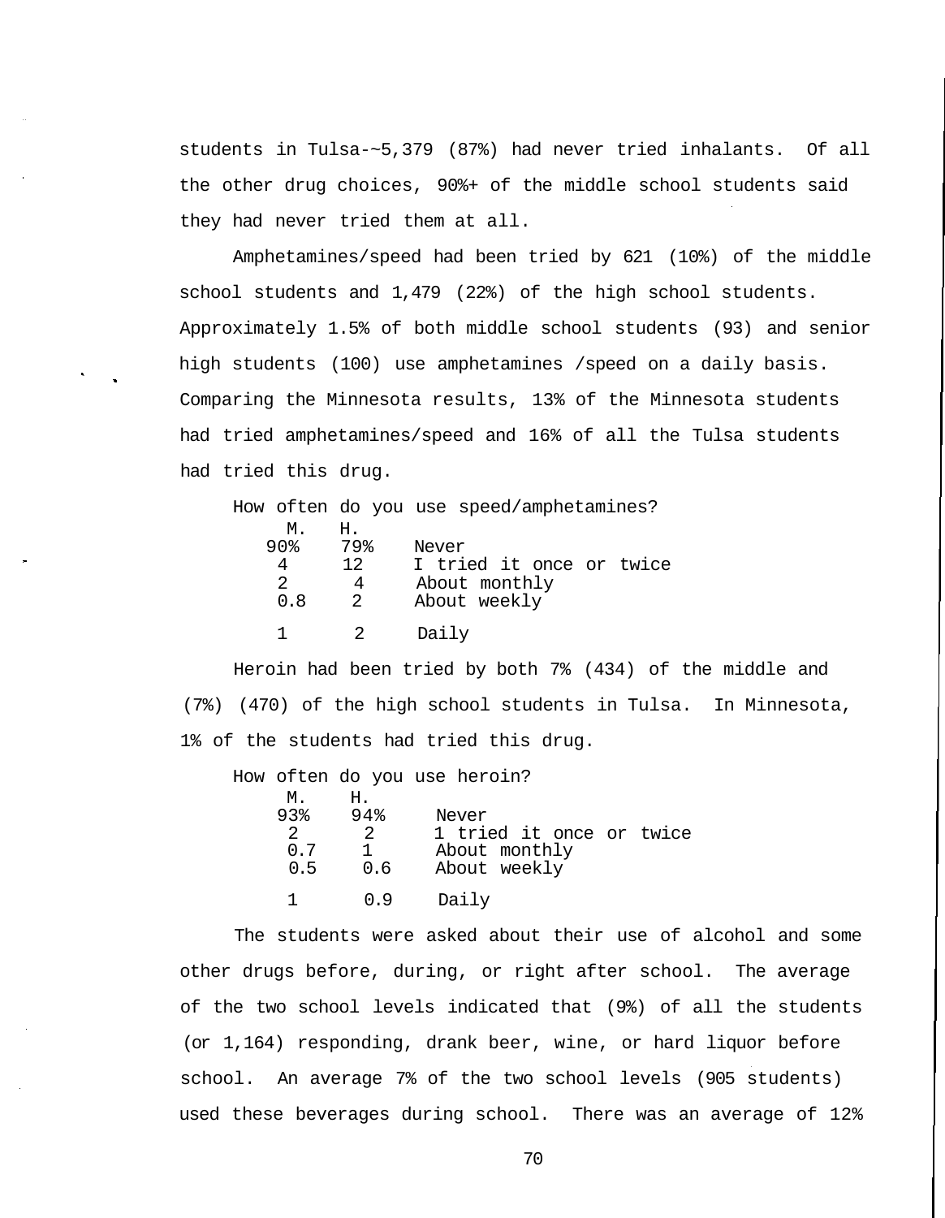students in Tulsa--5,379 (87%) had never tried inhalants. Of all the other drug choices, 90%+ of the middle school students said they had never tried them at all.

Amphetamines/speed had been tried by 621 (10%) of the middle school students and 1,479 (22%) of the high school students. Approximately 1.5% of both middle school students (93) and senior high students (100) use amphetamines /speed on a daily basis. Comparing the Minnesota results, 13% of the Minnesota students had tried amphetamines/speed and 16% of all the Tulsa students had tried this drug.

How often do you use speed/amphetamines?

| M. | H. | |
|---|---|---|
| 90% | 79% | Never |
| 4 | 12 | I tried it once or twice |
| 2 | 4 | About monthly |
| 0.8 | 2 | About weekly |
| 1 | 2 | Daily |

Heroin had been tried by both 7% (434) of the middle and (7%) (470) of the high school students in Tulsa. In Minnesota, 1% of the students had tried this drug.

How often do you use heroin?

| M. | H. | |
|---|---|---|
| 93% | 94% | Never |
| 2 | 2 | 1 tried it once or twice |
| 0.7 | 1 | About monthly |
| 0.5 | 0.6 | About weekly |
| 1 | 0.9 | Daily |

The students were asked about their use of alcohol and some other drugs before, during, or right after school. The average of the two school levels indicated that (9%) of all the students (or 1,164) responding, drank beer, wine, or hard liquor before school. An average 7% of the two school levels (905 students) used these beverages during school. There was an average of 12%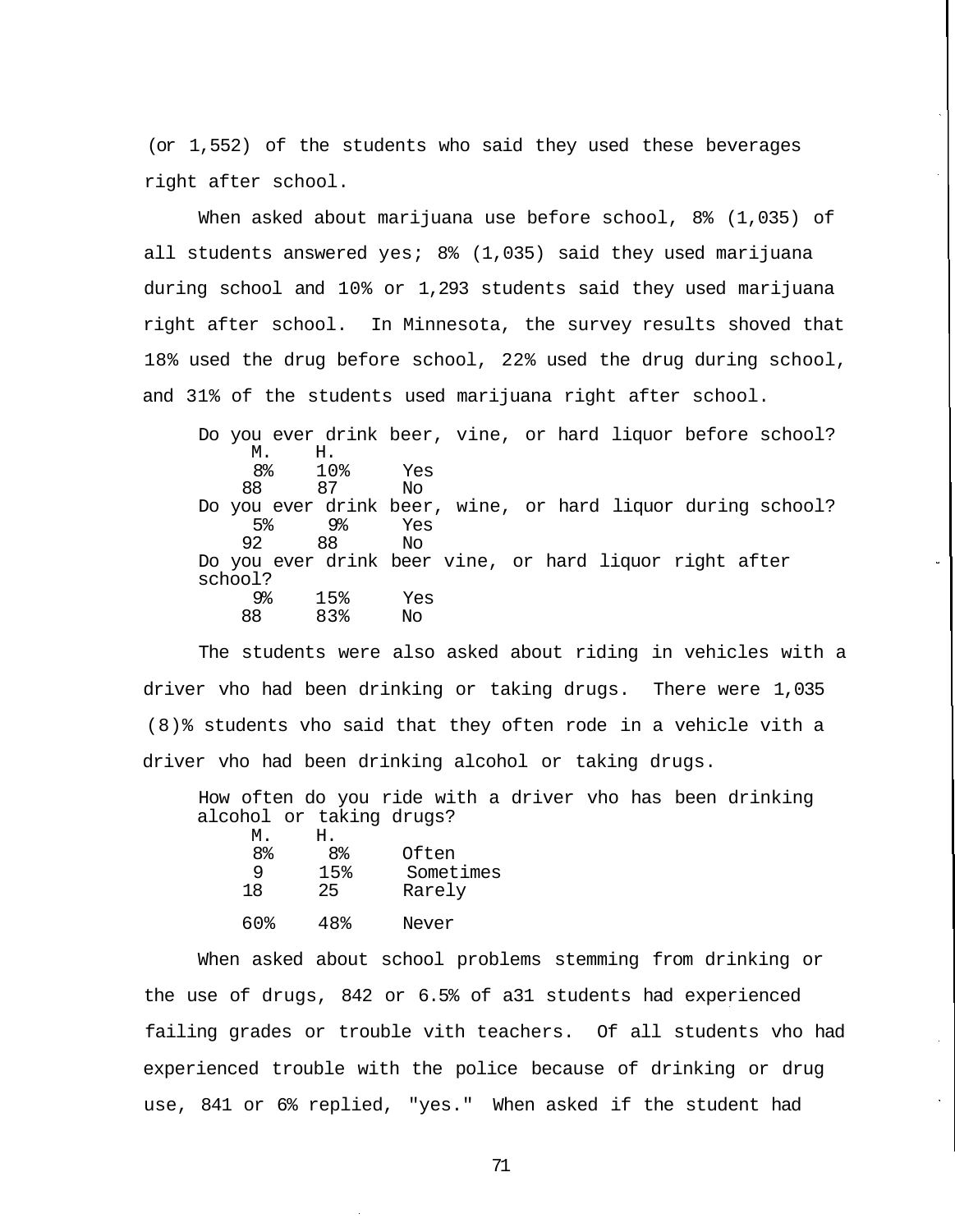(or 1,552) of the students who said they used these beverages right after school.

When asked about marijuana use before school, 8% (1,035) of all students answered yes; 8% (1,035) said they used marijuana during school and 10% or 1,293 students said they used marijuana right after school. In Minnesota, the survey results shoved that 18% used the drug before school, 22% used the drug during school, and 31% of the students used marijuana right after school.

Do you ever drink beer, vine, or hard liquor before school?

| M. | H. | |
|---|---|---|
| 8% | 10% | Yes |
| 88 | 87 | No |

Do you ever drink beer, wine, or hard liquor during school?

| | | |
|---|---|---|
| 5% | 9% | Yes |
| 92 | 88 | No |

Do you ever drink beer vine, or hard liquor right after school?

| | | |
|---|---|---|
| 9% | 15% | Yes |
| 88 | 83% | No |

The students were also asked about riding in vehicles with a driver vho had been drinking or taking drugs. There were 1,035 (8)% students vho said that they often rode in a vehicle vith a driver vho had been drinking alcohol or taking drugs.

How often do you ride with a driver vho has been drinking alcohol or taking drugs?

| M. | H. | |
|---|---|---|
| 8% | 8% | Often |
| 9 | 15% | Sometimes |
| 18 | 25 | Rarely |
| 60% | 48% | Never |

When asked about school problems stemming from drinking or the use of drugs, 842 or 6.5% of a31 students had experienced failing grades or trouble vith teachers. Of all students vho had experienced trouble with the police because of drinking or drug use, 841 or 6% replied, "yes." When asked if the student had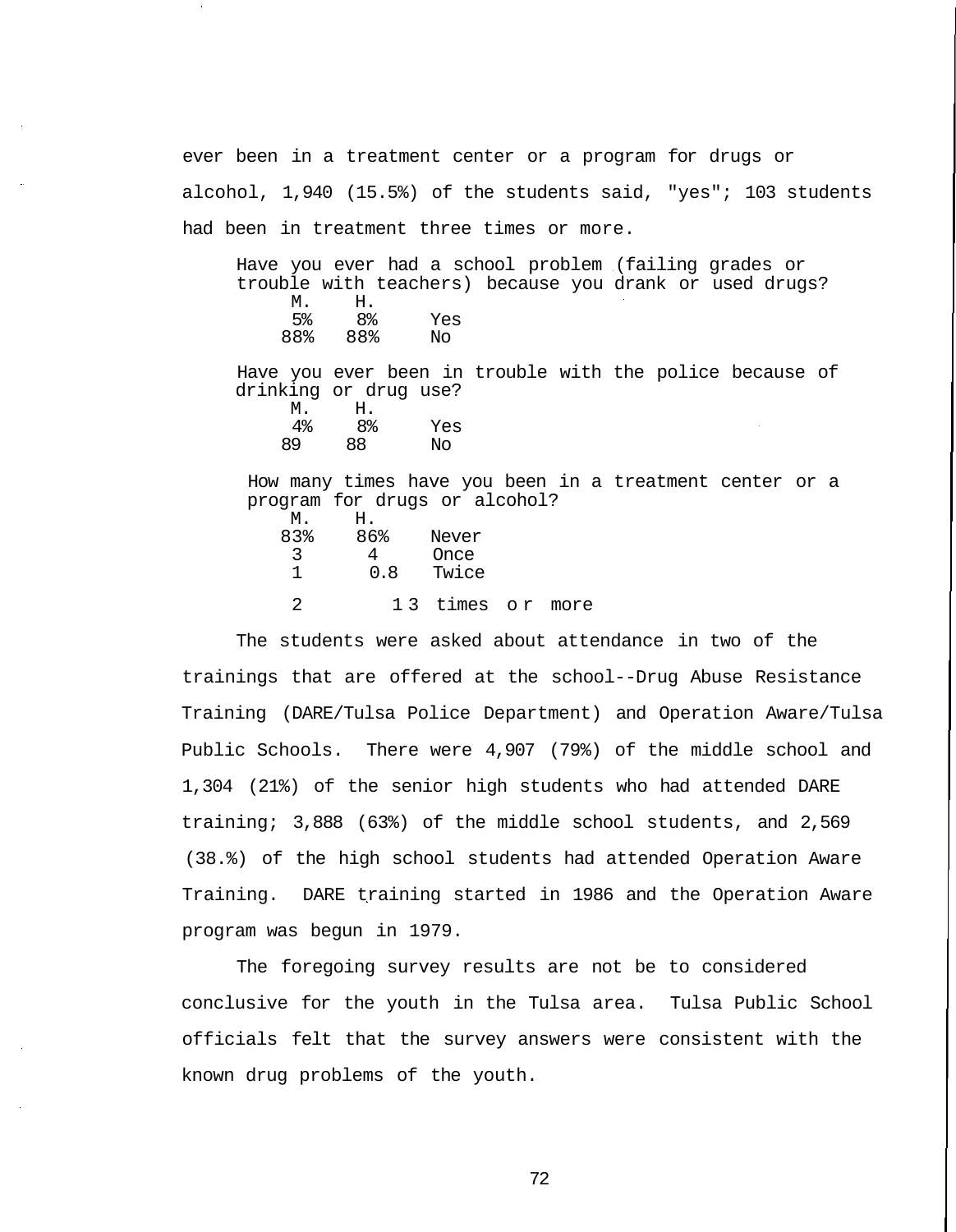ever been in a treatment center or a program for drugs or alcohol, 1,940 (15.5%) of the students said, "yes"; 103 students had been in treatment three times or more.

Have you ever had a school problem (failing grades or trouble with teachers) because you drank or used drugs?

| M. | H. | |
|---|---|---|
| 5% | 8% | Yes |
| 88% | 88% | No |

Have you ever been in trouble with the police because of drinking or drug use?

| M. | H. | |
|---|---|---|
| 4% | 8% | Yes |
| 89 | 88 | No |

How many times have you been in a treatment center or a program for drugs or alcohol?

| M. | H. | |
|---|---|---|
| 83% | 86% | Never |
| 3 | 4 | Once |
| 1 | 0.8 | Twice |
| 2 | 1 | 3 times or more |

The students were asked about attendance in two of the trainings that are offered at the school--Drug Abuse Resistance Training (DARE/Tulsa Police Department) and Operation Aware/Tulsa Public Schools. There were 4,907 (79%) of the middle school and 1,304 (21%) of the senior high students who had attended DARE training; 3,888 (63%) of the middle school students, and 2,569 (38.%) of the high school students had attended Operation Aware Training. DARE training started in 1986 and the Operation Aware program was begun in 1979.

The foregoing survey results are not be to considered conclusive for the youth in the Tulsa area. Tulsa Public School officials felt that the survey answers were consistent with the known drug problems of the youth.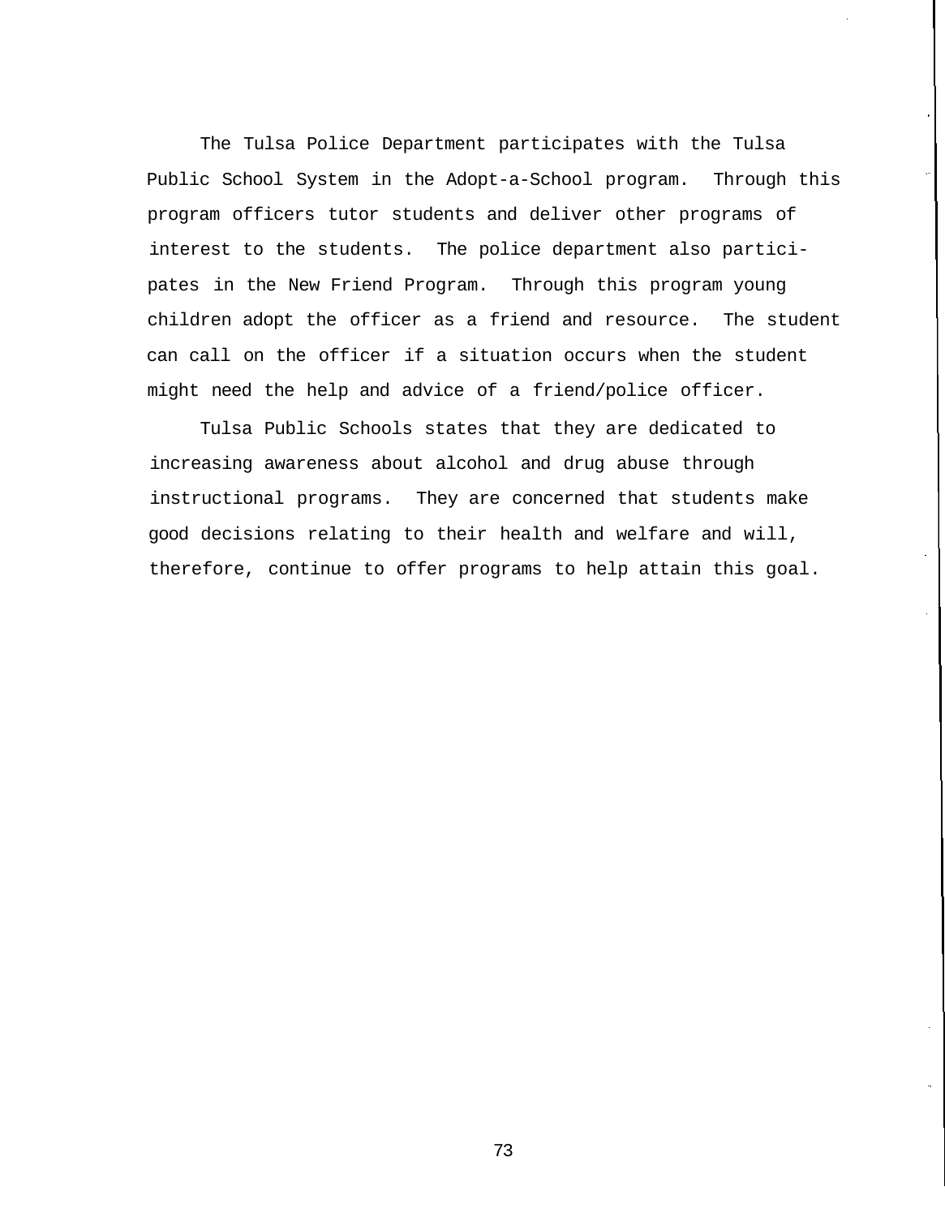The Tulsa Police Department participates with the Tulsa Public School System in the Adopt-a-School program. Through this program officers tutor students and deliver other programs of interest to the students. The police department also participates in the New Friend Program. Through this program young children adopt the officer as a friend and resource. The student can call on the officer if a situation occurs when the student might need the help and advice of a friend/police officer.

Tulsa Public Schools states that they are dedicated to increasing awareness about alcohol and drug abuse through instructional programs. They are concerned that students make good decisions relating to their health and welfare and will, therefore, continue to offer programs to help attain this goal.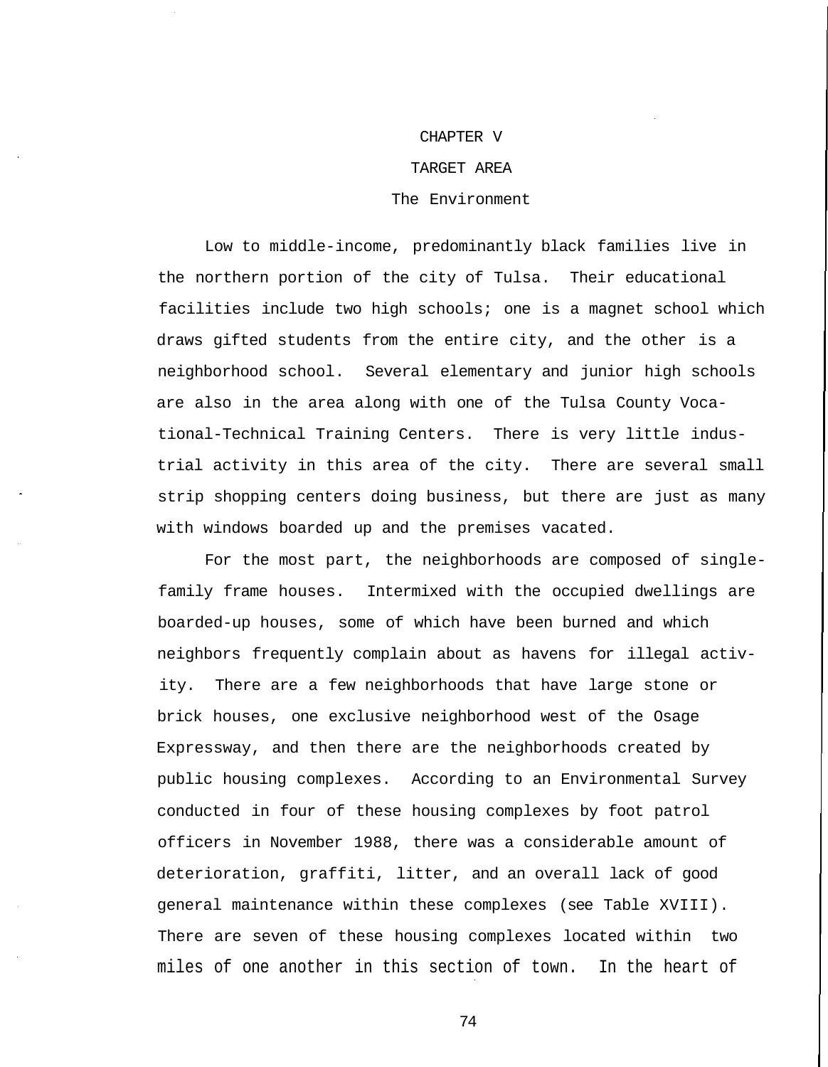# CHAPTER V

# TARGET AREA

## The Environment

Low to middle-income, predominantly black families live in the northern portion of the city of Tulsa. Their educational facilities include two high schools; one is a magnet school which draws gifted students from the entire city, and the other is a neighborhood school. Several elementary and junior high schools are also in the area along with one of the Tulsa County Vocational-Technical Training Centers. There is very little industrial activity in this area of the city. There are several small strip shopping centers doing business, but there are just as many with windows boarded up and the premises vacated.

For the most part, the neighborhoods are composed of single-family frame houses. Intermixed with the occupied dwellings are boarded-up houses, some of which have been burned and which neighbors frequently complain about as havens for illegal activity. There are a few neighborhoods that have large stone or brick houses, one exclusive neighborhood west of the Osage Expressway, and then there are the neighborhoods created by public housing complexes. According to an Environmental Survey conducted in four of these housing complexes by foot patrol officers in November 1988, there was a considerable amount of deterioration, graffiti, litter, and an overall lack of good general maintenance within these complexes (see Table XVIII). There are seven of these housing complexes located within two miles of one another in this section of town. In the heart of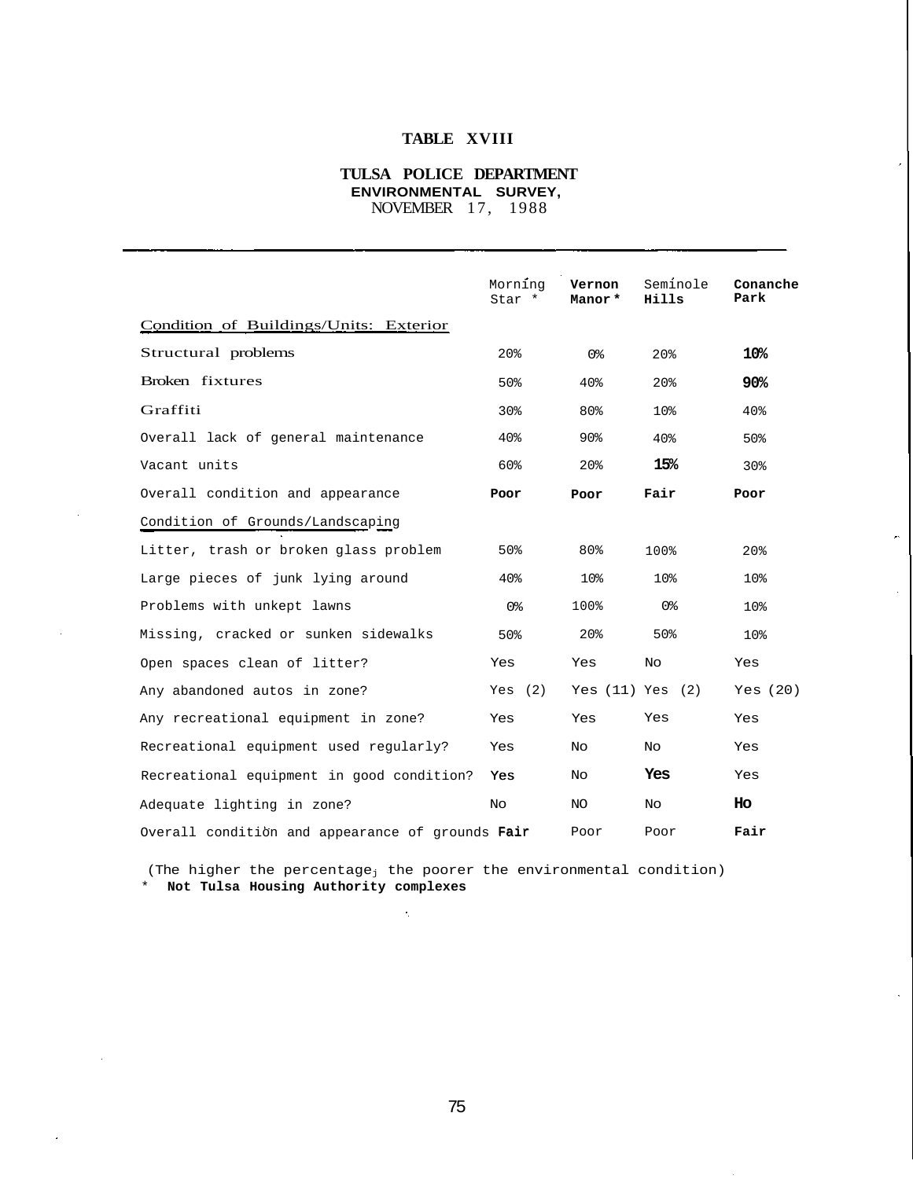# TABLE XVIII

## TULSA POLICE DEPARTMENT
**ENVIRONMENTAL SURVEY,**
NOVEMBER 17, 1988

| | Morning Star * | Vernon Manor * | Seminole Hills | Conanche Park |
|---|---|---|---|---|
| Condition of Buildings/Units: Exterior | | | | |
| Structural problems | 20% | 0% | 20% | 10% |
| Broken fixtures | 50% | 40% | 20% | 90% |
| Graffiti | 30% | 80% | 10% | 40% |
| Overall lack of general maintenance | 40% | 90% | 40% | 50% |
| Vacant units | 60% | 20% | 15% | 30% |
| Overall condition and appearance | Poor | Poor | Fair | Poor |
| Condition of Grounds/Landscaping | | | | |
| Litter, trash or broken glass problem | 50% | 80% | 100% | 20% |
| Large pieces of junk lying around | 40% | 10% | 10% | 10% |
| Problems with unkept lawns | 0% | 100% | 0% | 10% |
| Missing, cracked or sunken sidewalks | 50% | 20% | 50% | 10% |
| Open spaces clean of litter? | Yes | Yes | No | Yes |
| Any abandoned autos in zone? | Yes (2) | Yes (11) | Yes (2) | Yes (20) |
| Any recreational equipment in zone? | Yes | Yes | Yes | Yes |
| Recreational equipment used regularly? | Yes | No | No | Yes |
| Recreational equipment in good condition? | Yes | No | Yes | Yes |
| Adequate lighting in zone? | No | NO | No | Ho |
| Overall condition and appearance of grounds | Fair | Poor | Poor | Fair |

(The higher the percentage, the poorer the environmental condition)

* **Not Tulsa Housing Authority complexes**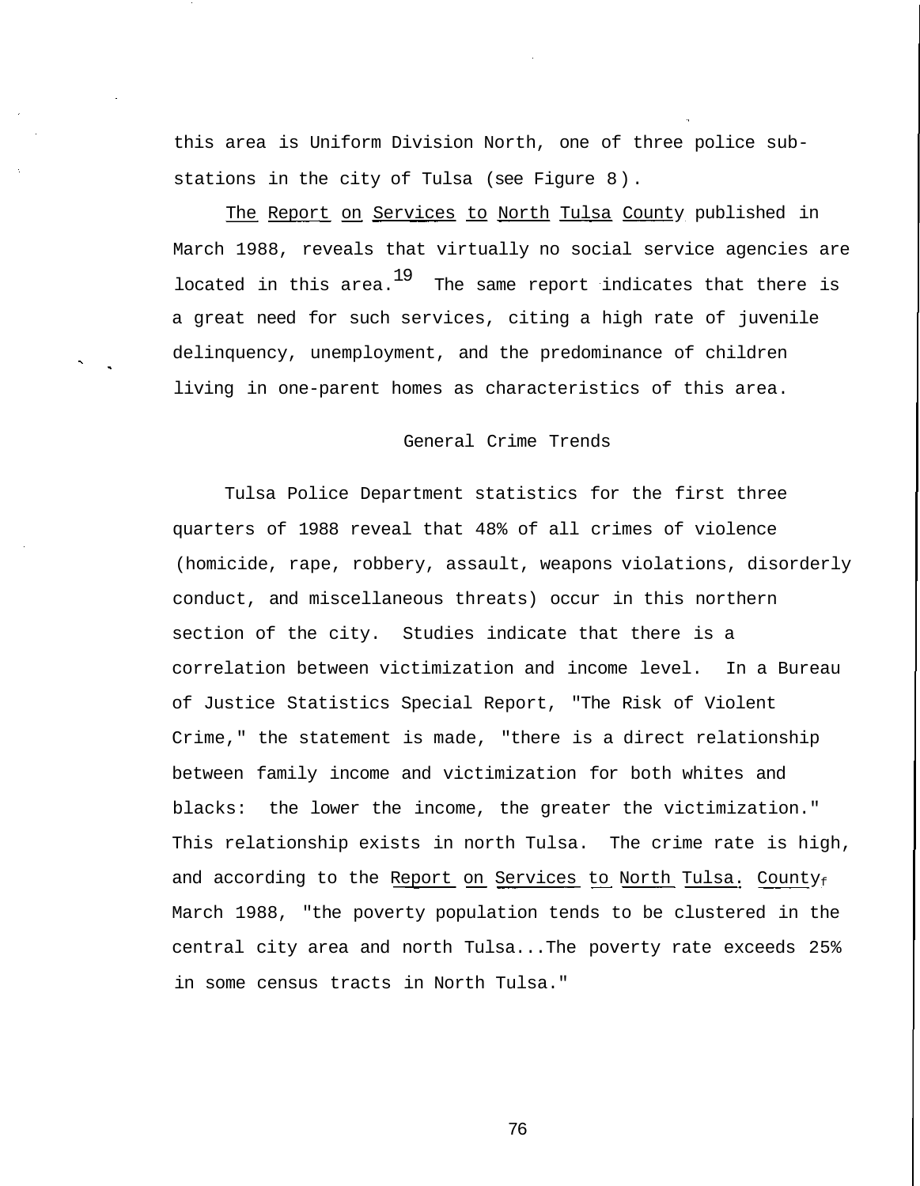this area is Uniform Division North, one of three police sub-stations in the city of Tulsa (see Figure 8).

The Report on Services to North Tulsa County published in March 1988, reveals that virtually no social service agencies are located in this area.[19] The same report indicates that there is a great need for such services, citing a high rate of juvenile delinquency, unemployment, and the predominance of children living in one-parent homes as characteristics of this area.

## General Crime Trends

Tulsa Police Department statistics for the first three quarters of 1988 reveal that 48% of all crimes of violence (homicide, rape, robbery, assault, weapons violations, disorderly conduct, and miscellaneous threats) occur in this northern section of the city. Studies indicate that there is a correlation between victimization and income level. In a Bureau of Justice Statistics Special Report, "The Risk of Violent Crime," the statement is made, "there is a direct relationship between family income and victimization for both whites and blacks: the lower the income, the greater the victimization." This relationship exists in north Tulsa. The crime rate is high, and according to the Report on Services to North Tulsa. County, March 1988, "the poverty population tends to be clustered in the central city area and north Tulsa...The poverty rate exceeds 25% in some census tracts in North Tulsa."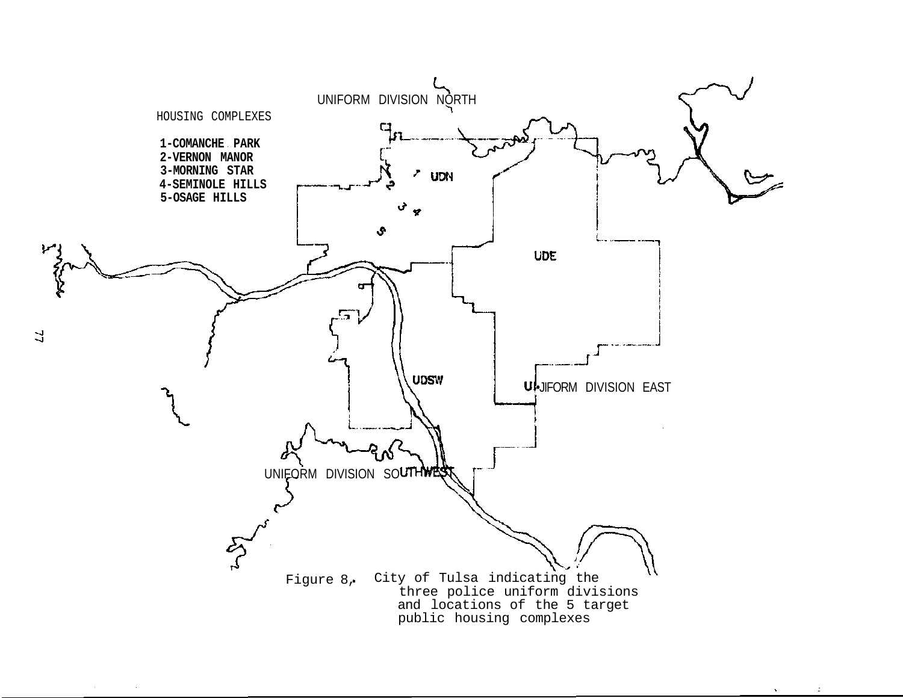UNIFORM DIVISION NORTH

HOUSING COMPLEXES

1-COMANCHE PARK
2-VERNON MANOR
3-MORNING STAR
4-SEMINOLE HILLS
5-OSAGE HILLS

UDN

UDE

UDSW

UNIFORM DIVISION EAST

UNIFORM DIVISION SOUTHWEST

Figure 8. City of Tulsa indicating the three police uniform divisions and locations of the 5 target public housing complexes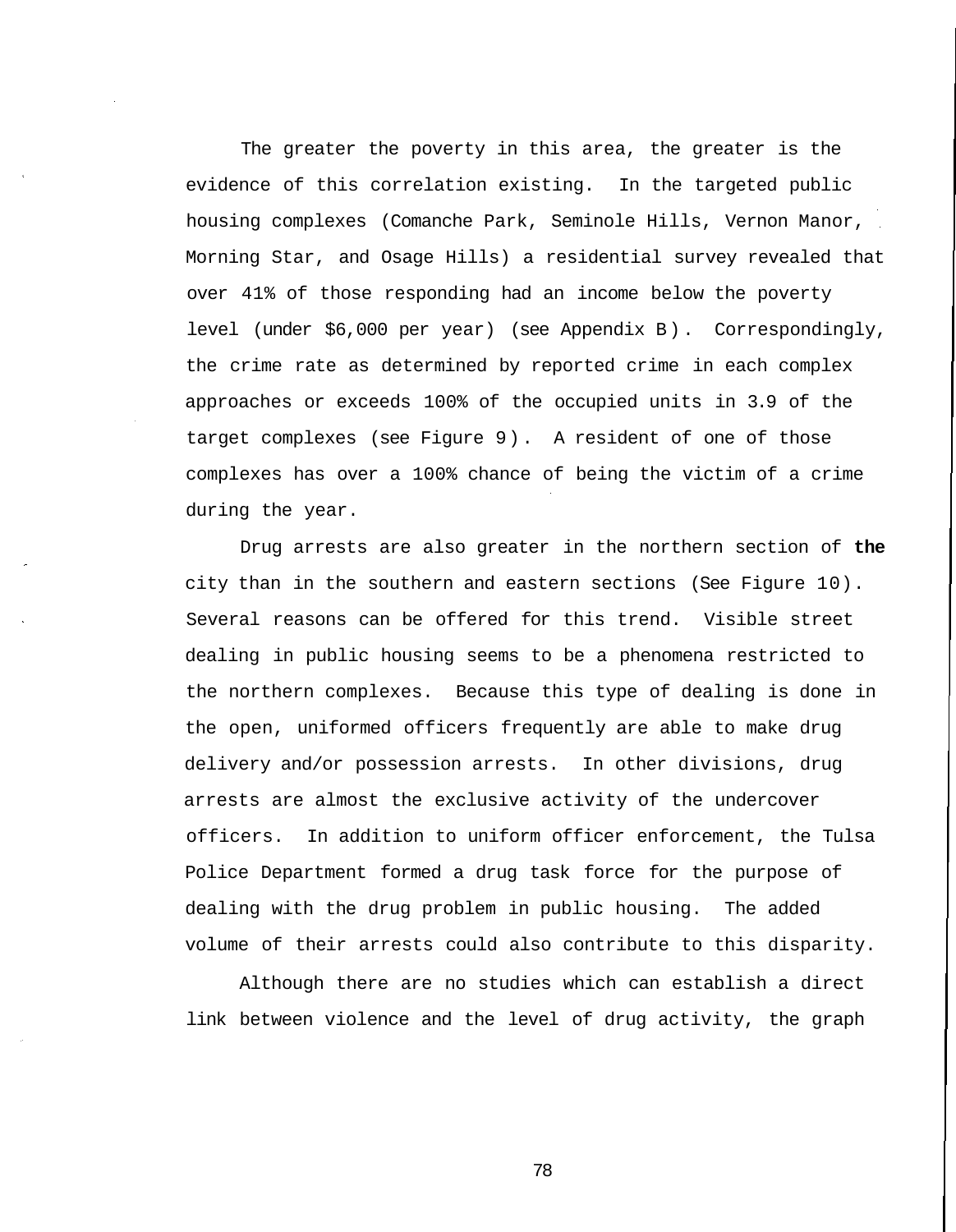The greater the poverty in this area, the greater is the evidence of this correlation existing. In the targeted public housing complexes (Comanche Park, Seminole Hills, Vernon Manor, Morning Star, and Osage Hills) a residential survey revealed that over 41% of those responding had an income below the poverty level (under $6,000 per year) (see Appendix B). Correspondingly, the crime rate as determined by reported crime in each complex approaches or exceeds 100% of the occupied units in 3.9 of the target complexes (see Figure 9). A resident of one of those complexes has over a 100% chance of being the victim of a crime during the year.

Drug arrests are also greater in the northern section of **the** city than in the southern and eastern sections (See Figure 10). Several reasons can be offered for this trend. Visible street dealing in public housing seems to be a phenomena restricted to the northern complexes. Because this type of dealing is done in the open, uniformed officers frequently are able to make drug delivery and/or possession arrests. In other divisions, drug arrests are almost the exclusive activity of the undercover officers. In addition to uniform officer enforcement, the Tulsa Police Department formed a drug task force for the purpose of dealing with the drug problem in public housing. The added volume of their arrests could also contribute to this disparity.

Although there are no studies which can establish a direct link between violence and the level of drug activity, the graph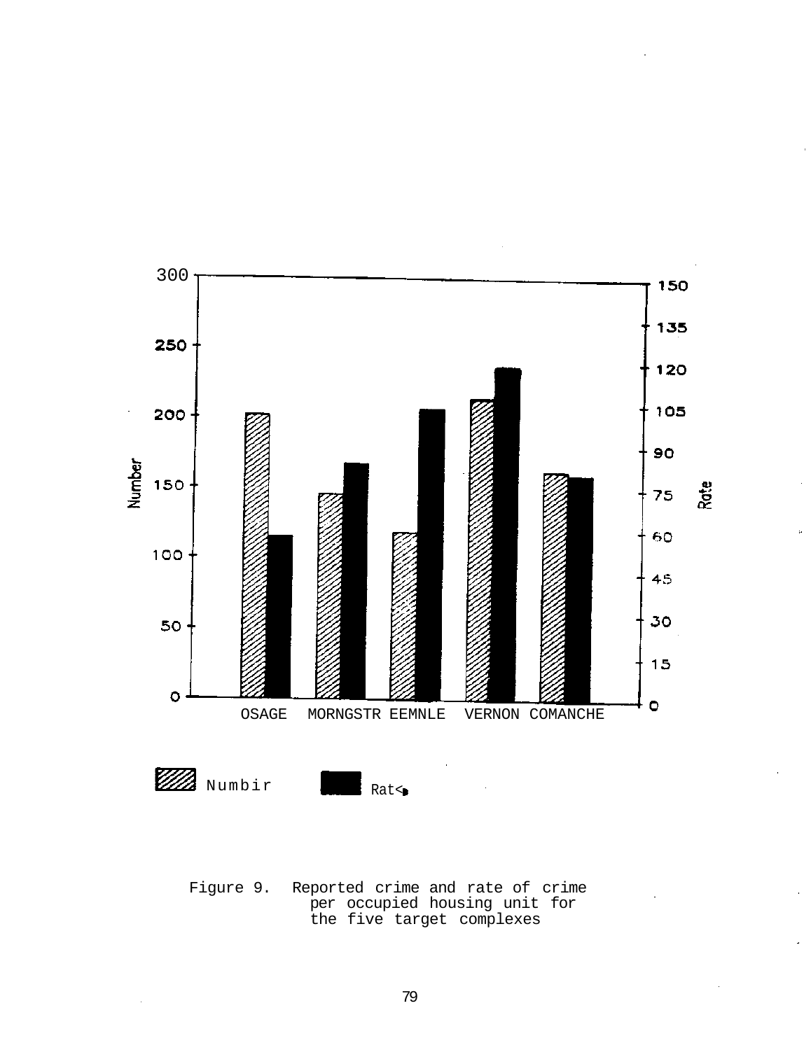300
250
200
150
100
50
0

Number

150
135
120
105
90
75
60
45
30
15
0

Rate

OSAGE MORNGSTR EEMNLE VERNON COMANCHE

Numbir Rat<

Figure 9. Reported crime and rate of crime per occupied housing unit for the five target complexes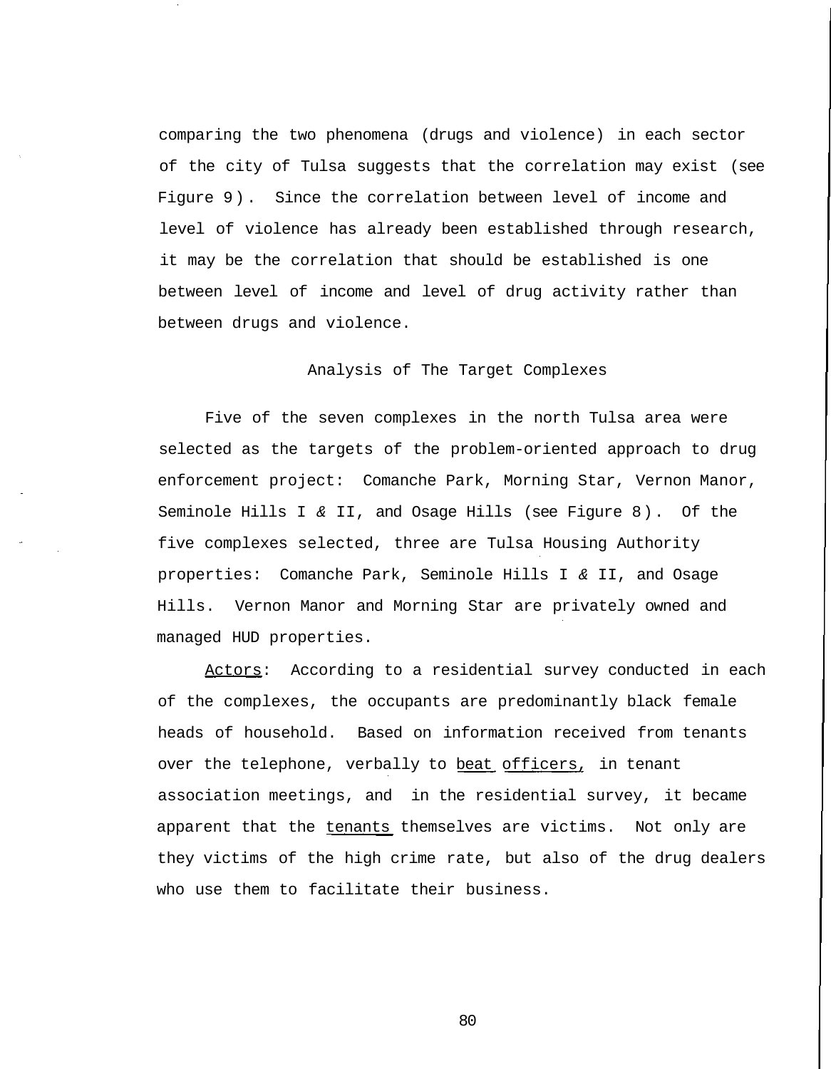comparing the two phenomena (drugs and violence) in each sector of the city of Tulsa suggests that the correlation may exist (see Figure 9). Since the correlation between level of income and level of violence has already been established through research, it may be the correlation that should be established is one between level of income and level of drug activity rather than between drugs and violence.

## Analysis of The Target Complexes

Five of the seven complexes in the north Tulsa area were selected as the targets of the problem-oriented approach to drug enforcement project: Comanche Park, Morning Star, Vernon Manor, Seminole Hills I & II, and Osage Hills (see Figure 8). Of the five complexes selected, three are Tulsa Housing Authority properties: Comanche Park, Seminole Hills I & II, and Osage Hills. Vernon Manor and Morning Star are privately owned and managed HUD properties.

Actors: According to a residential survey conducted in each of the complexes, the occupants are predominantly black female heads of household. Based on information received from tenants over the telephone, verbally to beat officers, in tenant association meetings, and in the residential survey, it became apparent that the tenants themselves are victims. Not only are they victims of the high crime rate, but also of the drug dealers who use them to facilitate their business.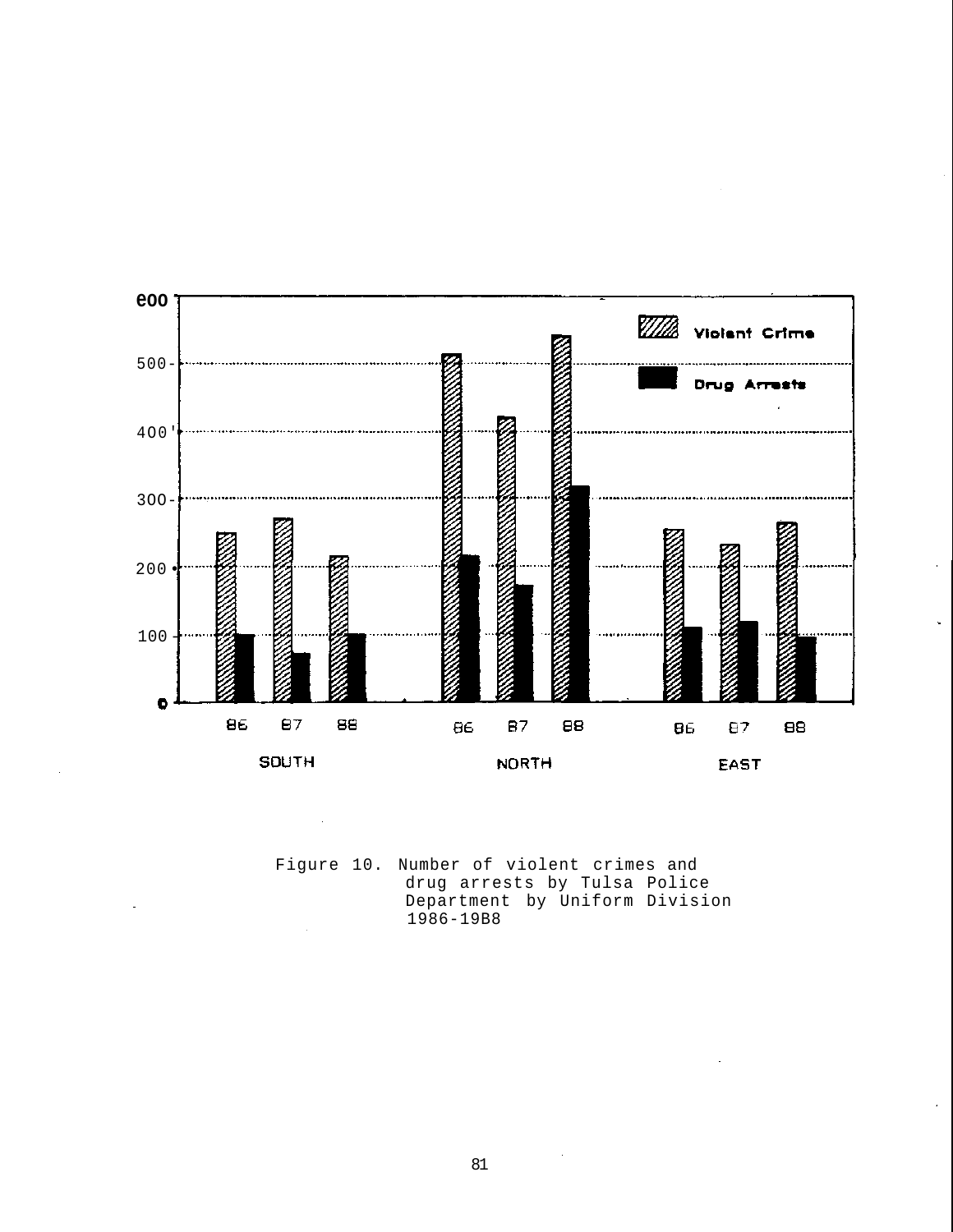600

500

400

300

200

100

0

Violent Crime

Drug Arrests

86 87 88

SOUTH

86 87 88

NORTH

86 87 88

EAST

Figure 10. Number of violent crimes and drug arrests by Tulsa Police Department by Uniform Division 1986-1988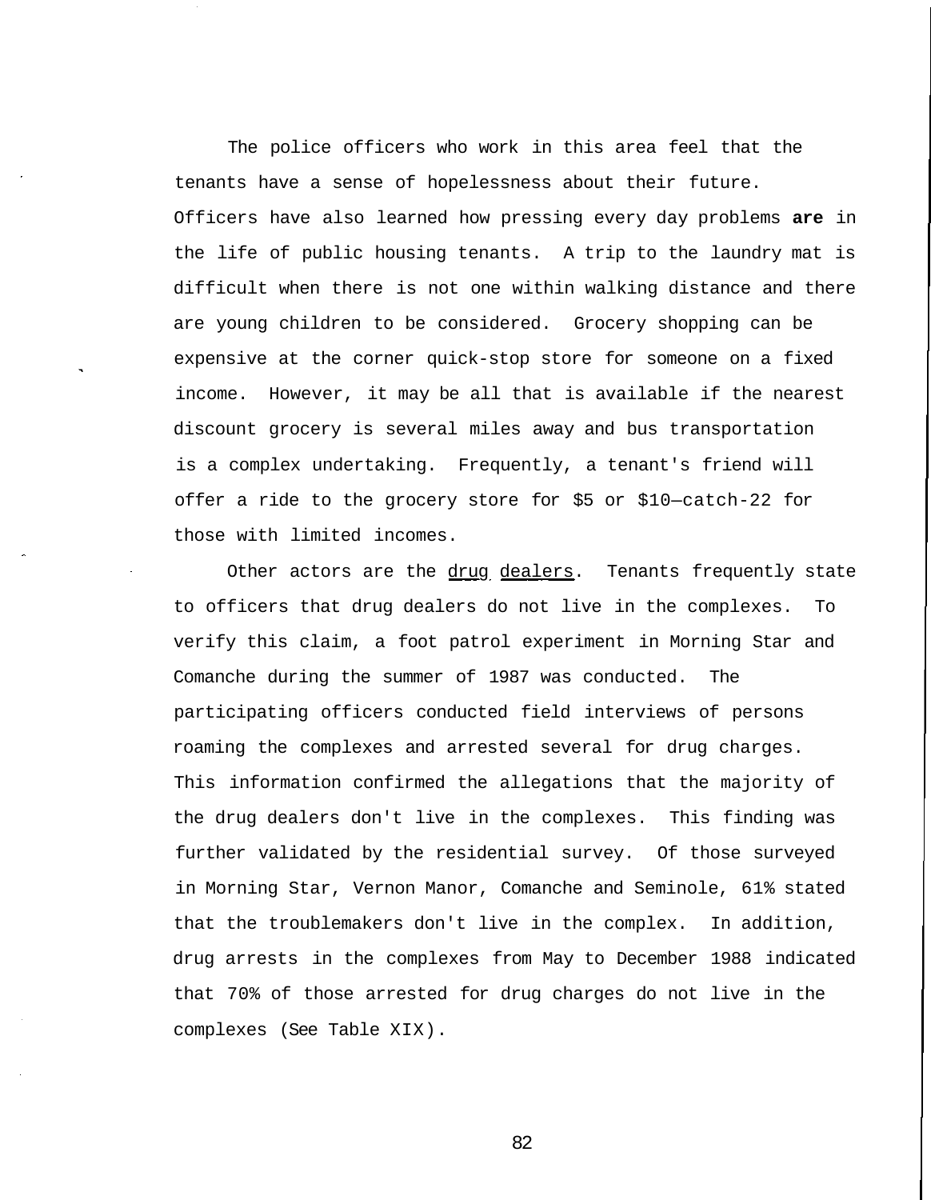The police officers who work in this area feel that the tenants have a sense of hopelessness about their future. Officers have also learned how pressing every day problems **are** in the life of public housing tenants. A trip to the laundry mat is difficult when there is not one within walking distance and there are young children to be considered. Grocery shopping can be expensive at the corner quick-stop store for someone on a fixed income. However, it may be all that is available if the nearest discount grocery is several miles away and bus transportation is a complex undertaking. Frequently, a tenant's friend will offer a ride to the grocery store for $5 or $10—catch-22 for those with limited incomes.

Other actors are the <u>drug dealers</u>. Tenants frequently state to officers that drug dealers do not live in the complexes. To verify this claim, a foot patrol experiment in Morning Star and Comanche during the summer of 1987 was conducted. The participating officers conducted field interviews of persons roaming the complexes and arrested several for drug charges. This information confirmed the allegations that the majority of the drug dealers don't live in the complexes. This finding was further validated by the residential survey. Of those surveyed in Morning Star, Vernon Manor, Comanche and Seminole, 61% stated that the troublemakers don't live in the complex. In addition, drug arrests in the complexes from May to December 1988 indicated that 70% of those arrested for drug charges do not live in the complexes (See Table XIX).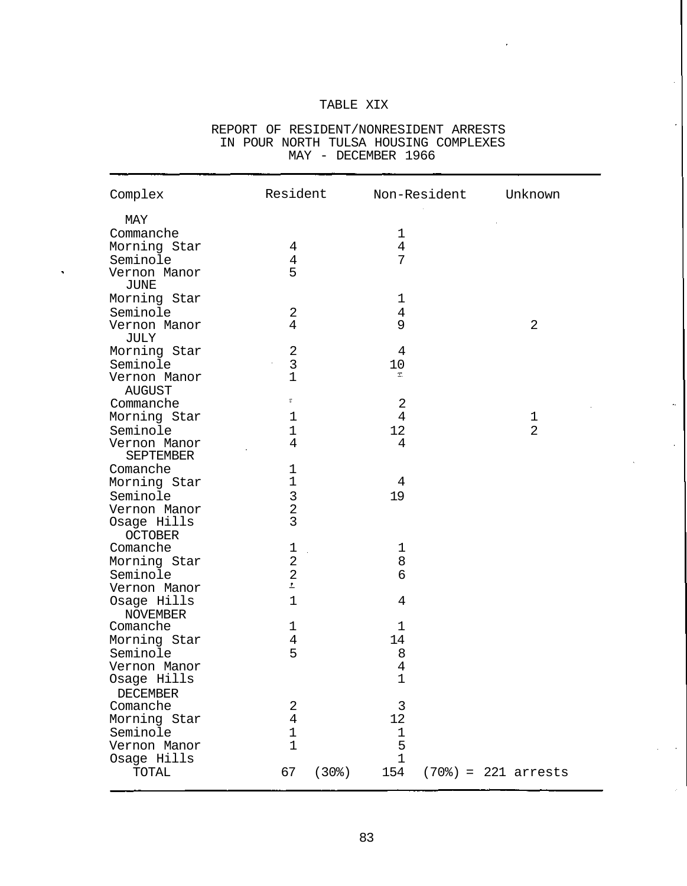TABLE XIX

REPORT OF RESIDENT/NONRESIDENT ARRESTS
IN POUR NORTH TULSA HOUSING COMPLEXES
MAY - DECEMBER 1966

| Complex | Resident | Non-Resident | Unknown |
|---|---|---|---|
| MAY | | | |
| Commanche | | 1 | |
| Morning Star | 4 | 4 | |
| Seminole | 4 | 7 | |
| Vernon Manor | 5 | | |
| JUNE | | | |
| Morning Star | | 1 | |
| Seminole | 2 | 4 | |
| Vernon Manor | 4 | 9 | 2 |
| JULY | | | |
| Morning Star | 2 | 4 | |
| Seminole | 3 | 10 | |
| Vernon Manor | 1 | | |
| AUGUST | | | |
| Commanche | | 2 | |
| Morning Star | 1 | 4 | 1 |
| Seminole | 1 | 12 | 2 |
| Vernon Manor | 4 | 4 | |
| SEPTEMBER | | | |
| Comanche | 1 | | |
| Morning Star | 1 | 4 | |
| Seminole | 3 | 19 | |
| Vernon Manor | 2 | | |
| Osage Hills | 3 | | |
| OCTOBER | | | |
| Comanche | 1 | 1 | |
| Morning Star | 2 | 8 | |
| Seminole | 2 | 6 | |
| Vernon Manor | | | |
| Osage Hills | 1 | 4 | |
| NOVEMBER | | | |
| Comanche | 1 | 1 | |
| Morning Star | 4 | 14 | |
| Seminole | 5 | 8 | |
| Vernon Manor | | 4 | |
| Osage Hills | | 1 | |
| DECEMBER | | | |
| Comanche | 2 | 3 | |
| Morning Star | 4 | 12 | |
| Seminole | 1 | 1 | |
| Vernon Manor | 1 | 5 | |
| Osage Hills | | 1 | |
| TOTAL | 67 (30%) | 154 (70%) | = 221 arrests |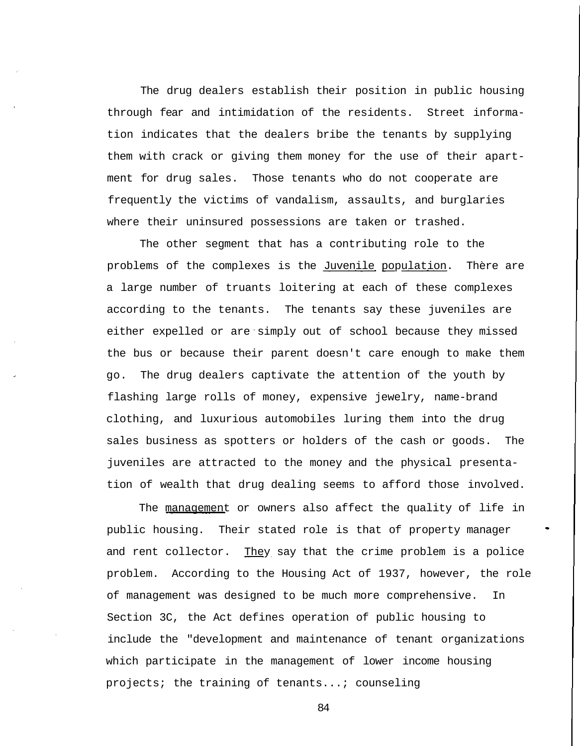The drug dealers establish their position in public housing through fear and intimidation of the residents. Street information indicates that the dealers bribe the tenants by supplying them with crack or giving them money for the use of their apartment for drug sales. Those tenants who do not cooperate are frequently the victims of vandalism, assaults, and burglaries where their uninsured possessions are taken or trashed.

The other segment that has a contributing role to the problems of the complexes is the Juvenile population. There are a large number of truants loitering at each of these complexes according to the tenants. The tenants say these juveniles are either expelled or are simply out of school because they missed the bus or because their parent doesn't care enough to make them go. The drug dealers captivate the attention of the youth by flashing large rolls of money, expensive jewelry, name-brand clothing, and luxurious automobiles luring them into the drug sales business as spotters or holders of the cash or goods. The juveniles are attracted to the money and the physical presentation of wealth that drug dealing seems to afford those involved.

The management or owners also affect the quality of life in public housing. Their stated role is that of property manager and rent collector. They say that the crime problem is a police problem. According to the Housing Act of 1937, however, the role of management was designed to be much more comprehensive. In Section 3C, the Act defines operation of public housing to include the "development and maintenance of tenant organizations which participate in the management of lower income housing projects; the training of tenants...; counseling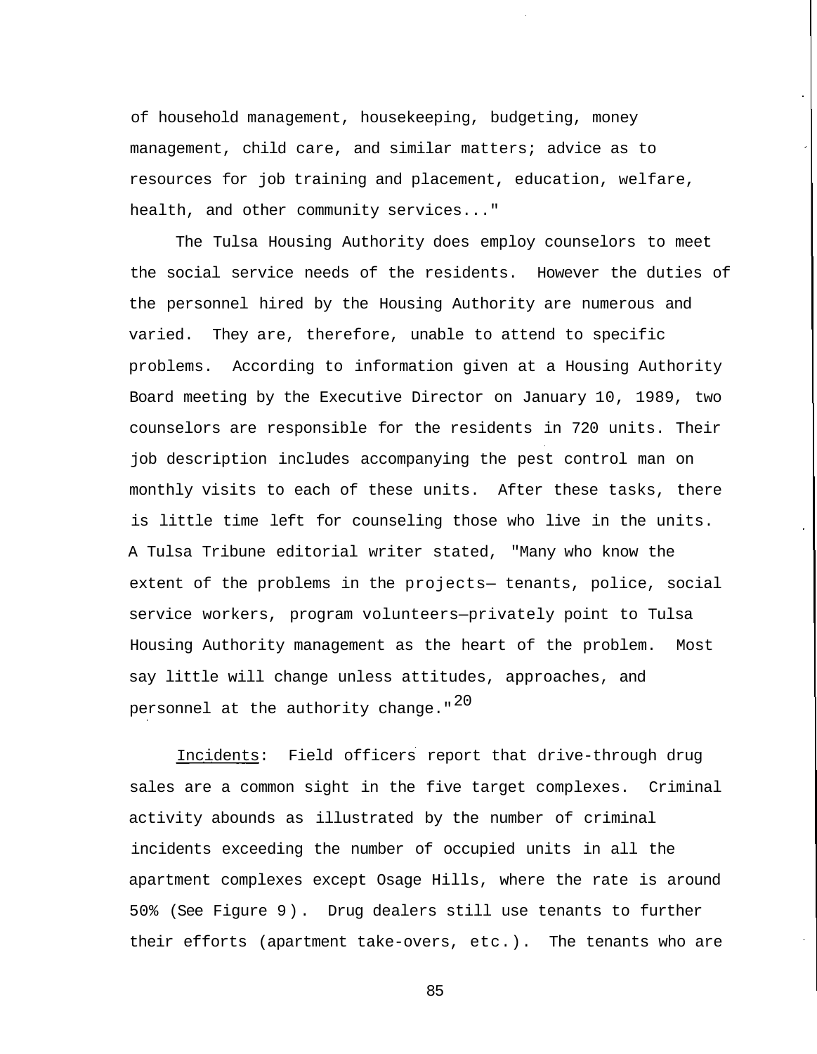of household management, housekeeping, budgeting, money management, child care, and similar matters; advice as to resources for job training and placement, education, welfare, health, and other community services..."

The Tulsa Housing Authority does employ counselors to meet the social service needs of the residents. However the duties of the personnel hired by the Housing Authority are numerous and varied. They are, therefore, unable to attend to specific problems. According to information given at a Housing Authority Board meeting by the Executive Director on January 10, 1989, two counselors are responsible for the residents in 720 units. Their job description includes accompanying the pest control man on monthly visits to each of these units. After these tasks, there is little time left for counseling those who live in the units. A Tulsa Tribune editorial writer stated, "Many who know the extent of the problems in the projects— tenants, police, social service workers, program volunteers—privately point to Tulsa Housing Authority management as the heart of the problem. Most say little will change unless attitudes, approaches, and personnel at the authority change."[20]

Incidents: Field officers report that drive-through drug sales are a common sight in the five target complexes. Criminal activity abounds as illustrated by the number of criminal incidents exceeding the number of occupied units in all the apartment complexes except Osage Hills, where the rate is around 50% (See Figure 9). Drug dealers still use tenants to further their efforts (apartment take-overs, etc.). The tenants who are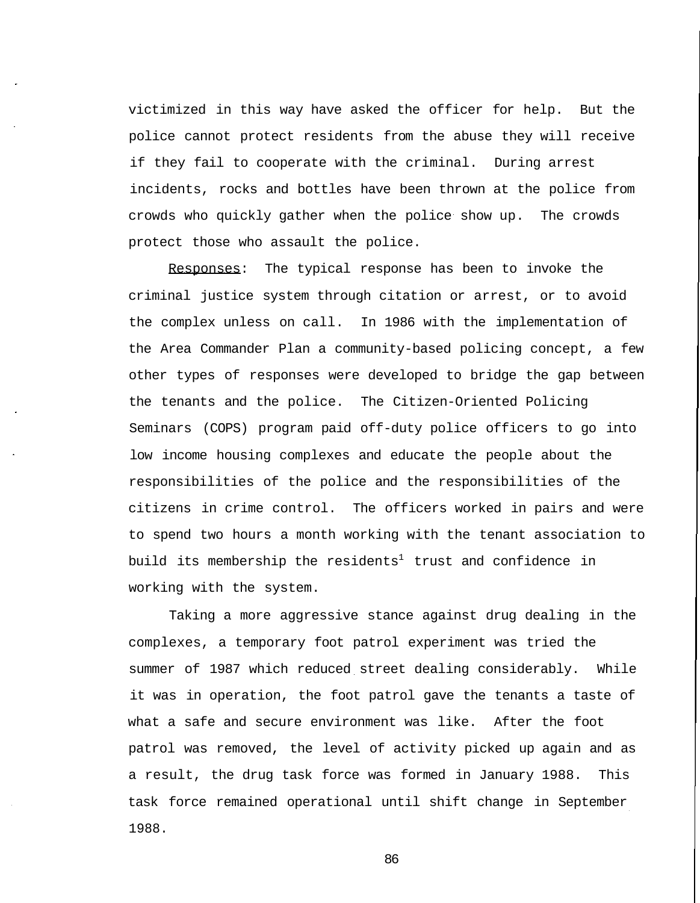victimized in this way have asked the officer for help. But the police cannot protect residents from the abuse they will receive if they fail to cooperate with the criminal. During arrest incidents, rocks and bottles have been thrown at the police from crowds who quickly gather when the police show up. The crowds protect those who assault the police.

Responses: The typical response has been to invoke the criminal justice system through citation or arrest, or to avoid the complex unless on call. In 1986 with the implementation of the Area Commander Plan a community-based policing concept, a few other types of responses were developed to bridge the gap between the tenants and the police. The Citizen-Oriented Policing Seminars (COPS) program paid off-duty police officers to go into low income housing complexes and educate the people about the responsibilities of the police and the responsibilities of the citizens in crime control. The officers worked in pairs and were to spend two hours a month working with the tenant association to build its membership the residents[1] trust and confidence in working with the system.

Taking a more aggressive stance against drug dealing in the complexes, a temporary foot patrol experiment was tried the summer of 1987 which reduced street dealing considerably. While it was in operation, the foot patrol gave the tenants a taste of what a safe and secure environment was like. After the foot patrol was removed, the level of activity picked up again and as a result, the drug task force was formed in January 1988. This task force remained operational until shift change in September 1988.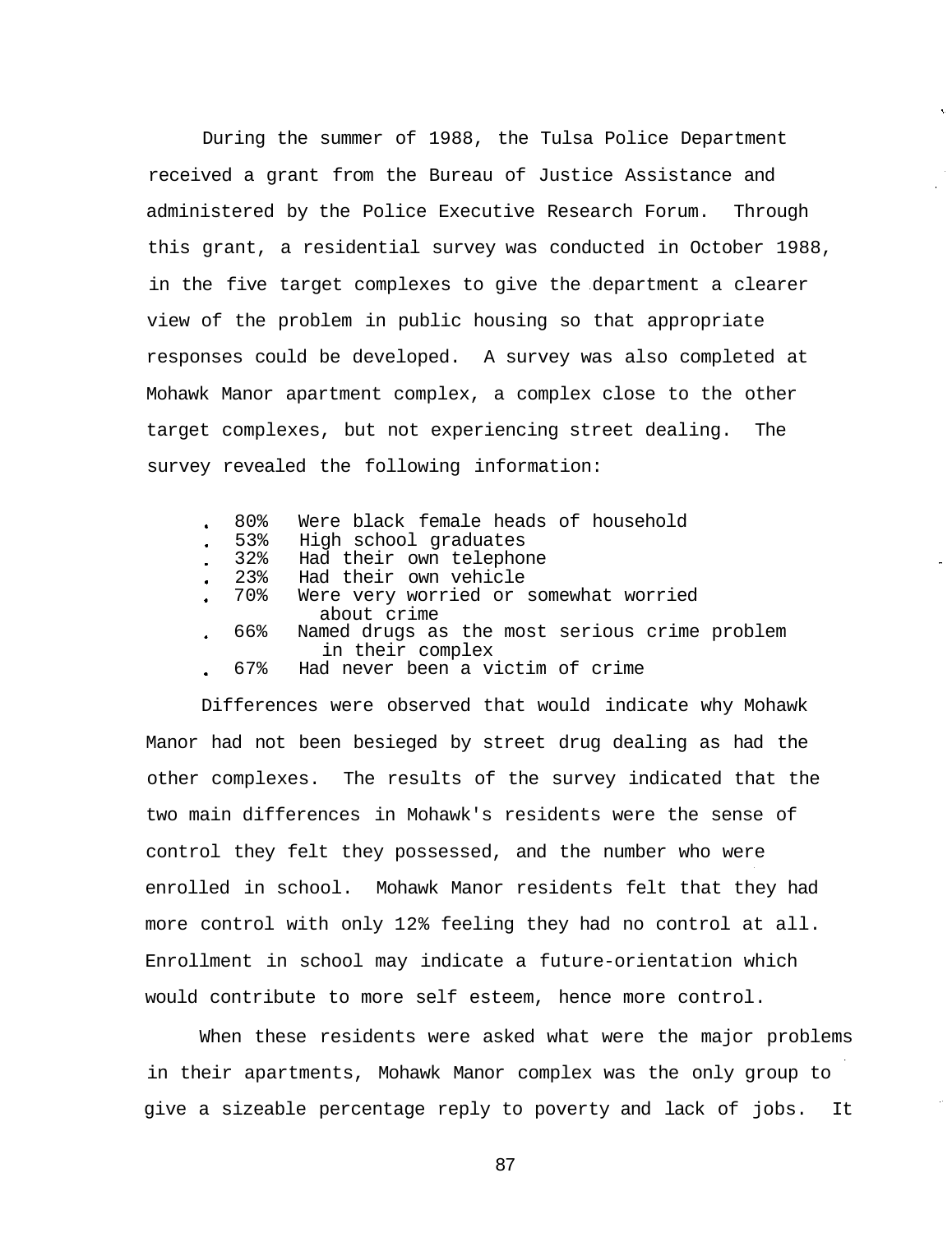During the summer of 1988, the Tulsa Police Department received a grant from the Bureau of Justice Assistance and administered by the Police Executive Research Forum. Through this grant, a residential survey was conducted in October 1988, in the five target complexes to give the department a clearer view of the problem in public housing so that appropriate responses could be developed. A survey was also completed at Mohawk Manor apartment complex, a complex close to the other target complexes, but not experiencing street dealing. The survey revealed the following information:

- 80% Were black female heads of household
- 53% High school graduates
- 32% Had their own telephone
- 23% Had their own vehicle
- 70% Were very worried or somewhat worried about crime
- 66% Named drugs as the most serious crime problem in their complex
- 67% Had never been a victim of crime

Differences were observed that would indicate why Mohawk Manor had not been besieged by street drug dealing as had the other complexes. The results of the survey indicated that the two main differences in Mohawk's residents were the sense of control they felt they possessed, and the number who were enrolled in school. Mohawk Manor residents felt that they had more control with only 12% feeling they had no control at all. Enrollment in school may indicate a future-orientation which would contribute to more self esteem, hence more control.

When these residents were asked what were the major problems in their apartments, Mohawk Manor complex was the only group to give a sizeable percentage reply to poverty and lack of jobs. It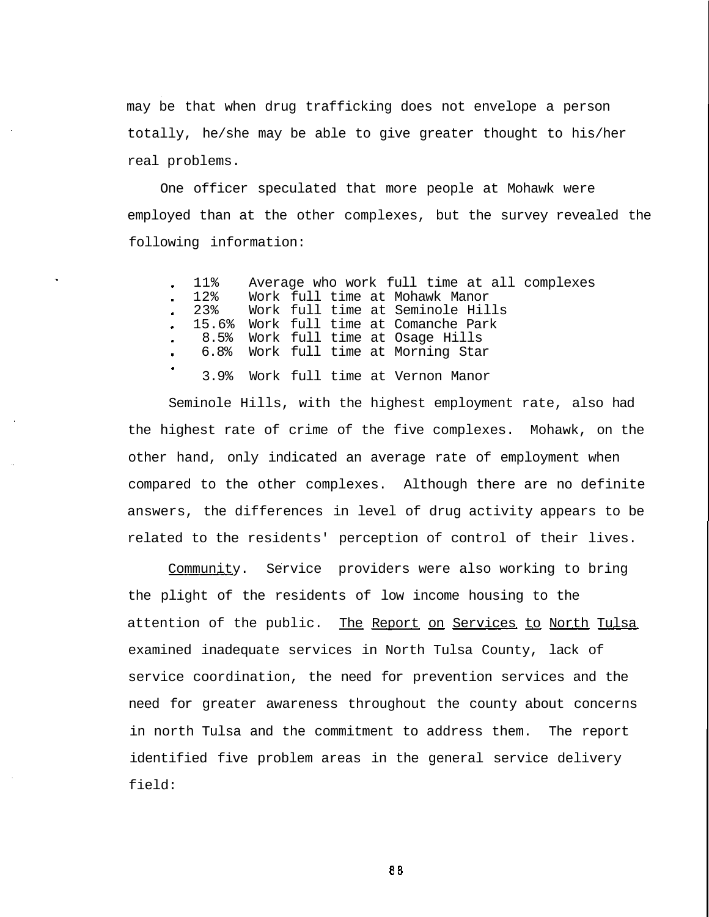may be that when drug trafficking does not envelope a person totally, he/she may be able to give greater thought to his/her real problems.

One officer speculated that more people at Mohawk were employed than at the other complexes, but the survey revealed the following information:

- 11% Average who work full time at all complexes
- 12% Work full time at Mohawk Manor
- 23% Work full time at Seminole Hills
- 15.6% Work full time at Comanche Park
- 8.5% Work full time at Osage Hills
- 6.8% Work full time at Morning Star
- 3.9% Work full time at Vernon Manor

Seminole Hills, with the highest employment rate, also had the highest rate of crime of the five complexes. Mohawk, on the other hand, only indicated an average rate of employment when compared to the other complexes. Although there are no definite answers, the differences in level of drug activity appears to be related to the residents' perception of control of their lives.

Community. Service providers were also working to bring the plight of the residents of low income housing to the attention of the public. The Report on Services to North Tulsa examined inadequate services in North Tulsa County, lack of service coordination, the need for prevention services and the need for greater awareness throughout the county about concerns in north Tulsa and the commitment to address them. The report identified five problem areas in the general service delivery field: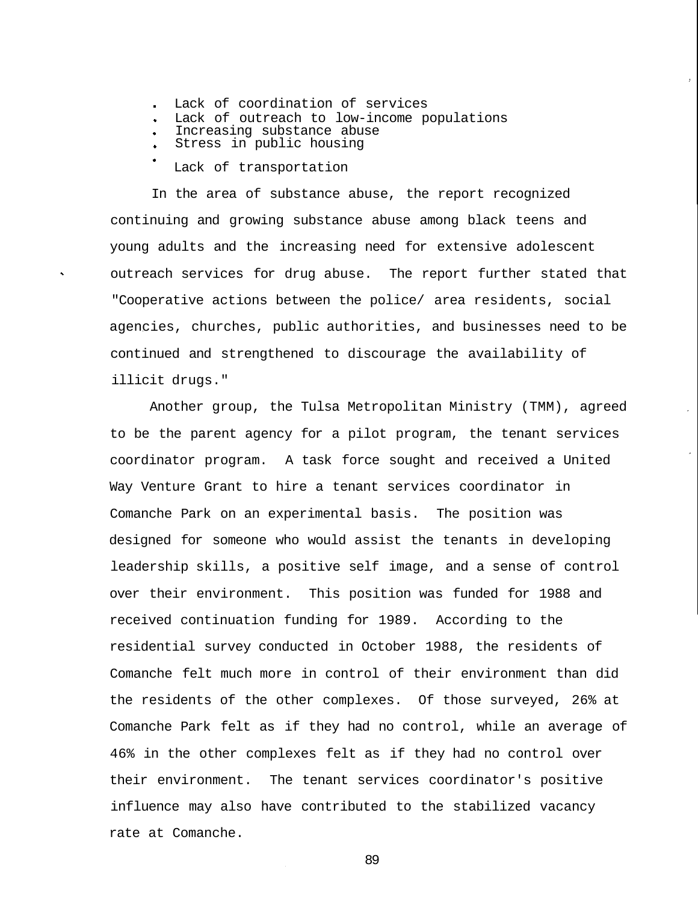- Lack of coordination of services
- Lack of outreach to low-income populations
- Increasing substance abuse
- Stress in public housing
- Lack of transportation

In the area of substance abuse, the report recognized continuing and growing substance abuse among black teens and young adults and the increasing need for extensive adolescent outreach services for drug abuse. The report further stated that "Cooperative actions between the police/ area residents, social agencies, churches, public authorities, and businesses need to be continued and strengthened to discourage the availability of illicit drugs."

Another group, the Tulsa Metropolitan Ministry (TMM), agreed to be the parent agency for a pilot program, the tenant services coordinator program. A task force sought and received a United Way Venture Grant to hire a tenant services coordinator in Comanche Park on an experimental basis. The position was designed for someone who would assist the tenants in developing leadership skills, a positive self image, and a sense of control over their environment. This position was funded for 1988 and received continuation funding for 1989. According to the residential survey conducted in October 1988, the residents of Comanche felt much more in control of their environment than did the residents of the other complexes. Of those surveyed, 26% at Comanche Park felt as if they had no control, while an average of 46% in the other complexes felt as if they had no control over their environment. The tenant services coordinator's positive influence may also have contributed to the stabilized vacancy rate at Comanche.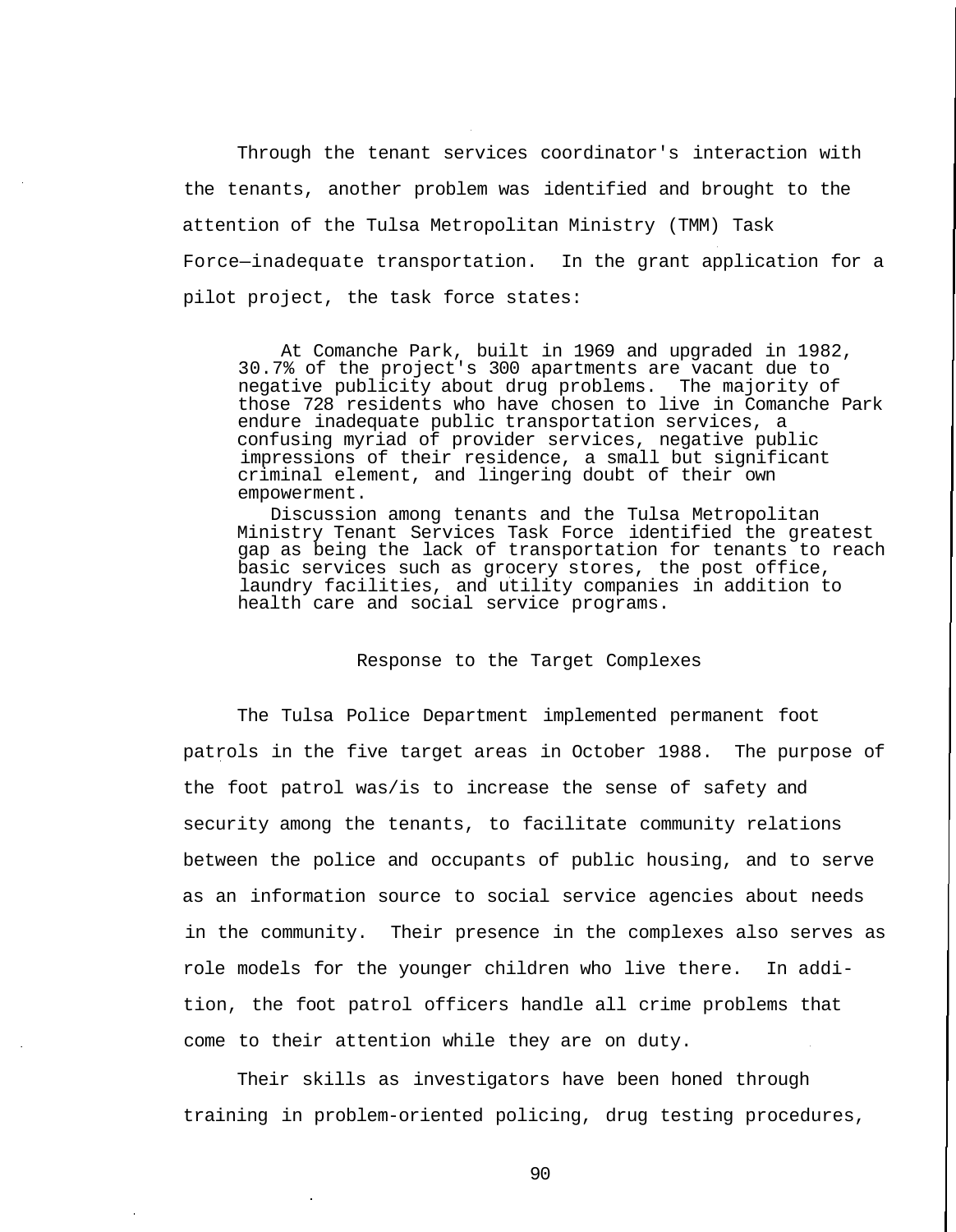Through the tenant services coordinator's interaction with the tenants, another problem was identified and brought to the attention of the Tulsa Metropolitan Ministry (TMM) Task Force—inadequate transportation. In the grant application for a pilot project, the task force states:

> At Comanche Park, built in 1969 and upgraded in 1982, 30.7% of the project's 300 apartments are vacant due to negative publicity about drug problems. The majority of those 728 residents who have chosen to live in Comanche Park endure inadequate public transportation services, a confusing myriad of provider services, negative public impressions of their residence, a small but significant criminal element, and lingering doubt of their own empowerment.
>
> Discussion among tenants and the Tulsa Metropolitan Ministry Tenant Services Task Force identified the greatest gap as being the lack of transportation for tenants to reach basic services such as grocery stores, the post office, laundry facilities, and utility companies in addition to health care and social service programs.

## Response to the Target Complexes

The Tulsa Police Department implemented permanent foot patrols in the five target areas in October 1988. The purpose of the foot patrol was/is to increase the sense of safety and security among the tenants, to facilitate community relations between the police and occupants of public housing, and to serve as an information source to social service agencies about needs in the community. Their presence in the complexes also serves as role models for the younger children who live there. In addition, the foot patrol officers handle all crime problems that come to their attention while they are on duty.

Their skills as investigators have been honed through training in problem-oriented policing, drug testing procedures,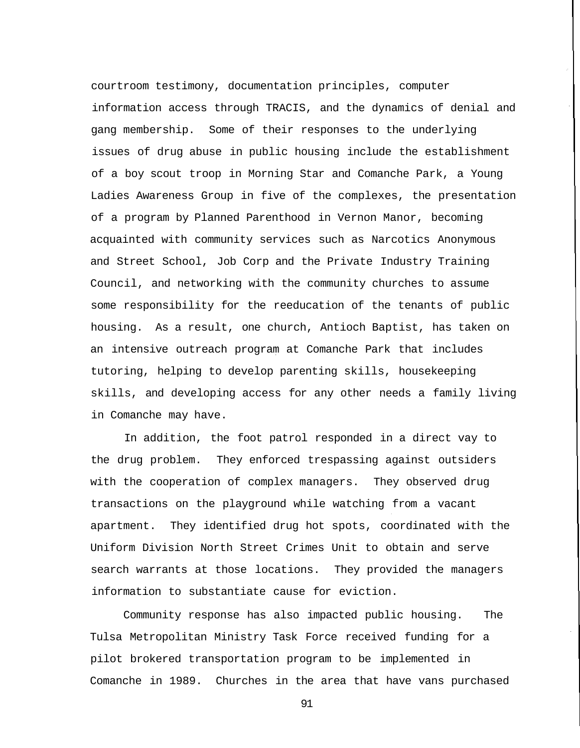courtroom testimony, documentation principles, computer information access through TRACIS, and the dynamics of denial and gang membership. Some of their responses to the underlying issues of drug abuse in public housing include the establishment of a boy scout troop in Morning Star and Comanche Park, a Young Ladies Awareness Group in five of the complexes, the presentation of a program by Planned Parenthood in Vernon Manor, becoming acquainted with community services such as Narcotics Anonymous and Street School, Job Corp and the Private Industry Training Council, and networking with the community churches to assume some responsibility for the reeducation of the tenants of public housing. As a result, one church, Antioch Baptist, has taken on an intensive outreach program at Comanche Park that includes tutoring, helping to develop parenting skills, housekeeping skills, and developing access for any other needs a family living in Comanche may have.

In addition, the foot patrol responded in a direct vay to the drug problem. They enforced trespassing against outsiders with the cooperation of complex managers. They observed drug transactions on the playground while watching from a vacant apartment. They identified drug hot spots, coordinated with the Uniform Division North Street Crimes Unit to obtain and serve search warrants at those locations. They provided the managers information to substantiate cause for eviction.

Community response has also impacted public housing. The Tulsa Metropolitan Ministry Task Force received funding for a pilot brokered transportation program to be implemented in Comanche in 1989. Churches in the area that have vans purchased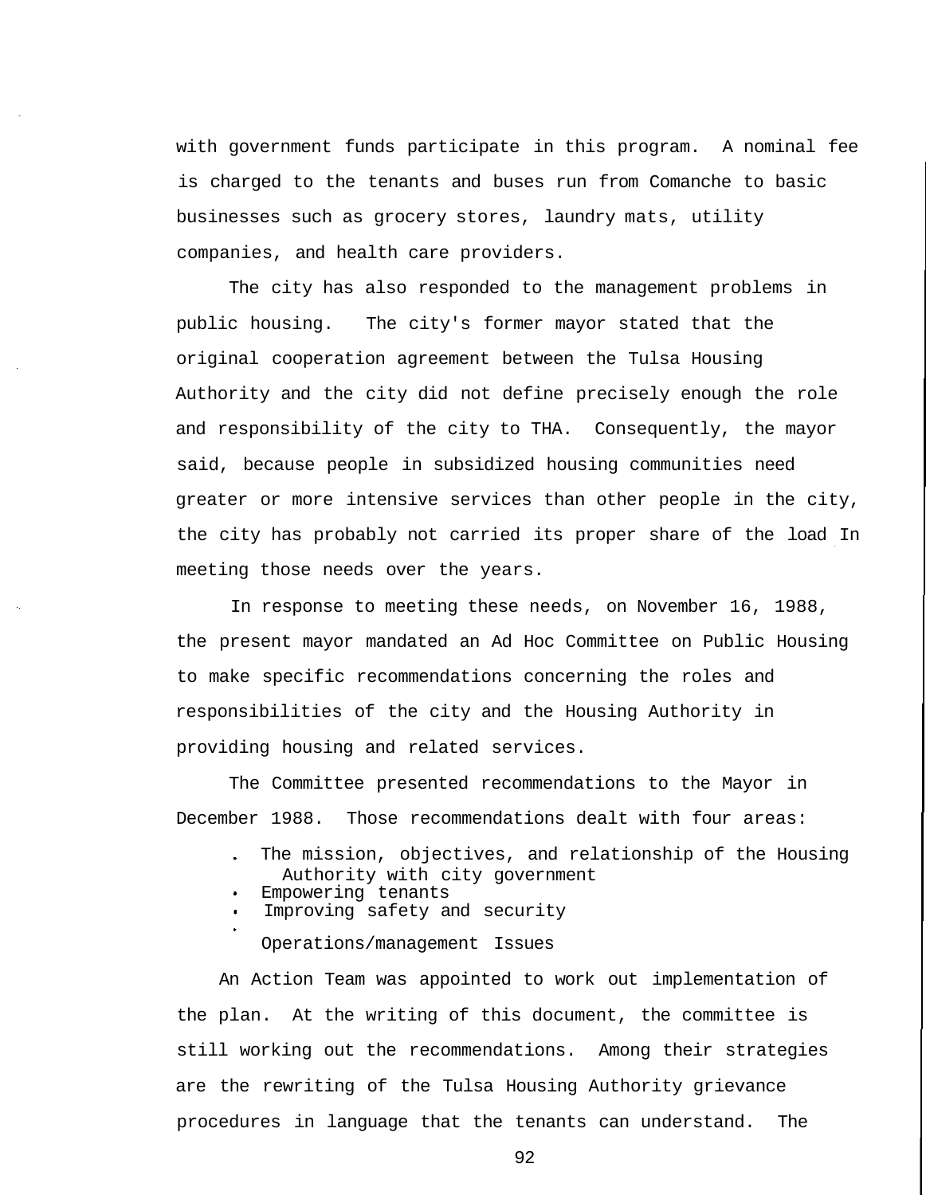with government funds participate in this program. A nominal fee is charged to the tenants and buses run from Comanche to basic businesses such as grocery stores, laundry mats, utility companies, and health care providers.

The city has also responded to the management problems in public housing. The city's former mayor stated that the original cooperation agreement between the Tulsa Housing Authority and the city did not define precisely enough the role and responsibility of the city to THA. Consequently, the mayor said, because people in subsidized housing communities need greater or more intensive services than other people in the city, the city has probably not carried its proper share of the load In meeting those needs over the years.

In response to meeting these needs, on November 16, 1988, the present mayor mandated an Ad Hoc Committee on Public Housing to make specific recommendations concerning the roles and responsibilities of the city and the Housing Authority in providing housing and related services.

The Committee presented recommendations to the Mayor in December 1988. Those recommendations dealt with four areas:

- The mission, objectives, and relationship of the Housing Authority with city government
- Empowering tenants
- Improving safety and security
- Operations/management Issues

An Action Team was appointed to work out implementation of the plan. At the writing of this document, the committee is still working out the recommendations. Among their strategies are the rewriting of the Tulsa Housing Authority grievance procedures in language that the tenants can understand. The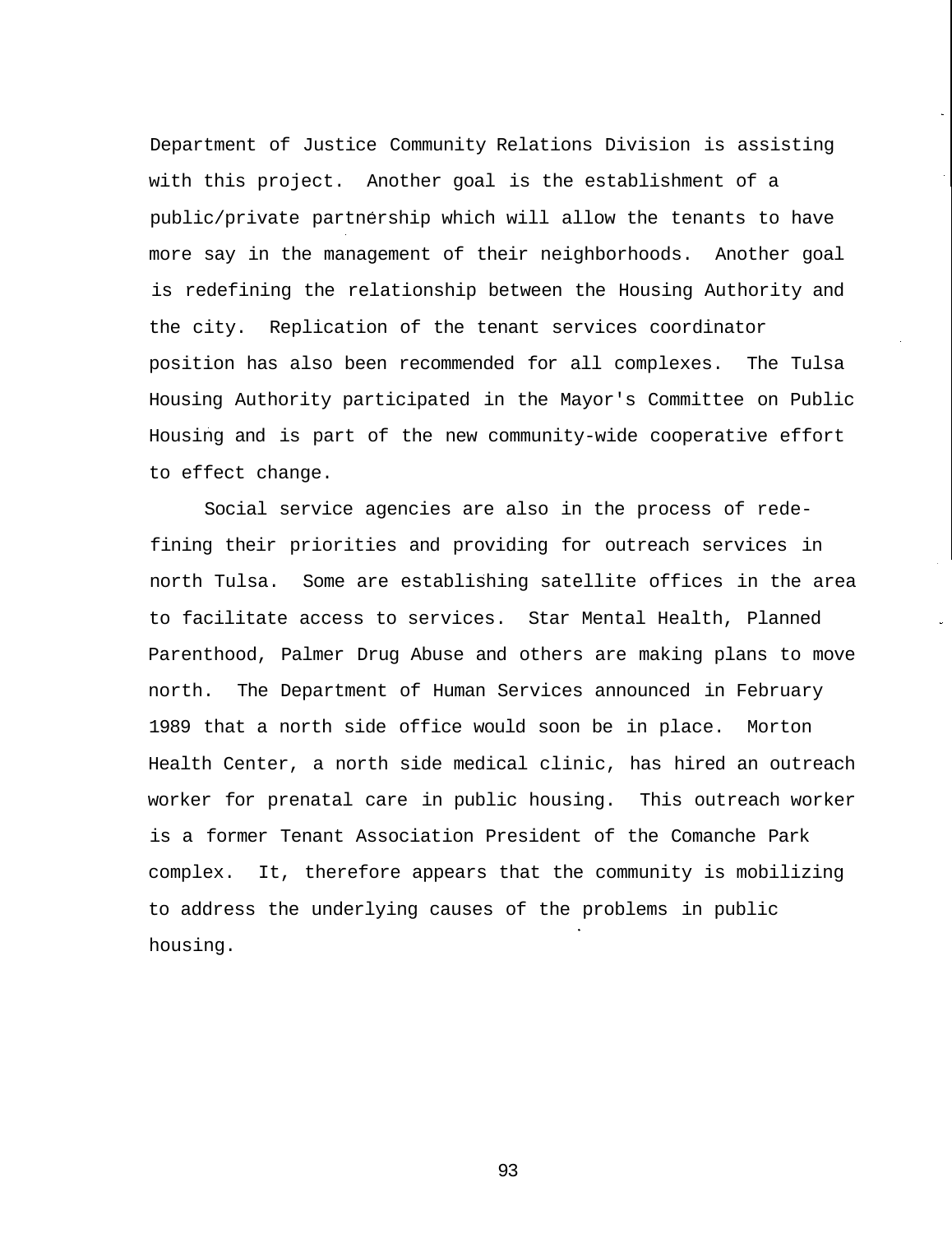Department of Justice Community Relations Division is assisting with this project. Another goal is the establishment of a public/private partnership which will allow the tenants to have more say in the management of their neighborhoods. Another goal is redefining the relationship between the Housing Authority and the city. Replication of the tenant services coordinator position has also been recommended for all complexes. The Tulsa Housing Authority participated in the Mayor's Committee on Public Housing and is part of the new community-wide cooperative effort to effect change.

Social service agencies are also in the process of redefining their priorities and providing for outreach services in north Tulsa. Some are establishing satellite offices in the area to facilitate access to services. Star Mental Health, Planned Parenthood, Palmer Drug Abuse and others are making plans to move north. The Department of Human Services announced in February 1989 that a north side office would soon be in place. Morton Health Center, a north side medical clinic, has hired an outreach worker for prenatal care in public housing. This outreach worker is a former Tenant Association President of the Comanche Park complex. It, therefore appears that the community is mobilizing to address the underlying causes of the problems in public housing.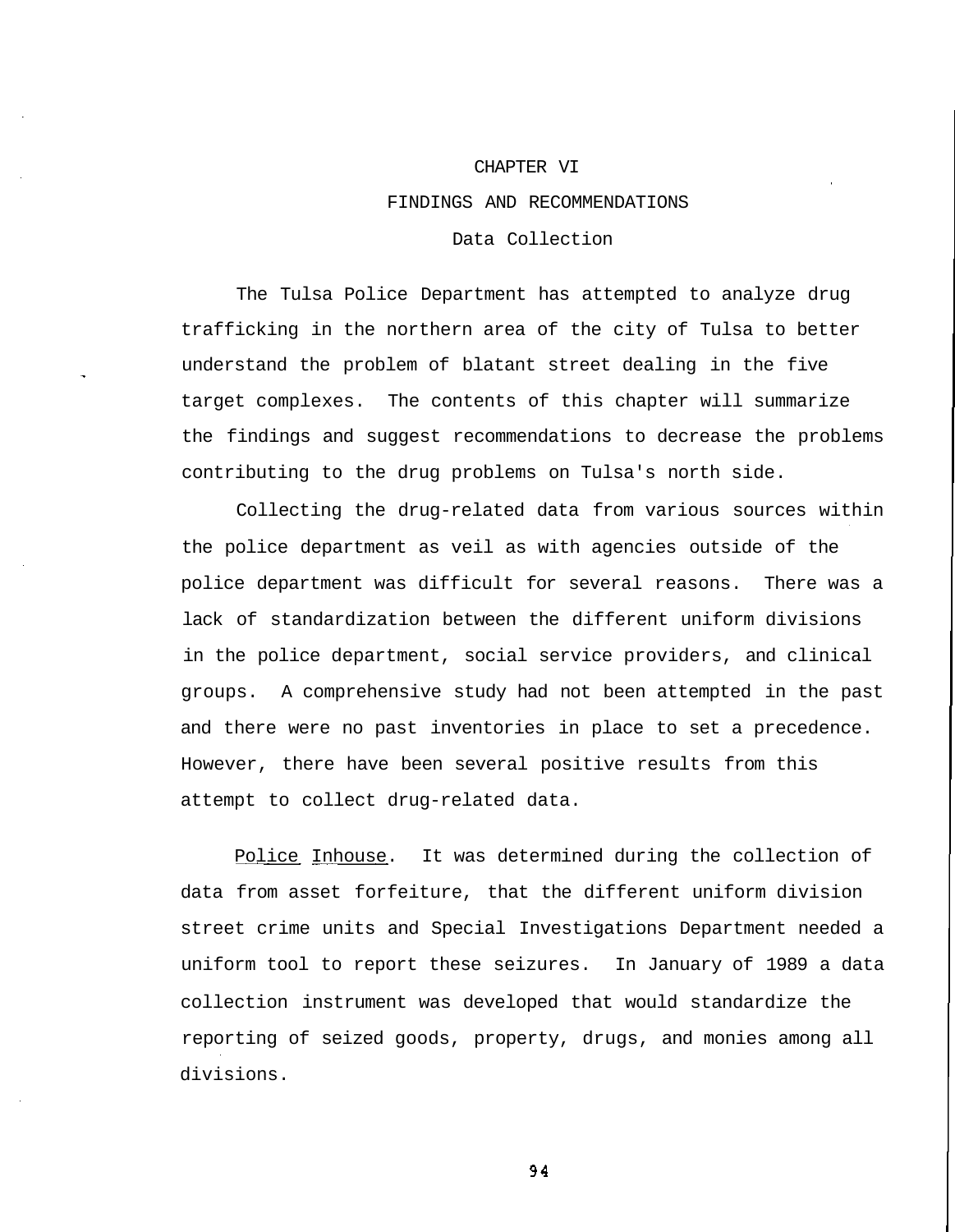# CHAPTER VI

## FINDINGS AND RECOMMENDATIONS

### Data Collection

The Tulsa Police Department has attempted to analyze drug trafficking in the northern area of the city of Tulsa to better understand the problem of blatant street dealing in the five target complexes. The contents of this chapter will summarize the findings and suggest recommendations to decrease the problems contributing to the drug problems on Tulsa's north side.

Collecting the drug-related data from various sources within the police department as veil as with agencies outside of the police department was difficult for several reasons. There was a lack of standardization between the different uniform divisions in the police department, social service providers, and clinical groups. A comprehensive study had not been attempted in the past and there were no past inventories in place to set a precedence. However, there have been several positive results from this attempt to collect drug-related data.

Police Inhouse. It was determined during the collection of data from asset forfeiture, that the different uniform division street crime units and Special Investigations Department needed a uniform tool to report these seizures. In January of 1989 a data collection instrument was developed that would standardize the reporting of seized goods, property, drugs, and monies among all divisions.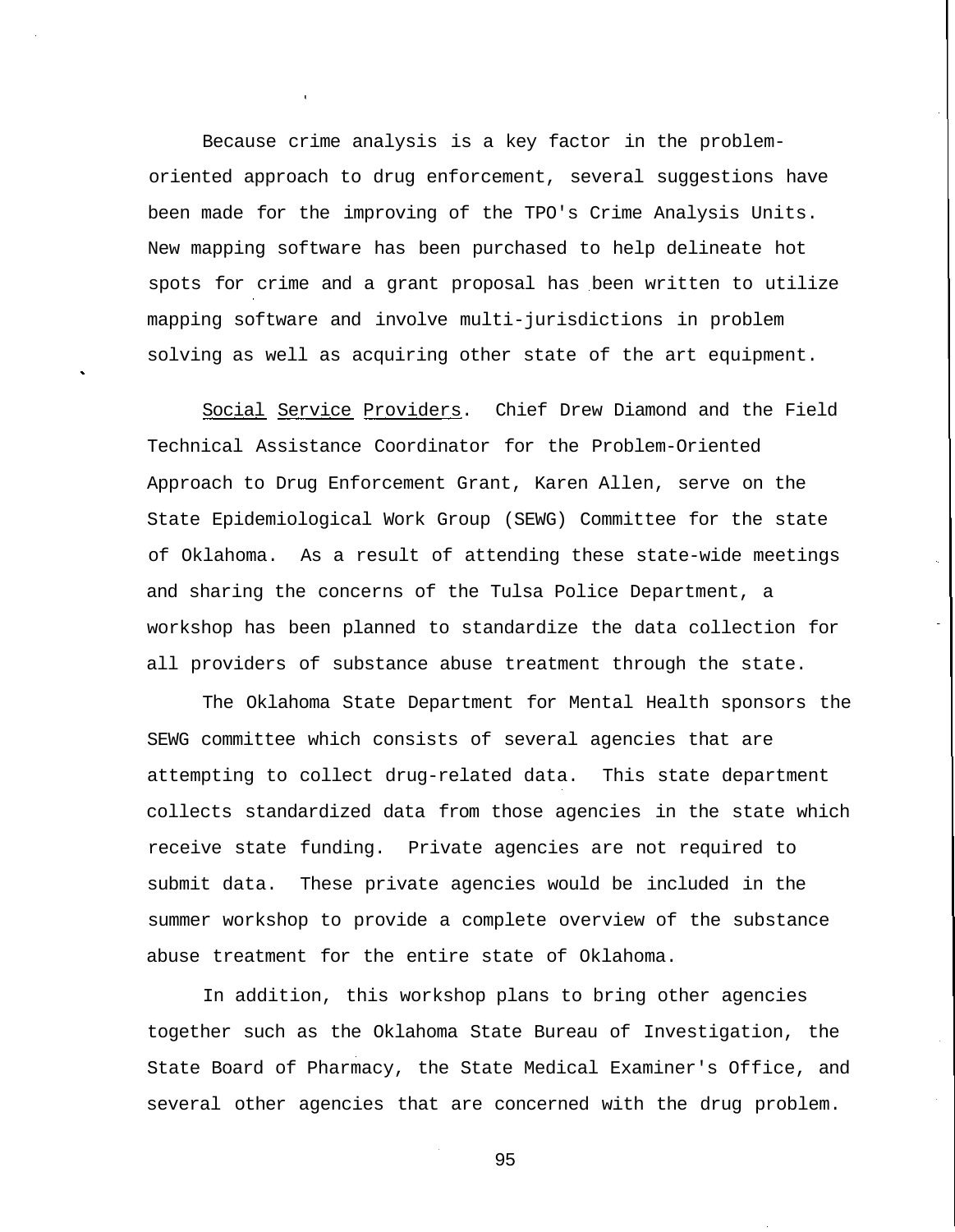Because crime analysis is a key factor in the problem-oriented approach to drug enforcement, several suggestions have been made for the improving of the TPO's Crime Analysis Units. New mapping software has been purchased to help delineate hot spots for crime and a grant proposal has been written to utilize mapping software and involve multi-jurisdictions in problem solving as well as acquiring other state of the art equipment.

Social Service Providers. Chief Drew Diamond and the Field Technical Assistance Coordinator for the Problem-Oriented Approach to Drug Enforcement Grant, Karen Allen, serve on the State Epidemiological Work Group (SEWG) Committee for the state of Oklahoma. As a result of attending these state-wide meetings and sharing the concerns of the Tulsa Police Department, a workshop has been planned to standardize the data collection for all providers of substance abuse treatment through the state.

The Oklahoma State Department for Mental Health sponsors the SEWG committee which consists of several agencies that are attempting to collect drug-related data. This state department collects standardized data from those agencies in the state which receive state funding. Private agencies are not required to submit data. These private agencies would be included in the summer workshop to provide a complete overview of the substance abuse treatment for the entire state of Oklahoma.

In addition, this workshop plans to bring other agencies together such as the Oklahoma State Bureau of Investigation, the State Board of Pharmacy, the State Medical Examiner's Office, and several other agencies that are concerned with the drug problem.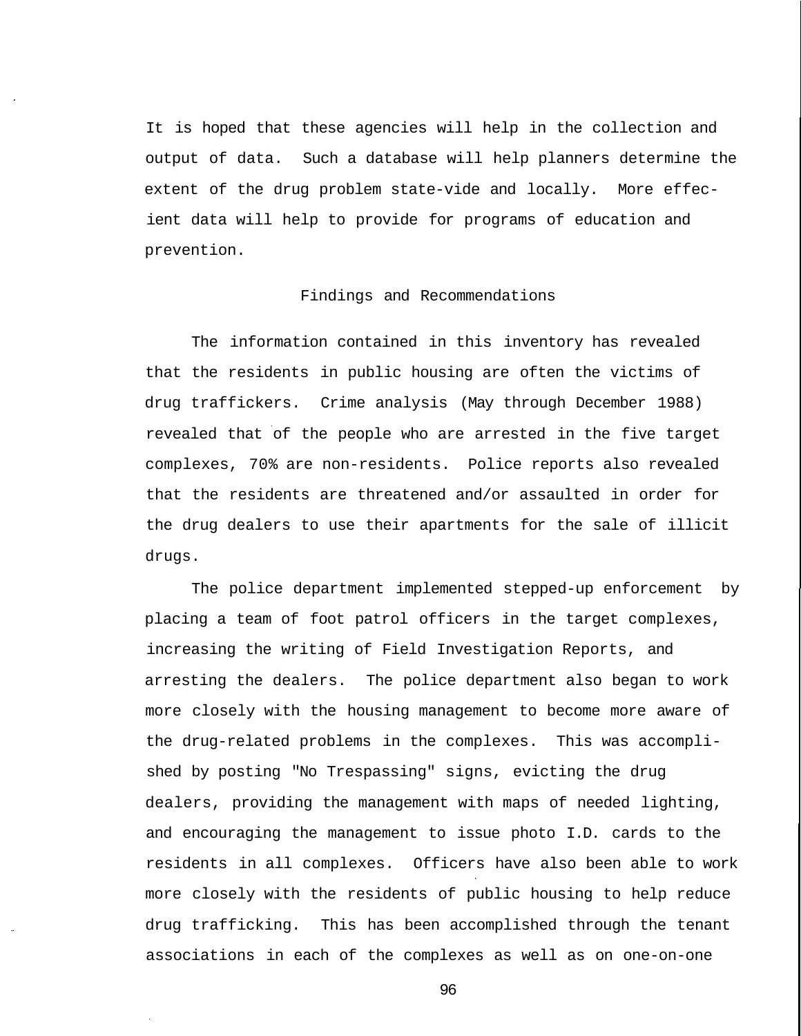It is hoped that these agencies will help in the collection and output of data. Such a database will help planners determine the extent of the drug problem state-vide and locally. More effecient data will help to provide for programs of education and prevention.

## Findings and Recommendations

The information contained in this inventory has revealed that the residents in public housing are often the victims of drug traffickers. Crime analysis (May through December 1988) revealed that of the people who are arrested in the five target complexes, 70% are non-residents. Police reports also revealed that the residents are threatened and/or assaulted in order for the drug dealers to use their apartments for the sale of illicit drugs.

The police department implemented stepped-up enforcement by placing a team of foot patrol officers in the target complexes, increasing the writing of Field Investigation Reports, and arresting the dealers. The police department also began to work more closely with the housing management to become more aware of the drug-related problems in the complexes. This was accomplished by posting "No Trespassing" signs, evicting the drug dealers, providing the management with maps of needed lighting, and encouraging the management to issue photo I.D. cards to the residents in all complexes. Officers have also been able to work more closely with the residents of public housing to help reduce drug trafficking. This has been accomplished through the tenant associations in each of the complexes as well as on one-on-one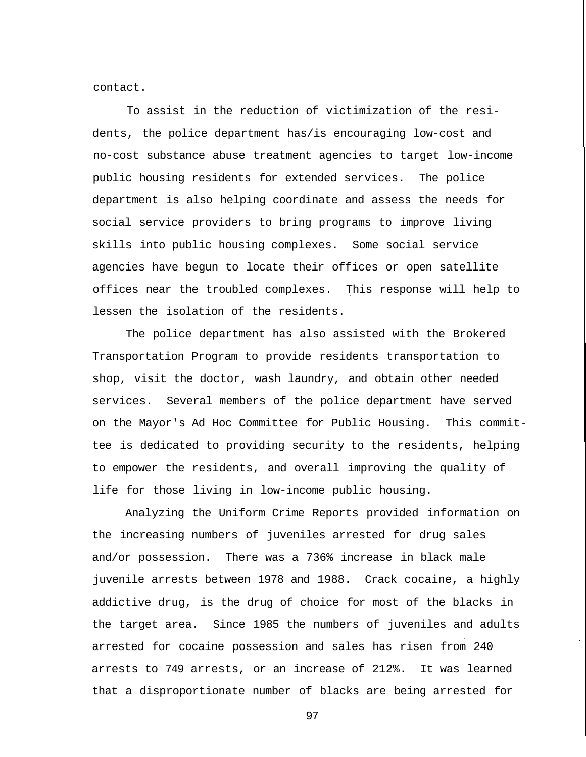contact.

To assist in the reduction of victimization of the residents, the police department has/is encouraging low-cost and no-cost substance abuse treatment agencies to target low-income public housing residents for extended services. The police department is also helping coordinate and assess the needs for social service providers to bring programs to improve living skills into public housing complexes. Some social service agencies have begun to locate their offices or open satellite offices near the troubled complexes. This response will help to lessen the isolation of the residents.

The police department has also assisted with the Brokered Transportation Program to provide residents transportation to shop, visit the doctor, wash laundry, and obtain other needed services. Several members of the police department have served on the Mayor's Ad Hoc Committee for Public Housing. This committee is dedicated to providing security to the residents, helping to empower the residents, and overall improving the quality of life for those living in low-income public housing.

Analyzing the Uniform Crime Reports provided information on the increasing numbers of juveniles arrested for drug sales and/or possession. There was a 736% increase in black male juvenile arrests between 1978 and 1988. Crack cocaine, a highly addictive drug, is the drug of choice for most of the blacks in the target area. Since 1985 the numbers of juveniles and adults arrested for cocaine possession and sales has risen from 240 arrests to 749 arrests, or an increase of 212%. It was learned that a disproportionate number of blacks are being arrested for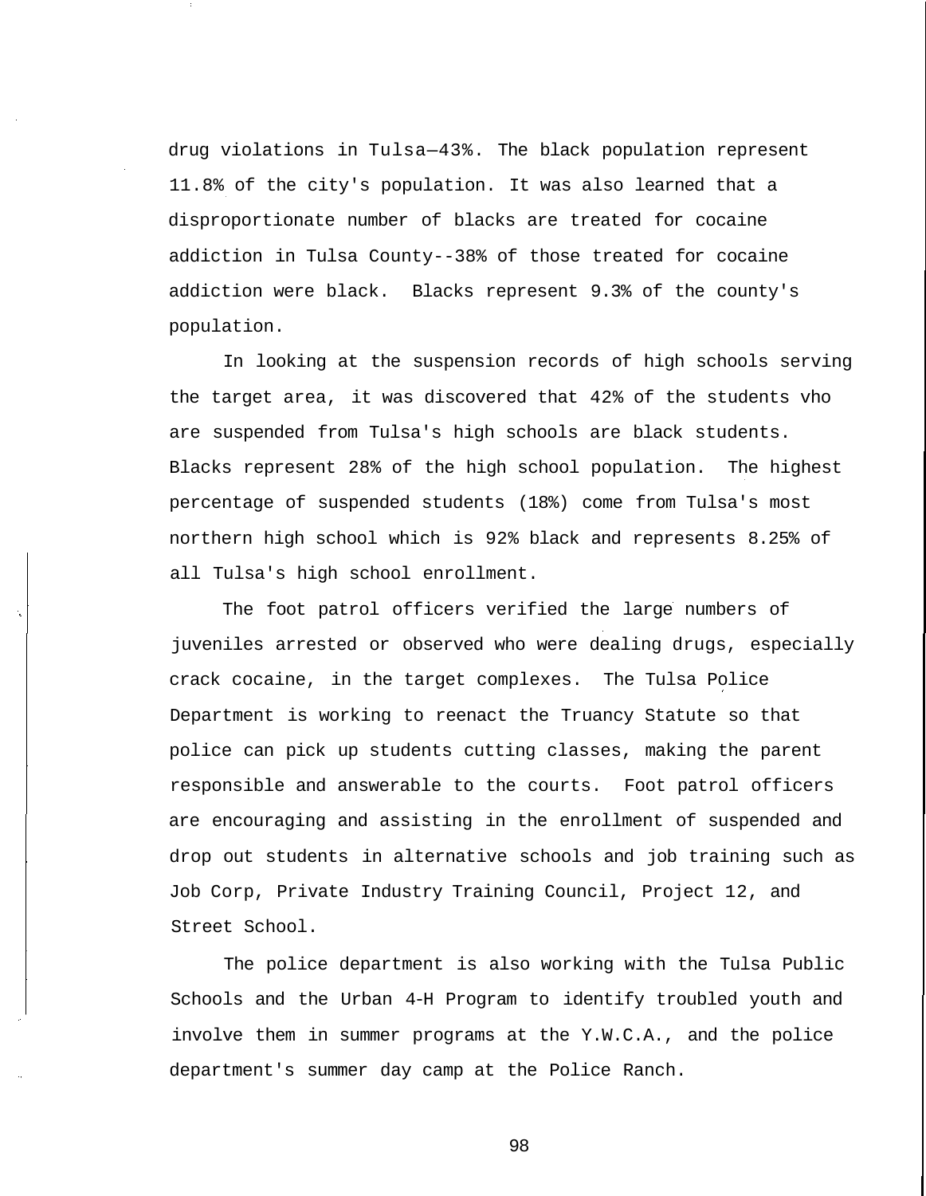drug violations in Tulsa—43%. The black population represent 11.8% of the city's population. It was also learned that a disproportionate number of blacks are treated for cocaine addiction in Tulsa County--38% of those treated for cocaine addiction were black. Blacks represent 9.3% of the county's population.

In looking at the suspension records of high schools serving the target area, it was discovered that 42% of the students vho are suspended from Tulsa's high schools are black students. Blacks represent 28% of the high school population. The highest percentage of suspended students (18%) come from Tulsa's most northern high school which is 92% black and represents 8.25% of all Tulsa's high school enrollment.

The foot patrol officers verified the large numbers of juveniles arrested or observed who were dealing drugs, especially crack cocaine, in the target complexes. The Tulsa Police Department is working to reenact the Truancy Statute so that police can pick up students cutting classes, making the parent responsible and answerable to the courts. Foot patrol officers are encouraging and assisting in the enrollment of suspended and drop out students in alternative schools and job training such as Job Corp, Private Industry Training Council, Project 12, and Street School.

The police department is also working with the Tulsa Public Schools and the Urban 4-H Program to identify troubled youth and involve them in summer programs at the Y.W.C.A., and the police department's summer day camp at the Police Ranch.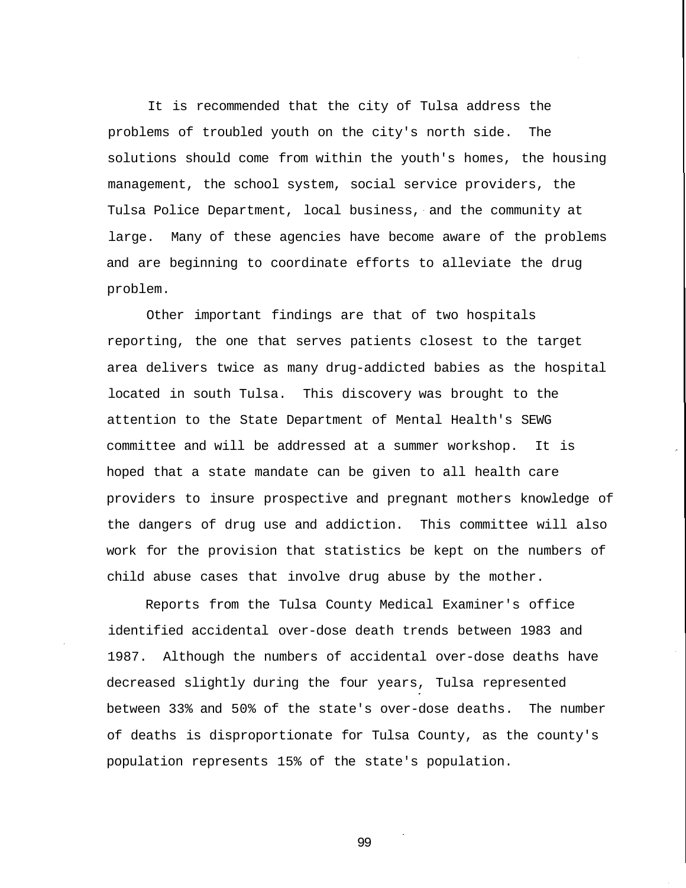It is recommended that the city of Tulsa address the problems of troubled youth on the city's north side. The solutions should come from within the youth's homes, the housing management, the school system, social service providers, the Tulsa Police Department, local business, and the community at large. Many of these agencies have become aware of the problems and are beginning to coordinate efforts to alleviate the drug problem.

Other important findings are that of two hospitals reporting, the one that serves patients closest to the target area delivers twice as many drug-addicted babies as the hospital located in south Tulsa. This discovery was brought to the attention to the State Department of Mental Health's SEWG committee and will be addressed at a summer workshop. It is hoped that a state mandate can be given to all health care providers to insure prospective and pregnant mothers knowledge of the dangers of drug use and addiction. This committee will also work for the provision that statistics be kept on the numbers of child abuse cases that involve drug abuse by the mother.

Reports from the Tulsa County Medical Examiner's office identified accidental over-dose death trends between 1983 and 1987. Although the numbers of accidental over-dose deaths have decreased slightly during the four years, Tulsa represented between 33% and 50% of the state's over-dose deaths. The number of deaths is disproportionate for Tulsa County, as the county's population represents 15% of the state's population.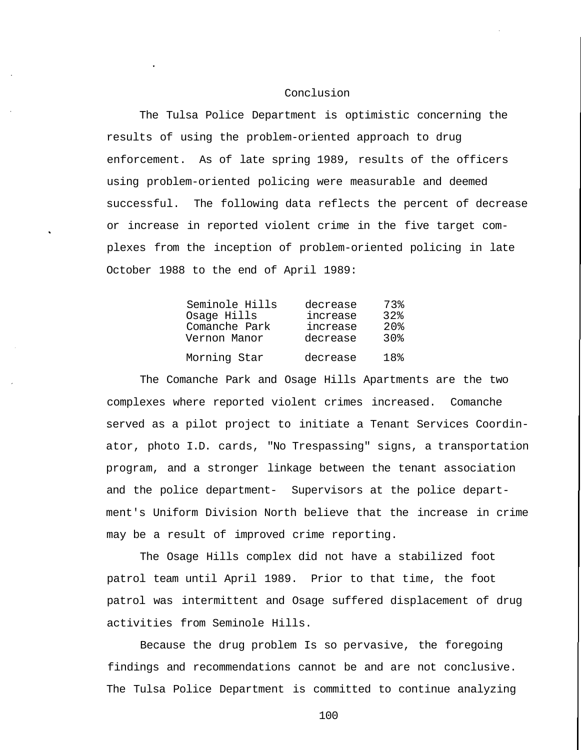## Conclusion

The Tulsa Police Department is optimistic concerning the results of using the problem-oriented approach to drug enforcement. As of late spring 1989, results of the officers using problem-oriented policing were measurable and deemed successful. The following data reflects the percent of decrease or increase in reported violent crime in the five target complexes from the inception of problem-oriented policing in late October 1988 to the end of April 1989:

| | | |
|---|---|---|
| Seminole Hills | decrease | 73% |
| Osage Hills | increase | 32% |
| Comanche Park | increase | 20% |
| Vernon Manor | decrease | 30% |
| Morning Star | decrease | 18% |

The Comanche Park and Osage Hills Apartments are the two complexes where reported violent crimes increased. Comanche served as a pilot project to initiate a Tenant Services Coordinator, photo I.D. cards, "No Trespassing" signs, a transportation program, and a stronger linkage between the tenant association and the police department- Supervisors at the police department's Uniform Division North believe that the increase in crime may be a result of improved crime reporting.

The Osage Hills complex did not have a stabilized foot patrol team until April 1989. Prior to that time, the foot patrol was intermittent and Osage suffered displacement of drug activities from Seminole Hills.

Because the drug problem Is so pervasive, the foregoing findings and recommendations cannot be and are not conclusive. The Tulsa Police Department is committed to continue analyzing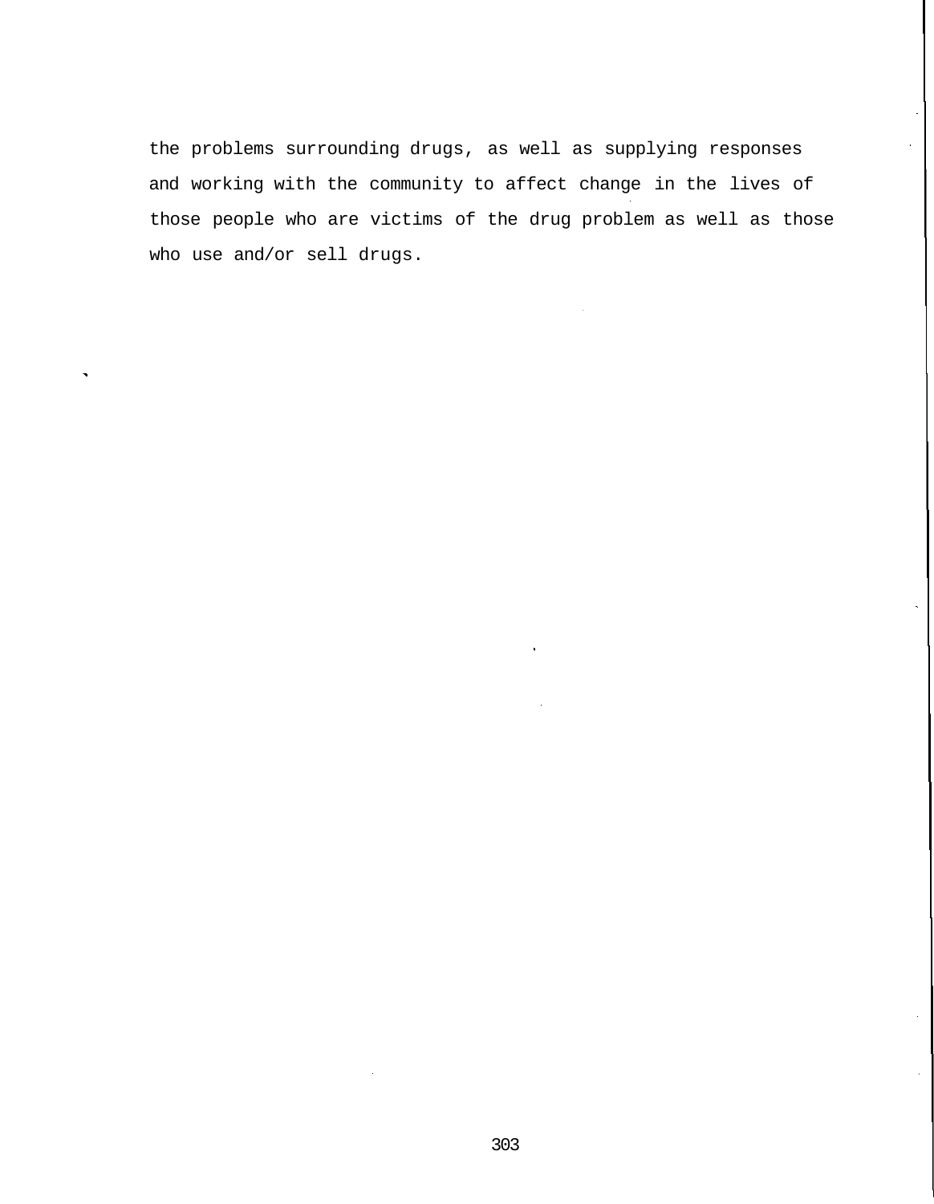the problems surrounding drugs, as well as supplying responses and working with the community to affect change in the lives of those people who are victims of the drug problem as well as those who use and/or sell drugs.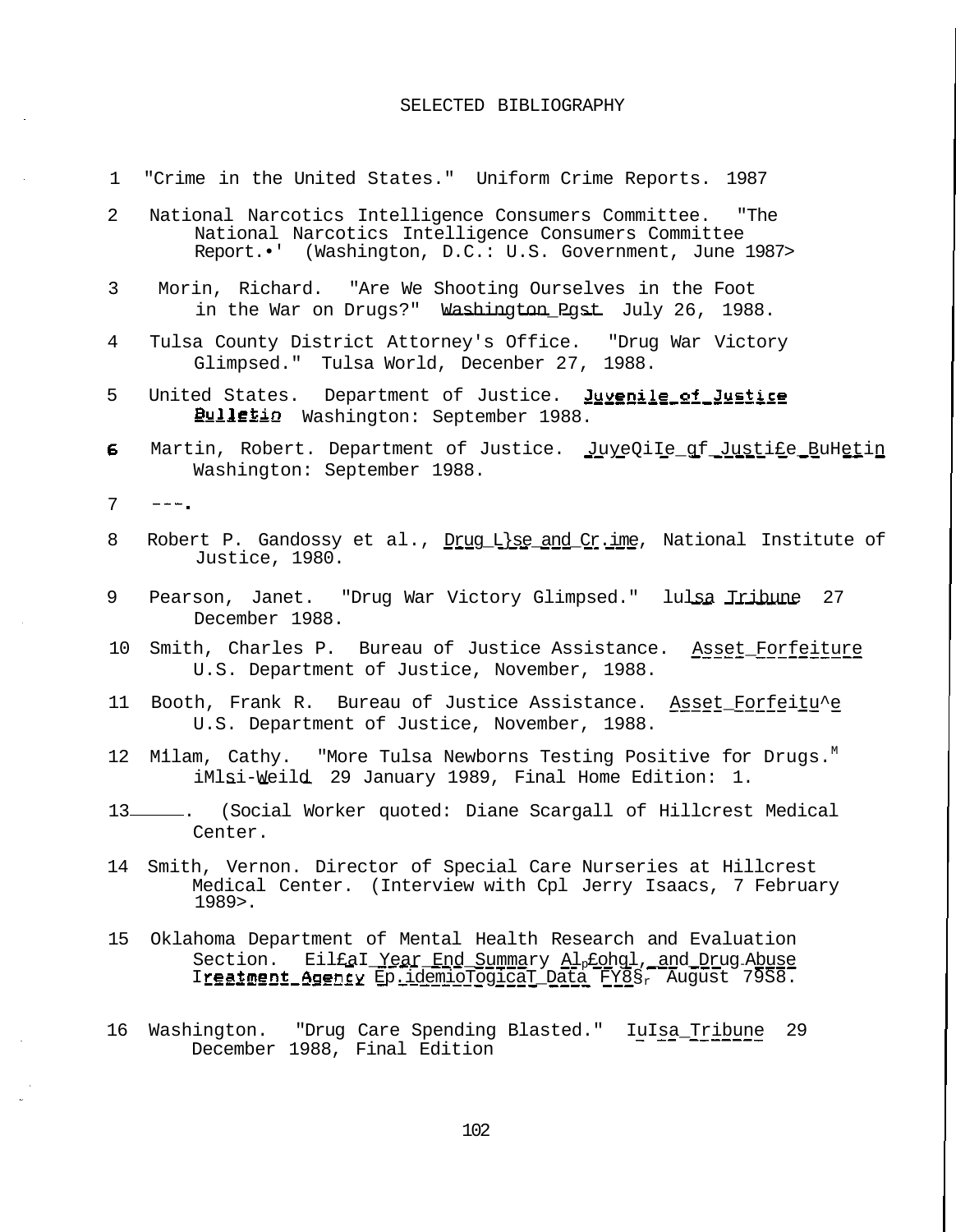# SELECTED BIBLIOGRAPHY

1 "Crime in the United States." Uniform Crime Reports. 1987

2 National Narcotics Intelligence Consumers Committee. "The National Narcotics Intelligence Consumers Committee Report." (Washington, D.C.: U.S. Government, June 1987>

3 Morin, Richard. "Are We Shooting Ourselves in the Foot in the War on Drugs?" Washington Post July 26, 1988.

4 Tulsa County District Attorney's Office. "Drug War Victory Glimpsed." Tulsa World, Decenber 27, 1988.

5 United States. Department of Justice. Juvenile of Justice Bulletin Washington: September 1988.

6 Martin, Robert. Department of Justice. Juvenile of Justice Bulletin Washington: September 1988.

7 ---.

8 Robert P. Gandossy et al., Drug Use and Crime, National Institute of Justice, 1980.

9 Pearson, Janet. "Drug War Victory Glimpsed." Tulsa Tribune 27 December 1988.

10 Smith, Charles P. Bureau of Justice Assistance. Asset Forfeiture U.S. Department of Justice, November, 1988.

11 Booth, Frank R. Bureau of Justice Assistance. Asset Forfeiture U.S. Department of Justice, November, 1988.

12 Milam, Cathy. "More Tulsa Newborns Testing Positive for Drugs." Tulsa World 29 January 1989, Final Home Edition: 1.

13 ______. (Social Worker quoted: Diane Scargall of Hillcrest Medical Center.

14 Smith, Vernon. Director of Special Care Nurseries at Hillcrest Medical Center. (Interview with Cpl Jerry Isaacs, 7 February 1989>.

15 Oklahoma Department of Mental Health Research and Evaluation Section. Final Year End Summary Alcohol, and Drug Abuse Treatment Agency Epidemiological Data FY88, August 7988.

16 Washington. "Drug Care Spending Blasted." Tulsa Tribune 29 December 1988, Final Edition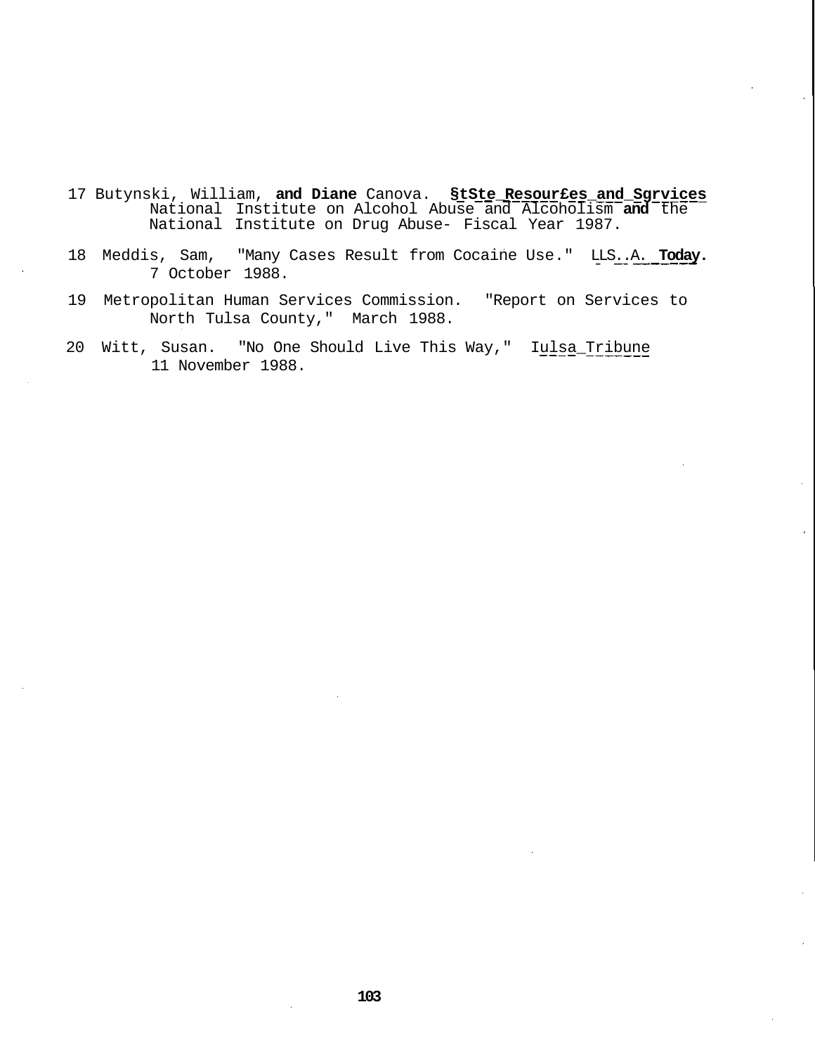17 Butynski, William, and Diane Canova. §tSte_Resour£es_and_Sgrvices National Institute on Alcohol Abuse and Alcoholism and the National Institute on Drug Abuse- Fiscal Year 1987.

18 Meddis, Sam, "Many Cases Result from Cocaine Use." LLS..A._Today. 7 October 1988.

19 Metropolitan Human Services Commission. "Report on Services to North Tulsa County," March 1988.

20 Witt, Susan. "No One Should Live This Way," Iulsa_Tribune 11 November 1988.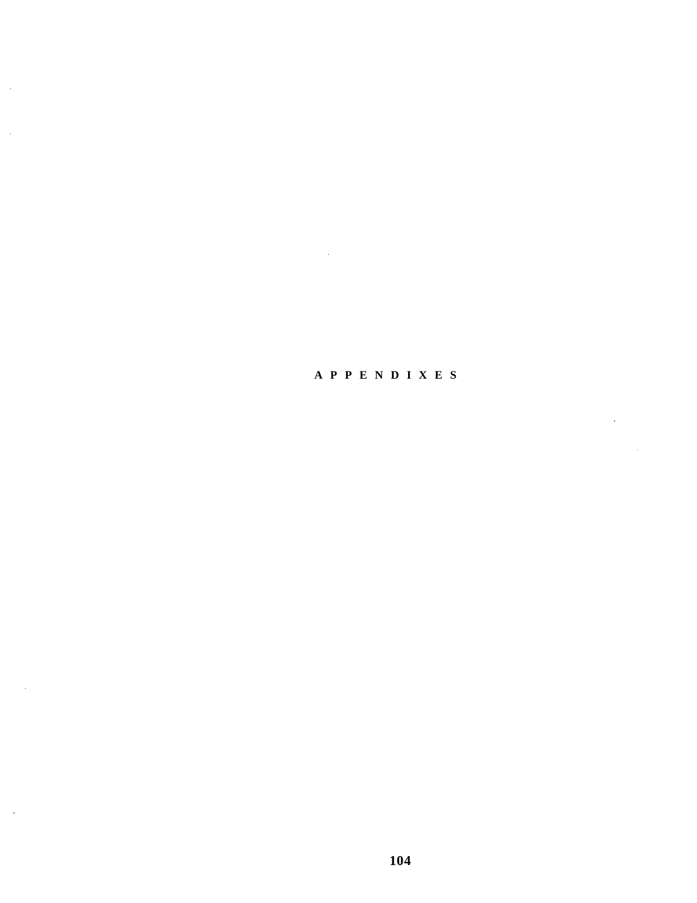# APPENDIXES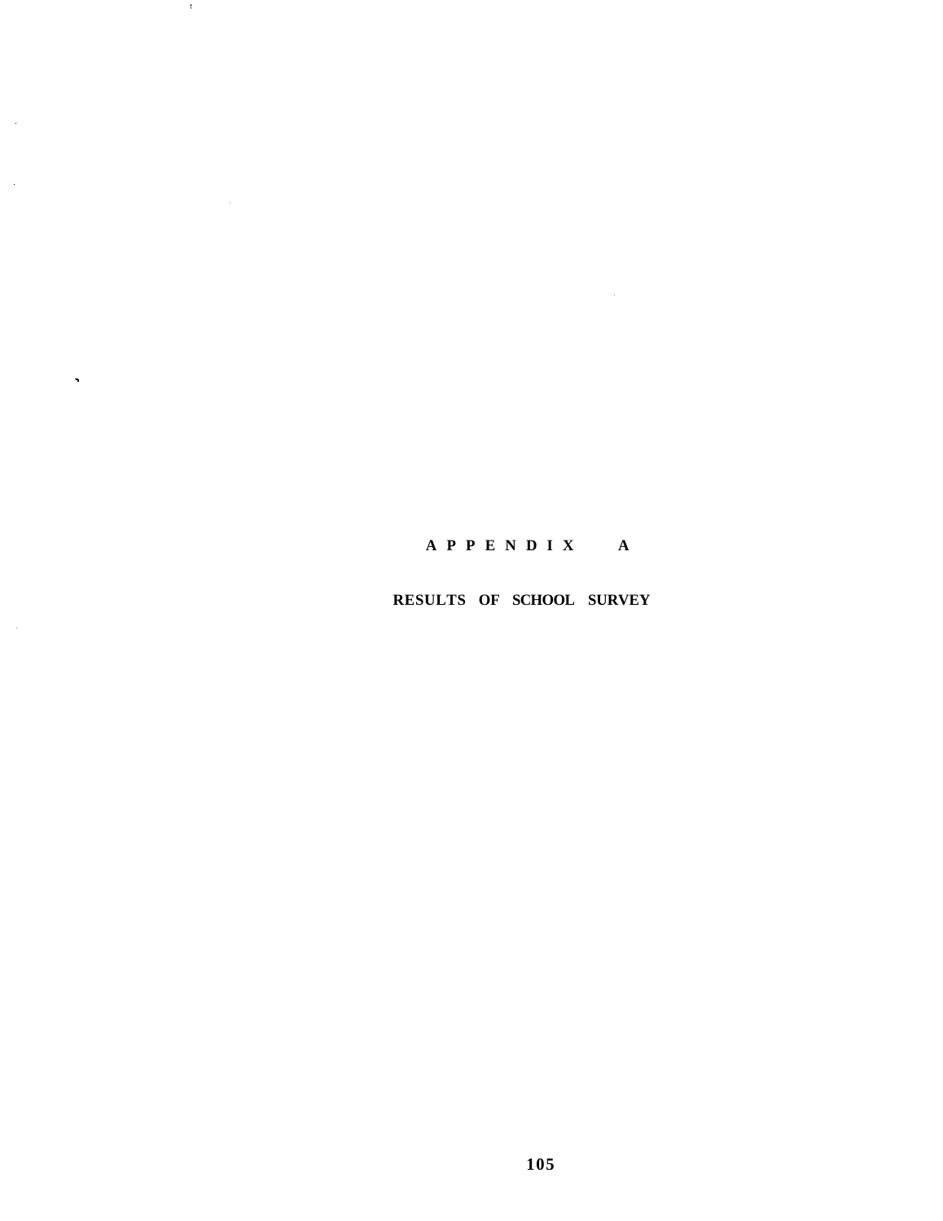# APPENDIX A

## RESULTS OF SCHOOL SURVEY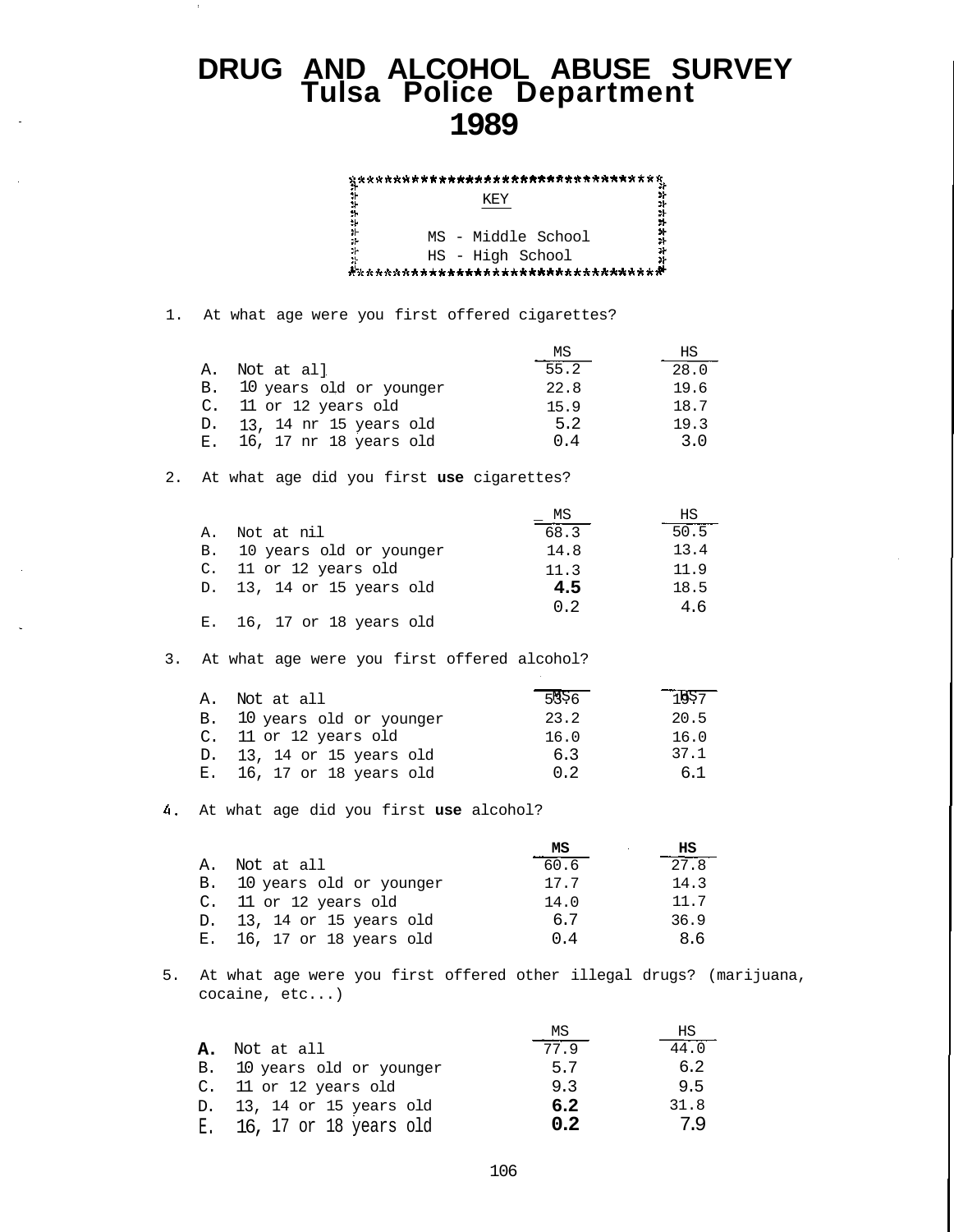# DRUG AND ALCOHOL ABUSE SURVEY
## Tulsa Police Department
## 1989

| KEY |
|---|
| MS - Middle School |
| HS - High School |

1. At what age were you first offered cigarettes?

| | MS | HS |
|---|---|---|
| A. Not at all | 55.2 | 28.0 |
| B. 10 years old or younger | 22.8 | 19.6 |
| C. 11 or 12 years old | 15.9 | 18.7 |
| D. 13, 14 nr 15 years old | 5.2 | 19.3 |
| E. 16, 17 nr 18 years old | 0.4 | 3.0 |

2. At what age did you first **use** cigarettes?

| | MS | HS |
|---|---|---|
| A. Not at nil | 68.3 | 50.5 |
| B. 10 years old or younger | 14.8 | 13.4 |
| C. 11 or 12 years old | 11.3 | 11.9 |
| D. 13, 14 or 15 years old | 4.5 | 18.5 |
| E. 16, 17 or 18 years old | 0.2 | 4.6 |

3. At what age were you first offered alcohol?

| | MS | HS |
|---|---|---|
| A. Not at all | 53.6 | 19.7 |
| B. 10 years old or younger | 23.2 | 20.5 |
| C. 11 or 12 years old | 16.0 | 16.0 |
| D. 13, 14 or 15 years old | 6.3 | 37.1 |
| E. 16, 17 or 18 years old | 0.2 | 6.1 |

4. At what age did you first **use** alcohol?

| | MS | HS |
|---|---|---|
| A. Not at all | 60.6 | 27.8 |
| B. 10 years old or younger | 17.7 | 14.3 |
| C. 11 or 12 years old | 14.0 | 11.7 |
| D. 13, 14 or 15 years old | 6.7 | 36.9 |
| E. 16, 17 or 18 years old | 0.4 | 8.6 |

5. At what age were you first offered other illegal drugs? (marijuana, cocaine, etc...)

| | MS | HS |
|---|---|---|
| A. Not at all | 77.9 | 44.0 |
| B. 10 years old or younger | 5.7 | 6.2 |
| C. 11 or 12 years old | 9.3 | 9.5 |
| D. 13, 14 or 15 years old | 6.2 | 31.8 |
| E. 16, 17 or 18 years old | 0.2 | 7.9 |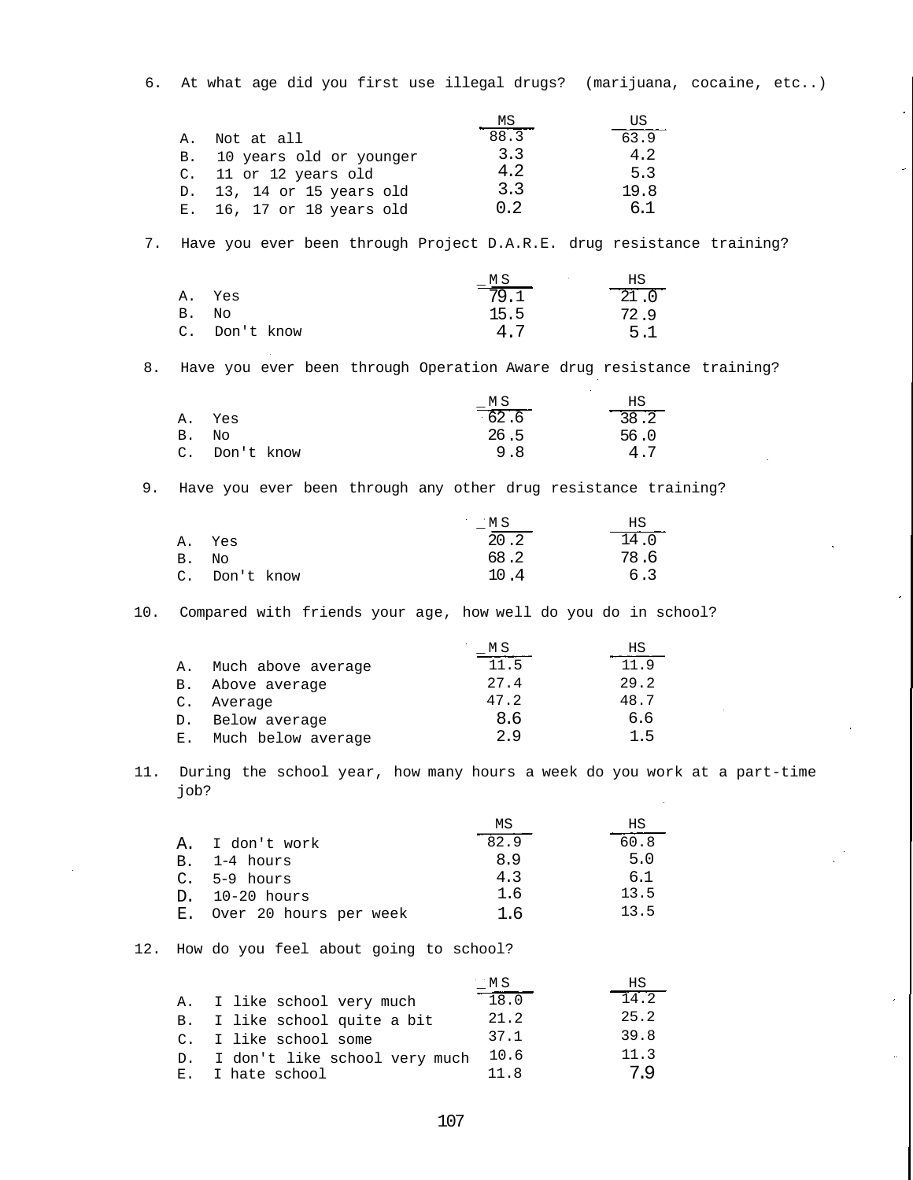6. At what age did you first use illegal drugs? (marijuana, cocaine, etc..)

| | MS | US |
|---|---|---|
| A. Not at all | 88.3 | 63.9 |
| B. 10 years old or younger | 3.3 | 4.2 |
| C. 11 or 12 years old | 4.2 | 5.3 |
| D. 13, 14 or 15 years old | 3.3 | 19.8 |
| E. 16, 17 or 18 years old | 0.2 | 6.1 |

7. Have you ever been through Project D.A.R.E. drug resistance training?

| | MS | HS |
|---|---|---|
| A. Yes | 79.1 | 21.0 |
| B. No | 15.5 | 72.9 |
| C. Don't know | 4.7 | 5.1 |

8. Have you ever been through Operation Aware drug resistance training?

| | MS | HS |
|---|---|---|
| A. Yes | 62.6 | 38.2 |
| B. No | 26.5 | 56.0 |
| C. Don't know | 9.8 | 4.7 |

9. Have you ever been through any other drug resistance training?

| | MS | HS |
|---|---|---|
| A. Yes | 20.2 | 14.0 |
| B. No | 68.2 | 78.6 |
| C. Don't know | 10.4 | 6.3 |

10. Compared with friends your age, how well do you do in school?

| | MS | HS |
|---|---|---|
| A. Much above average | 11.5 | 11.9 |
| B. Above average | 27.4 | 29.2 |
| C. Average | 47.2 | 48.7 |
| D. Below average | 8.6 | 6.6 |
| E. Much below average | 2.9 | 1.5 |

11. During the school year, how many hours a week do you work at a part-time job?

| | MS | HS |
|---|---|---|
| A. I don't work | 82.9 | 60.8 |
| B. 1-4 hours | 8.9 | 5.0 |
| C. 5-9 hours | 4.3 | 6.1 |
| D. 10-20 hours | 1.6 | 13.5 |
| E. Over 20 hours per week | 1.6 | 13.5 |

12. How do you feel about going to school?

| | MS | HS |
|---|---|---|
| A. I like school very much | 18.0 | 14.2 |
| B. I like school quite a bit | 21.2 | 25.2 |
| C. I like school some | 37.1 | 39.8 |
| D. I don't like school very much | 10.6 | 11.3 |
| E. I hate school | 11.8 | 7.9 |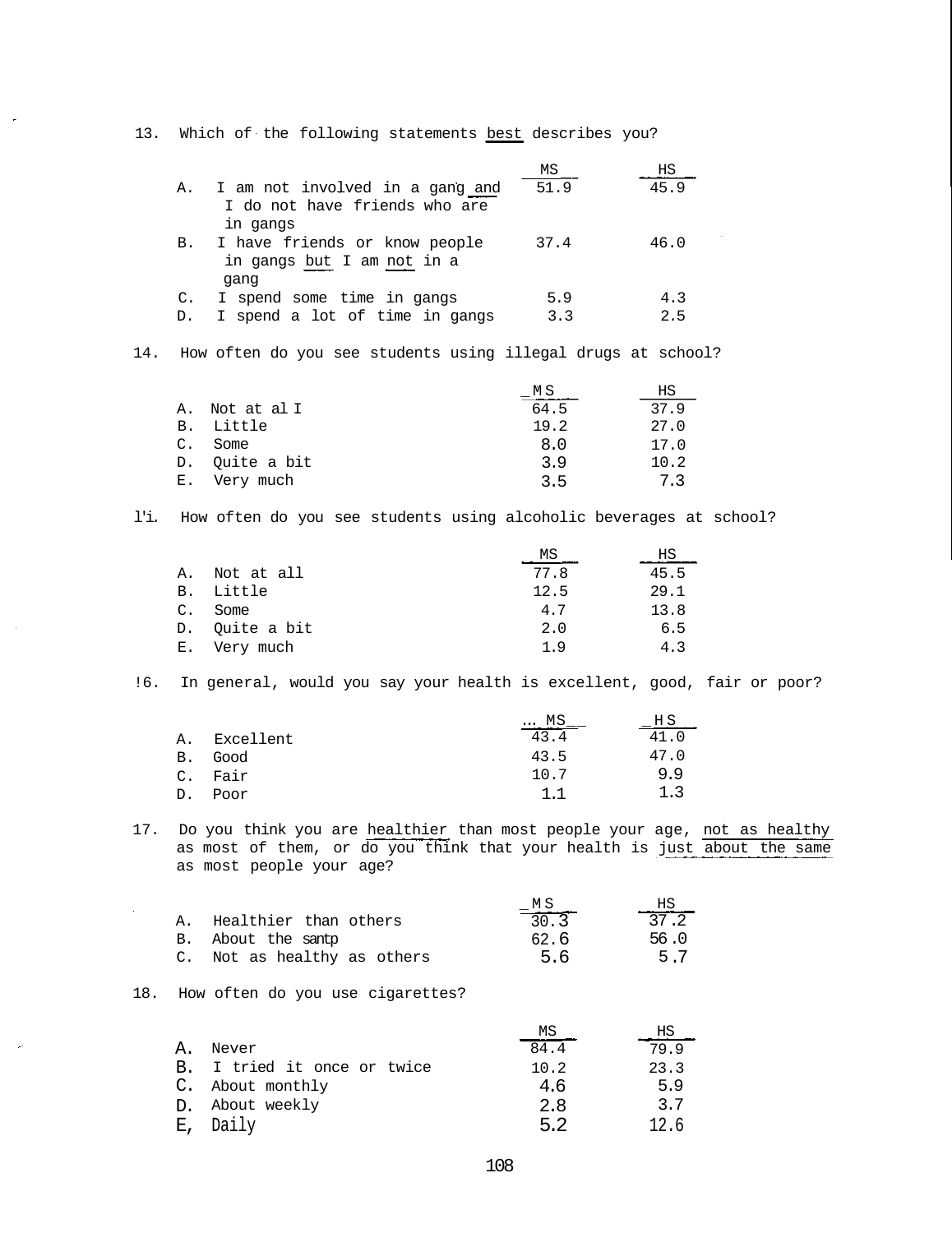13. Which of the following statements best describes you?

| | MS | HS |
|---|---|---|
| A. I am not involved in a gang and I do not have friends who are in gangs | 51.9 | 45.9 |
| B. I have friends or know people in gangs but I am not in a gang | 37.4 | 46.0 |
| C. I spend some time in gangs | 5.9 | 4.3 |
| D. I spend a lot of time in gangs | 3.3 | 2.5 |

14. How often do you see students using illegal drugs at school?

| | MS | HS |
|---|---|---|
| A. Not at all | 64.5 | 37.9 |
| B. Little | 19.2 | 27.0 |
| C. Some | 8.0 | 17.0 |
| D. Quite a bit | 3.9 | 10.2 |
| E. Very much | 3.5 | 7.3 |

15. How often do you see students using alcoholic beverages at school?

| | MS | HS |
|---|---|---|
| A. Not at all | 77.8 | 45.5 |
| B. Little | 12.5 | 29.1 |
| C. Some | 4.7 | 13.8 |
| D. Quite a bit | 2.0 | 6.5 |
| E. Very much | 1.9 | 4.3 |

16. In general, would you say your health is excellent, good, fair or poor?

| | MS | HS |
|---|---|---|
| A. Excellent | 43.4 | 41.0 |
| B. Good | 43.5 | 47.0 |
| C. Fair | 10.7 | 9.9 |
| D. Poor | 1.1 | 1.3 |

17. Do you think you are healthier than most people your age, not as healthy as most of them, or do you think that your health is just about the same as most people your age?

| | MS | HS |
|---|---|---|
| A. Healthier than others | 30.3 | 37.2 |
| B. About the same | 62.6 | 56.0 |
| C. Not as healthy as others | 5.6 | 5.7 |

18. How often do you use cigarettes?

| | MS | HS |
|---|---|---|
| A. Never | 84.4 | 79.9 |
| B. I tried it once or twice | 10.2 | 23.3 |
| C. About monthly | 4.6 | 5.9 |
| D. About weekly | 2.8 | 3.7 |
| E. Daily | 5.2 | 12.6 |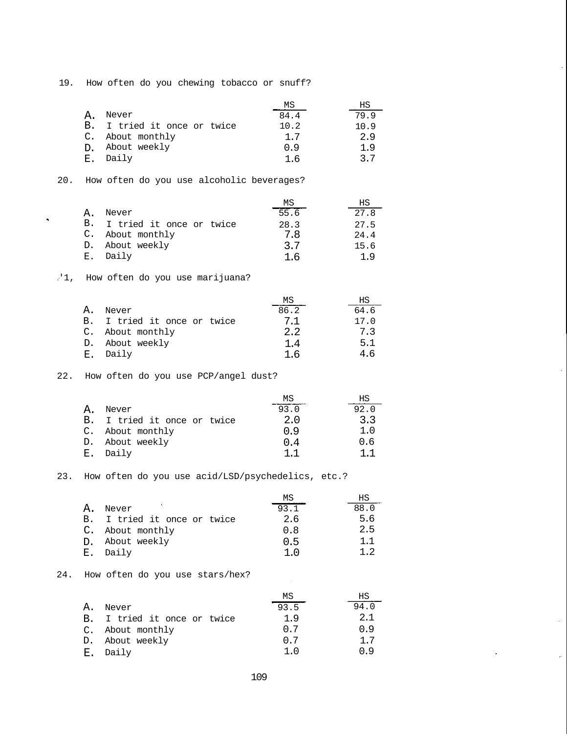19. How often do you chewing tobacco or snuff?

| | | MS | HS |
|---|---|---|---|
| A. | Never | 84.4 | 79.9 |
| B. | I tried it once or twice | 10.2 | 10.9 |
| C. | About monthly | 1.7 | 2.9 |
| D. | About weekly | 0.9 | 1.9 |
| E. | Daily | 1.6 | 3.7 |

20. How often do you use alcoholic beverages?

| | | MS | HS |
|---|---|---|---|
| A. | Never | 55.6 | 27.8 |
| B. | I tried it once or twice | 28.3 | 27.5 |
| C. | About monthly | 7.8 | 24.4 |
| D. | About weekly | 3.7 | 15.6 |
| E. | Daily | 1.6 | 1.9 |

21. How often do you use marijuana?

| | | MS | HS |
|---|---|---|---|
| A. | Never | 86.2 | 64.6 |
| B. | I tried it once or twice | 7.1 | 17.0 |
| C. | About monthly | 2.2 | 7.3 |
| D. | About weekly | 1.4 | 5.1 |
| E. | Daily | 1.6 | 4.6 |

22. How often do you use PCP/angel dust?

| | | MS | HS |
|---|---|---|---|
| A. | Never | 93.0 | 92.0 |
| B. | I tried it once or twice | 2.0 | 3.3 |
| C. | About monthly | 0.9 | 1.0 |
| D. | About weekly | 0.4 | 0.6 |
| E. | Daily | 1.1 | 1.1 |

23. How often do you use acid/LSD/psychedelics, etc.?

| | | MS | HS |
|---|---|---|---|
| A. | Never | 93.1 | 88.0 |
| B. | I tried it once or twice | 2.6 | 5.6 |
| C. | About monthly | 0.8 | 2.5 |
| D. | About weekly | 0.5 | 1.1 |
| E. | Daily | 1.0 | 1.2 |

24. How often do you use stars/hex?

| | | MS | HS |
|---|---|---|---|
| A. | Never | 93.5 | 94.0 |
| B. | I tried it once or twice | 1.9 | 2.1 |
| C. | About monthly | 0.7 | 0.9 |
| D. | About weekly | 0.7 | 1.7 |
| E. | Daily | 1.0 | 0.9 |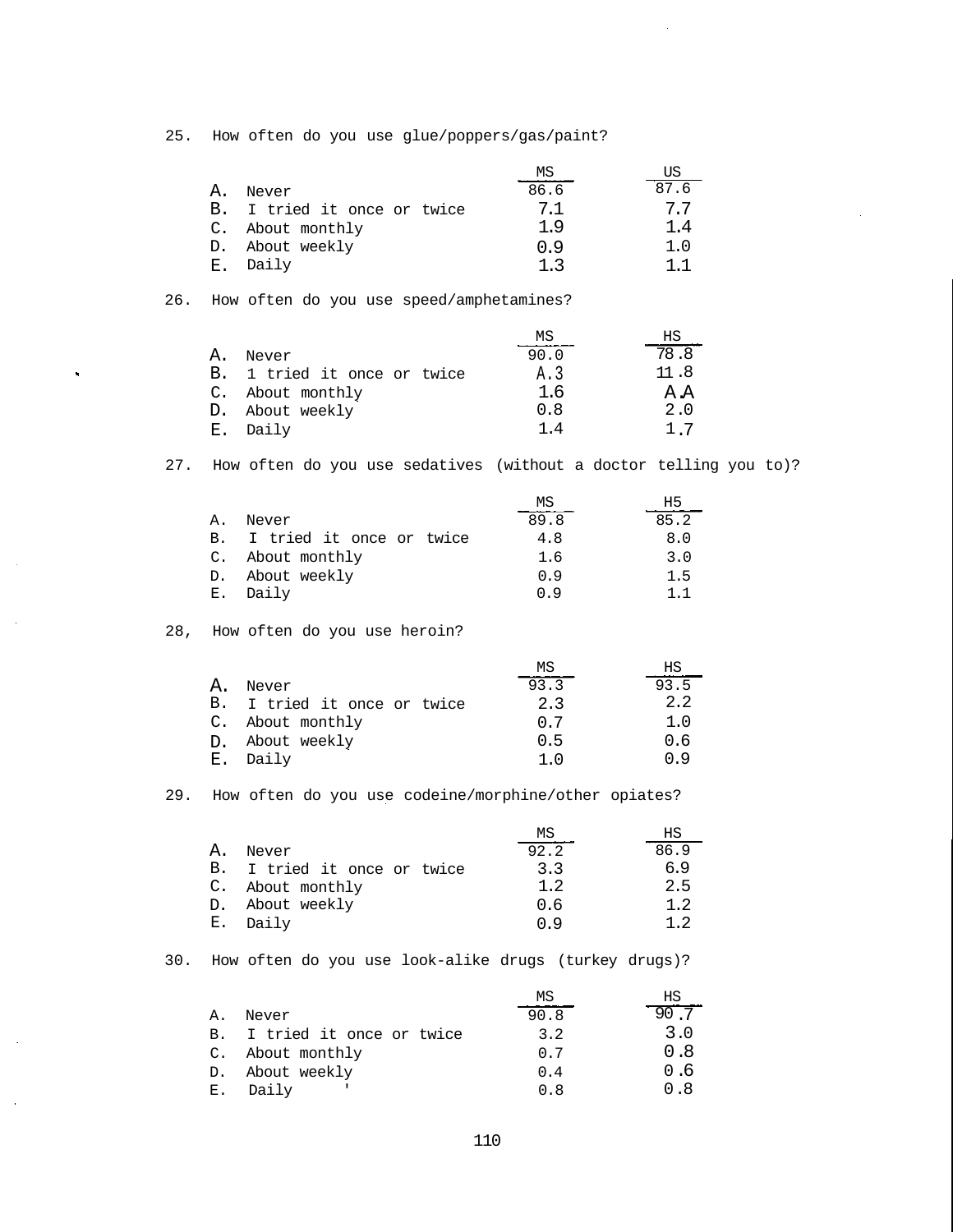25. How often do you use glue/poppers/gas/paint?

| | MS | US |
|---|---|---|
| A. Never | 86.6 | 87.6 |
| B. I tried it once or twice | 7.1 | 7.7 |
| C. About monthly | 1.9 | 1.4 |
| D. About weekly | 0.9 | 1.0 |
| E. Daily | 1.3 | 1.1 |

26. How often do you use speed/amphetamines?

| | MS | HS |
|---|---|---|
| A. Never | 90.0 | 78.8 |
| B. 1 tried it once or twice | A.3 | 11.8 |
| C. About monthly | 1.6 | A.A |
| D. About weekly | 0.8 | 2.0 |
| E. Daily | 1.4 | 1.7 |

27. How often do you use sedatives (without a doctor telling you to)?

| | MS | H5 |
|---|---|---|
| A. Never | 89.8 | 85.2 |
| B. I tried it once or twice | 4.8 | 8.0 |
| C. About monthly | 1.6 | 3.0 |
| D. About weekly | 0.9 | 1.5 |
| E. Daily | 0.9 | 1.1 |

28, How often do you use heroin?

| | MS | HS |
|---|---|---|
| A. Never | 93.3 | 93.5 |
| B. I tried it once or twice | 2.3 | 2.2 |
| C. About monthly | 0.7 | 1.0 |
| D. About weekly | 0.5 | 0.6 |
| E. Daily | 1.0 | 0.9 |

29. How often do you use codeine/morphine/other opiates?

| | MS | HS |
|---|---|---|
| A. Never | 92.2 | 86.9 |
| B. I tried it once or twice | 3.3 | 6.9 |
| C. About monthly | 1.2 | 2.5 |
| D. About weekly | 0.6 | 1.2 |
| E. Daily | 0.9 | 1.2 |

30. How often do you use look-alike drugs (turkey drugs)?

| | MS | HS |
|---|---|---|
| A. Never | 90.8 | 90.7 |
| B. I tried it once or twice | 3.2 | 3.0 |
| C. About monthly | 0.7 | 0.8 |
| D. About weekly | 0.4 | 0.6 |
| E. Daily | 0.8 | 0.8 |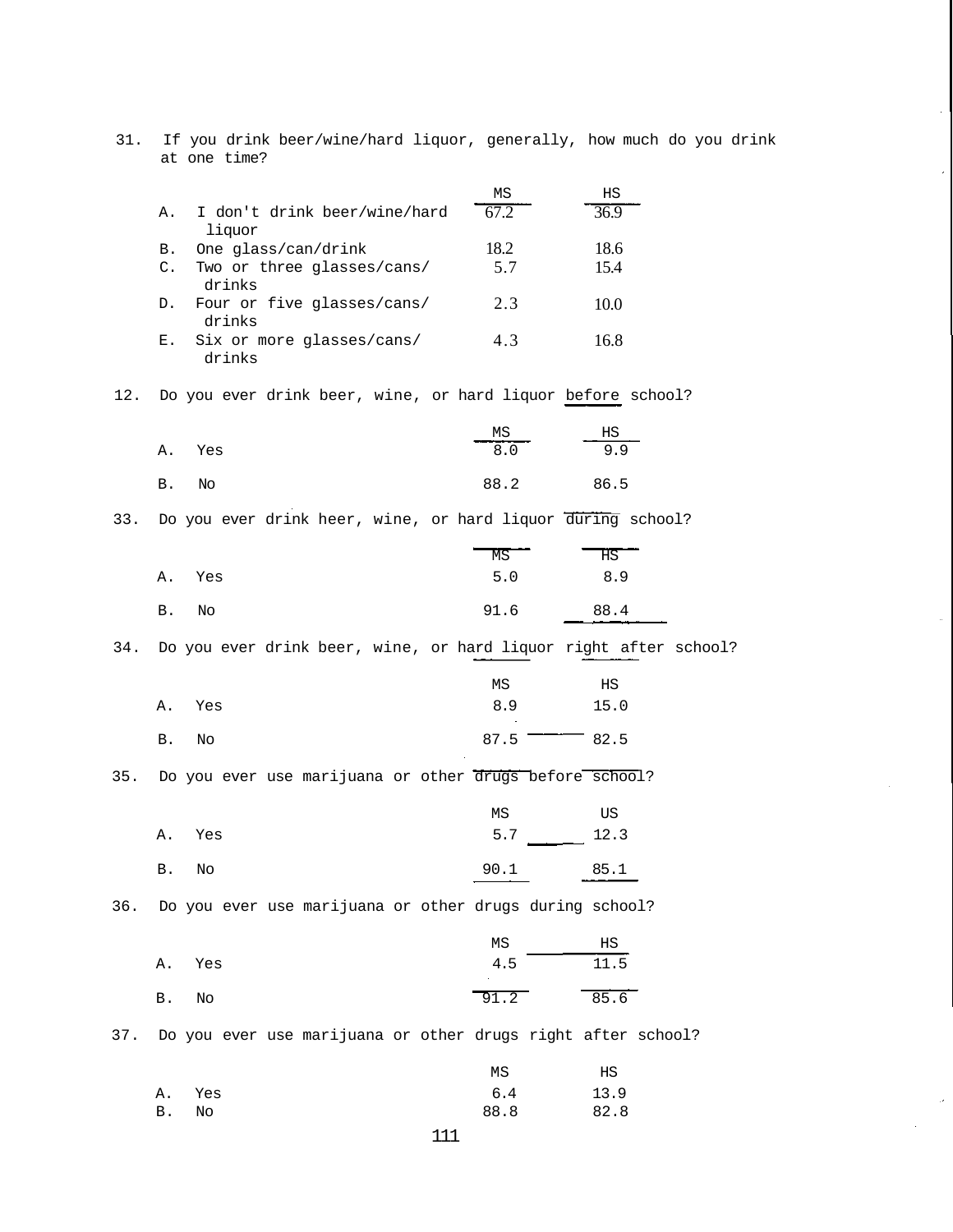31. If you drink beer/wine/hard liquor, generally, how much do you drink at one time?

| | MS | HS |
|---|---|---|
| A. I don't drink beer/wine/hard liquor | 67.2 | 36.9 |
| B. One glass/can/drink | 18.2 | 18.6 |
| C. Two or three glasses/cans/ drinks | 5.7 | 15.4 |
| D. Four or five glasses/cans/ drinks | 2.3 | 10.0 |
| E. Six or more glasses/cans/ drinks | 4.3 | 16.8 |

12. Do you ever drink beer, wine, or hard liquor before school?

| | MS | HS |
|---|---|---|
| A. Yes | 8.0 | 9.9 |
| B. No | 88.2 | 86.5 |

33. Do you ever drink heer, wine, or hard liquor during school?

| | MS | HS |
|---|---|---|
| A. Yes | 5.0 | 8.9 |
| B. No | 91.6 | 88.4 |

34. Do you ever drink beer, wine, or hard liquor right after school?

| | MS | HS |
|---|---|---|
| A. Yes | 8.9 | 15.0 |
| B. No | 87.5 | 82.5 |

35. Do you ever use marijuana or other drugs before school?

| | MS | US |
|---|---|---|
| A. Yes | 5.7 | 12.3 |
| B. No | 90.1 | 85.1 |

36. Do you ever use marijuana or other drugs during school?

| | MS | HS |
|---|---|---|
| A. Yes | 4.5 | 11.5 |
| B. No | 91.2 | 85.6 |

37. Do you ever use marijuana or other drugs right after school?

| | MS | HS |
|---|---|---|
| A. Yes | 6.4 | 13.9 |
| B. No | 88.8 | 82.8 |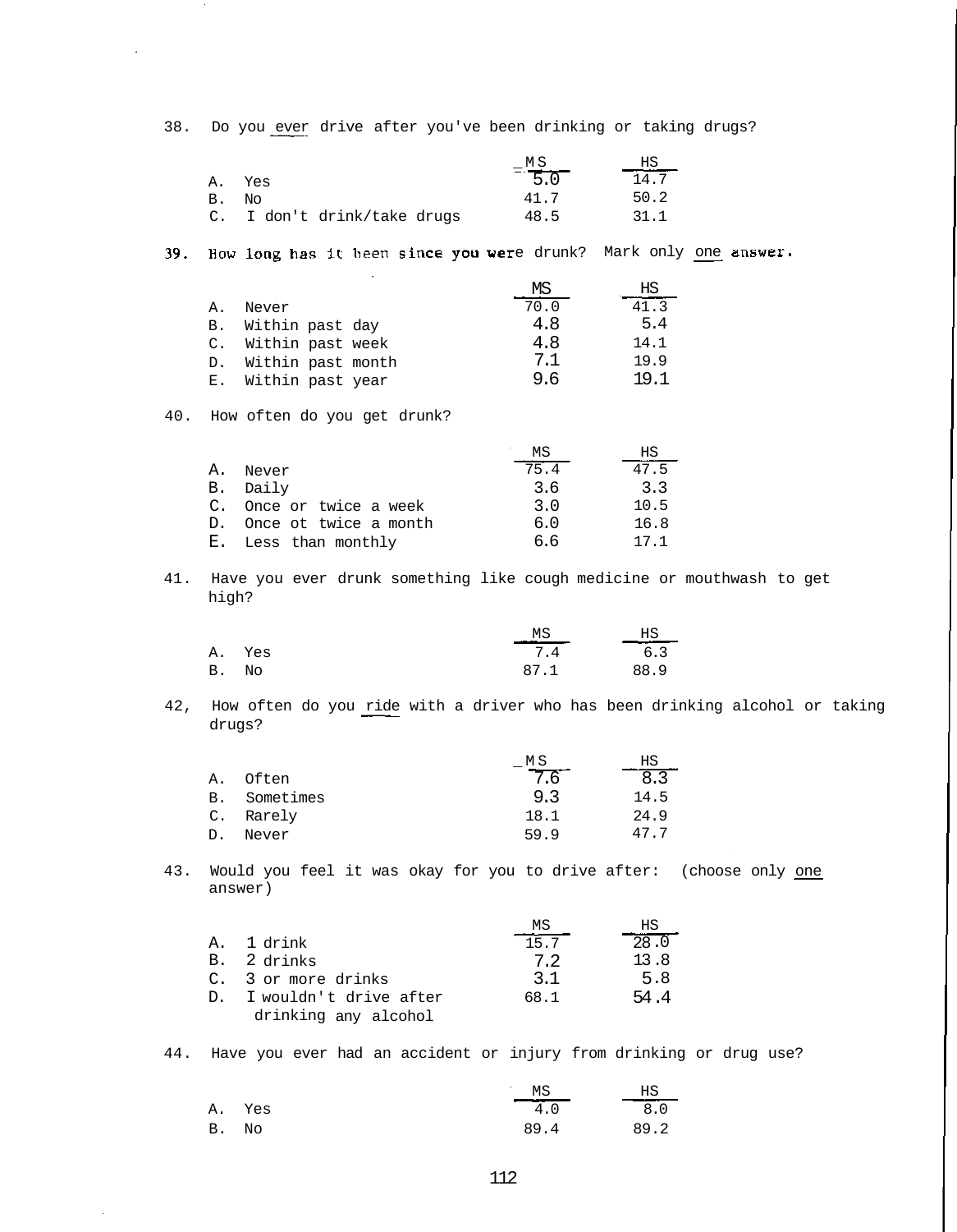38. Do you ever drive after you've been drinking or taking drugs?

| | MS | HS |
|---|---|---|
| A. Yes | 5.0 | 14.7 |
| B. No | 41.7 | 50.2 |
| C. I don't drink/take drugs | 48.5 | 31.1 |

39. How long has it been since you were drunk? Mark only one answer.

| | MS | HS |
|---|---|---|
| A. Never | 70.0 | 41.3 |
| B. Within past day | 4.8 | 5.4 |
| C. Within past week | 4.8 | 14.1 |
| D. Within past month | 7.1 | 19.9 |
| E. Within past year | 9.6 | 19.1 |

40. How often do you get drunk?

| | MS | HS |
|---|---|---|
| A. Never | 75.4 | 47.5 |
| B. Daily | 3.6 | 3.3 |
| C. Once or twice a week | 3.0 | 10.5 |
| D. Once ot twice a month | 6.0 | 16.8 |
| E. Less than monthly | 6.6 | 17.1 |

41. Have you ever drunk something like cough medicine or mouthwash to get high?

| | MS | HS |
|---|---|---|
| A. Yes | 7.4 | 6.3 |
| B. No | 87.1 | 88.9 |

42, How often do you ride with a driver who has been drinking alcohol or taking drugs?

| | MS | HS |
|---|---|---|
| A. Often | 7.6 | 8.3 |
| B. Sometimes | 9.3 | 14.5 |
| C. Rarely | 18.1 | 24.9 |
| D. Never | 59.9 | 47.7 |

43. Would you feel it was okay for you to drive after: (choose only one answer)

| | MS | HS |
|---|---|---|
| A. 1 drink | 15.7 | 28.0 |
| B. 2 drinks | 7.2 | 13.8 |
| C. 3 or more drinks | 3.1 | 5.8 |
| D. I wouldn't drive after drinking any alcohol | 68.1 | 54.4 |

44. Have you ever had an accident or injury from drinking or drug use?

| | MS | HS |
|---|---|---|
| A. Yes | 4.0 | 8.0 |
| B. No | 89.4 | 89.2 |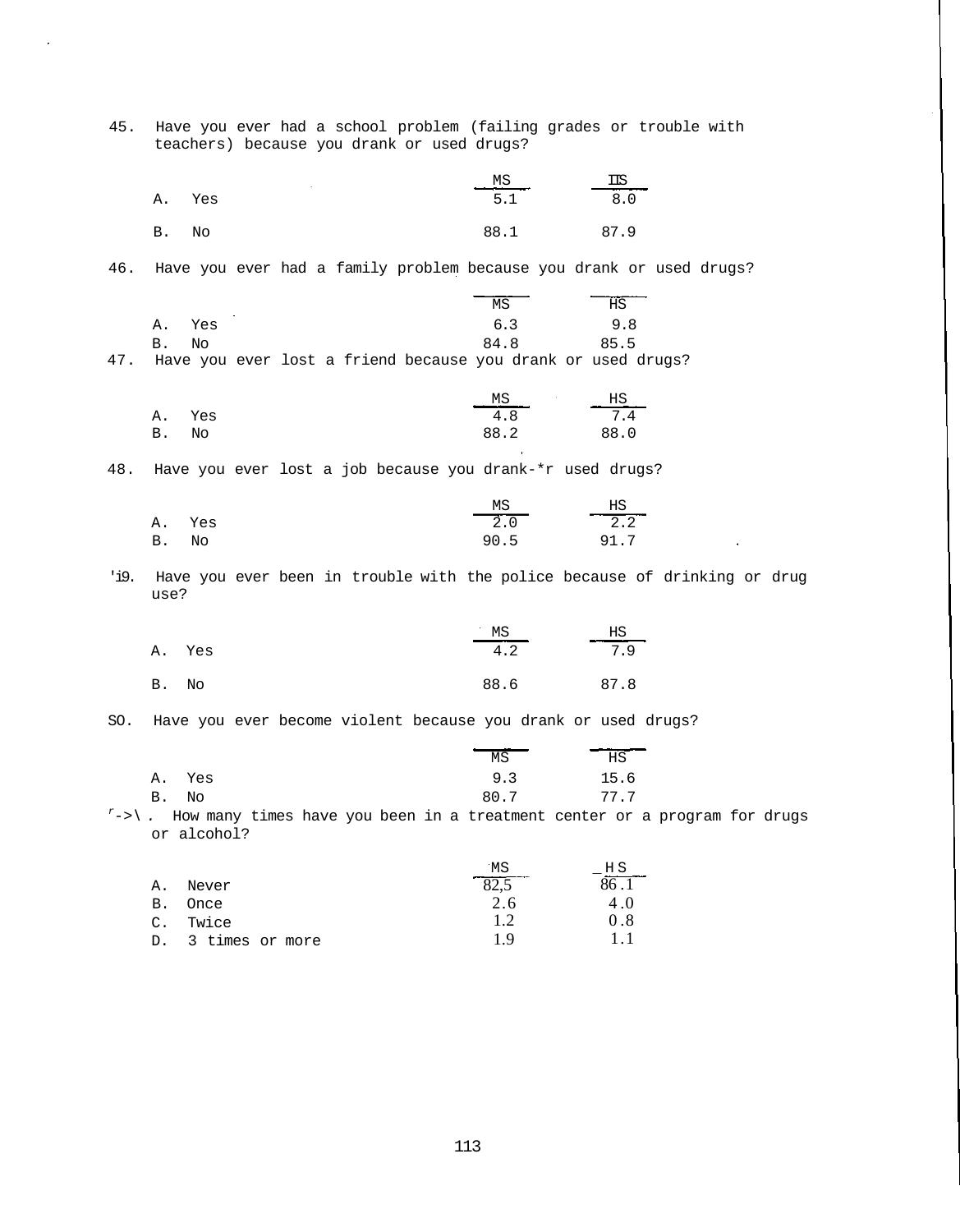45. Have you ever had a school problem (failing grades or trouble with teachers) because you drank or used drugs?

| | MS | HS |
|---|---|---|
| A. Yes | 5.1 | 8.0 |
| B. No | 88.1 | 87.9 |

46. Have you ever had a family problem because you drank or used drugs?

| | MS | HS |
|---|---|---|
| A. Yes | 6.3 | 9.8 |
| B. No | 84.8 | 85.5 |

47. Have you ever lost a friend because you drank or used drugs?

| | MS | HS |
|---|---|---|
| A. Yes | 4.8 | 7.4 |
| B. No | 88.2 | 88.0 |

48. Have you ever lost a job because you drank-*r used drugs?

| | MS | HS |
|---|---|---|
| A. Yes | 2.0 | 2.2 |
| B. No | 90.5 | 91.7 |

49. Have you ever been in trouble with the police because of drinking or drug use?

| | MS | HS |
|---|---|---|
| A. Yes | 4.2 | 7.9 |
| B. No | 88.6 | 87.8 |

50. Have you ever become violent because you drank or used drugs?

| | MS | HS |
|---|---|---|
| A. Yes | 9.3 | 15.6 |
| B. No | 80.7 | 77.7 |

51. How many times have you been in a treatment center or a program for drugs or alcohol?

| | MS | HS |
|---|---|---|
| A. Never | 82.5 | 86.1 |
| B. Once | 2.6 | 4.0 |
| C. Twice | 1.2 | 0.8 |
| D. 3 times or more | 1.9 | 1.1 |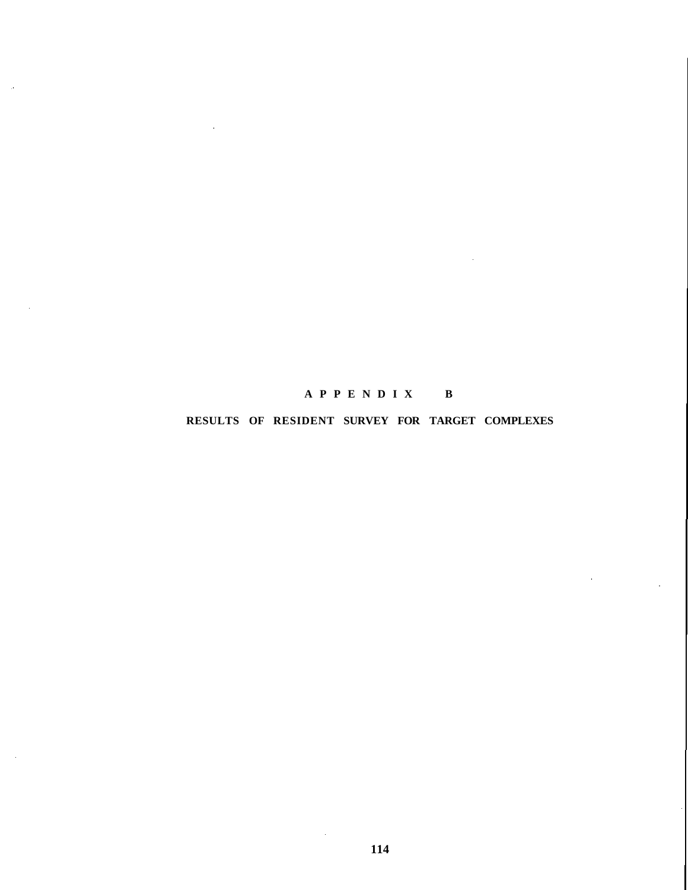# APPENDIX B

## RESULTS OF RESIDENT SURVEY FOR TARGET COMPLEXES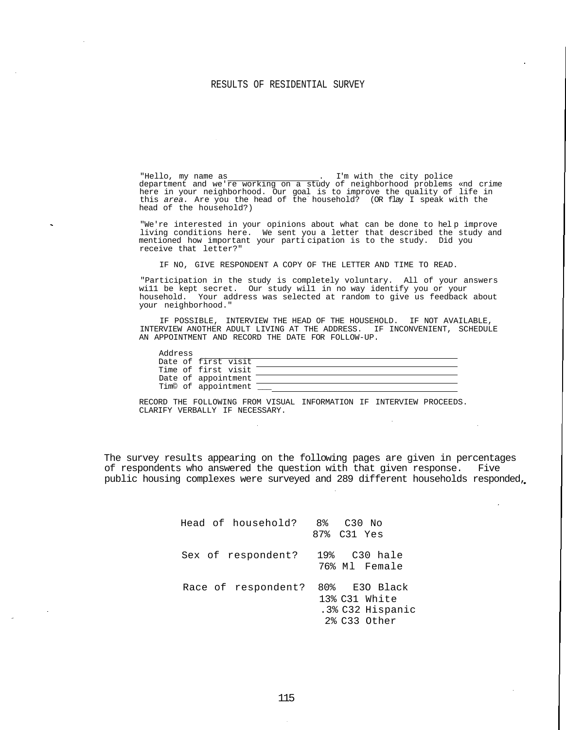# RESULTS OF RESIDENTIAL SURVEY

"Hello, my name as _________________. I'm with the city police department and we're working on a study of neighborhood problems «nd crime here in your neighborhood. Our goal is to improve the quality of life in this *area.* Are you the head of the household? (OR flay I speak with the head of the household?)

"We're interested in your opinions about what can be done to help improve living conditions here. We sent you a letter that described the study and mentioned how important your participation is to the study. Did you receive that letter?"

IF NO, GIVE RESPONDENT A COPY OF THE LETTER AND TIME TO READ.

"Participation in the study is completely voluntary. All of your answers wi11 be kept secret. Our study wil1 in no way identify you or your household. Your address was selected at random to give us feedback about your neighborhood."

IF POSSIBLE, INTERVIEW THE HEAD OF THE HOUSEHOLD. IF NOT AVAILABLE, INTERVIEW ANOTHER ADULT LIVING AT THE ADDRESS. IF INCONVENIENT, SCHEDULE AN APPOINTMENT AND RECORD THE DATE FOR FOLLOW-UP.

Address _______________________________________
Date of first visit ____________________________
Time of first visit ____________________________
Date of appointment ____________________________
Tim© of appointment ____________________________

RECORD THE FOLLOWING FROM VISUAL INFORMATION IF INTERVIEW PROCEEDS. CLARIFY VERBALLY IF NECESSARY.

The survey results appearing on the following pages are given in percentages of respondents who answered the question with that given response. Five public housing complexes were surveyed and 289 different households responded.

Head of household? 8% C30 No
87% C31 Yes

Sex of respondent? 19% C30 hale
76% Ml Female

Race of respondent? 80% E3O Black
13% C31 White
.3% C32 Hispanic
2% C33 Other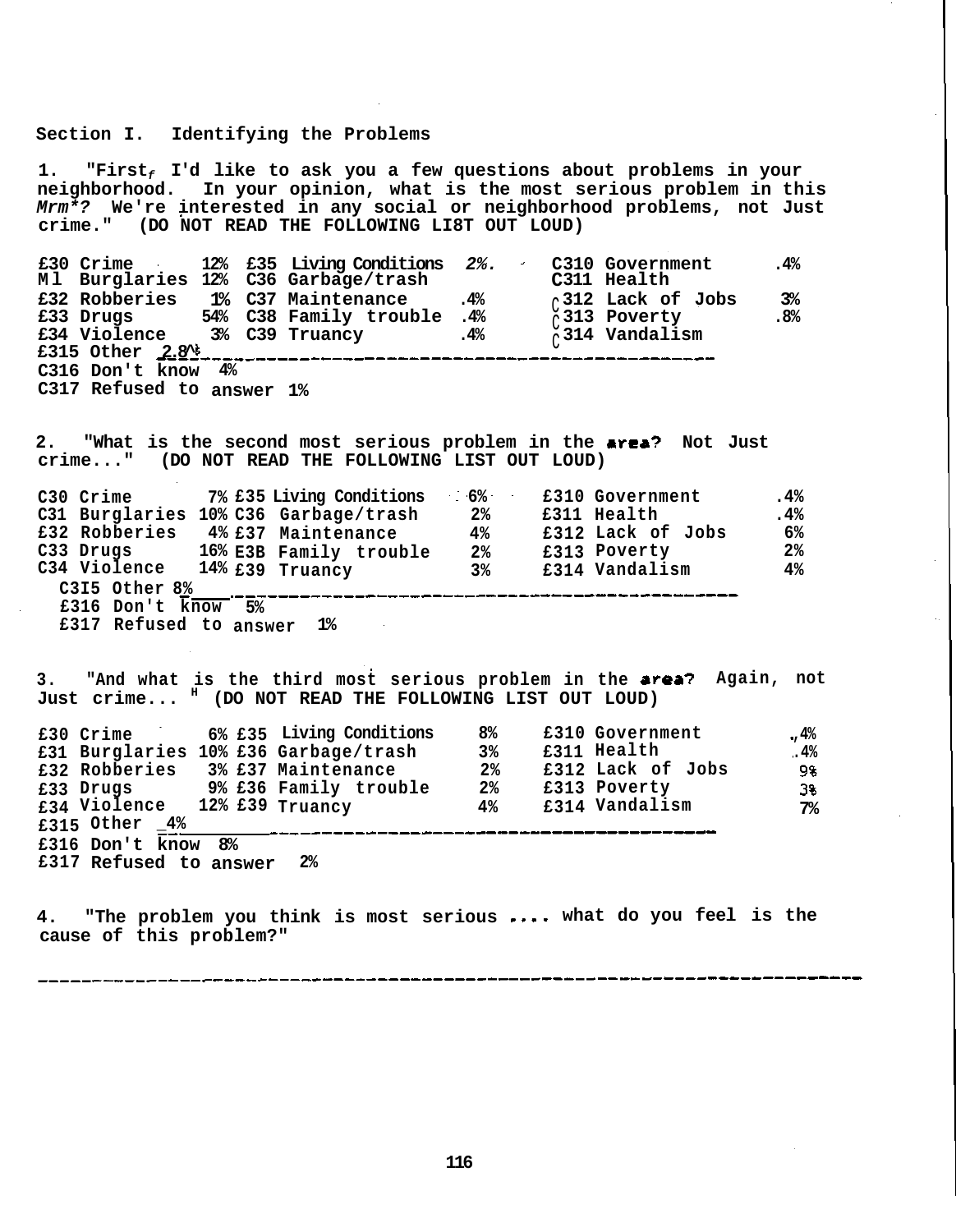Section I. Identifying the Problems

1. "First, I'd like to ask you a few questions about problems in your neighborhood. In your opinion, what is the most serious problem in this area? We're interested in any social or neighborhood problems, not Just crime." (DO NOT READ THE FOLLOWING LIST OUT LOUD)

| | | | | | | | | |
|---|---|---|---|---|---|---|---|---|
| C30 | Crime | 12% | C35 | Living Conditions | 2%. | C310 | Government | .4% |
| C31 | Burglaries | 12% | C36 | Garbage/trash | | C311 | Health | |
| C32 | Robberies | 1% | C37 | Maintenance | .4% | C312 | Lack of Jobs | 3% |
| C33 | Drugs | 54% | C38 | Family trouble | .4% | C313 | Poverty | .8% |
| C34 | Violence | 3% | C39 | Truancy | .4% | C314 | Vandalism | |

C315 Other 2.8%

C316 Don't know 4%

C317 Refused to answer 1%

2. "What is the second most serious problem in the area? Not Just crime..." (DO NOT READ THE FOLLOWING LIST OUT LOUD)

| | | | | | | | | |
|---|---|---|---|---|---|---|---|---|
| C30 | Crime | 7% | C35 | Living Conditions | 6% | C310 | Government | .4% |
| C31 | Burglaries | 10% | C36 | Garbage/trash | 2% | C311 | Health | .4% |
| C32 | Robberies | 4% | C37 | Maintenance | 4% | C312 | Lack of Jobs | 6% |
| C33 | Drugs | 16% | C38 | Family trouble | 2% | C313 | Poverty | 2% |
| C34 | Violence | 14% | C39 | Truancy | 3% | C314 | Vandalism | 4% |

C315 Other 8%

C316 Don't know 5%

C317 Refused to answer 1%

3. "And what is the third most serious problem in the area? Again, not Just crime..." (DO NOT READ THE FOLLOWING LIST OUT LOUD)

| | | | | | | | | |
|---|---|---|---|---|---|---|---|---|
| C30 | Crime | 6% | C35 | Living Conditions | 8% | C310 | Government | .4% |
| C31 | Burglaries | 10% | C36 | Garbage/trash | 3% | C311 | Health | .4% |
| C32 | Robberies | 3% | C37 | Maintenance | 2% | C312 | Lack of Jobs | 9% |
| C33 | Drugs | 9% | C36 | Family trouble | 2% | C313 | Poverty | 3% |
| C34 | Violence | 12% | C39 | Truancy | 4% | C314 | Vandalism | 7% |

C315 Other 4%

C316 Don't know 8%

C317 Refused to answer 2%

4. "The problem you think is most serious .... what do you feel is the cause of this problem?"

______________________________________________________________________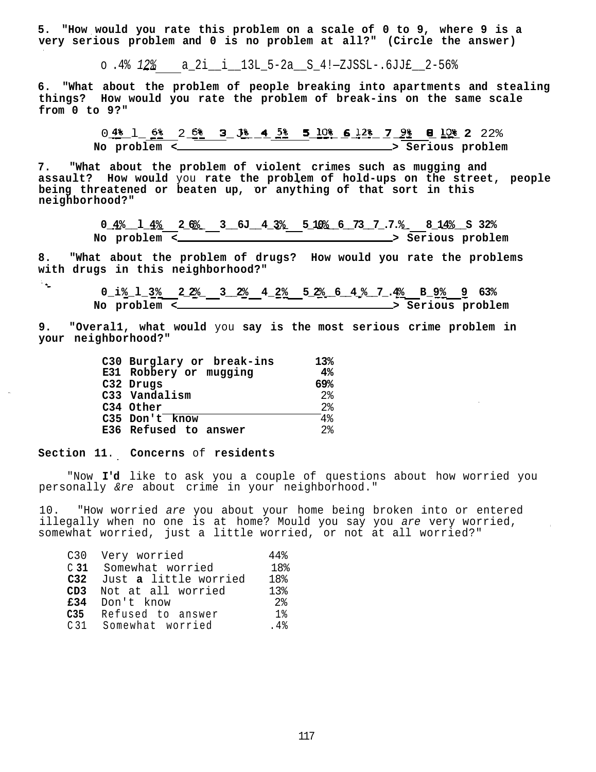5. **"How would you rate this problem on a scale of 0 to 9, where 9 is a very serious problem and 0 is no problem at all?" (Circle the answer)**

o .4% 12% a_2i__i__13L_5-2a__S_4!—ZJSSL-.6JJ£__2-56%

6. **"What about the problem of people breaking into apartments and stealing things? How would you rate the problem of break-ins on the same scale from 0 to 9?"**

0 4% 1 6% 2 6% 3 3% 4 5% 5 10% 6 12% 7 9% 8 10% 9 22%

**No problem <————————————————> Serious problem**

7. **"What about the problem of violent crimes such as mugging and assault? How would** you **rate the problem of hold-ups on the street, people being threatened or beaten up, or anything of that sort in this neighborhood?"**

**0_4%__1_4%__2_6%__3__6J__4_3%__5_10%_6_73_7_.7.%__8_14%__S 32%**

**No problem <————————————————> Serious problem**

8. **"What about the problem of drugs? How would you rate the problems with drugs in this neighborhood?"**

**0_i%_1_3%__2_2%__3__2%__4_2%__5_2%_6__4_%_7_.4%__B_9%__9 63%**

**No problem <————————————————> Serious problem**

9. **"Overal1, what would** you **say is the most serious crime problem in your neighborhood?"**

| | | |
|---|---|---|
| **C30** | **Burglary or break-ins** | **13%** |
| **E31** | **Robbery or mugging** | **4%** |
| **C32** | **Drugs** | **69%** |
| **C33** | **Vandalism** | 2% |
| **C34** | **Other** | 2% |
| **C35** | **Don't know** | 4% |
| **E36** | **Refused to answer** | 2% |

**Section 11. Concerns** of **residents**

"Now **I'd** like to ask you a couple of questions about how worried you personally *&re* about crime in your neighborhood."

10. "How worried *are* you about your home being broken into or entered illegally when no one is at home? Mould you say you *are* very worried, somewhat worried, just a little worried, or not at all worried?"

| | | |
|---|---|---|
| C30 | Very worried | 44% |
| C **31** | Somewhat worried | 18% |
| **C32** | Just **a** little worried | 18% |
| **CD3** | Not at all worried | 13% |
| **£34** | Don't know | 2% |
| **C35** | Refused to answer | 1% |
| C31 | Somewhat worried | .4% |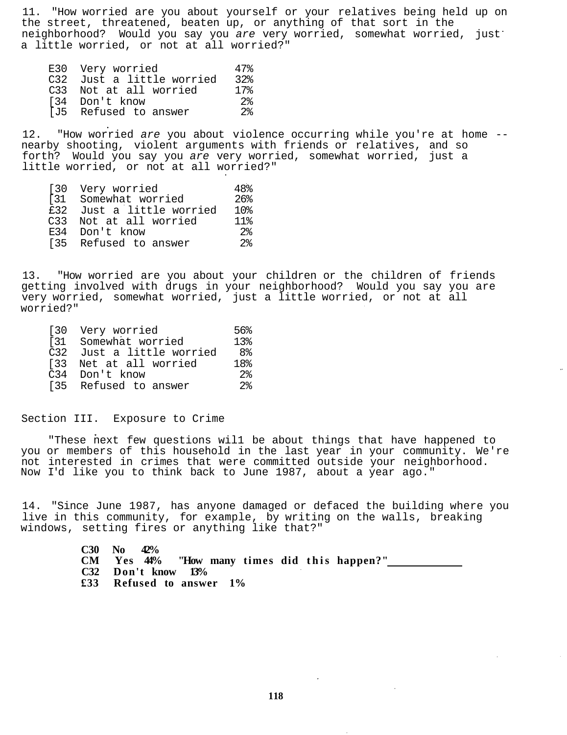11. "How worried are you about yourself or your relatives being held up on the street, threatened, beaten up, or anything of that sort in the neighborhood? Would you say you *are* very worried, somewhat worried, just a little worried, or not at all worried?"

| | | |
|---|---|---|
| E30 | Very worried | 47% |
| C32 | Just a little worried | 32% |
| C33 | Not at all worried | 17% |
| [34 | Don't know | 2% |
| [J5 | Refused to answer | 2% |

12. "How worried *are* you about violence occurring while you're at home -- nearby shooting, violent arguments with friends or relatives, and so forth? Would you say you *are* very worried, somewhat worried, just a little worried, or not at all worried?"

| | | |
|---|---|---|
| [30 | Very worried | 48% |
| [31 | Somewhat worried | 26% |
| £32 | Just a little worried | 10% |
| C33 | Not at all worried | 11% |
| E34 | Don't know | 2% |
| [35 | Refused to answer | 2% |

13. "How worried are you about your children or the children of friends getting involved with drugs in your neighborhood? Would you say you are very worried, somewhat worried, just a little worried, or not at all worried?"

| | | |
|---|---|---|
| [30 | Very worried | 56% |
| [31 | Somewhat worried | 13% |
| C32 | Just a little worried | 8% |
| [33 | Net at all worried | 18% |
| C34 | Don't know | 2% |
| [35 | Refused to answer | 2% |

Section III. Exposure to Crime

"These next few questions wil1 be about things that have happened to you or members of this household in the last year in your community. We're not interested in crimes that were committed outside your neighborhood. Now I'd like you to think back to June 1987, about a year ago."

14. "Since June 1987, has anyone damaged or defaced the building where you live in this community, for example, by writing on the walls, breaking windows, setting fires or anything like that?"

| | | |
|---|---|---|
| C30 | No | 42% |
| CM | Yes | 44% "How many times did this happen?"____________ |
| C32 | Don't know | 13% |
| £33 | Refused to answer | 1% |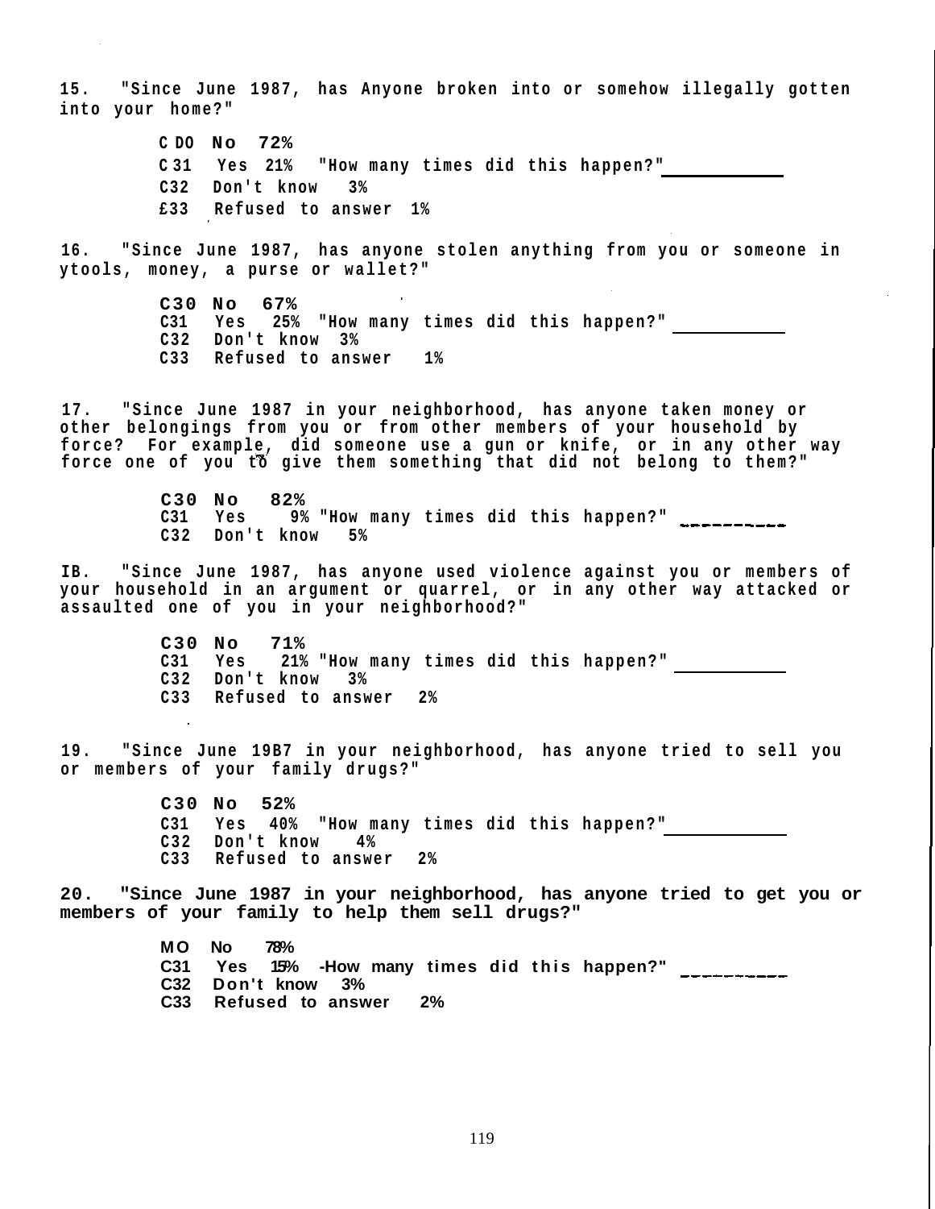15. "Since June 1987, has Anyone broken into or somehow illegally gotten into your home?"

C DO No 72%
C 31 Yes 21% "How many times did this happen?"___________
C32 Don't know 3%
£33 Refused to answer 1%

16. "Since June 1987, has anyone stolen anything from you or someone in ytools, money, a purse or wallet?"

C30 No 67%
C31 Yes 25% "How many times did this happen?" ___________
C32 Don't know 3%
C33 Refused to answer 1%

17. "Since June 1987 in your neighborhood, has anyone taken money or other belongings from you or from other members of your household by force? For example, did someone use a gun or knife, or in any other way force one of you to give them something that did not belong to them?"

C30 No 82%
C31 Yes 9% "How many times did this happen?" __________
C32 Don't know 5%

IB. "Since June 1987, has anyone used violence against you or members of your household in an argument or quarrel, or in any other way attacked or assaulted one of you in your neighborhood?"

C30 No 71%
C31 Yes 21% "How many times did this happen?" ___________
C32 Don't know 3%
C33 Refused to answer 2%

19. "Since June 19B7 in your neighborhood, has anyone tried to sell you or members of your family drugs?"

C30 No 52%
C31 Yes 40% "How many times did this happen?"___________
C32 Don't know 4%
C33 Refused to answer 2%

**20. "Since June 1987 in your neighborhood, has anyone tried to get you or members of your family to help them sell drugs?"**

**MO No 78%**
**C31 Yes 15% -How many times did this happen?" __________**
**C32 Don't know 3%**
**C33 Refused to answer 2%**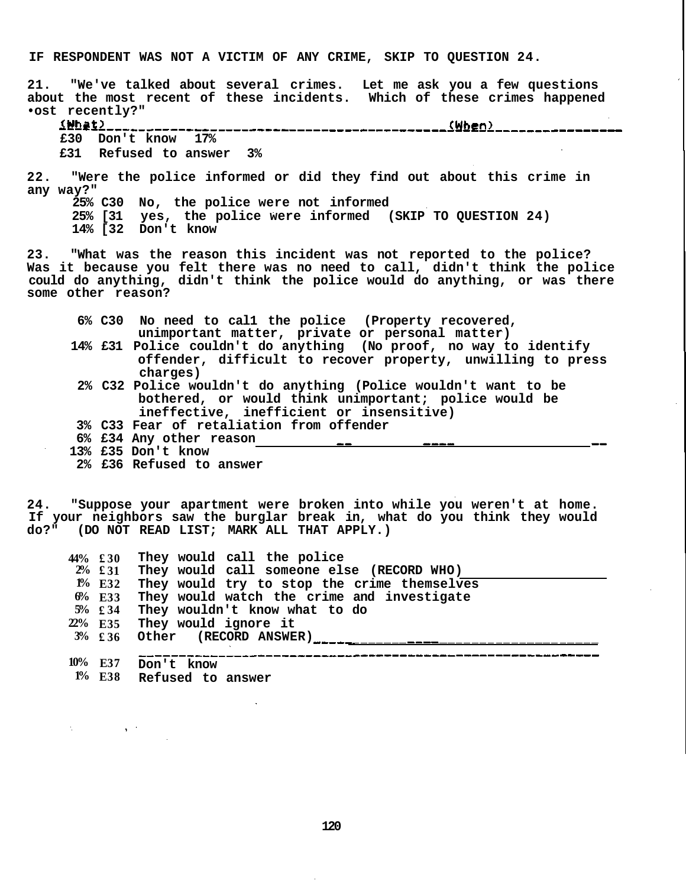**IF RESPONDENT WAS NOT A VICTIM OF ANY CRIME, SKIP TO QUESTION 24.**

21. "We've talked about several crimes. Let me ask you a few questions about the most recent of these incidents. Which of these crimes happened •ost recently?"

(What)\_\_\_\_\_\_\_\_\_\_\_\_\_\_\_\_\_\_\_\_\_\_\_\_\_\_\_\_\_\_\_\_\_\_\_\_\_\_\_\_(When)\_\_\_\_\_\_\_\_\_\_\_\_\_\_\_

£30 Don't know 17%
£31 Refused to answer 3%

22. "Were the police informed or did they find out about this crime in any way?"

25% C30 No, the police were not informed
25% [31 yes, the police were informed (SKIP TO QUESTION 24)
14% [32 Don't know

23. "What was the reason this incident was not reported to the police? Was it because you felt there was no need to call, didn't think the police could do anything, didn't think the police would do anything, or was there some other reason?

6% C30 No need to cal1 the police (Property recovered, unimportant matter, private or personal matter)
14% £31 Police couldn't do anything (No proof, no way to identify offender, difficult to recover property, unwilling to press charges)
2% C32 Police wouldn't do anything (Police wouldn't want to be bothered, or would think unimportant; police would be ineffective, inefficient or insensitive)
3% C33 Fear of retaliation from offender
6% £34 Any other reason\_\_\_\_\_\_\_\_\_\_\_\_\_\_\_\_\_\_\_\_\_\_\_\_\_\_\_\_\_\_\_\_\_\_\_\_\_\_
13% £35 Don't know
2% £36 Refused to answer

24. "Suppose your apartment were broken into while you weren't at home. If your neighbors saw the burglar break in, what do you think they would do?" (DO NOT READ LIST; MARK ALL THAT APPLY.)

44% £30 They would call the police
2% £31 They would call someone else (RECORD WHO)\_\_\_\_\_\_\_\_\_\_\_\_\_\_\_\_\_
1% E32 They would try to stop the crime themselves
6% E33 They would watch the crime and investigate
5% £34 They wouldn't know what to do
22% E35 They would ignore it
3% £36 Other (RECORD ANSWER)\_\_\_\_\_\_\_\_\_\_\_\_\_\_\_\_\_\_\_\_\_\_\_\_\_\_\_\_\_\_\_\_
\_\_\_\_\_\_\_\_\_\_\_\_\_\_\_\_\_\_\_\_\_\_\_\_\_\_\_\_\_\_\_\_\_\_\_\_\_\_\_\_\_\_\_\_\_\_\_\_\_\_\_\_
10% E37 Don't know
1% E38 Refused to answer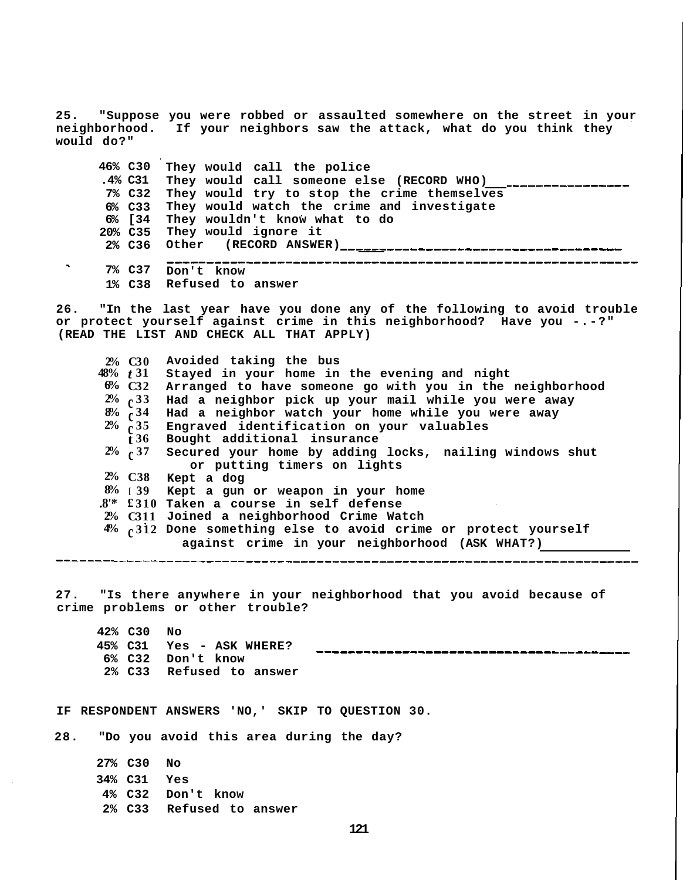25. "Suppose you were robbed or assaulted somewhere on the street in your neighborhood. If your neighbors saw the attack, what do you think they would do?"

46% C30 They would call the police
.4% C31 They would call someone else (RECORD WHO)___________________
7% C32 They would try to stop the crime themselves
6% C33 They would watch the crime and investigate
6% [34 They wouldn't know what to do
20% C35 They would ignore it
2% C36 Other (RECORD ANSWER)_______________________________________

_______________________________________________________________
7% C37 Don't know
1% C38 Refused to answer

26. "In the last year have you done any of the following to avoid trouble or protect yourself against crime in this neighborhood? Have you -.-?" (READ THE LIST AND CHECK ALL THAT APPLY)

2% C30 Avoided taking the bus
48% t 31 Stayed in your home in the evening and night
6% C32 Arranged to have someone go with you in the neighborhood
2% C 33 Had a neighbor pick up your mail while you were away
8% C 34 Had a neighbor watch your home while you were away
2% C 35 Engraved identification on your valuables
t 36 Bought additional insurance
2% C 37 Secured your home by adding locks, nailing windows shut or putting timers on lights
2% C38 Kept a dog
8% [ 39 Kept a gun or weapon in your home
.8'* £310 Taken a course in self defense
2% C311 Joined a neighborhood Crime Watch
4% C 312 Done something else to avoid crime or protect yourself against crime in your neighborhood (ASK WHAT?)____________

_______________________________________________________________

27. "Is there anywhere in your neighborhood that you avoid because of crime problems or other trouble?

42% C30 No
45% C31 Yes - ASK WHERE? ___________________________________
6% C32 Don't know
2% C33 Refused to answer

IF RESPONDENT ANSWERS 'NO,' SKIP TO QUESTION 30.

28. "Do you avoid this area during the day?

27% C30 No
34% C31 Yes
4% C32 Don't know
2% C33 Refused to answer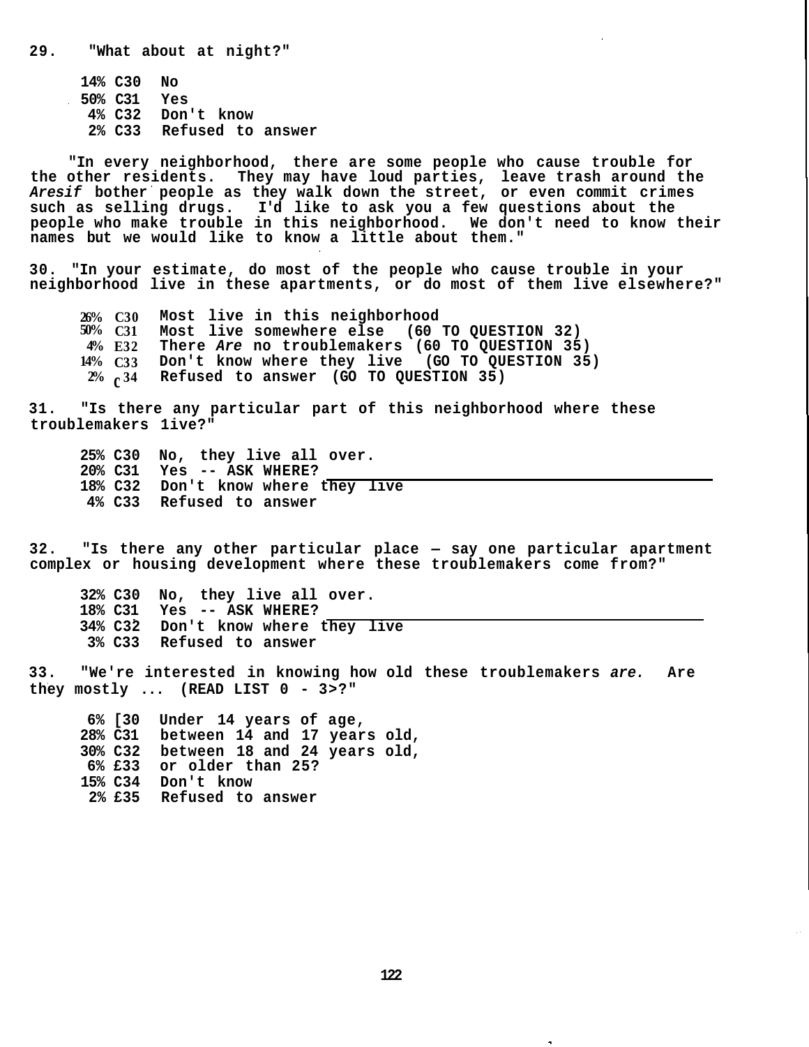29. "What about at night?"

14% C30 No
50% C31 Yes
4% C32 Don't know
2% C33 Refused to answer

"In every neighborhood, there are some people who cause trouble for the other residents. They may have loud parties, leave trash around the *Aresif* bother people as they walk down the street, or even commit crimes such as selling drugs. I'd like to ask you a few questions about the people who make trouble in this neighborhood. We don't need to know their names but we would like to know a little about them."

30. "In your estimate, do most of the people who cause trouble in your neighborhood live in these apartments, or do most of them live elsewhere?"

26% C30 Most live in this neighborhood
50% C31 Most live somewhere else (60 TO QUESTION 32)
4% E32 There *Are* no troublemakers (60 TO QUESTION 35)
14% C33 Don't know where they live (GO TO QUESTION 35)
2% C 34 Refused to answer (GO TO QUESTION 35)

31. "Is there any particular part of this neighborhood where these troublemakers 1ive?"

25% C30 No, they live all over.
20% C31 Yes -- ASK WHERE? ______________________
18% C32 Don't know where they live
4% C33 Refused to answer

32. "Is there any other particular place — say one particular apartment complex or housing development where these troublemakers come from?"

32% C30 No, they live all over.
18% C31 Yes -- ASK WHERE? ______________________
34% C32 Don't know where they live
3% C33 Refused to answer

33. "We're interested in knowing how old these troublemakers *are.* Are they mostly ... (READ LIST 0 - 3>?"

6% [30 Under 14 years of age,
28% C31 between 14 and 17 years old,
30% C32 between 18 and 24 years old,
6% £33 or older than 25?
15% C34 Don't know
2% £35 Refused to answer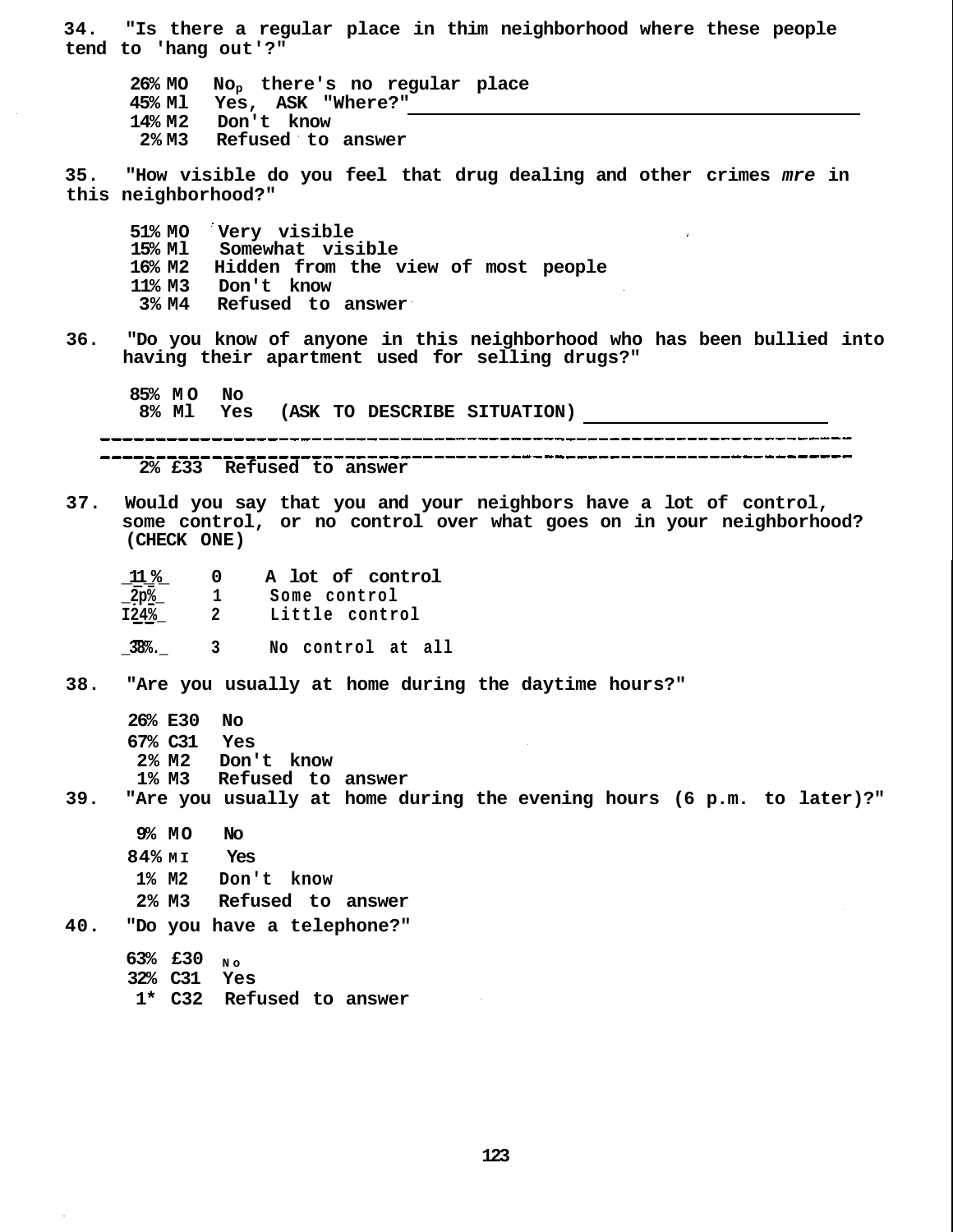34. "Is there a regular place in thim neighborhood where these people tend to 'hang out'?"

26% MO No, there's no regular place
45% Ml Yes, ASK "Where?"________________________
14% M2 Don't know
2% M3 Refused to answer

35. "How visible do you feel that drug dealing and other crimes *mre* in this neighborhood?"

51% MO Very visible
15% Ml Somewhat visible
16% M2 Hidden from the view of most people
11% M3 Don't know
3% M4 Refused to answer

36. "Do you know of anyone in this neighborhood who has been bullied into having their apartment used for selling drugs?"

85% MO No
8% Ml Yes (ASK TO DESCRIBE SITUATION) ____________________

---

---

2% £33 Refused to answer

37. Would you say that you and your neighbors have a lot of control, some control, or no control over what goes on in your neighborhood? (CHECK ONE)

_11%_ 0 A lot of control
_2p%_ 1 Some control
I24%_ 2 Little control
_38%._ 3 No control at all

38. "Are you usually at home during the daytime hours?"

26% E30 No
67% C31 Yes
2% M2 Don't know
1% M3 Refused to answer

39. "Are you usually at home during the evening hours (6 p.m. to later)?"

9% MO No
84% MI Yes
1% M2 Don't know
2% M3 Refused to answer

40. "Do you have a telephone?"

63% £30 No
32% C31 Yes
1* C32 Refused to answer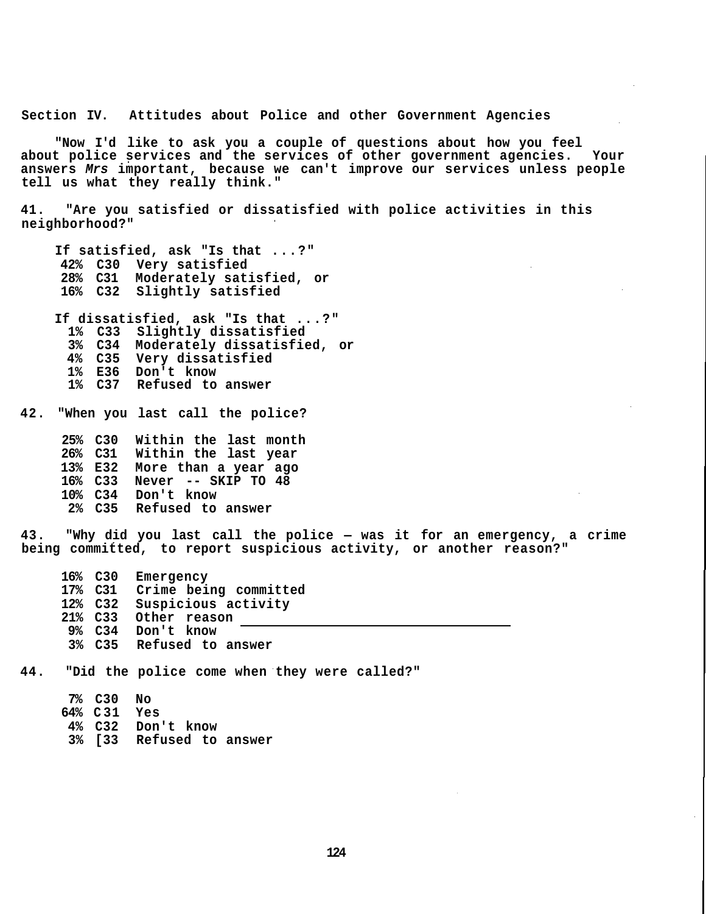## Section IV. Attitudes about Police and other Government Agencies

"Now I'd like to ask you a couple of questions about how you feel about police services and the services of other government agencies. Your answers *Mrs* important, because we can't improve our services unless people tell us what they really think."

41. "Are you satisfied or dissatisfied with police activities in this neighborhood?"

If satisfied, ask "Is that ...?"

- 42% C30 Very satisfied
- 28% C31 Moderately satisfied, or
- 16% C32 Slightly satisfied

If dissatisfied, ask "Is that ...?"

- 1% C33 Slightly dissatisfied
- 3% C34 Moderately dissatisfied, or
- 4% C35 Very dissatisfied
- 1% E36 Don't know
- 1% C37 Refused to answer

42. "When you last call the police?

- 25% C30 Within the last month
- 26% C31 Within the last year
- 13% E32 More than a year ago
- 16% C33 Never -- SKIP TO 48
- 10% C34 Don't know
- 2% C35 Refused to answer

43. "Why did you last call the police — was it for an emergency, a crime being committed, to report suspicious activity, or another reason?"

- 16% C30 Emergency
- 17% C31 Crime being committed
- 12% C32 Suspicious activity
- 21% C33 Other reason ______________________
- 9% C34 Don't know
- 3% C35 Refused to answer

44. "Did the police come when they were called?"

- 7% C30 No
- 64% C31 Yes
- 4% C32 Don't know
- 3% [33 Refused to answer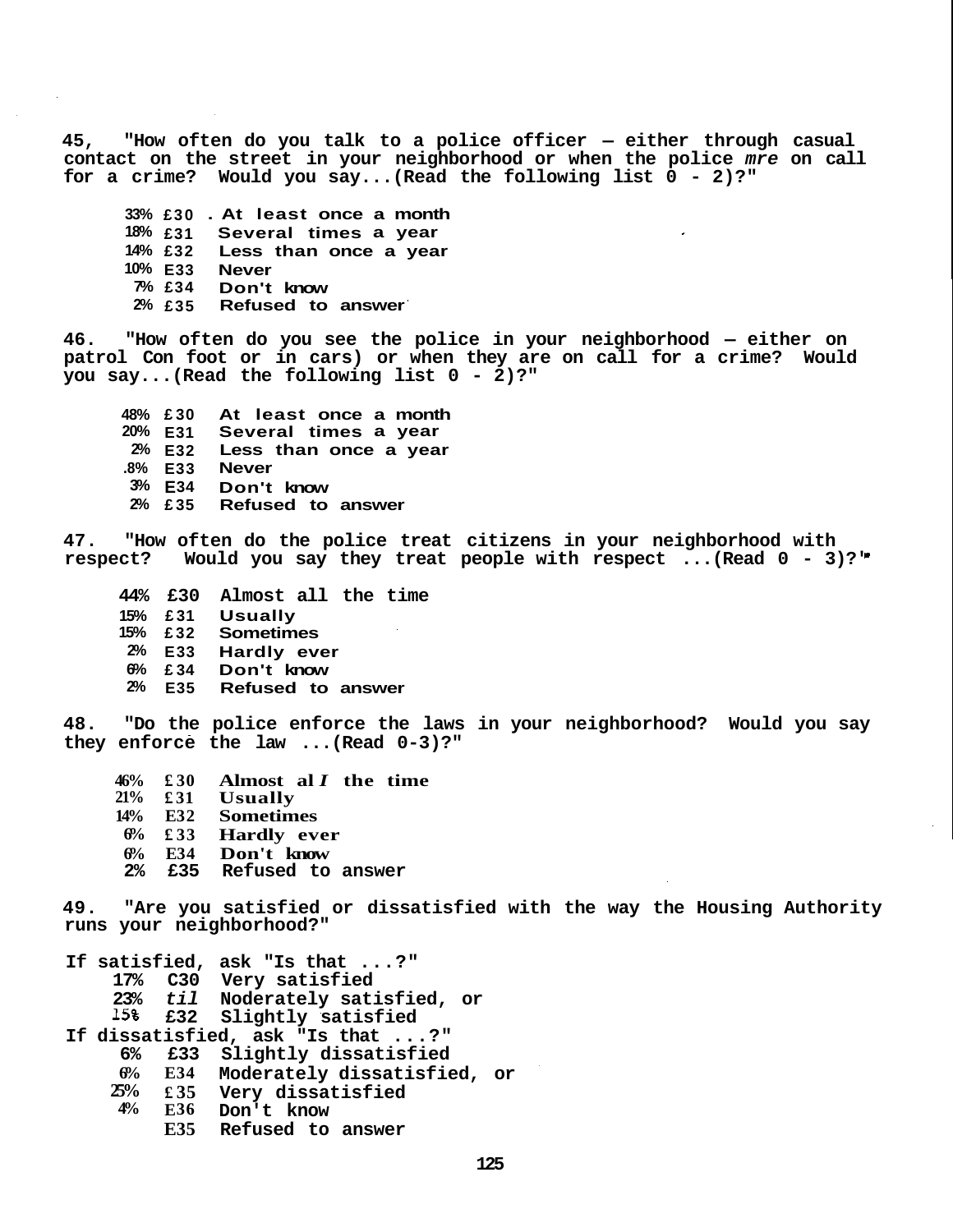45, "How often do you talk to a police officer — either through casual contact on the street in your neighborhood or when the police *mre* on call for a crime? Would you say...(Read the following list 0 - 2)?"

33% £30 . At least once a month
18% £31 Several times a year
14% £32 Less than once a year
10% E33 Never
7% £34 Don't know
2% £35 Refused to answer

46. "How often do you see the police in your neighborhood — either on patrol Con foot or in cars) or when they are on call for a crime? Would you say...(Read the following list 0 - 2)?"

48% £30 At least once a month
20% E31 Several times a year
2% E32 Less than once a year
.8% E33 Never
3% E34 Don't know
2% £35 Refused to answer

47. "How often do the police treat citizens in your neighborhood with respect? Would you say they treat people with respect ...(Read 0 - 3)?"

44% £30 Almost all the time
15% £31 Usually
15% £32 Sometimes
2% E33 Hardly ever
6% £34 Don't know
2% E35 Refused to answer

48. "Do the police enforce the laws in your neighborhood? Would you say they enforce the law ...(Read 0-3)?"

46% £30 Almost al *I* the time
21% £31 Usually
14% E32 Sometimes
6% £33 Hardly ever
6% E34 Don't know
2% £35 Refused to answer

49. "Are you satisfied or dissatisfied with the way the Housing Authority runs your neighborhood?"

If satisfied, ask "Is that ...?"
17% C30 Very satisfied
23% *til* Noderately satisfied, or
15% £32 Slightly satisfied
If dissatisfied, ask "Is that ...?"
6% £33 Slightly dissatisfied
6% E34 Moderately dissatisfied, or
25% £35 Very dissatisfied
4% E36 Don't know
E35 Refused to answer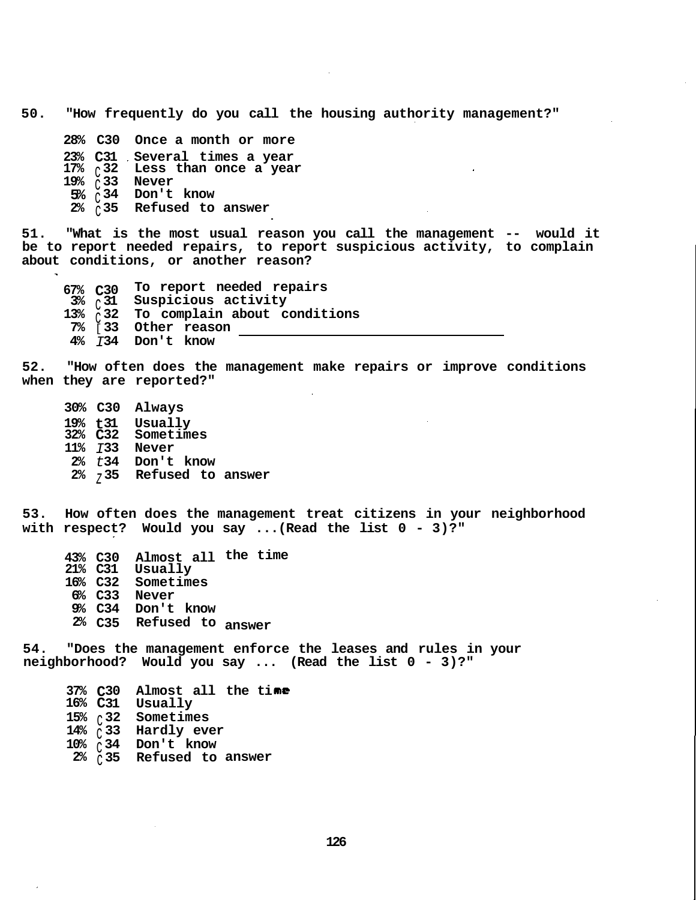50. "How frequently do you call the housing authority management?"

28% C30 Once a month or more
23% C31 Several times a year
17% C32 Less than once a year
19% C33 Never
5% C34 Don't know
2% C35 Refused to answer

51. "What is the most usual reason you call the management -- would it be to report needed repairs, to report suspicious activity, to complain about conditions, or another reason?

67% C30 To report needed repairs
3% C31 Suspicious activity
13% C32 To complain about conditions
7% C33 Other reason ________________
4% C34 Don't know

52. "How often does the management make repairs or improve conditions when they are reported?"

30% C30 Always
19% C31 Usually
32% C32 Sometimes
11% C33 Never
2% C34 Don't know
2% C35 Refused to answer

53. How often does the management treat citizens in your neighborhood with respect? Would you say ...(Read the list 0 - 3)?"

43% C30 Almost all the time
21% C31 Usually
16% C32 Sometimes
6% C33 Never
9% C34 Don't know
2% C35 Refused to answer

54. "Does the management enforce the leases and rules in your neighborhood? Would you say ... (Read the list 0 - 3)?"

37% C30 Almost all the time
16% C31 Usually
15% C32 Sometimes
14% C33 Hardly ever
10% C34 Don't know
2% C35 Refused to answer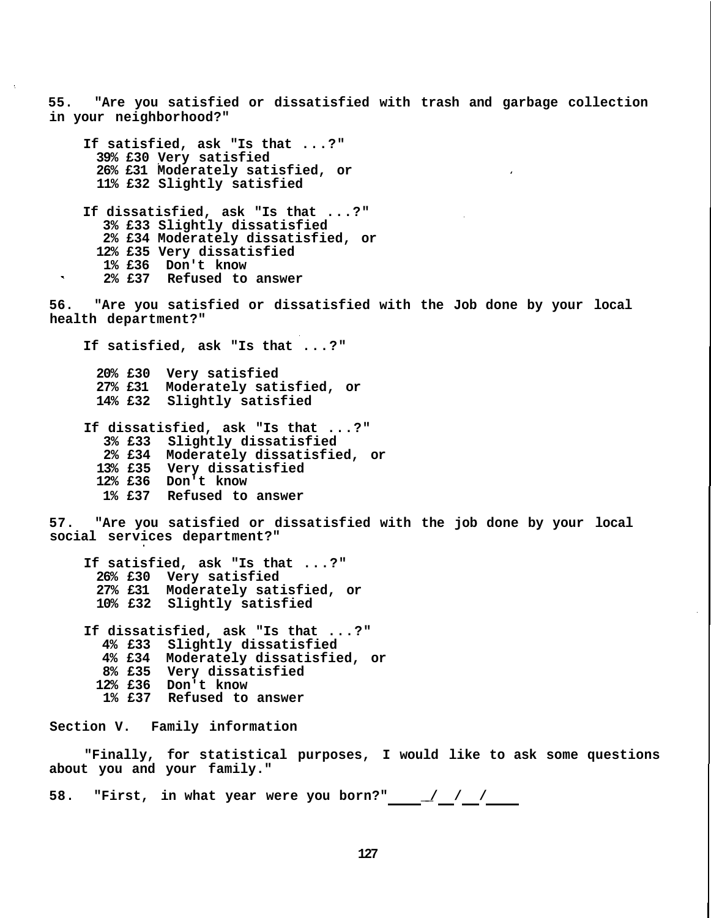55. "Are you satisfied or dissatisfied with trash and garbage collection in your neighborhood?"

If satisfied, ask "Is that ...?"
- 39% £30 Very satisfied
- 26% £31 Moderately satisfied, or
- 11% £32 Slightly satisfied

If dissatisfied, ask "Is that ...?"
- 3% £33 Slightly dissatisfied
- 2% £34 Moderately dissatisfied, or
- 12% £35 Very dissatisfied
- 1% £36 Don't know
- 2% £37 Refused to answer

56. "Are you satisfied or dissatisfied with the Job done by your local health department?"

If satisfied, ask "Is that ...?"

- 20% £30 Very satisfied
- 27% £31 Moderately satisfied, or
- 14% £32 Slightly satisfied

If dissatisfied, ask "Is that ...?"
- 3% £33 Slightly dissatisfied
- 2% £34 Moderately dissatisfied, or
- 13% £35 Very dissatisfied
- 12% £36 Don't know
- 1% £37 Refused to answer

57. "Are you satisfied or dissatisfied with the job done by your local social services department?"

If satisfied, ask "Is that ...?"
- 26% £30 Very satisfied
- 27% £31 Moderately satisfied, or
- 10% £32 Slightly satisfied

If dissatisfied, ask "Is that ...?"
- 4% £33 Slightly dissatisfied
- 4% £34 Moderately dissatisfied, or
- 8% £35 Very dissatisfied
- 12% £36 Don't know
- 1% £37 Refused to answer

Section V. Family information

"Finally, for statistical purposes, I would like to ask some questions about you and your family."

58. "First, in what year were you born?" ____/__/__/____